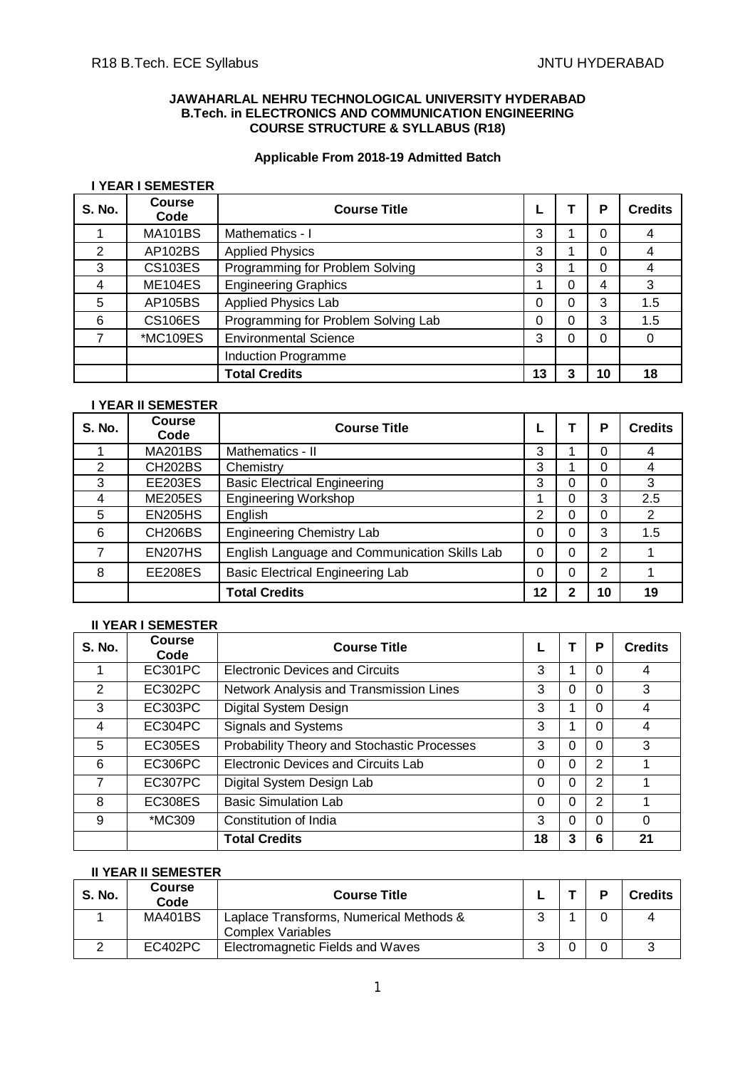**JAWAHARLAL NEHRU TECHNOLOGICAL UNIVERSITY HYDERABAD**
**B.Tech. in ELECTRONICS AND COMMUNICATION ENGINEERING**
**COURSE STRUCTURE & SYLLABUS (R18)**

**Applicable From 2018-19 Admitted Batch**

**I YEAR I SEMESTER**

| S. No. | Course Code | Course Title | L | T | P | Credits |
|---|---|---|---|---|---|---|
| 1 | MA101BS | Mathematics - I | 3 | 1 | 0 | 4 |
| 2 | AP102BS | Applied Physics | 3 | 1 | 0 | 4 |
| 3 | CS103ES | Programming for Problem Solving | 3 | 1 | 0 | 4 |
| 4 | ME104ES | Engineering Graphics | 1 | 0 | 4 | 3 |
| 5 | AP105BS | Applied Physics Lab | 0 | 0 | 3 | 1.5 |
| 6 | CS106ES | Programming for Problem Solving Lab | 0 | 0 | 3 | 1.5 |
| 7 | *MC109ES | Environmental Science | 3 | 0 | 0 | 0 |
| | | Induction Programme | | | | |
| | | **Total Credits** | **13** | **3** | **10** | **18** |

**I YEAR II SEMESTER**

| S. No. | Course Code | Course Title | L | T | P | Credits |
|---|---|---|---|---|---|---|
| 1 | MA201BS | Mathematics - II | 3 | 1 | 0 | 4 |
| 2 | CH202BS | Chemistry | 3 | 1 | 0 | 4 |
| 3 | EE203ES | Basic Electrical Engineering | 3 | 0 | 0 | 3 |
| 4 | ME205ES | Engineering Workshop | 1 | 0 | 3 | 2.5 |
| 5 | EN205HS | English | 2 | 0 | 0 | 2 |
| 6 | CH206BS | Engineering Chemistry Lab | 0 | 0 | 3 | 1.5 |
| 7 | EN207HS | English Language and Communication Skills Lab | 0 | 0 | 2 | 1 |
| 8 | EE208ES | Basic Electrical Engineering Lab | 0 | 0 | 2 | 1 |
| | | **Total Credits** | **12** | **2** | **10** | **19** |

**II YEAR I SEMESTER**

| S. No. | Course Code | Course Title | L | T | P | Credits |
|---|---|---|---|---|---|---|
| 1 | EC301PC | Electronic Devices and Circuits | 3 | 1 | 0 | 4 |
| 2 | EC302PC | Network Analysis and Transmission Lines | 3 | 0 | 0 | 3 |
| 3 | EC303PC | Digital System Design | 3 | 1 | 0 | 4 |
| 4 | EC304PC | Signals and Systems | 3 | 1 | 0 | 4 |
| 5 | EC305ES | Probability Theory and Stochastic Processes | 3 | 0 | 0 | 3 |
| 6 | EC306PC | Electronic Devices and Circuits Lab | 0 | 0 | 2 | 1 |
| 7 | EC307PC | Digital System Design Lab | 0 | 0 | 2 | 1 |
| 8 | EC308ES | Basic Simulation Lab | 0 | 0 | 2 | 1 |
| 9 | *MC309 | Constitution of India | 3 | 0 | 0 | 0 |
| | | **Total Credits** | **18** | **3** | **6** | **21** |

**II YEAR II SEMESTER**

| S. No. | Course Code | Course Title | L | T | P | Credits |
|---|---|---|---|---|---|---|
| 1 | MA401BS | Laplace Transforms, Numerical Methods & Complex Variables | 3 | 1 | 0 | 4 |
| 2 | EC402PC | Electromagnetic Fields and Waves | 3 | 0 | 0 | 3 |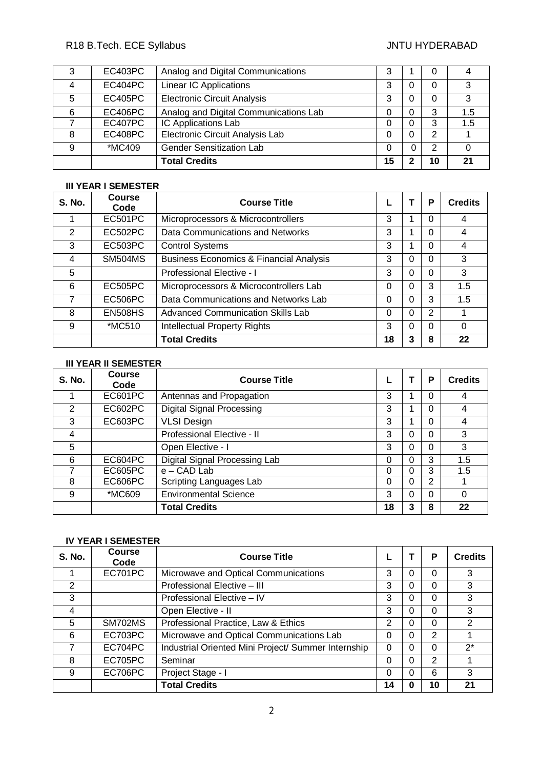| 3 | EC403PC | Analog and Digital Communications | 3 | 1 | 0 | 4 |
|---|---|---|---|---|---|---|
| 4 | EC404PC | Linear IC Applications | 3 | 0 | 0 | 3 |
| 5 | EC405PC | Electronic Circuit Analysis | 3 | 0 | 0 | 3 |
| 6 | EC406PC | Analog and Digital Communications Lab | 0 | 0 | 3 | 1.5 |
| 7 | EC407PC | IC Applications Lab | 0 | 0 | 3 | 1.5 |
| 8 | EC408PC | Electronic Circuit Analysis Lab | 0 | 0 | 2 | 1 |
| 9 | *MC409 | Gender Sensitization Lab | 0 | 0 | 2 | 0 |
| | | **Total Credits** | **15** | **2** | **10** | **21** |

**III YEAR I SEMESTER**

| S. No. | Course Code | Course Title | L | T | P | Credits |
|---|---|---|---|---|---|---|
| 1 | EC501PC | Microprocessors & Microcontrollers | 3 | 1 | 0 | 4 |
| 2 | EC502PC | Data Communications and Networks | 3 | 1 | 0 | 4 |
| 3 | EC503PC | Control Systems | 3 | 1 | 0 | 4 |
| 4 | SM504MS | Business Economics & Financial Analysis | 3 | 0 | 0 | 3 |
| 5 | | Professional Elective - I | 3 | 0 | 0 | 3 |
| 6 | EC505PC | Microprocessors & Microcontrollers Lab | 0 | 0 | 3 | 1.5 |
| 7 | EC506PC | Data Communications and Networks Lab | 0 | 0 | 3 | 1.5 |
| 8 | EN508HS | Advanced Communication Skills Lab | 0 | 0 | 2 | 1 |
| 9 | *MC510 | Intellectual Property Rights | 3 | 0 | 0 | 0 |
| | | **Total Credits** | **18** | **3** | **8** | **22** |

**III YEAR II SEMESTER**

| S. No. | Course Code | Course Title | L | T | P | Credits |
|---|---|---|---|---|---|---|
| 1 | EC601PC | Antennas and Propagation | 3 | 1 | 0 | 4 |
| 2 | EC602PC | Digital Signal Processing | 3 | 1 | 0 | 4 |
| 3 | EC603PC | VLSI Design | 3 | 1 | 0 | 4 |
| 4 | | Professional Elective - II | 3 | 0 | 0 | 3 |
| 5 | | Open Elective - I | 3 | 0 | 0 | 3 |
| 6 | EC604PC | Digital Signal Processing Lab | 0 | 0 | 3 | 1.5 |
| 7 | EC605PC | e – CAD Lab | 0 | 0 | 3 | 1.5 |
| 8 | EC606PC | Scripting Languages Lab | 0 | 0 | 2 | 1 |
| 9 | *MC609 | Environmental Science | 3 | 0 | 0 | 0 |
| | | **Total Credits** | **18** | **3** | **8** | **22** |

**IV YEAR I SEMESTER**

| S. No. | Course Code | Course Title | L | T | P | Credits |
|---|---|---|---|---|---|---|
| 1 | EC701PC | Microwave and Optical Communications | 3 | 0 | 0 | 3 |
| 2 | | Professional Elective – III | 3 | 0 | 0 | 3 |
| 3 | | Professional Elective – IV | 3 | 0 | 0 | 3 |
| 4 | | Open Elective - II | 3 | 0 | 0 | 3 |
| 5 | SM702MS | Professional Practice, Law & Ethics | 2 | 0 | 0 | 2 |
| 6 | EC703PC | Microwave and Optical Communications Lab | 0 | 0 | 2 | 1 |
| 7 | EC704PC | Industrial Oriented Mini Project/ Summer Internship | 0 | 0 | 0 | 2* |
| 8 | EC705PC | Seminar | 0 | 0 | 2 | 1 |
| 9 | EC706PC | Project Stage - I | 0 | 0 | 6 | 3 |
| | | **Total Credits** | **14** | **0** | **10** | **21** |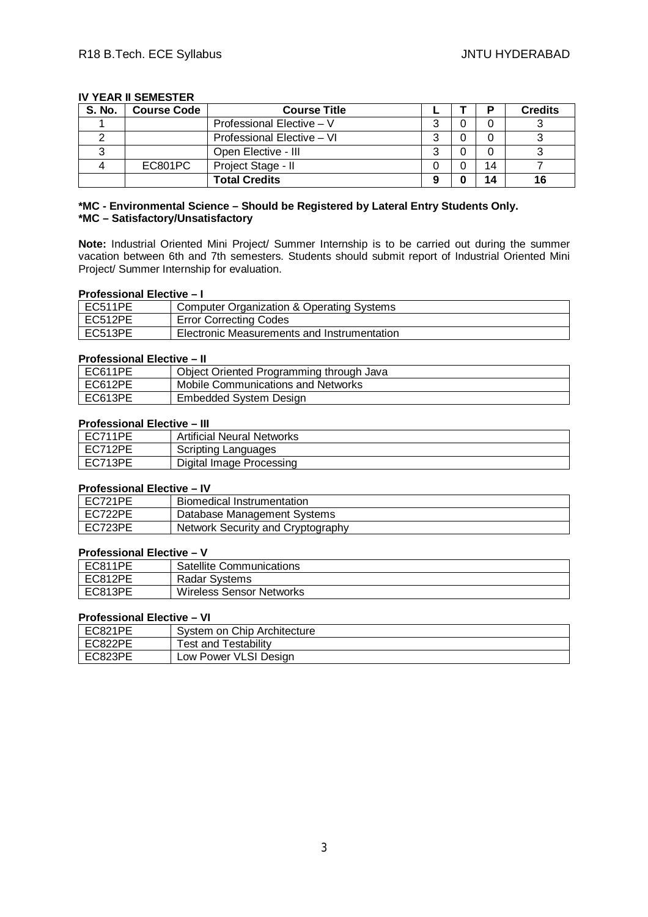**IV YEAR II SEMESTER**

| S. No. | Course Code | Course Title | L | T | P | Credits |
|---|---|---|---|---|---|---|
| 1 | | Professional Elective – V | 3 | 0 | 0 | 3 |
| 2 | | Professional Elective – VI | 3 | 0 | 0 | 3 |
| 3 | | Open Elective - III | 3 | 0 | 0 | 3 |
| 4 | EC801PC | Project Stage - II | 0 | 0 | 14 | 7 |
| | | **Total Credits** | **9** | **0** | **14** | **16** |

**\*MC - Environmental Science – Should be Registered by Lateral Entry Students Only.**
**\*MC – Satisfactory/Unsatisfactory**

**Note:** Industrial Oriented Mini Project/ Summer Internship is to be carried out during the summer vacation between 6th and 7th semesters. Students should submit report of Industrial Oriented Mini Project/ Summer Internship for evaluation.

**Professional Elective – I**

| | |
|---|---|
| EC511PE | Computer Organization & Operating Systems |
| EC512PE | Error Correcting Codes |
| EC513PE | Electronic Measurements and Instrumentation |

**Professional Elective – II**

| | |
|---|---|
| EC611PE | Object Oriented Programming through Java |
| EC612PE | Mobile Communications and Networks |
| EC613PE | Embedded System Design |

**Professional Elective – III**

| | |
|---|---|
| EC711PE | Artificial Neural Networks |
| EC712PE | Scripting Languages |
| EC713PE | Digital Image Processing |

**Professional Elective – IV**

| | |
|---|---|
| EC721PE | Biomedical Instrumentation |
| EC722PE | Database Management Systems |
| EC723PE | Network Security and Cryptography |

**Professional Elective – V**

| | |
|---|---|
| EC811PE | Satellite Communications |
| EC812PE | Radar Systems |
| EC813PE | Wireless Sensor Networks |

**Professional Elective – VI**

| | |
|---|---|
| EC821PE | System on Chip Architecture |
| EC822PE | Test and Testability |
| EC823PE | Low Power VLSI Design |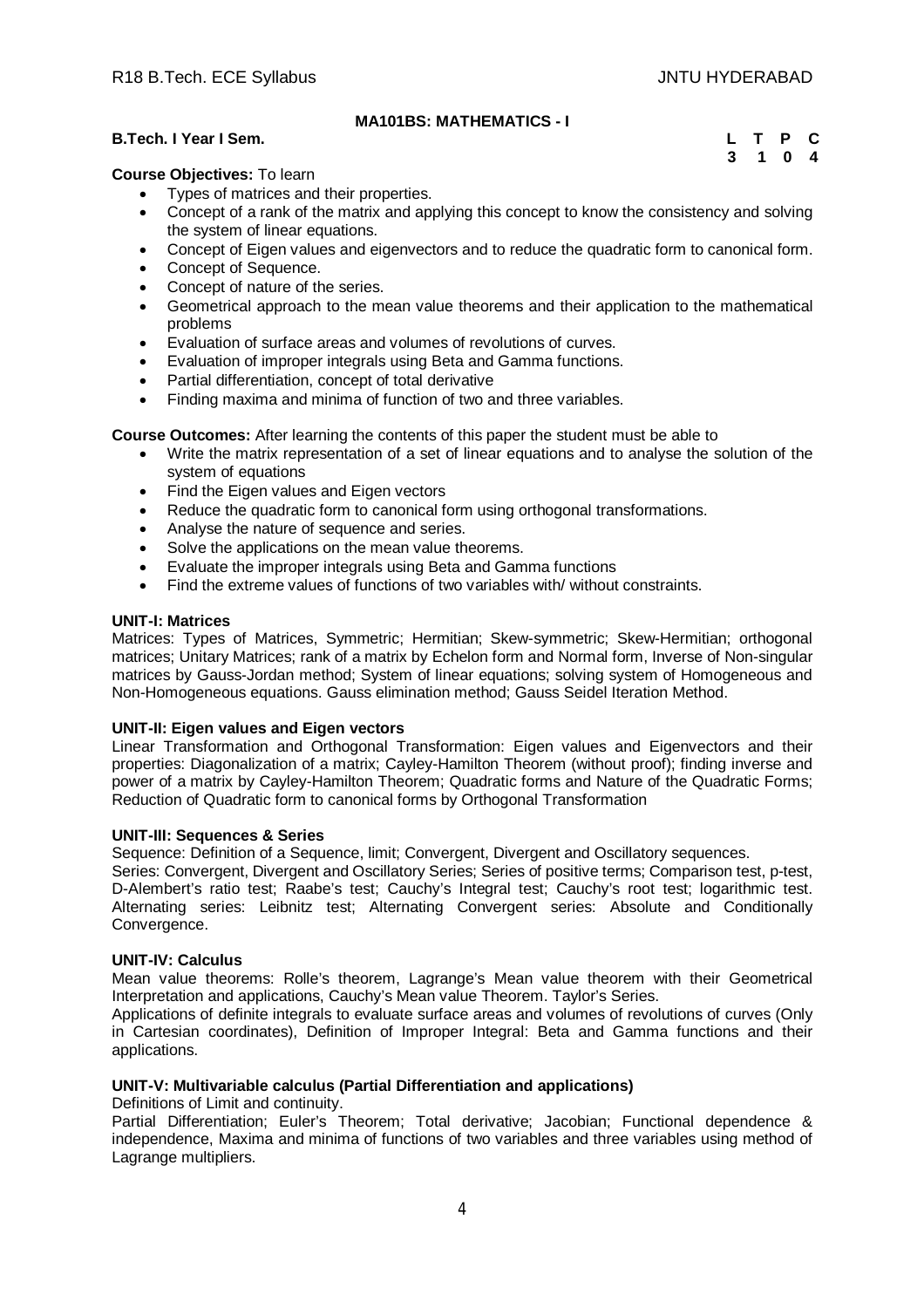## MA101BS: MATHEMATICS - I

**B.Tech. I Year I Sem.**

| L | T | P | C |
|---|---|---|---|
| 3 | 1 | 0 | 4 |

**Course Objectives:** To learn

- Types of matrices and their properties.
- Concept of a rank of the matrix and applying this concept to know the consistency and solving the system of linear equations.
- Concept of Eigen values and eigenvectors and to reduce the quadratic form to canonical form.
- Concept of Sequence.
- Concept of nature of the series.
- Geometrical approach to the mean value theorems and their application to the mathematical problems
- Evaluation of surface areas and volumes of revolutions of curves.
- Evaluation of improper integrals using Beta and Gamma functions.
- Partial differentiation, concept of total derivative
- Finding maxima and minima of function of two and three variables.

**Course Outcomes:** After learning the contents of this paper the student must be able to

- Write the matrix representation of a set of linear equations and to analyse the solution of the system of equations
- Find the Eigen values and Eigen vectors
- Reduce the quadratic form to canonical form using orthogonal transformations.
- Analyse the nature of sequence and series.
- Solve the applications on the mean value theorems.
- Evaluate the improper integrals using Beta and Gamma functions
- Find the extreme values of functions of two variables with/ without constraints.

**UNIT-I: Matrices**

Matrices: Types of Matrices, Symmetric; Hermitian; Skew-symmetric; Skew-Hermitian; orthogonal matrices; Unitary Matrices; rank of a matrix by Echelon form and Normal form, Inverse of Non-singular matrices by Gauss-Jordan method; System of linear equations; solving system of Homogeneous and Non-Homogeneous equations. Gauss elimination method; Gauss Seidel Iteration Method.

**UNIT-II: Eigen values and Eigen vectors**

Linear Transformation and Orthogonal Transformation: Eigen values and Eigenvectors and their properties: Diagonalization of a matrix; Cayley-Hamilton Theorem (without proof); finding inverse and power of a matrix by Cayley-Hamilton Theorem; Quadratic forms and Nature of the Quadratic Forms; Reduction of Quadratic form to canonical forms by Orthogonal Transformation

**UNIT-III: Sequences & Series**

Sequence: Definition of a Sequence, limit; Convergent, Divergent and Oscillatory sequences.

Series: Convergent, Divergent and Oscillatory Series; Series of positive terms; Comparison test, p-test, D-Alembert's ratio test; Raabe's test; Cauchy's Integral test; Cauchy's root test; logarithmic test. Alternating series: Leibnitz test; Alternating Convergent series: Absolute and Conditionally Convergence.

**UNIT-IV: Calculus**

Mean value theorems: Rolle's theorem, Lagrange's Mean value theorem with their Geometrical Interpretation and applications, Cauchy's Mean value Theorem. Taylor's Series.

Applications of definite integrals to evaluate surface areas and volumes of revolutions of curves (Only in Cartesian coordinates), Definition of Improper Integral: Beta and Gamma functions and their applications.

**UNIT-V: Multivariable calculus (Partial Differentiation and applications)**

Definitions of Limit and continuity.

Partial Differentiation; Euler's Theorem; Total derivative; Jacobian; Functional dependence & independence, Maxima and minima of functions of two variables and three variables using method of Lagrange multipliers.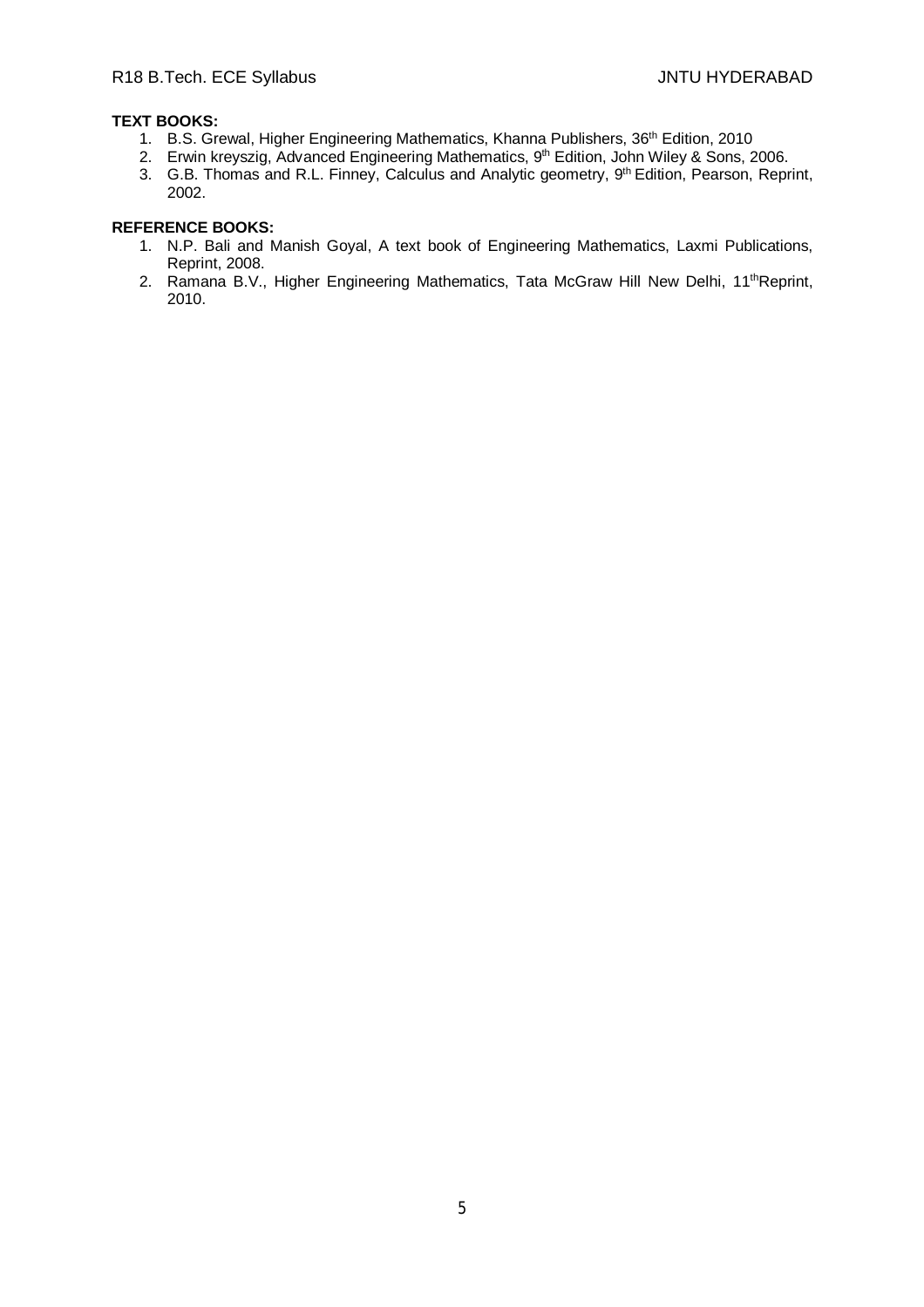**TEXT BOOKS:**

1. B.S. Grewal, Higher Engineering Mathematics, Khanna Publishers, 36th Edition, 2010
2. Erwin kreyszig, Advanced Engineering Mathematics, 9th Edition, John Wiley & Sons, 2006.
3. G.B. Thomas and R.L. Finney, Calculus and Analytic geometry, 9th Edition, Pearson, Reprint, 2002.

**REFERENCE BOOKS:**

1. N.P. Bali and Manish Goyal, A text book of Engineering Mathematics, Laxmi Publications, Reprint, 2008.
2. Ramana B.V., Higher Engineering Mathematics, Tata McGraw Hill New Delhi, 11thReprint, 2010.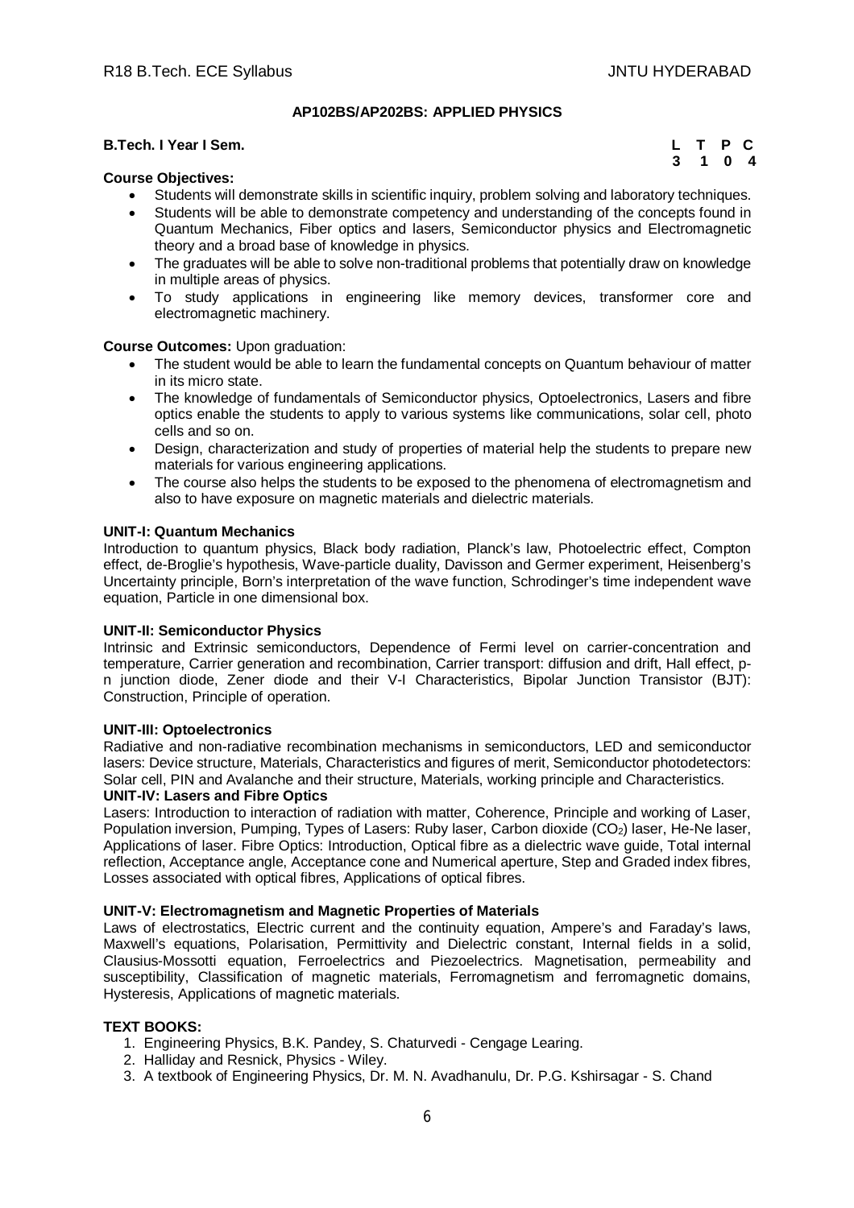## AP102BS/AP202BS: APPLIED PHYSICS

**B.Tech. I Year I Sem.**

| L | T | P | C |
|---|---|---|---|
| 3 | 1 | 0 | 4 |

**Course Objectives:**

- Students will demonstrate skills in scientific inquiry, problem solving and laboratory techniques.
- Students will be able to demonstrate competency and understanding of the concepts found in Quantum Mechanics, Fiber optics and lasers, Semiconductor physics and Electromagnetic theory and a broad base of knowledge in physics.
- The graduates will be able to solve non-traditional problems that potentially draw on knowledge in multiple areas of physics.
- To study applications in engineering like memory devices, transformer core and electromagnetic machinery.

**Course Outcomes:** Upon graduation:

- The student would be able to learn the fundamental concepts on Quantum behaviour of matter in its micro state.
- The knowledge of fundamentals of Semiconductor physics, Optoelectronics, Lasers and fibre optics enable the students to apply to various systems like communications, solar cell, photo cells and so on.
- Design, characterization and study of properties of material help the students to prepare new materials for various engineering applications.
- The course also helps the students to be exposed to the phenomena of electromagnetism and also to have exposure on magnetic materials and dielectric materials.

**UNIT-I: Quantum Mechanics**

Introduction to quantum physics, Black body radiation, Planck's law, Photoelectric effect, Compton effect, de-Broglie's hypothesis, Wave-particle duality, Davisson and Germer experiment, Heisenberg's Uncertainty principle, Born's interpretation of the wave function, Schrodinger's time independent wave equation, Particle in one dimensional box.

**UNIT-II: Semiconductor Physics**

Intrinsic and Extrinsic semiconductors, Dependence of Fermi level on carrier-concentration and temperature, Carrier generation and recombination, Carrier transport: diffusion and drift, Hall effect, p-n junction diode, Zener diode and their V-I Characteristics, Bipolar Junction Transistor (BJT): Construction, Principle of operation.

**UNIT-III: Optoelectronics**

Radiative and non-radiative recombination mechanisms in semiconductors, LED and semiconductor lasers: Device structure, Materials, Characteristics and figures of merit, Semiconductor photodetectors: Solar cell, PIN and Avalanche and their structure, Materials, working principle and Characteristics.

**UNIT-IV: Lasers and Fibre Optics**

Lasers: Introduction to interaction of radiation with matter, Coherence, Principle and working of Laser, Population inversion, Pumping, Types of Lasers: Ruby laser, Carbon dioxide ($CO_2$) laser, He-Ne laser, Applications of laser. Fibre Optics: Introduction, Optical fibre as a dielectric wave guide, Total internal reflection, Acceptance angle, Acceptance cone and Numerical aperture, Step and Graded index fibres, Losses associated with optical fibres, Applications of optical fibres.

**UNIT-V: Electromagnetism and Magnetic Properties of Materials**

Laws of electrostatics, Electric current and the continuity equation, Ampere's and Faraday's laws, Maxwell's equations, Polarisation, Permittivity and Dielectric constant, Internal fields in a solid, Clausius-Mossotti equation, Ferroelectrics and Piezoelectrics. Magnetisation, permeability and susceptibility, Classification of magnetic materials, Ferromagnetism and ferromagnetic domains, Hysteresis, Applications of magnetic materials.

**TEXT BOOKS:**

1. Engineering Physics, B.K. Pandey, S. Chaturvedi - Cengage Learing.
2. Halliday and Resnick, Physics - Wiley.
3. A textbook of Engineering Physics, Dr. M. N. Avadhanulu, Dr. P.G. Kshirsagar - S. Chand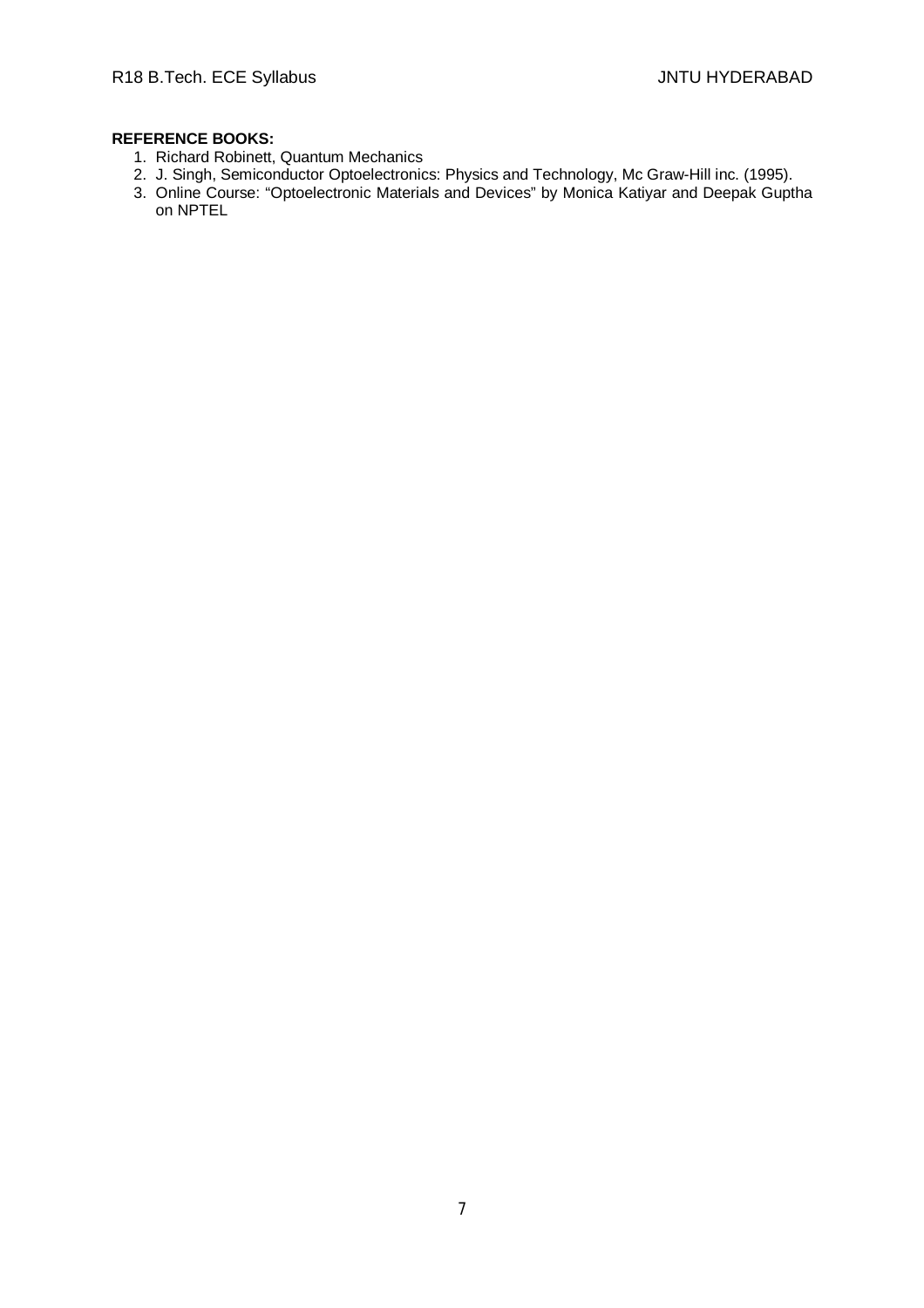**REFERENCE BOOKS:**

1. Richard Robinett, Quantum Mechanics
2. J. Singh, Semiconductor Optoelectronics: Physics and Technology, Mc Graw-Hill inc. (1995).
3. Online Course: "Optoelectronic Materials and Devices" by Monica Katiyar and Deepak Guptha on NPTEL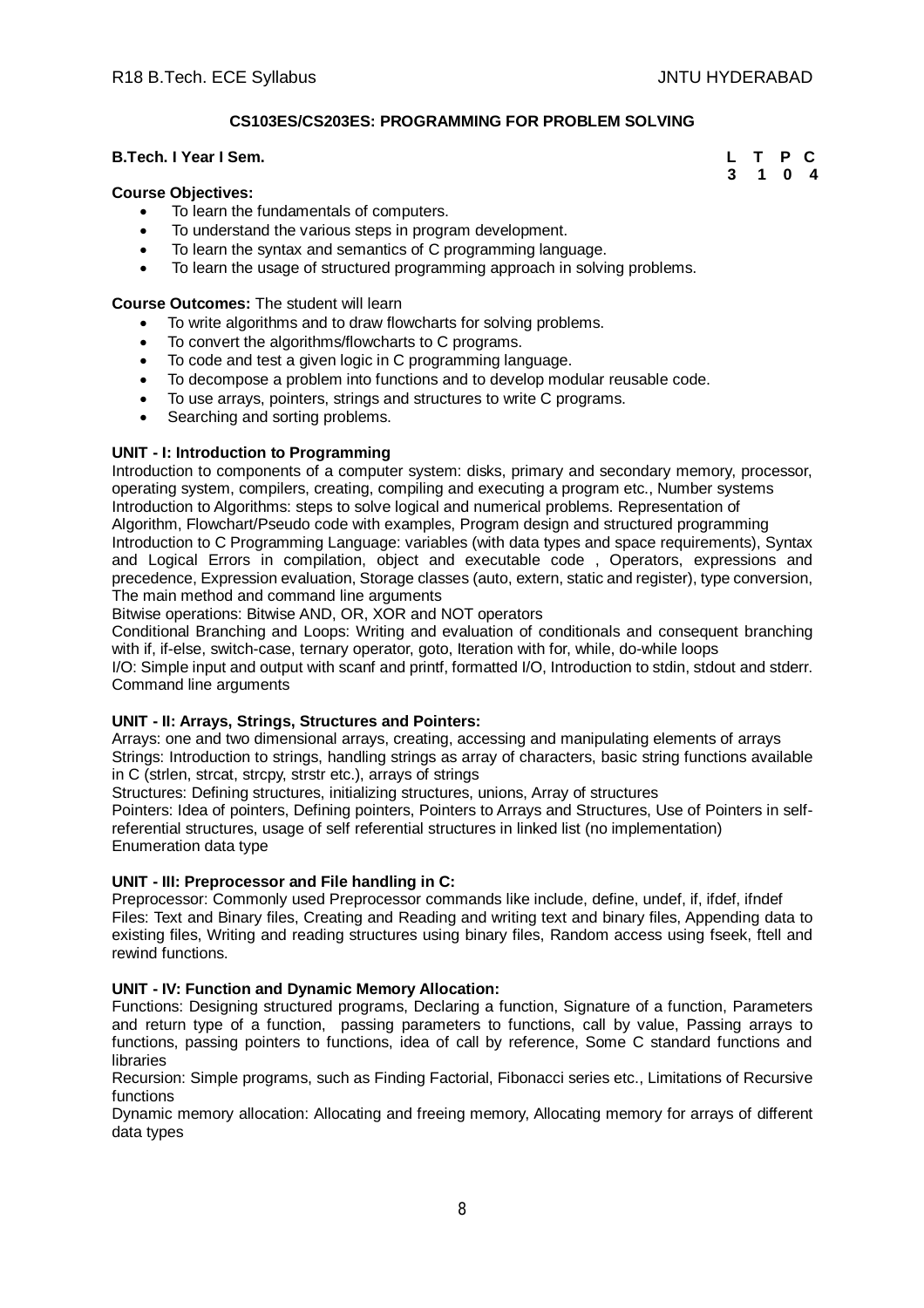## CS103ES/CS203ES: PROGRAMMING FOR PROBLEM SOLVING

**B.Tech. I Year I Sem.**

| L | T | P | C |
|---|---|---|---|
| 3 | 1 | 0 | 4 |

**Course Objectives:**

- To learn the fundamentals of computers.
- To understand the various steps in program development.
- To learn the syntax and semantics of C programming language.
- To learn the usage of structured programming approach in solving problems.

**Course Outcomes:** The student will learn

- To write algorithms and to draw flowcharts for solving problems.
- To convert the algorithms/flowcharts to C programs.
- To code and test a given logic in C programming language.
- To decompose a problem into functions and to develop modular reusable code.
- To use arrays, pointers, strings and structures to write C programs.
- Searching and sorting problems.

### UNIT - I: Introduction to Programming

Introduction to components of a computer system: disks, primary and secondary memory, processor, operating system, compilers, creating, compiling and executing a program etc., Number systems

Introduction to Algorithms: steps to solve logical and numerical problems. Representation of Algorithm, Flowchart/Pseudo code with examples, Program design and structured programming

Introduction to C Programming Language: variables (with data types and space requirements), Syntax and Logical Errors in compilation, object and executable code , Operators, expressions and precedence, Expression evaluation, Storage classes (auto, extern, static and register), type conversion, The main method and command line arguments

Bitwise operations: Bitwise AND, OR, XOR and NOT operators

Conditional Branching and Loops: Writing and evaluation of conditionals and consequent branching with if, if-else, switch-case, ternary operator, goto, Iteration with for, while, do-while loops

I/O: Simple input and output with scanf and printf, formatted I/O, Introduction to stdin, stdout and stderr. Command line arguments

### UNIT - II: Arrays, Strings, Structures and Pointers:

Arrays: one and two dimensional arrays, creating, accessing and manipulating elements of arrays

Strings: Introduction to strings, handling strings as array of characters, basic string functions available in C (strlen, strcat, strcpy, strstr etc.), arrays of strings

Structures: Defining structures, initializing structures, unions, Array of structures

Pointers: Idea of pointers, Defining pointers, Pointers to Arrays and Structures, Use of Pointers in self-referential structures, usage of self referential structures in linked list (no implementation)

Enumeration data type

### UNIT - III: Preprocessor and File handling in C:

Preprocessor: Commonly used Preprocessor commands like include, define, undef, if, ifdef, ifndef

Files: Text and Binary files, Creating and Reading and writing text and binary files, Appending data to existing files, Writing and reading structures using binary files, Random access using fseek, ftell and rewind functions.

### UNIT - IV: Function and Dynamic Memory Allocation:

Functions: Designing structured programs, Declaring a function, Signature of a function, Parameters and return type of a function, passing parameters to functions, call by value, Passing arrays to functions, passing pointers to functions, idea of call by reference, Some C standard functions and libraries

Recursion: Simple programs, such as Finding Factorial, Fibonacci series etc., Limitations of Recursive functions

Dynamic memory allocation: Allocating and freeing memory, Allocating memory for arrays of different data types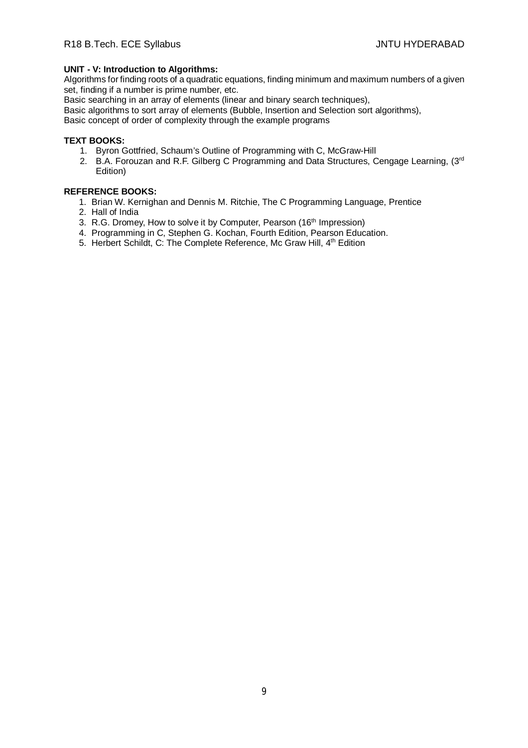**UNIT - V: Introduction to Algorithms:**

Algorithms for finding roots of a quadratic equations, finding minimum and maximum numbers of a given set, finding if a number is prime number, etc.

Basic searching in an array of elements (linear and binary search techniques),

Basic algorithms to sort array of elements (Bubble, Insertion and Selection sort algorithms),

Basic concept of order of complexity through the example programs

**TEXT BOOKS:**

1. Byron Gottfried, Schaum's Outline of Programming with C, McGraw-Hill
2. B.A. Forouzan and R.F. Gilberg C Programming and Data Structures, Cengage Learning, (3rd Edition)

**REFERENCE BOOKS:**

1. Brian W. Kernighan and Dennis M. Ritchie, The C Programming Language, Prentice
2. Hall of India
3. R.G. Dromey, How to solve it by Computer, Pearson (16th Impression)
4. Programming in C, Stephen G. Kochan, Fourth Edition, Pearson Education.
5. Herbert Schildt, C: The Complete Reference, Mc Graw Hill, 4th Edition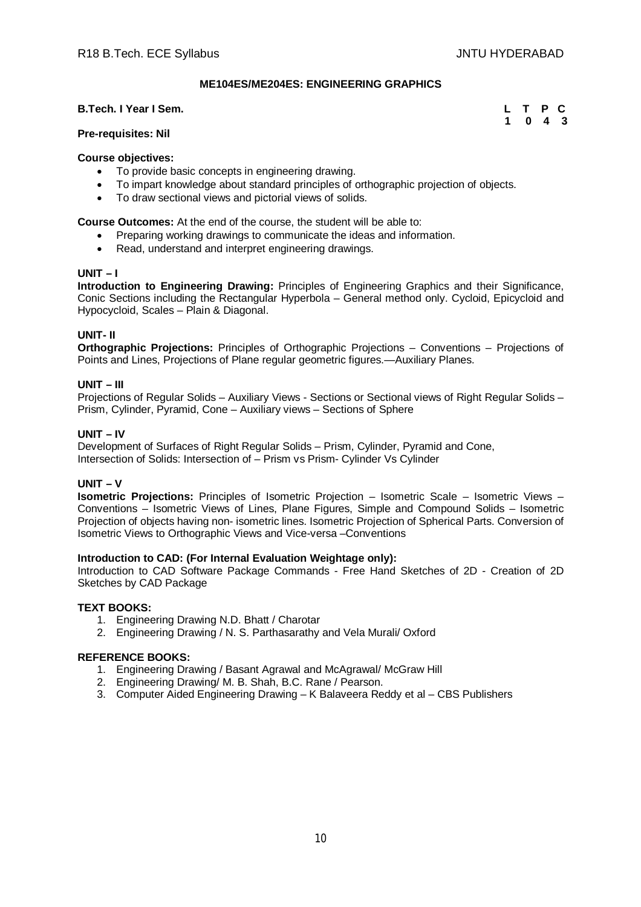## ME104ES/ME204ES: ENGINEERING GRAPHICS

**B.Tech. I Year I Sem.**

| L | T | P | C |
|---|---|---|---|
| 1 | 0 | 4 | 3 |

**Pre-requisites: Nil**

**Course objectives:**

- To provide basic concepts in engineering drawing.
- To impart knowledge about standard principles of orthographic projection of objects.
- To draw sectional views and pictorial views of solids.

**Course Outcomes:** At the end of the course, the student will be able to:

- Preparing working drawings to communicate the ideas and information.
- Read, understand and interpret engineering drawings.

**UNIT – I**

**Introduction to Engineering Drawing:** Principles of Engineering Graphics and their Significance, Conic Sections including the Rectangular Hyperbola – General method only. Cycloid, Epicycloid and Hypocycloid, Scales – Plain & Diagonal.

**UNIT- II**

**Orthographic Projections:** Principles of Orthographic Projections – Conventions – Projections of Points and Lines, Projections of Plane regular geometric figures.—Auxiliary Planes.

**UNIT – III**

Projections of Regular Solids – Auxiliary Views - Sections or Sectional views of Right Regular Solids – Prism, Cylinder, Pyramid, Cone – Auxiliary views – Sections of Sphere

**UNIT – IV**

Development of Surfaces of Right Regular Solids – Prism, Cylinder, Pyramid and Cone,
Intersection of Solids: Intersection of – Prism vs Prism- Cylinder Vs Cylinder

**UNIT – V**

**Isometric Projections:** Principles of Isometric Projection – Isometric Scale – Isometric Views – Conventions – Isometric Views of Lines, Plane Figures, Simple and Compound Solids – Isometric Projection of objects having non- isometric lines. Isometric Projection of Spherical Parts. Conversion of Isometric Views to Orthographic Views and Vice-versa –Conventions

**Introduction to CAD: (For Internal Evaluation Weightage only):**

Introduction to CAD Software Package Commands - Free Hand Sketches of 2D - Creation of 2D Sketches by CAD Package

**TEXT BOOKS:**

1. Engineering Drawing N.D. Bhatt / Charotar
2. Engineering Drawing / N. S. Parthasarathy and Vela Murali/ Oxford

**REFERENCE BOOKS:**

1. Engineering Drawing / Basant Agrawal and McAgrawal/ McGraw Hill
2. Engineering Drawing/ M. B. Shah, B.C. Rane / Pearson.
3. Computer Aided Engineering Drawing – K Balaveera Reddy et al – CBS Publishers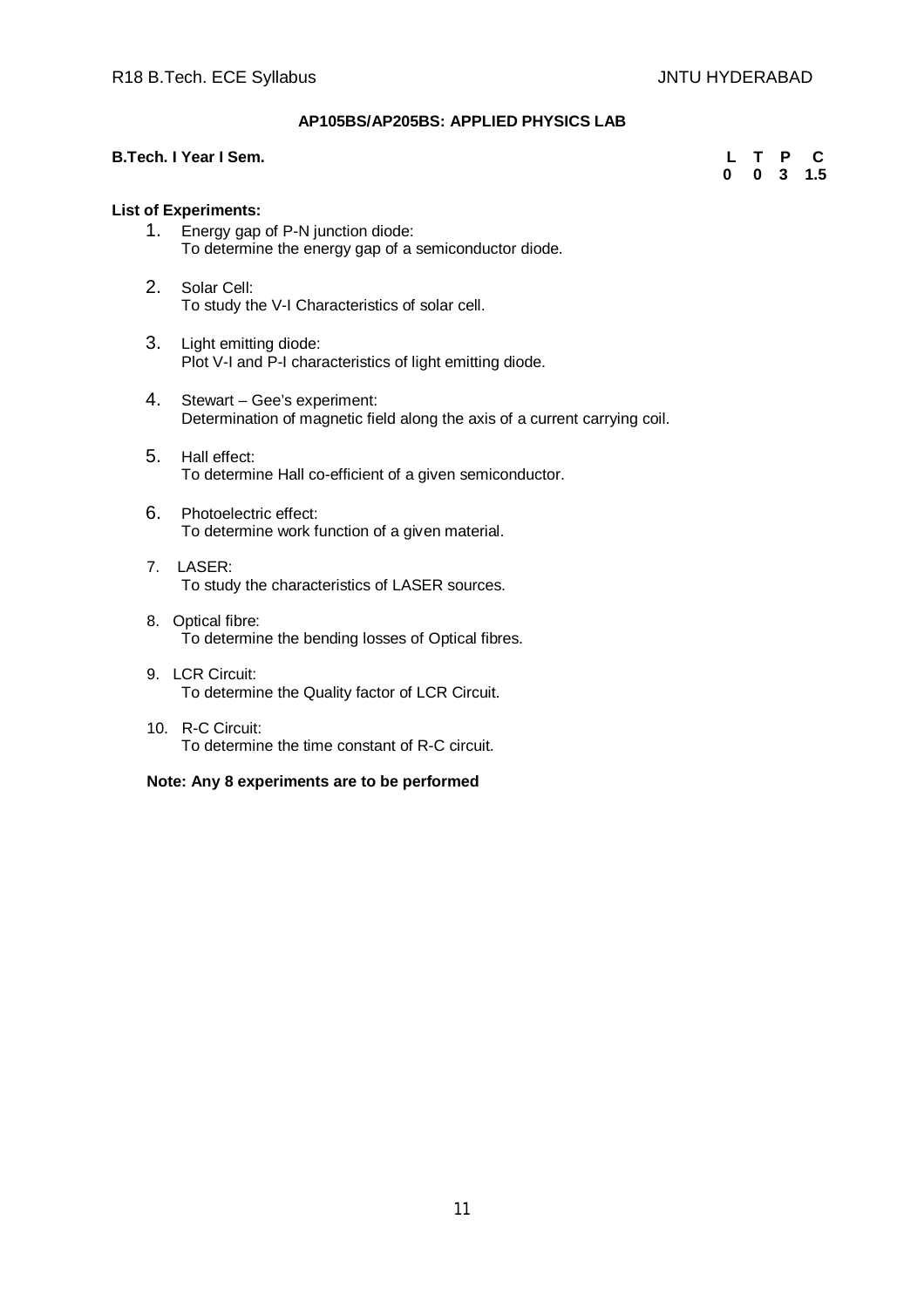## AP105BS/AP205BS: APPLIED PHYSICS LAB

**B.Tech. I Year I Sem.**

| L | T | P | C |
|---|---|---|---|
| 0 | 0 | 3 | 1.5 |

**List of Experiments:**

1. Energy gap of P-N junction diode:
   To determine the energy gap of a semiconductor diode.
2. Solar Cell:
   To study the V-I Characteristics of solar cell.
3. Light emitting diode:
   Plot V-I and P-I characteristics of light emitting diode.
4. Stewart – Gee's experiment:
   Determination of magnetic field along the axis of a current carrying coil.
5. Hall effect:
   To determine Hall co-efficient of a given semiconductor.
6. Photoelectric effect:
   To determine work function of a given material.
7. LASER:
   To study the characteristics of LASER sources.
8. Optical fibre:
   To determine the bending losses of Optical fibres.
9. LCR Circuit:
   To determine the Quality factor of LCR Circuit.
10. R-C Circuit:
    To determine the time constant of R-C circuit.

**Note: Any 8 experiments are to be performed**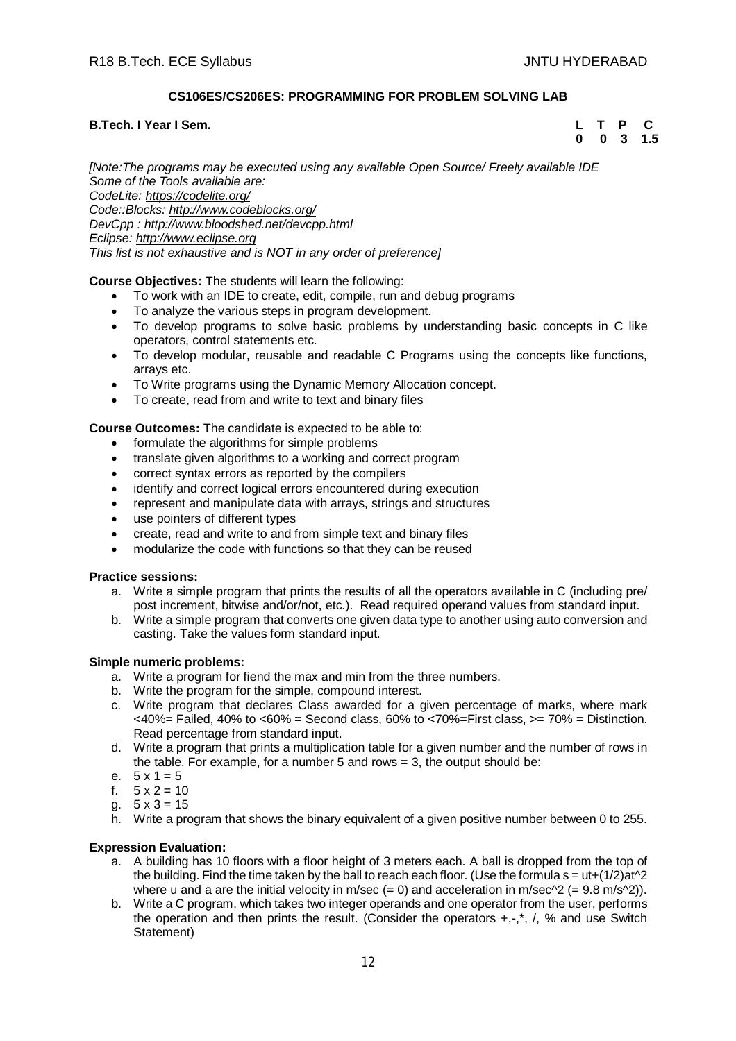### CS106ES/CS206ES: PROGRAMMING FOR PROBLEM SOLVING LAB

**B.Tech. I Year I Sem.**

| L | T | P | C |
|---|---|---|---|
| 0 | 0 | 3 | 1.5 |

*[Note:The programs may be executed using any available Open Source/ Freely available IDE*
*Some of the Tools available are:*
*CodeLite: https://codelite.org/*
*Code::Blocks: http://www.codeblocks.org/*
*DevCpp : http://www.bloodshed.net/devcpp.html*
*Eclipse: http://www.eclipse.org*
*This list is not exhaustive and is NOT in any order of preference]*

**Course Objectives:** The students will learn the following:

- To work with an IDE to create, edit, compile, run and debug programs
- To analyze the various steps in program development.
- To develop programs to solve basic problems by understanding basic concepts in C like operators, control statements etc.
- To develop modular, reusable and readable C Programs using the concepts like functions, arrays etc.
- To Write programs using the Dynamic Memory Allocation concept.
- To create, read from and write to text and binary files

**Course Outcomes:** The candidate is expected to be able to:

- formulate the algorithms for simple problems
- translate given algorithms to a working and correct program
- correct syntax errors as reported by the compilers
- identify and correct logical errors encountered during execution
- represent and manipulate data with arrays, strings and structures
- use pointers of different types
- create, read and write to and from simple text and binary files
- modularize the code with functions so that they can be reused

**Practice sessions:**

a. Write a simple program that prints the results of all the operators available in C (including pre/ post increment, bitwise and/or/not, etc.). Read required operand values from standard input.
b. Write a simple program that converts one given data type to another using auto conversion and casting. Take the values form standard input.

**Simple numeric problems:**

a. Write a program for fiend the max and min from the three numbers.
b. Write the program for the simple, compound interest.
c. Write program that declares Class awarded for a given percentage of marks, where mark <40%= Failed, 40% to <60% = Second class, 60% to <70%=First class, >= 70% = Distinction. Read percentage from standard input.
d. Write a program that prints a multiplication table for a given number and the number of rows in the table. For example, for a number 5 and rows = 3, the output should be:
e. 5 x 1 = 5
f. 5 x 2 = 10
g. 5 x 3 = 15
h. Write a program that shows the binary equivalent of a given positive number between 0 to 255.

**Expression Evaluation:**

a. A building has 10 floors with a floor height of 3 meters each. A ball is dropped from the top of the building. Find the time taken by the ball to reach each floor. (Use the formula $s = ut+(1/2)at^2$ where u and a are the initial velocity in m/sec (= 0) and acceleration in m/sec^2 (= 9.8 m/s^2)).
b. Write a C program, which takes two integer operands and one operator from the user, performs the operation and then prints the result. (Consider the operators +,-,*, /, % and use Switch Statement)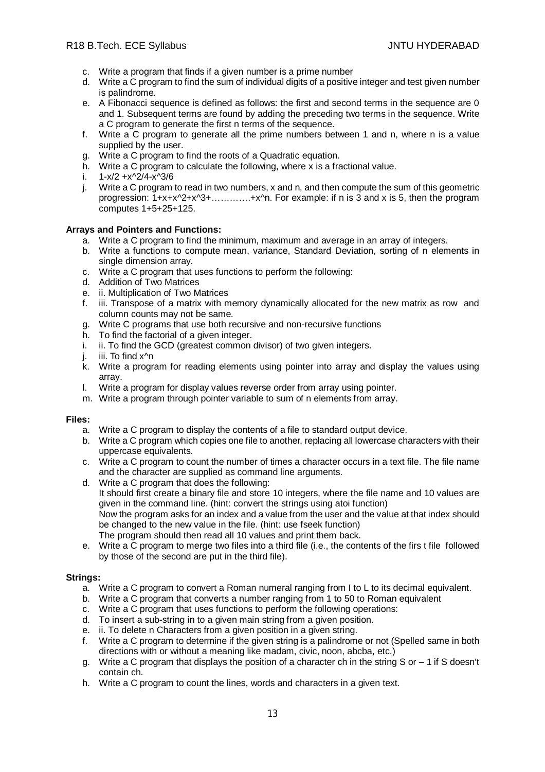c. Write a program that finds if a given number is a prime number
d. Write a C program to find the sum of individual digits of a positive integer and test given number is palindrome.
e. A Fibonacci sequence is defined as follows: the first and second terms in the sequence are 0 and 1. Subsequent terms are found by adding the preceding two terms in the sequence. Write a C program to generate the first n terms of the sequence.
f. Write a C program to generate all the prime numbers between 1 and n, where n is a value supplied by the user.
g. Write a C program to find the roots of a Quadratic equation.
h. Write a C program to calculate the following, where x is a fractional value.
i. $1-x/2 + x^2/4 - x^3/6$
j. Write a C program to read in two numbers, x and n, and then compute the sum of this geometric progression: $1+x+x^2+x^3+\ldots\ldots\ldots\ldots+x^n$. For example: if n is 3 and x is 5, then the program computes 1+5+25+125.

**Arrays and Pointers and Functions:**

a. Write a C program to find the minimum, maximum and average in an array of integers.
b. Write a functions to compute mean, variance, Standard Deviation, sorting of n elements in single dimension array.
c. Write a C program that uses functions to perform the following:
d. Addition of Two Matrices
e. ii. Multiplication of Two Matrices
f. iii. Transpose of a matrix with memory dynamically allocated for the new matrix as row and column counts may not be same.
g. Write C programs that use both recursive and non-recursive functions
h. To find the factorial of a given integer.
i. ii. To find the GCD (greatest common divisor) of two given integers.
j. iii. To find $x^n$
k. Write a program for reading elements using pointer into array and display the values using array.
l. Write a program for display values reverse order from array using pointer.
m. Write a program through pointer variable to sum of n elements from array.

**Files:**

a. Write a C program to display the contents of a file to standard output device.
b. Write a C program which copies one file to another, replacing all lowercase characters with their uppercase equivalents.
c. Write a C program to count the number of times a character occurs in a text file. The file name and the character are supplied as command line arguments.
d. Write a C program that does the following:
   It should first create a binary file and store 10 integers, where the file name and 10 values are given in the command line. (hint: convert the strings using atoi function)
   Now the program asks for an index and a value from the user and the value at that index should be changed to the new value in the file. (hint: use fseek function)
   The program should then read all 10 values and print them back.
e. Write a C program to merge two files into a third file (i.e., the contents of the firs t file followed by those of the second are put in the third file).

**Strings:**

a. Write a C program to convert a Roman numeral ranging from I to L to its decimal equivalent.
b. Write a C program that converts a number ranging from 1 to 50 to Roman equivalent
c. Write a C program that uses functions to perform the following operations:
d. To insert a sub-string in to a given main string from a given position.
e. ii. To delete n Characters from a given position in a given string.
f. Write a C program to determine if the given string is a palindrome or not (Spelled same in both directions with or without a meaning like madam, civic, noon, abcba, etc.)
g. Write a C program that displays the position of a character ch in the string S or – 1 if S doesn't contain ch.
h. Write a C program to count the lines, words and characters in a given text.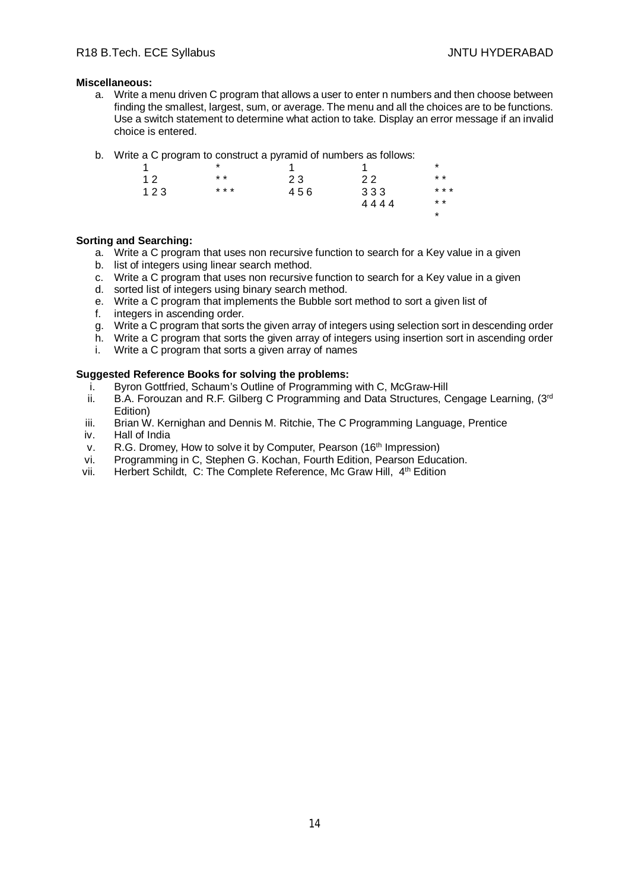**Miscellaneous:**

a. Write a menu driven C program that allows a user to enter n numbers and then choose between finding the smallest, largest, sum, or average. The menu and all the choices are to be functions. Use a switch statement to determine what action to take. Display an error message if an invalid choice is entered.

b. Write a C program to construct a pyramid of numbers as follows:

```
1         *         1         1         *
1 2       * *       2 3       2 2       * *
1 2 3     * * *     4 5 6     3 3 3     * * *
                              4 4 4 4   * *
                                        *
```

**Sorting and Searching:**

a. Write a C program that uses non recursive function to search for a Key value in a given
b. list of integers using linear search method.
c. Write a C program that uses non recursive function to search for a Key value in a given
d. sorted list of integers using binary search method.
e. Write a C program that implements the Bubble sort method to sort a given list of
f. integers in ascending order.
g. Write a C program that sorts the given array of integers using selection sort in descending order
h. Write a C program that sorts the given array of integers using insertion sort in ascending order
i. Write a C program that sorts a given array of names

**Suggested Reference Books for solving the problems:**

i. Byron Gottfried, Schaum's Outline of Programming with C, McGraw-Hill
ii. B.A. Forouzan and R.F. Gilberg C Programming and Data Structures, Cengage Learning, (3rd Edition)
iii. Brian W. Kernighan and Dennis M. Ritchie, The C Programming Language, Prentice
iv. Hall of India
v. R.G. Dromey, How to solve it by Computer, Pearson (16th Impression)
vi. Programming in C, Stephen G. Kochan, Fourth Edition, Pearson Education.
vii. Herbert Schildt, C: The Complete Reference, Mc Graw Hill, 4th Edition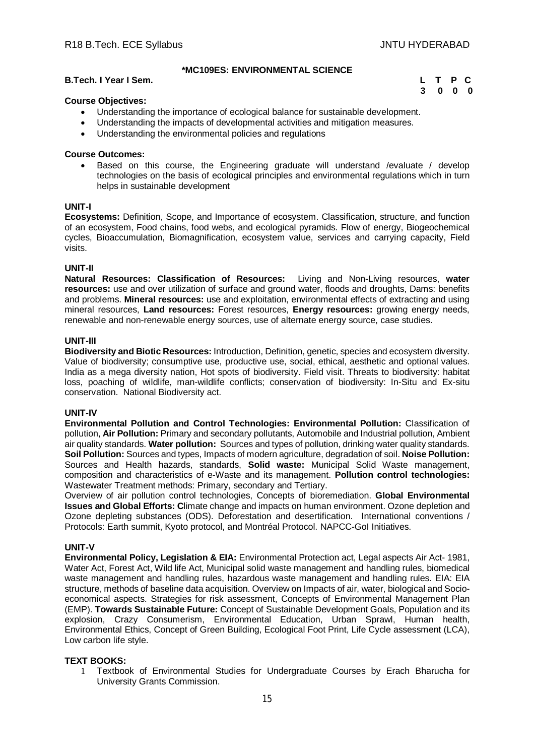## *MC109ES: ENVIRONMENTAL SCIENCE

**B.Tech. I Year I Sem.**

| L | T | P | C |
|---|---|---|---|
| 3 | 0 | 0 | 0 |

**Course Objectives:**

- Understanding the importance of ecological balance for sustainable development.
- Understanding the impacts of developmental activities and mitigation measures.
- Understanding the environmental policies and regulations

**Course Outcomes:**

- Based on this course, the Engineering graduate will understand /evaluate / develop technologies on the basis of ecological principles and environmental regulations which in turn helps in sustainable development

### UNIT-I

**Ecosystems:** Definition, Scope, and Importance of ecosystem. Classification, structure, and function of an ecosystem, Food chains, food webs, and ecological pyramids. Flow of energy, Biogeochemical cycles, Bioaccumulation, Biomagnification, ecosystem value, services and carrying capacity, Field visits.

### UNIT-II

**Natural Resources: Classification of Resources:** Living and Non-Living resources, **water resources:** use and over utilization of surface and ground water, floods and droughts, Dams: benefits and problems. **Mineral resources:** use and exploitation, environmental effects of extracting and using mineral resources, **Land resources:** Forest resources, **Energy resources:** growing energy needs, renewable and non-renewable energy sources, use of alternate energy source, case studies.

### UNIT-III

**Biodiversity and Biotic Resources:** Introduction, Definition, genetic, species and ecosystem diversity. Value of biodiversity; consumptive use, productive use, social, ethical, aesthetic and optional values. India as a mega diversity nation, Hot spots of biodiversity. Field visit. Threats to biodiversity: habitat loss, poaching of wildlife, man-wildlife conflicts; conservation of biodiversity: In-Situ and Ex-situ conservation. National Biodiversity act.

### UNIT-IV

**Environmental Pollution and Control Technologies: Environmental Pollution:** Classification of pollution, **Air Pollution:** Primary and secondary pollutants, Automobile and Industrial pollution, Ambient air quality standards. **Water pollution:** Sources and types of pollution, drinking water quality standards. **Soil Pollution:** Sources and types, Impacts of modern agriculture, degradation of soil. **Noise Pollution:** Sources and Health hazards, standards, **Solid waste:** Municipal Solid Waste management, composition and characteristics of e-Waste and its management. **Pollution control technologies:** Wastewater Treatment methods: Primary, secondary and Tertiary.

Overview of air pollution control technologies, Concepts of bioremediation. **Global Environmental Issues and Global Efforts: C**limate change and impacts on human environment. Ozone depletion and Ozone depleting substances (ODS). Deforestation and desertification. International conventions / Protocols: Earth summit, Kyoto protocol, and Montréal Protocol. NAPCC-GoI Initiatives.

### UNIT-V

**Environmental Policy, Legislation & EIA:** Environmental Protection act, Legal aspects Air Act- 1981, Water Act, Forest Act, Wild life Act, Municipal solid waste management and handling rules, biomedical waste management and handling rules, hazardous waste management and handling rules. EIA: EIA structure, methods of baseline data acquisition. Overview on Impacts of air, water, biological and Socio-economical aspects. Strategies for risk assessment, Concepts of Environmental Management Plan (EMP). **Towards Sustainable Future:** Concept of Sustainable Development Goals, Population and its explosion, Crazy Consumerism, Environmental Education, Urban Sprawl, Human health, Environmental Ethics, Concept of Green Building, Ecological Foot Print, Life Cycle assessment (LCA), Low carbon life style.

**TEXT BOOKS:**

1. Textbook of Environmental Studies for Undergraduate Courses by Erach Bharucha for University Grants Commission.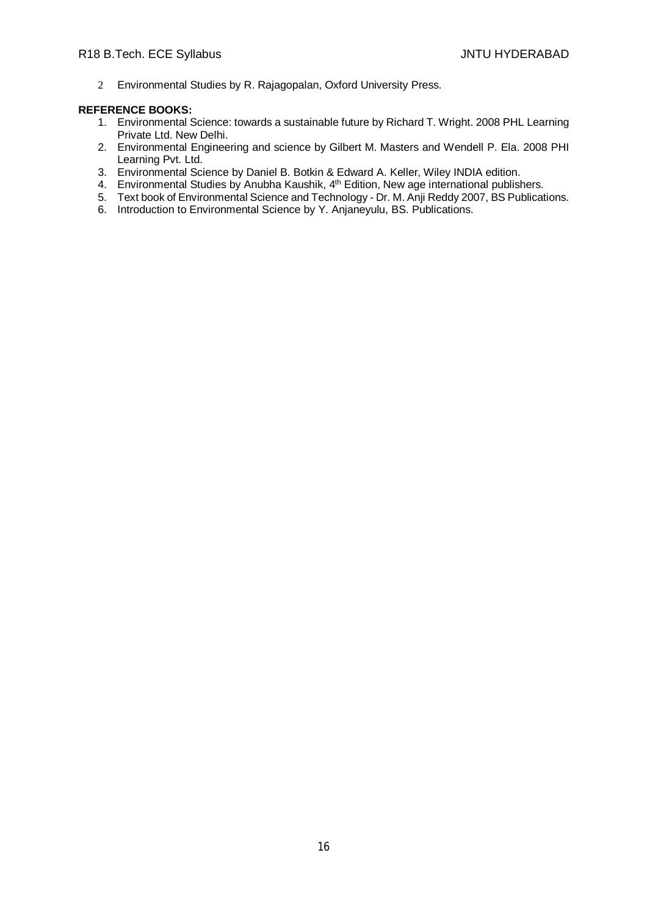2. Environmental Studies by R. Rajagopalan, Oxford University Press.

**REFERENCE BOOKS:**

1. Environmental Science: towards a sustainable future by Richard T. Wright. 2008 PHL Learning Private Ltd. New Delhi.
2. Environmental Engineering and science by Gilbert M. Masters and Wendell P. Ela. 2008 PHI Learning Pvt. Ltd.
3. Environmental Science by Daniel B. Botkin & Edward A. Keller, Wiley INDIA edition.
4. Environmental Studies by Anubha Kaushik, 4th Edition, New age international publishers.
5. Text book of Environmental Science and Technology - Dr. M. Anji Reddy 2007, BS Publications.
6. Introduction to Environmental Science by Y. Anjaneyulu, BS. Publications.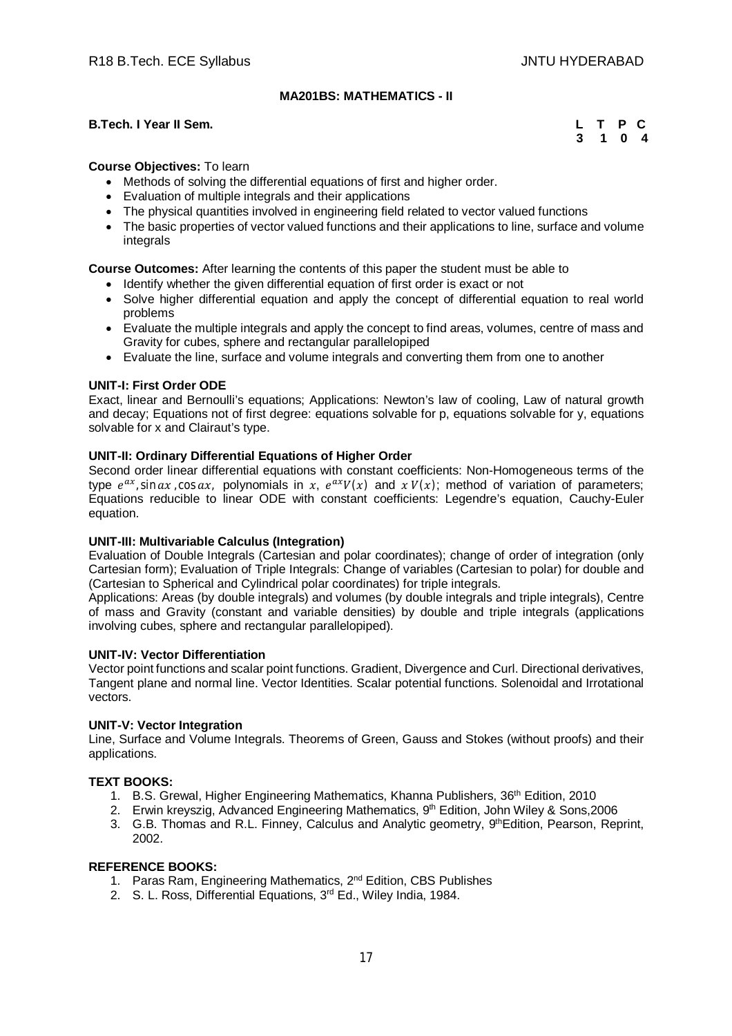## MA201BS: MATHEMATICS - II

**B.Tech. I Year II Sem.**

| L | T | P | C |
|---|---|---|---|
| 3 | 1 | 0 | 4 |

**Course Objectives:** To learn

- Methods of solving the differential equations of first and higher order.
- Evaluation of multiple integrals and their applications
- The physical quantities involved in engineering field related to vector valued functions
- The basic properties of vector valued functions and their applications to line, surface and volume integrals

**Course Outcomes:** After learning the contents of this paper the student must be able to

- Identify whether the given differential equation of first order is exact or not
- Solve higher differential equation and apply the concept of differential equation to real world problems
- Evaluate the multiple integrals and apply the concept to find areas, volumes, centre of mass and Gravity for cubes, sphere and rectangular parallelopiped
- Evaluate the line, surface and volume integrals and converting them from one to another

### UNIT-I: First Order ODE

Exact, linear and Bernoulli's equations; Applications: Newton's law of cooling, Law of natural growth and decay; Equations not of first degree: equations solvable for p, equations solvable for y, equations solvable for x and Clairaut's type.

### UNIT-II: Ordinary Differential Equations of Higher Order

Second order linear differential equations with constant coefficients: Non-Homogeneous terms of the type $e^{ax}, \sin ax, \cos ax$, polynomials in $x$, $e^{ax}V(x)$ and $x\,V(x)$; method of variation of parameters; Equations reducible to linear ODE with constant coefficients: Legendre's equation, Cauchy-Euler equation.

### UNIT-III: Multivariable Calculus (Integration)

Evaluation of Double Integrals (Cartesian and polar coordinates); change of order of integration (only Cartesian form); Evaluation of Triple Integrals: Change of variables (Cartesian to polar) for double and (Cartesian to Spherical and Cylindrical polar coordinates) for triple integrals.

Applications: Areas (by double integrals) and volumes (by double integrals and triple integrals), Centre of mass and Gravity (constant and variable densities) by double and triple integrals (applications involving cubes, sphere and rectangular parallelopiped).

### UNIT-IV: Vector Differentiation

Vector point functions and scalar point functions. Gradient, Divergence and Curl. Directional derivatives, Tangent plane and normal line. Vector Identities. Scalar potential functions. Solenoidal and Irrotational vectors.

### UNIT-V: Vector Integration

Line, Surface and Volume Integrals. Theorems of Green, Gauss and Stokes (without proofs) and their applications.

### TEXT BOOKS:

1. B.S. Grewal, Higher Engineering Mathematics, Khanna Publishers, 36th Edition, 2010
2. Erwin kreyszig, Advanced Engineering Mathematics, 9th Edition, John Wiley & Sons,2006
3. G.B. Thomas and R.L. Finney, Calculus and Analytic geometry, 9thEdition, Pearson, Reprint, 2002.

### REFERENCE BOOKS:

1. Paras Ram, Engineering Mathematics, 2nd Edition, CBS Publishes
2. S. L. Ross, Differential Equations, 3rd Ed., Wiley India, 1984.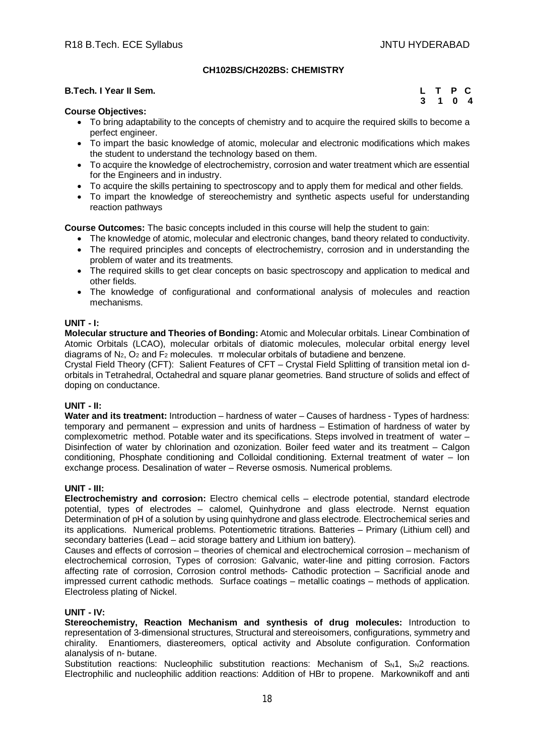## CH102BS/CH202BS: CHEMISTRY

**B.Tech. I Year II Sem.**

| L | T | P | C |
|---|---|---|---|
| 3 | 1 | 0 | 4 |

**Course Objectives:**

- To bring adaptability to the concepts of chemistry and to acquire the required skills to become a perfect engineer.
- To impart the basic knowledge of atomic, molecular and electronic modifications which makes the student to understand the technology based on them.
- To acquire the knowledge of electrochemistry, corrosion and water treatment which are essential for the Engineers and in industry.
- To acquire the skills pertaining to spectroscopy and to apply them for medical and other fields.
- To impart the knowledge of stereochemistry and synthetic aspects useful for understanding reaction pathways

**Course Outcomes:** The basic concepts included in this course will help the student to gain:

- The knowledge of atomic, molecular and electronic changes, band theory related to conductivity.
- The required principles and concepts of electrochemistry, corrosion and in understanding the problem of water and its treatments.
- The required skills to get clear concepts on basic spectroscopy and application to medical and other fields.
- The knowledge of configurational and conformational analysis of molecules and reaction mechanisms.

### UNIT - I:

**Molecular structure and Theories of Bonding:** Atomic and Molecular orbitals. Linear Combination of Atomic Orbitals (LCAO), molecular orbitals of diatomic molecules, molecular orbital energy level diagrams of $N_2$, $O_2$ and $F_2$ molecules. $\pi$ molecular orbitals of butadiene and benzene.

Crystal Field Theory (CFT): Salient Features of CFT – Crystal Field Splitting of transition metal ion d-orbitals in Tetrahedral, Octahedral and square planar geometries. Band structure of solids and effect of doping on conductance.

### UNIT - II:

**Water and its treatment:** Introduction – hardness of water – Causes of hardness - Types of hardness: temporary and permanent – expression and units of hardness – Estimation of hardness of water by complexometric method. Potable water and its specifications. Steps involved in treatment of water – Disinfection of water by chlorination and ozonization. Boiler feed water and its treatment – Calgon conditioning, Phosphate conditioning and Colloidal conditioning. External treatment of water – Ion exchange process. Desalination of water – Reverse osmosis. Numerical problems.

### UNIT - III:

**Electrochemistry and corrosion:** Electro chemical cells – electrode potential, standard electrode potential, types of electrodes – calomel, Quinhydrone and glass electrode. Nernst equation Determination of pH of a solution by using quinhydrone and glass electrode. Electrochemical series and its applications. Numerical problems. Potentiometric titrations. Batteries – Primary (Lithium cell) and secondary batteries (Lead – acid storage battery and Lithium ion battery).

Causes and effects of corrosion – theories of chemical and electrochemical corrosion – mechanism of electrochemical corrosion, Types of corrosion: Galvanic, water-line and pitting corrosion. Factors affecting rate of corrosion, Corrosion control methods- Cathodic protection – Sacrificial anode and impressed current cathodic methods. Surface coatings – metallic coatings – methods of application. Electroless plating of Nickel.

### UNIT - IV:

**Stereochemistry, Reaction Mechanism and synthesis of drug molecules:** Introduction to representation of 3-dimensional structures, Structural and stereoisomers, configurations, symmetry and chirality. Enantiomers, diastereomers, optical activity and Absolute configuration. Conformation alanalysis of n- butane.

Substitution reactions: Nucleophilic substitution reactions: Mechanism of $S_N1$, $S_N2$ reactions. Electrophilic and nucleophilic addition reactions: Addition of HBr to propene. Markownikoff and anti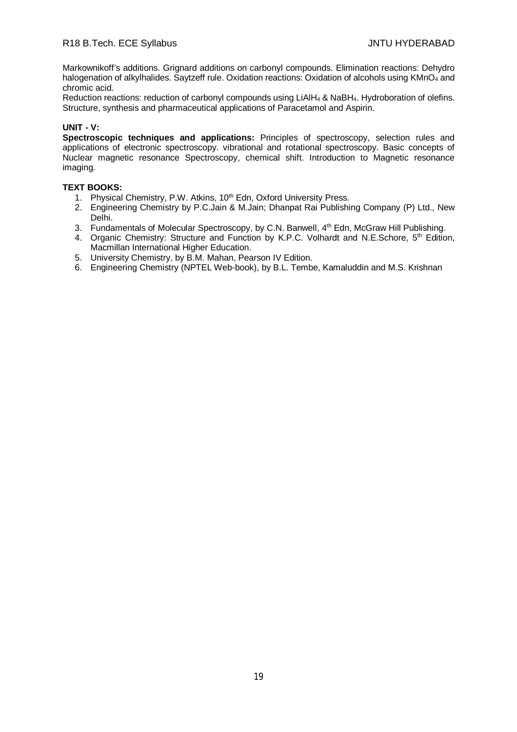Markownikoff's additions. Grignard additions on carbonyl compounds. Elimination reactions: Dehydro halogenation of alkylhalides. Saytzeff rule. Oxidation reactions: Oxidation of alcohols using $KMnO_4$ and chromic acid.

Reduction reactions: reduction of carbonyl compounds using $LiAlH_4$ & $NaBH_4$. Hydroboration of olefins. Structure, synthesis and pharmaceutical applications of Paracetamol and Aspirin.

**UNIT - V:**

**Spectroscopic techniques and applications:** Principles of spectroscopy, selection rules and applications of electronic spectroscopy. vibrational and rotational spectroscopy. Basic concepts of Nuclear magnetic resonance Spectroscopy, chemical shift. Introduction to Magnetic resonance imaging.

**TEXT BOOKS:**

1. Physical Chemistry, P.W. Atkins, 10th Edn, Oxford University Press.
2. Engineering Chemistry by P.C.Jain & M.Jain; Dhanpat Rai Publishing Company (P) Ltd., New Delhi.
3. Fundamentals of Molecular Spectroscopy, by C.N. Banwell, 4th Edn, McGraw Hill Publishing.
4. Organic Chemistry: Structure and Function by K.P.C. Volhardt and N.E.Schore, 5th Edition, Macmillan International Higher Education.
5. University Chemistry, by B.M. Mahan, Pearson IV Edition.
6. Engineering Chemistry (NPTEL Web-book), by B.L. Tembe, Kamaluddin and M.S. Krishnan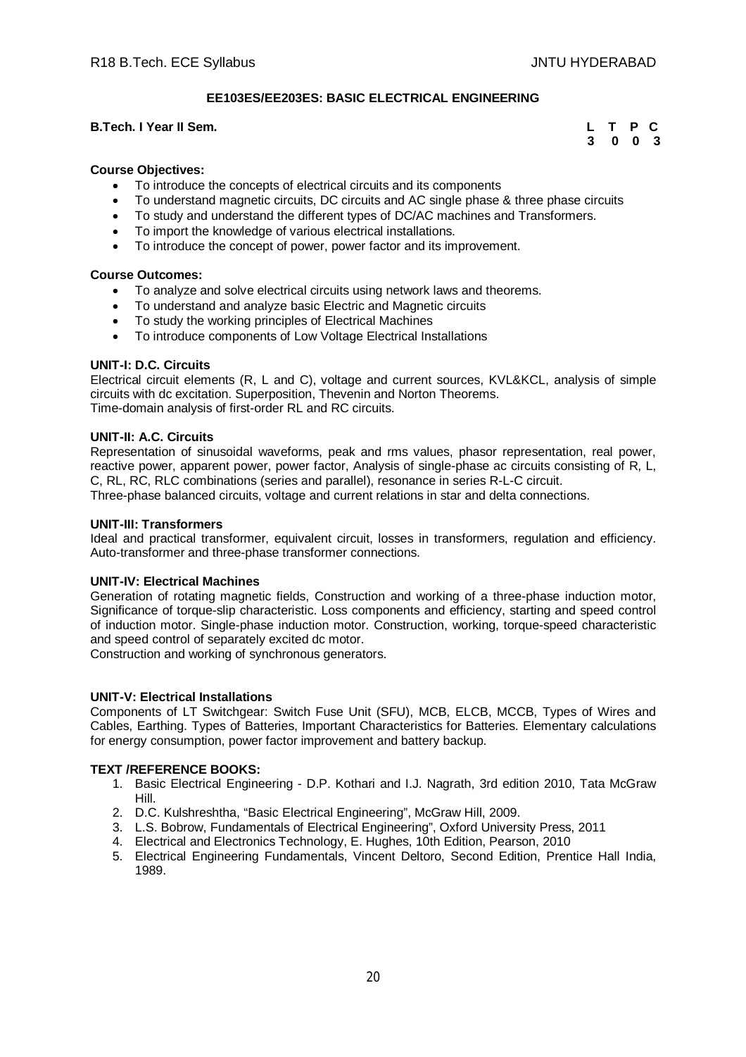## EE103ES/EE203ES: BASIC ELECTRICAL ENGINEERING

**B.Tech. I Year II Sem.**

| L | T | P | C |
|---|---|---|---|
| 3 | 0 | 0 | 3 |

**Course Objectives:**

- To introduce the concepts of electrical circuits and its components
- To understand magnetic circuits, DC circuits and AC single phase & three phase circuits
- To study and understand the different types of DC/AC machines and Transformers.
- To import the knowledge of various electrical installations.
- To introduce the concept of power, power factor and its improvement.

**Course Outcomes:**

- To analyze and solve electrical circuits using network laws and theorems.
- To understand and analyze basic Electric and Magnetic circuits
- To study the working principles of Electrical Machines
- To introduce components of Low Voltage Electrical Installations

**UNIT-I: D.C. Circuits**

Electrical circuit elements (R, L and C), voltage and current sources, KVL&KCL, analysis of simple circuits with dc excitation. Superposition, Thevenin and Norton Theorems.
Time-domain analysis of first-order RL and RC circuits.

**UNIT-II: A.C. Circuits**

Representation of sinusoidal waveforms, peak and rms values, phasor representation, real power, reactive power, apparent power, power factor, Analysis of single-phase ac circuits consisting of R, L, C, RL, RC, RLC combinations (series and parallel), resonance in series R-L-C circuit.
Three-phase balanced circuits, voltage and current relations in star and delta connections.

**UNIT-III: Transformers**

Ideal and practical transformer, equivalent circuit, losses in transformers, regulation and efficiency. Auto-transformer and three-phase transformer connections.

**UNIT-IV: Electrical Machines**

Generation of rotating magnetic fields, Construction and working of a three-phase induction motor, Significance of torque-slip characteristic. Loss components and efficiency, starting and speed control of induction motor. Single-phase induction motor. Construction, working, torque-speed characteristic and speed control of separately excited dc motor.
Construction and working of synchronous generators.

**UNIT-V: Electrical Installations**

Components of LT Switchgear: Switch Fuse Unit (SFU), MCB, ELCB, MCCB, Types of Wires and Cables, Earthing. Types of Batteries, Important Characteristics for Batteries. Elementary calculations for energy consumption, power factor improvement and battery backup.

**TEXT /REFERENCE BOOKS:**

1. Basic Electrical Engineering - D.P. Kothari and I.J. Nagrath, 3rd edition 2010, Tata McGraw Hill.
2. D.C. Kulshreshtha, "Basic Electrical Engineering", McGraw Hill, 2009.
3. L.S. Bobrow, Fundamentals of Electrical Engineering", Oxford University Press, 2011
4. Electrical and Electronics Technology, E. Hughes, 10th Edition, Pearson, 2010
5. Electrical Engineering Fundamentals, Vincent Deltoro, Second Edition, Prentice Hall India, 1989.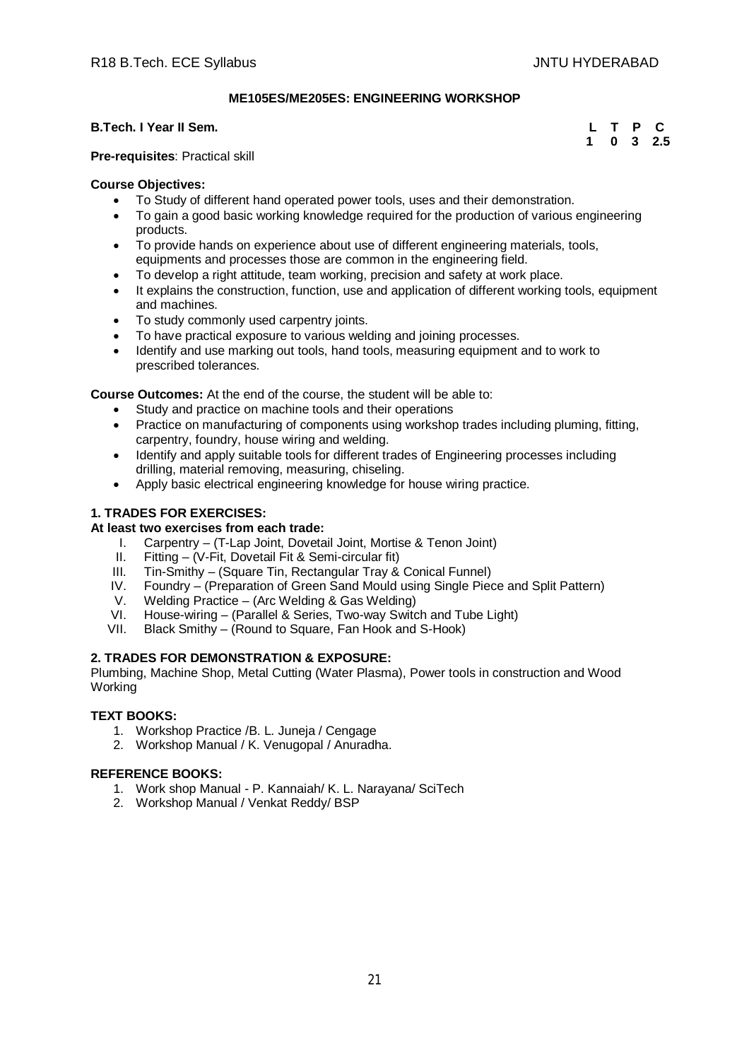## ME105ES/ME205ES: ENGINEERING WORKSHOP

**B.Tech. I Year II Sem.**

| L | T | P | C |
|---|---|---|---|
| 1 | 0 | 3 | 2.5 |

**Pre-requisites**: Practical skill

**Course Objectives:**

- To Study of different hand operated power tools, uses and their demonstration.
- To gain a good basic working knowledge required for the production of various engineering products.
- To provide hands on experience about use of different engineering materials, tools, equipments and processes those are common in the engineering field.
- To develop a right attitude, team working, precision and safety at work place.
- It explains the construction, function, use and application of different working tools, equipment and machines.
- To study commonly used carpentry joints.
- To have practical exposure to various welding and joining processes.
- Identify and use marking out tools, hand tools, measuring equipment and to work to prescribed tolerances.

**Course Outcomes:** At the end of the course, the student will be able to:

- Study and practice on machine tools and their operations
- Practice on manufacturing of components using workshop trades including pluming, fitting, carpentry, foundry, house wiring and welding.
- Identify and apply suitable tools for different trades of Engineering processes including drilling, material removing, measuring, chiseling.
- Apply basic electrical engineering knowledge for house wiring practice.

**1. TRADES FOR EXERCISES:**

**At least two exercises from each trade:**

I. Carpentry – (T-Lap Joint, Dovetail Joint, Mortise & Tenon Joint)
II. Fitting – (V-Fit, Dovetail Fit & Semi-circular fit)
III. Tin-Smithy – (Square Tin, Rectangular Tray & Conical Funnel)
IV. Foundry – (Preparation of Green Sand Mould using Single Piece and Split Pattern)
V. Welding Practice – (Arc Welding & Gas Welding)
VI. House-wiring – (Parallel & Series, Two-way Switch and Tube Light)
VII. Black Smithy – (Round to Square, Fan Hook and S-Hook)

**2. TRADES FOR DEMONSTRATION & EXPOSURE:**

Plumbing, Machine Shop, Metal Cutting (Water Plasma), Power tools in construction and Wood Working

**TEXT BOOKS:**

1. Workshop Practice /B. L. Juneja / Cengage
2. Workshop Manual / K. Venugopal / Anuradha.

**REFERENCE BOOKS:**

1. Work shop Manual - P. Kannaiah/ K. L. Narayana/ SciTech
2. Workshop Manual / Venkat Reddy/ BSP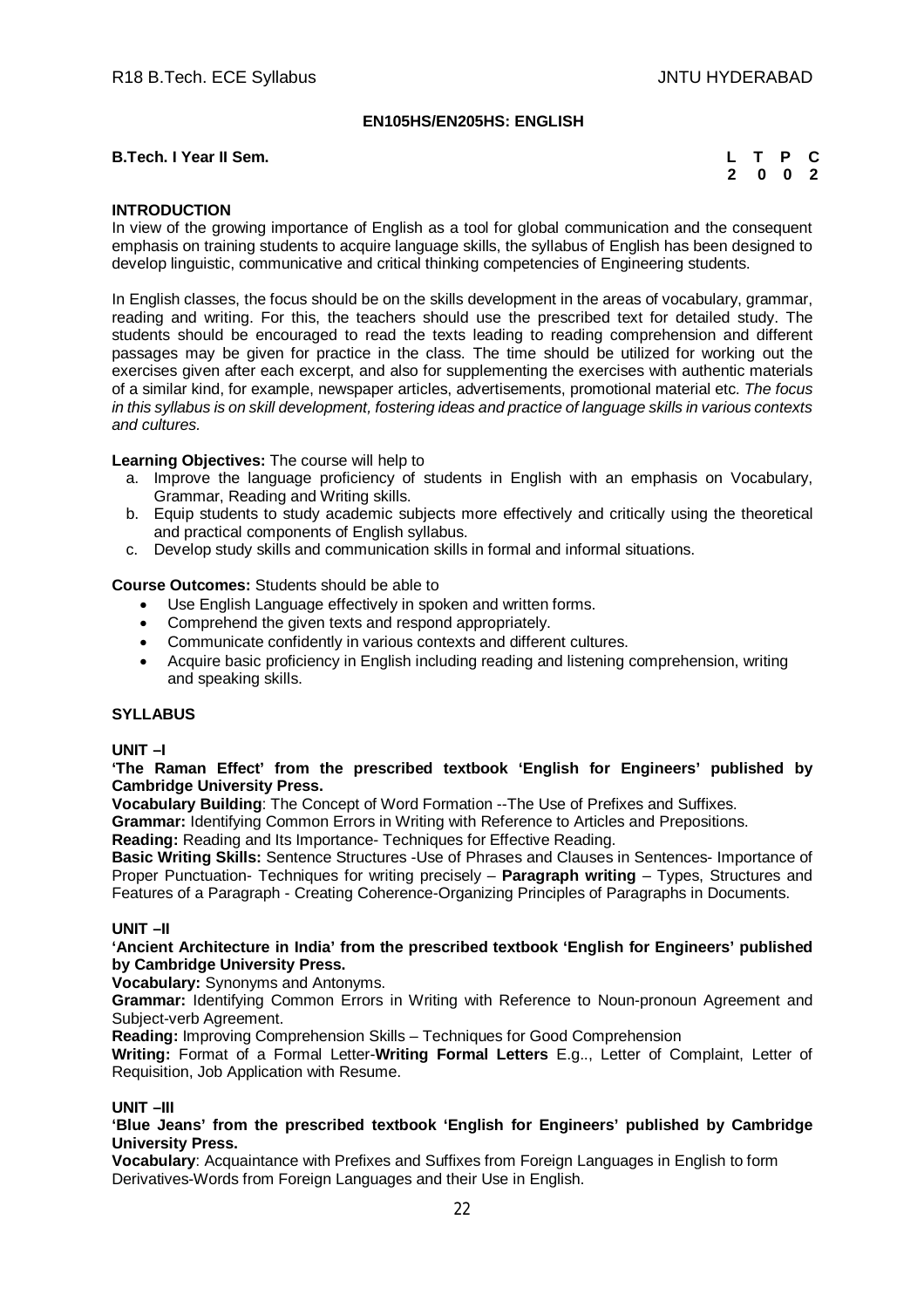**EN105HS/EN205HS: ENGLISH**

**B.Tech. I Year II Sem.**

| L | T | P | C |
|---|---|---|---|
| 2 | 0 | 0 | 2 |

**INTRODUCTION**

In view of the growing importance of English as a tool for global communication and the consequent emphasis on training students to acquire language skills, the syllabus of English has been designed to develop linguistic, communicative and critical thinking competencies of Engineering students.

In English classes, the focus should be on the skills development in the areas of vocabulary, grammar, reading and writing. For this, the teachers should use the prescribed text for detailed study. The students should be encouraged to read the texts leading to reading comprehension and different passages may be given for practice in the class. The time should be utilized for working out the exercises given after each excerpt, and also for supplementing the exercises with authentic materials of a similar kind, for example, newspaper articles, advertisements, promotional material etc. *The focus in this syllabus is on skill development, fostering ideas and practice of language skills in various contexts and cultures.*

**Learning Objectives:** The course will help to

a. Improve the language proficiency of students in English with an emphasis on Vocabulary, Grammar, Reading and Writing skills.
b. Equip students to study academic subjects more effectively and critically using the theoretical and practical components of English syllabus.
c. Develop study skills and communication skills in formal and informal situations.

**Course Outcomes:** Students should be able to

- Use English Language effectively in spoken and written forms.
- Comprehend the given texts and respond appropriately.
- Communicate confidently in various contexts and different cultures.
- Acquire basic proficiency in English including reading and listening comprehension, writing and speaking skills.

**SYLLABUS**

**UNIT –I**

**'The Raman Effect' from the prescribed textbook 'English for Engineers' published by Cambridge University Press.**

**Vocabulary Building**: The Concept of Word Formation --The Use of Prefixes and Suffixes.

**Grammar:** Identifying Common Errors in Writing with Reference to Articles and Prepositions.

**Reading:** Reading and Its Importance- Techniques for Effective Reading.

**Basic Writing Skills:** Sentence Structures -Use of Phrases and Clauses in Sentences- Importance of Proper Punctuation- Techniques for writing precisely – **Paragraph writing** – Types, Structures and Features of a Paragraph - Creating Coherence-Organizing Principles of Paragraphs in Documents.

**UNIT –II**

**'Ancient Architecture in India' from the prescribed textbook 'English for Engineers' published by Cambridge University Press.**

**Vocabulary:** Synonyms and Antonyms.

**Grammar:** Identifying Common Errors in Writing with Reference to Noun-pronoun Agreement and Subject-verb Agreement.

**Reading:** Improving Comprehension Skills – Techniques for Good Comprehension

**Writing:** Format of a Formal Letter-**Writing Formal Letters** E.g.., Letter of Complaint, Letter of Requisition, Job Application with Resume.

**UNIT –III**

**'Blue Jeans' from the prescribed textbook 'English for Engineers' published by Cambridge University Press.**

**Vocabulary**: Acquaintance with Prefixes and Suffixes from Foreign Languages in English to form Derivatives-Words from Foreign Languages and their Use in English.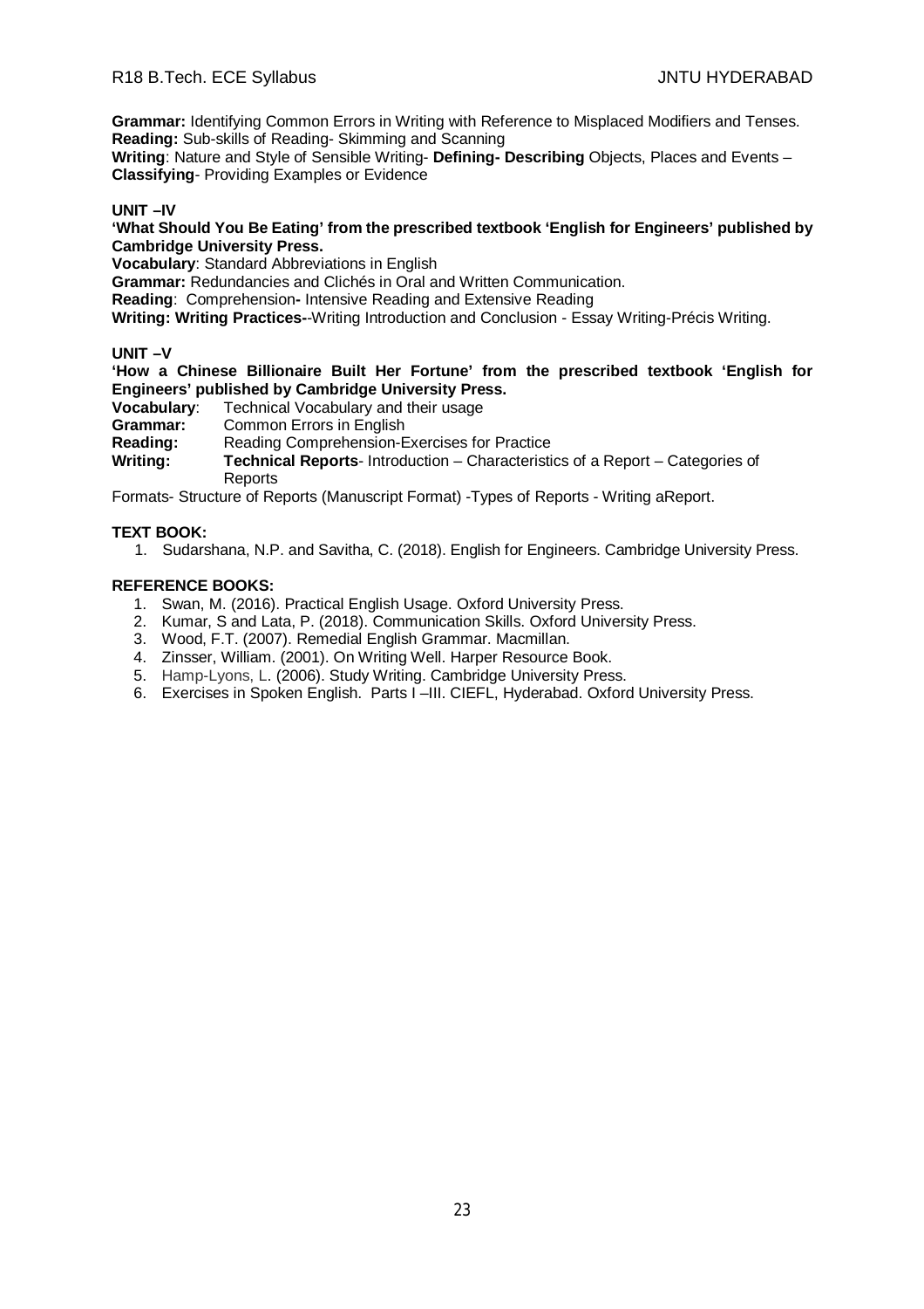**Grammar:** Identifying Common Errors in Writing with Reference to Misplaced Modifiers and Tenses.
**Reading:** Sub-skills of Reading- Skimming and Scanning
**Writing**: Nature and Style of Sensible Writing- **Defining- Describing** Objects, Places and Events – **Classifying**- Providing Examples or Evidence

### UNIT –IV

**'What Should You Be Eating' from the prescribed textbook 'English for Engineers' published by Cambridge University Press.**

**Vocabulary**: Standard Abbreviations in English
**Grammar:** Redundancies and Clichés in Oral and Written Communication.
**Reading**: Comprehension**-** Intensive Reading and Extensive Reading
**Writing: Writing Practices-**-Writing Introduction and Conclusion - Essay Writing-Précis Writing.

### UNIT –V

**'How a Chinese Billionaire Built Her Fortune' from the prescribed textbook 'English for Engineers' published by Cambridge University Press.**

**Vocabulary**: Technical Vocabulary and their usage
**Grammar:** Common Errors in English
**Reading:** Reading Comprehension-Exercises for Practice
**Writing:** **Technical Reports**- Introduction – Characteristics of a Report – Categories of Reports

Formats- Structure of Reports (Manuscript Format) -Types of Reports - Writing aReport.

**TEXT BOOK:**

1. Sudarshana, N.P. and Savitha, C. (2018). English for Engineers. Cambridge University Press.

**REFERENCE BOOKS:**

1. Swan, M. (2016). Practical English Usage. Oxford University Press.
2. Kumar, S and Lata, P. (2018). Communication Skills. Oxford University Press.
3. Wood, F.T. (2007). Remedial English Grammar. Macmillan.
4. Zinsser, William. (2001). On Writing Well. Harper Resource Book.
5. Hamp-Lyons, L. (2006). Study Writing. Cambridge University Press.
6. Exercises in Spoken English. Parts I –III. CIEFL, Hyderabad. Oxford University Press.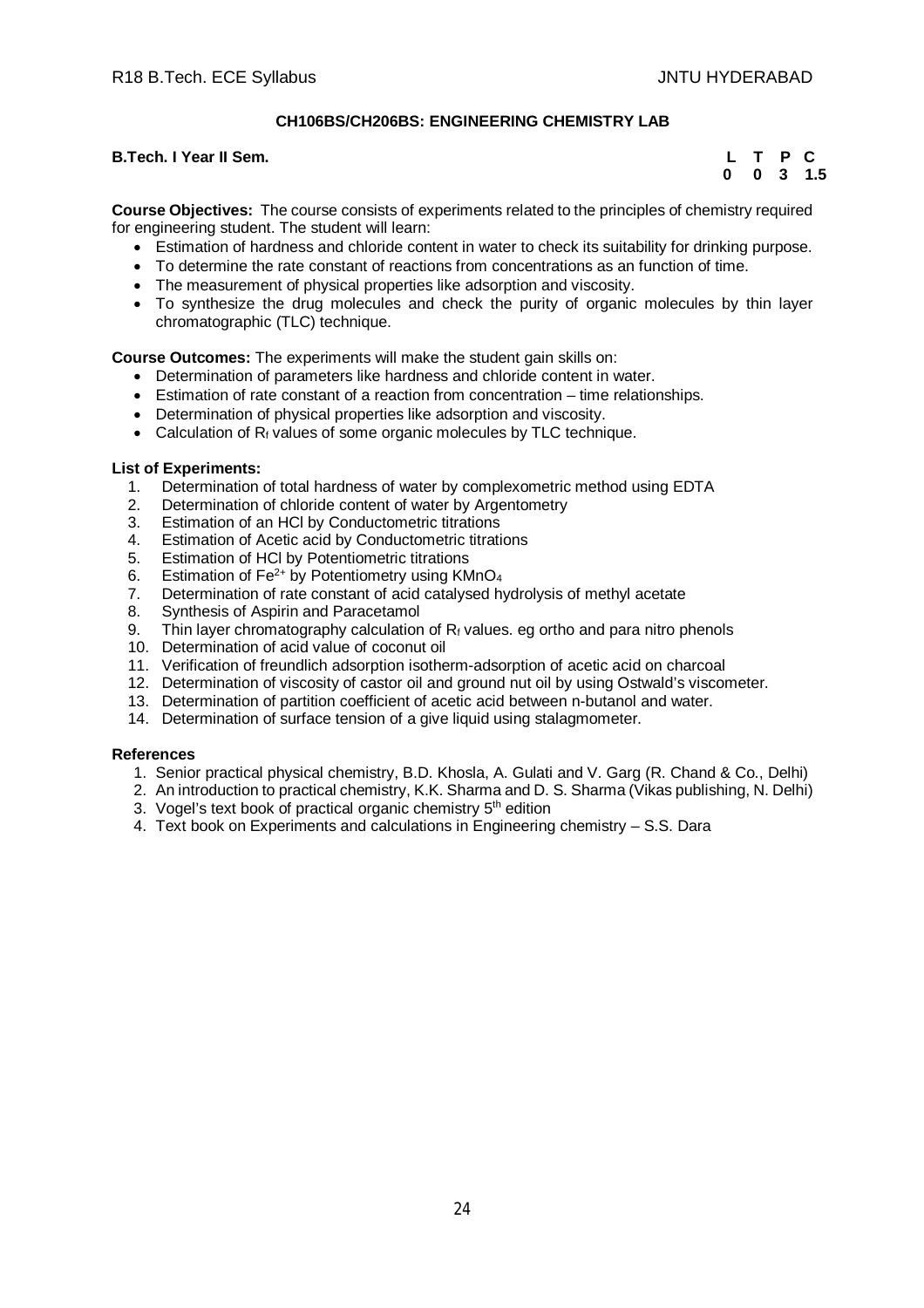## CH106BS/CH206BS: ENGINEERING CHEMISTRY LAB

**B.Tech. I Year II Sem.**

| L | T | P | C |
|---|---|---|---|
| 0 | 0 | 3 | 1.5 |

**Course Objectives:** The course consists of experiments related to the principles of chemistry required for engineering student. The student will learn:

- Estimation of hardness and chloride content in water to check its suitability for drinking purpose.
- To determine the rate constant of reactions from concentrations as an function of time.
- The measurement of physical properties like adsorption and viscosity.
- To synthesize the drug molecules and check the purity of organic molecules by thin layer chromatographic (TLC) technique.

**Course Outcomes:** The experiments will make the student gain skills on:

- Determination of parameters like hardness and chloride content in water.
- Estimation of rate constant of a reaction from concentration – time relationships.
- Determination of physical properties like adsorption and viscosity.
- Calculation of $R_f$ values of some organic molecules by TLC technique.

**List of Experiments:**

1. Determination of total hardness of water by complexometric method using EDTA
2. Determination of chloride content of water by Argentometry
3. Estimation of an HCl by Conductometric titrations
4. Estimation of Acetic acid by Conductometric titrations
5. Estimation of HCl by Potentiometric titrations
6. Estimation of $Fe^{2+}$ by Potentiometry using $KMnO_4$
7. Determination of rate constant of acid catalysed hydrolysis of methyl acetate
8. Synthesis of Aspirin and Paracetamol
9. Thin layer chromatography calculation of $R_f$ values. eg ortho and para nitro phenols
10. Determination of acid value of coconut oil
11. Verification of freundlich adsorption isotherm-adsorption of acetic acid on charcoal
12. Determination of viscosity of castor oil and ground nut oil by using Ostwald's viscometer.
13. Determination of partition coefficient of acetic acid between n-butanol and water.
14. Determination of surface tension of a give liquid using stalagmometer.

**References**

1. Senior practical physical chemistry, B.D. Khosla, A. Gulati and V. Garg (R. Chand & Co., Delhi)
2. An introduction to practical chemistry, K.K. Sharma and D. S. Sharma (Vikas publishing, N. Delhi)
3. Vogel's text book of practical organic chemistry 5th edition
4. Text book on Experiments and calculations in Engineering chemistry – S.S. Dara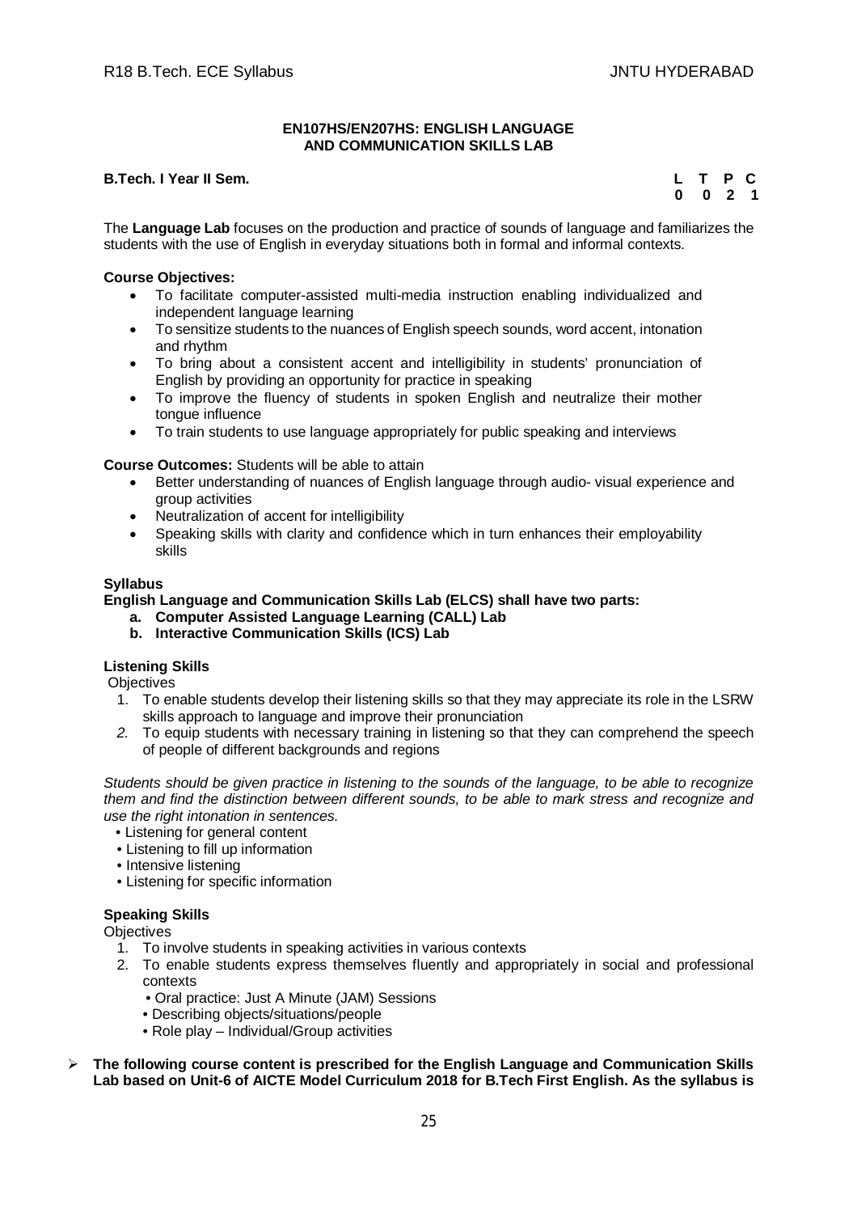### EN107HS/EN207HS: ENGLISH LANGUAGE AND COMMUNICATION SKILLS LAB

**B.Tech. I Year II Sem.**

| L | T | P | C |
|---|---|---|---|
| 0 | 0 | 2 | 1 |

The **Language Lab** focuses on the production and practice of sounds of language and familiarizes the students with the use of English in everyday situations both in formal and informal contexts.

**Course Objectives:**

- To facilitate computer-assisted multi-media instruction enabling individualized and independent language learning
- To sensitize students to the nuances of English speech sounds, word accent, intonation and rhythm
- To bring about a consistent accent and intelligibility in students' pronunciation of English by providing an opportunity for practice in speaking
- To improve the fluency of students in spoken English and neutralize their mother tongue influence
- To train students to use language appropriately for public speaking and interviews

**Course Outcomes:** Students will be able to attain

- Better understanding of nuances of English language through audio- visual experience and group activities
- Neutralization of accent for intelligibility
- Speaking skills with clarity and confidence which in turn enhances their employability skills

**Syllabus**

**English Language and Communication Skills Lab (ELCS) shall have two parts:**

a. **Computer Assisted Language Learning (CALL) Lab**
b. **Interactive Communication Skills (ICS) Lab**

**Listening Skills**

Objectives

1. To enable students develop their listening skills so that they may appreciate its role in the LSRW skills approach to language and improve their pronunciation
2. To equip students with necessary training in listening so that they can comprehend the speech of people of different backgrounds and regions

*Students should be given practice in listening to the sounds of the language, to be able to recognize them and find the distinction between different sounds, to be able to mark stress and recognize and use the right intonation in sentences.*

- Listening for general content
- Listening to fill up information
- Intensive listening
- Listening for specific information

**Speaking Skills**

Objectives

1. To involve students in speaking activities in various contexts
2. To enable students express themselves fluently and appropriately in social and professional contexts
   - Oral practice: Just A Minute (JAM) Sessions
   - Describing objects/situations/people
   - Role play – Individual/Group activities

- **The following course content is prescribed for the English Language and Communication Skills Lab based on Unit-6 of AICTE Model Curriculum 2018 for B.Tech First English. As the syllabus is**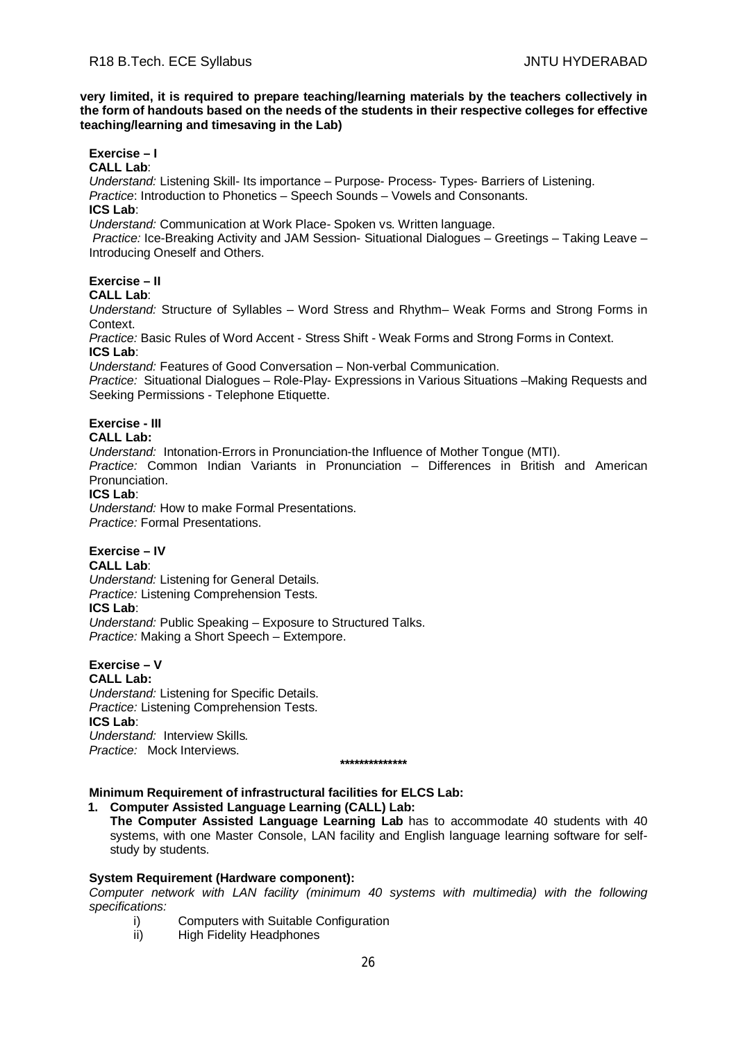**very limited, it is required to prepare teaching/learning materials by the teachers collectively in the form of handouts based on the needs of the students in their respective colleges for effective teaching/learning and timesaving in the Lab)**

**Exercise – I**

**CALL Lab**:
*Understand:* Listening Skill- Its importance – Purpose- Process- Types- Barriers of Listening.
*Practice*: Introduction to Phonetics – Speech Sounds – Vowels and Consonants.
**ICS Lab**:
*Understand:* Communication at Work Place- Spoken vs. Written language.
*Practice:* Ice-Breaking Activity and JAM Session- Situational Dialogues – Greetings – Taking Leave – Introducing Oneself and Others.

**Exercise – II**

**CALL Lab**:
*Understand:* Structure of Syllables – Word Stress and Rhythm– Weak Forms and Strong Forms in Context.
*Practice:* Basic Rules of Word Accent - Stress Shift - Weak Forms and Strong Forms in Context.
**ICS Lab**:
*Understand:* Features of Good Conversation – Non-verbal Communication.
*Practice:* Situational Dialogues – Role-Play- Expressions in Various Situations –Making Requests and Seeking Permissions - Telephone Etiquette.

**Exercise - III**

**CALL Lab:**
*Understand:* Intonation-Errors in Pronunciation-the Influence of Mother Tongue (MTI).
*Practice:* Common Indian Variants in Pronunciation – Differences in British and American Pronunciation.
**ICS Lab**:
*Understand:* How to make Formal Presentations.
*Practice:* Formal Presentations.

**Exercise – IV**

**CALL Lab**:
*Understand:* Listening for General Details.
*Practice:* Listening Comprehension Tests.
**ICS Lab**:
*Understand:* Public Speaking – Exposure to Structured Talks.
*Practice:* Making a Short Speech – Extempore.

**Exercise – V**

**CALL Lab:**
*Understand:* Listening for Specific Details.
*Practice:* Listening Comprehension Tests.
**ICS Lab**:
*Understand:* Interview Skills.
*Practice:* Mock Interviews.

\*\*\*\*\*\*\*\*\*\*\*\*\*\*

**Minimum Requirement of infrastructural facilities for ELCS Lab:**

1. **Computer Assisted Language Learning (CALL) Lab:**
   **The Computer Assisted Language Learning Lab** has to accommodate 40 students with 40 systems, with one Master Console, LAN facility and English language learning software for self-study by students.

**System Requirement (Hardware component):**

*Computer network with LAN facility (minimum 40 systems with multimedia) with the following specifications:*

i) Computers with Suitable Configuration
ii) High Fidelity Headphones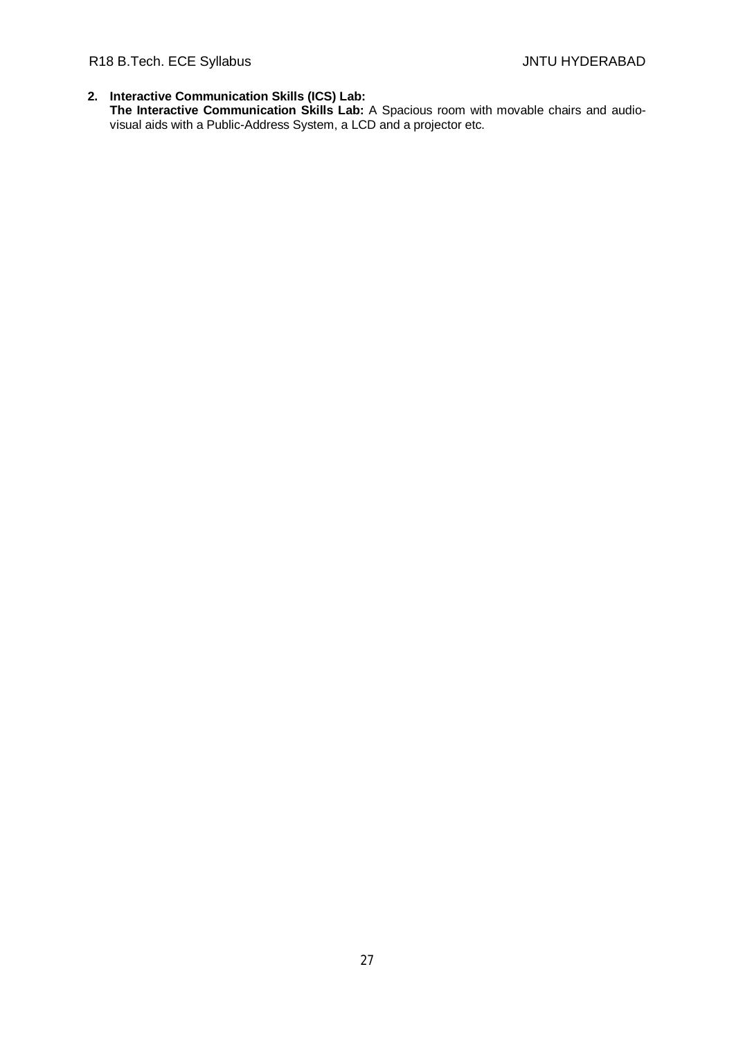2. **Interactive Communication Skills (ICS) Lab:**
   **The Interactive Communication Skills Lab:** A Spacious room with movable chairs and audio-visual aids with a Public-Address System, a LCD and a projector etc.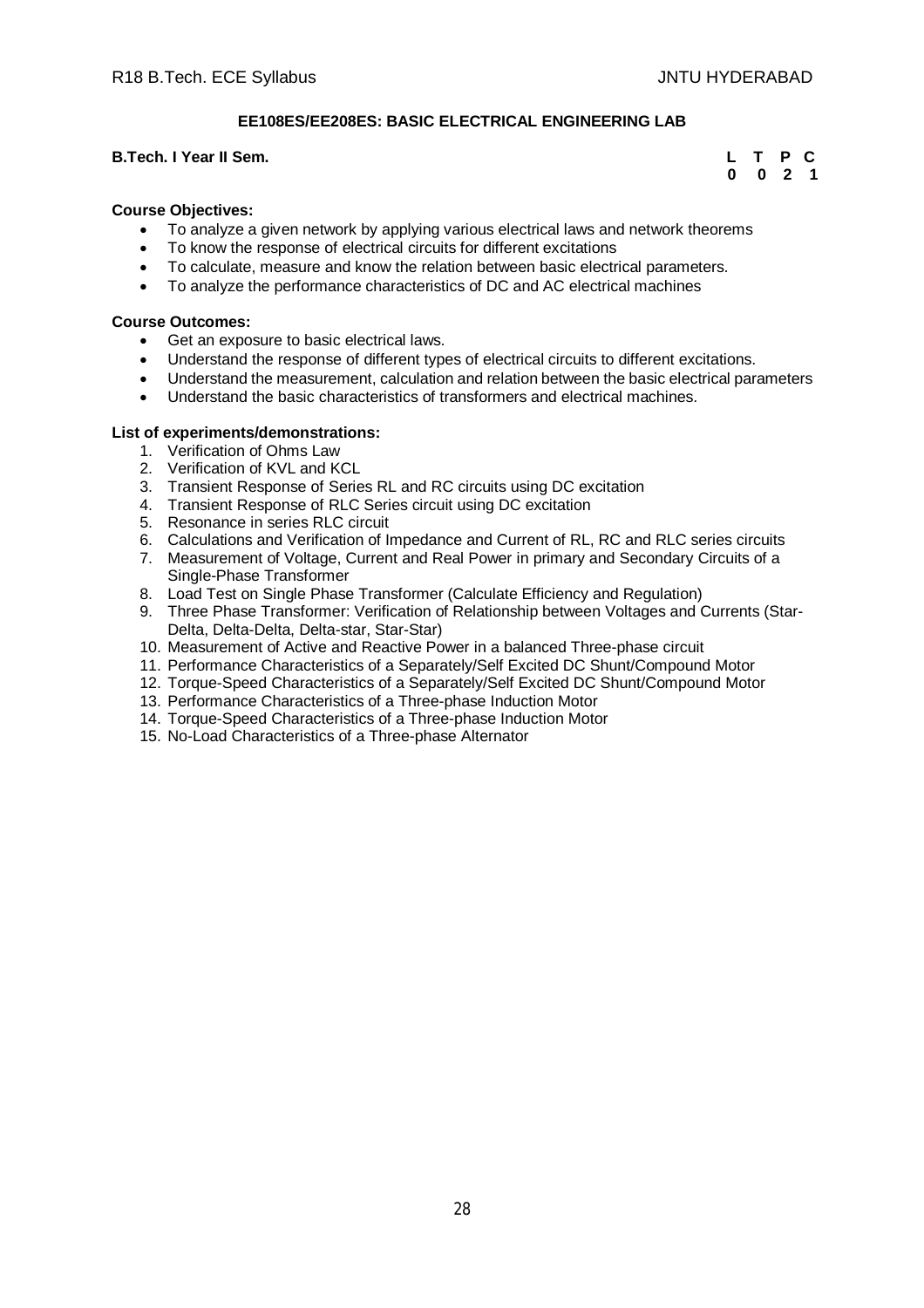## EE108ES/EE208ES: BASIC ELECTRICAL ENGINEERING LAB

**B.Tech. I Year II Sem.**

| L | T | P | C |
|---|---|---|---|
| 0 | 0 | 2 | 1 |

**Course Objectives:**

- To analyze a given network by applying various electrical laws and network theorems
- To know the response of electrical circuits for different excitations
- To calculate, measure and know the relation between basic electrical parameters.
- To analyze the performance characteristics of DC and AC electrical machines

**Course Outcomes:**

- Get an exposure to basic electrical laws.
- Understand the response of different types of electrical circuits to different excitations.
- Understand the measurement, calculation and relation between the basic electrical parameters
- Understand the basic characteristics of transformers and electrical machines.

**List of experiments/demonstrations:**

1. Verification of Ohms Law
2. Verification of KVL and KCL
3. Transient Response of Series RL and RC circuits using DC excitation
4. Transient Response of RLC Series circuit using DC excitation
5. Resonance in series RLC circuit
6. Calculations and Verification of Impedance and Current of RL, RC and RLC series circuits
7. Measurement of Voltage, Current and Real Power in primary and Secondary Circuits of a Single-Phase Transformer
8. Load Test on Single Phase Transformer (Calculate Efficiency and Regulation)
9. Three Phase Transformer: Verification of Relationship between Voltages and Currents (Star-Delta, Delta-Delta, Delta-star, Star-Star)
10. Measurement of Active and Reactive Power in a balanced Three-phase circuit
11. Performance Characteristics of a Separately/Self Excited DC Shunt/Compound Motor
12. Torque-Speed Characteristics of a Separately/Self Excited DC Shunt/Compound Motor
13. Performance Characteristics of a Three-phase Induction Motor
14. Torque-Speed Characteristics of a Three-phase Induction Motor
15. No-Load Characteristics of a Three-phase Alternator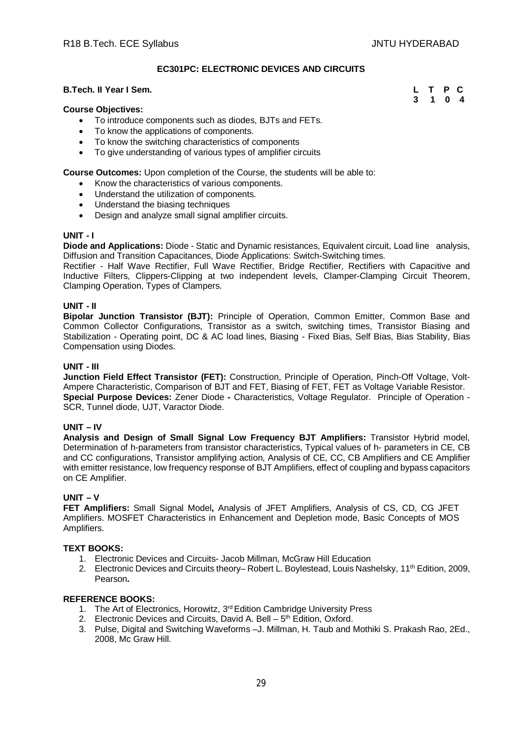## EC301PC: ELECTRONIC DEVICES AND CIRCUITS

**B.Tech. II Year I Sem.**

| L | T | P | C |
|---|---|---|---|
| 3 | 1 | 0 | 4 |

**Course Objectives:**

- To introduce components such as diodes, BJTs and FETs.
- To know the applications of components.
- To know the switching characteristics of components
- To give understanding of various types of amplifier circuits

**Course Outcomes:** Upon completion of the Course, the students will be able to:

- Know the characteristics of various components.
- Understand the utilization of components.
- Understand the biasing techniques
- Design and analyze small signal amplifier circuits.

### UNIT - I

**Diode and Applications:** Diode - Static and Dynamic resistances, Equivalent circuit, Load line analysis, Diffusion and Transition Capacitances, Diode Applications: Switch-Switching times.

Rectifier - Half Wave Rectifier, Full Wave Rectifier, Bridge Rectifier, Rectifiers with Capacitive and Inductive Filters, Clippers-Clipping at two independent levels, Clamper-Clamping Circuit Theorem, Clamping Operation, Types of Clampers.

### UNIT - II

**Bipolar Junction Transistor (BJT):** Principle of Operation, Common Emitter, Common Base and Common Collector Configurations, Transistor as a switch, switching times, Transistor Biasing and Stabilization - Operating point, DC & AC load lines, Biasing - Fixed Bias, Self Bias, Bias Stability, Bias Compensation using Diodes.

### UNIT - III

**Junction Field Effect Transistor (FET):** Construction, Principle of Operation, Pinch-Off Voltage, Volt-Ampere Characteristic, Comparison of BJT and FET, Biasing of FET, FET as Voltage Variable Resistor.

**Special Purpose Devices:** Zener Diode **-** Characteristics, Voltage Regulator. Principle of Operation - SCR, Tunnel diode, UJT, Varactor Diode.

### UNIT – IV

**Analysis and Design of Small Signal Low Frequency BJT Amplifiers:** Transistor Hybrid model, Determination of h-parameters from transistor characteristics, Typical values of h- parameters in CE, CB and CC configurations, Transistor amplifying action, Analysis of CE, CC, CB Amplifiers and CE Amplifier with emitter resistance, low frequency response of BJT Amplifiers, effect of coupling and bypass capacitors on CE Amplifier.

### UNIT – V

**FET Amplifiers:** Small Signal Model**,** Analysis of JFET Amplifiers, Analysis of CS, CD, CG JFET Amplifiers. MOSFET Characteristics in Enhancement and Depletion mode, Basic Concepts of MOS Amplifiers.

**TEXT BOOKS:**

1. Electronic Devices and Circuits- Jacob Millman, McGraw Hill Education
2. Electronic Devices and Circuits theory– Robert L. Boylestead, Louis Nashelsky, 11th Edition, 2009, Pearson**.**

**REFERENCE BOOKS:**

1. The Art of Electronics, Horowitz, 3rd Edition Cambridge University Press
2. Electronic Devices and Circuits, David A. Bell – 5th Edition, Oxford.
3. Pulse, Digital and Switching Waveforms –J. Millman, H. Taub and Mothiki S. Prakash Rao, 2Ed., 2008, Mc Graw Hill.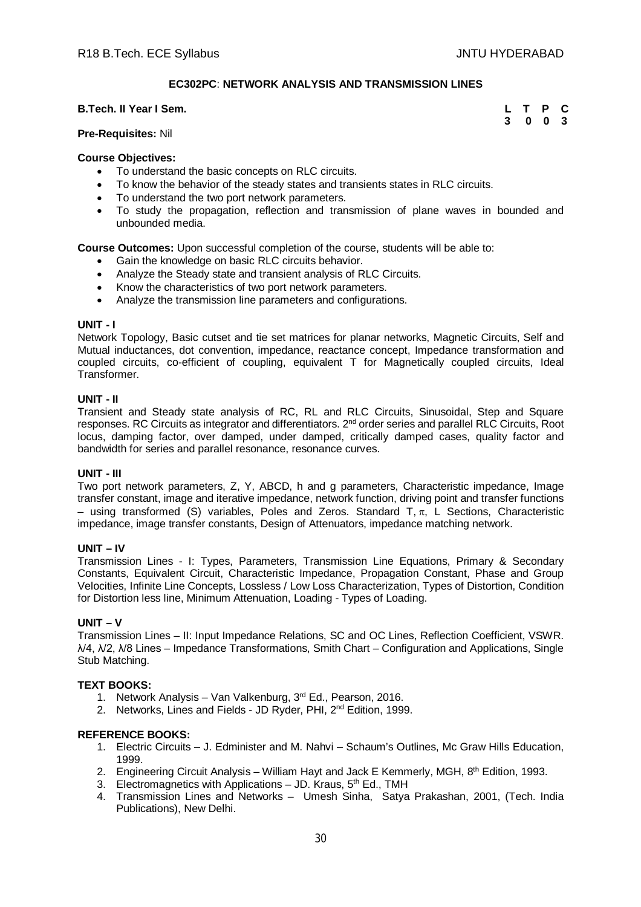## EC302PC: NETWORK ANALYSIS AND TRANSMISSION LINES

**B.Tech. II Year I Sem.**

| L | T | P | C |
|---|---|---|---|
| 3 | 0 | 0 | 3 |

**Pre-Requisites:** Nil

**Course Objectives:**

- To understand the basic concepts on RLC circuits.
- To know the behavior of the steady states and transients states in RLC circuits.
- To understand the two port network parameters.
- To study the propagation, reflection and transmission of plane waves in bounded and unbounded media.

**Course Outcomes:** Upon successful completion of the course, students will be able to:

- Gain the knowledge on basic RLC circuits behavior.
- Analyze the Steady state and transient analysis of RLC Circuits.
- Know the characteristics of two port network parameters.
- Analyze the transmission line parameters and configurations.

### UNIT - I

Network Topology, Basic cutset and tie set matrices for planar networks, Magnetic Circuits, Self and Mutual inductances, dot convention, impedance, reactance concept, Impedance transformation and coupled circuits, co-efficient of coupling, equivalent T for Magnetically coupled circuits, Ideal Transformer.

### UNIT - II

Transient and Steady state analysis of RC, RL and RLC Circuits, Sinusoidal, Step and Square responses. RC Circuits as integrator and differentiators. 2nd order series and parallel RLC Circuits, Root locus, damping factor, over damped, under damped, critically damped cases, quality factor and bandwidth for series and parallel resonance, resonance curves.

### UNIT - III

Two port network parameters, Z, Y, ABCD, h and g parameters, Characteristic impedance, Image transfer constant, image and iterative impedance, network function, driving point and transfer functions – using transformed (S) variables, Poles and Zeros. Standard T, $\pi$, L Sections, Characteristic impedance, image transfer constants, Design of Attenuators, impedance matching network.

### UNIT – IV

Transmission Lines - I: Types, Parameters, Transmission Line Equations, Primary & Secondary Constants, Equivalent Circuit, Characteristic Impedance, Propagation Constant, Phase and Group Velocities, Infinite Line Concepts, Lossless / Low Loss Characterization, Types of Distortion, Condition for Distortion less line, Minimum Attenuation, Loading - Types of Loading.

### UNIT – V

Transmission Lines – II: Input Impedance Relations, SC and OC Lines, Reflection Coefficient, VSWR. $\lambda/4$, $\lambda/2$, $\lambda/8$ Lines – Impedance Transformations, Smith Chart – Configuration and Applications, Single Stub Matching.

**TEXT BOOKS:**

1. Network Analysis – Van Valkenburg, 3rd Ed., Pearson, 2016.
2. Networks, Lines and Fields - JD Ryder, PHI, 2nd Edition, 1999.

**REFERENCE BOOKS:**

1. Electric Circuits – J. Edminister and M. Nahvi – Schaum's Outlines, Mc Graw Hills Education, 1999.
2. Engineering Circuit Analysis – William Hayt and Jack E Kemmerly, MGH, 8th Edition, 1993.
3. Electromagnetics with Applications – JD. Kraus, 5th Ed., TMH
4. Transmission Lines and Networks – Umesh Sinha, Satya Prakashan, 2001, (Tech. India Publications), New Delhi.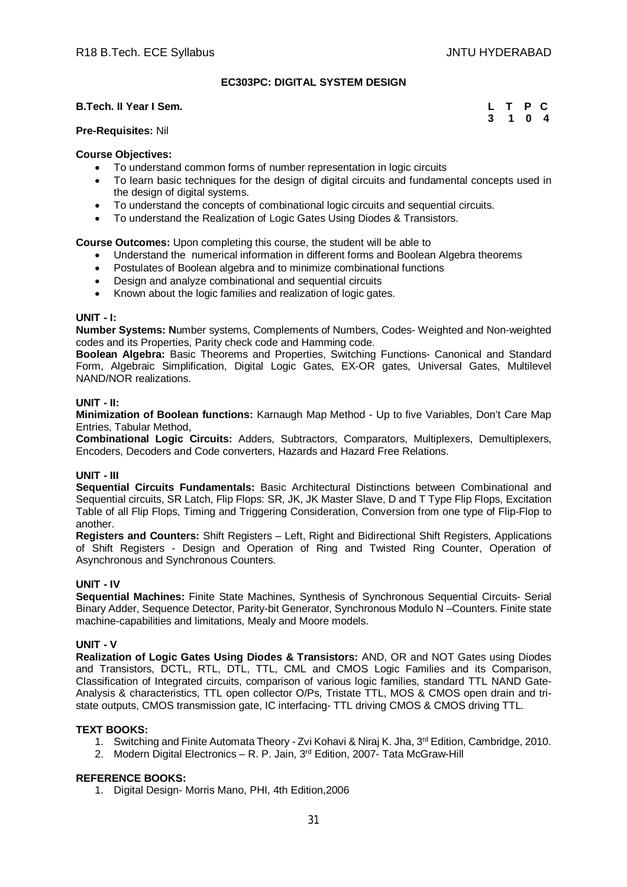## EC303PC: DIGITAL SYSTEM DESIGN

**B.Tech. II Year I Sem.**

| L | T | P | C |
|---|---|---|---|
| 3 | 1 | 0 | 4 |

**Pre-Requisites:** Nil

**Course Objectives:**

- To understand common forms of number representation in logic circuits
- To learn basic techniques for the design of digital circuits and fundamental concepts used in the design of digital systems.
- To understand the concepts of combinational logic circuits and sequential circuits.
- To understand the Realization of Logic Gates Using Diodes & Transistors.

**Course Outcomes:** Upon completing this course, the student will be able to

- Understand the numerical information in different forms and Boolean Algebra theorems
- Postulates of Boolean algebra and to minimize combinational functions
- Design and analyze combinational and sequential circuits
- Known about the logic families and realization of logic gates.

### UNIT - I:

**Number Systems: N**umber systems, Complements of Numbers, Codes- Weighted and Non-weighted codes and its Properties, Parity check code and Hamming code.

**Boolean Algebra:** Basic Theorems and Properties, Switching Functions- Canonical and Standard Form, Algebraic Simplification, Digital Logic Gates, EX-OR gates, Universal Gates, Multilevel NAND/NOR realizations.

### UNIT - II:

**Minimization of Boolean functions:** Karnaugh Map Method - Up to five Variables, Don't Care Map Entries, Tabular Method,

**Combinational Logic Circuits:** Adders, Subtractors, Comparators, Multiplexers, Demultiplexers, Encoders, Decoders and Code converters, Hazards and Hazard Free Relations.

### UNIT - III

**Sequential Circuits Fundamentals:** Basic Architectural Distinctions between Combinational and Sequential circuits, SR Latch, Flip Flops: SR, JK, JK Master Slave, D and T Type Flip Flops, Excitation Table of all Flip Flops, Timing and Triggering Consideration, Conversion from one type of Flip-Flop to another.

**Registers and Counters:** Shift Registers – Left, Right and Bidirectional Shift Registers, Applications of Shift Registers - Design and Operation of Ring and Twisted Ring Counter, Operation of Asynchronous and Synchronous Counters.

### UNIT - IV

**Sequential Machines:** Finite State Machines, Synthesis of Synchronous Sequential Circuits- Serial Binary Adder, Sequence Detector, Parity-bit Generator, Synchronous Modulo N –Counters. Finite state machine-capabilities and limitations, Mealy and Moore models.

### UNIT - V

**Realization of Logic Gates Using Diodes & Transistors:** AND, OR and NOT Gates using Diodes and Transistors, DCTL, RTL, DTL, TTL, CML and CMOS Logic Families and its Comparison, Classification of Integrated circuits, comparison of various logic families, standard TTL NAND Gate-Analysis & characteristics, TTL open collector O/Ps, Tristate TTL, MOS & CMOS open drain and tri-state outputs, CMOS transmission gate, IC interfacing- TTL driving CMOS & CMOS driving TTL.

### TEXT BOOKS:

1. Switching and Finite Automata Theory - Zvi Kohavi & Niraj K. Jha, 3rd Edition, Cambridge, 2010.
2. Modern Digital Electronics – R. P. Jain, 3rd Edition, 2007- Tata McGraw-Hill

### REFERENCE BOOKS:

1. Digital Design- Morris Mano, PHI, 4th Edition,2006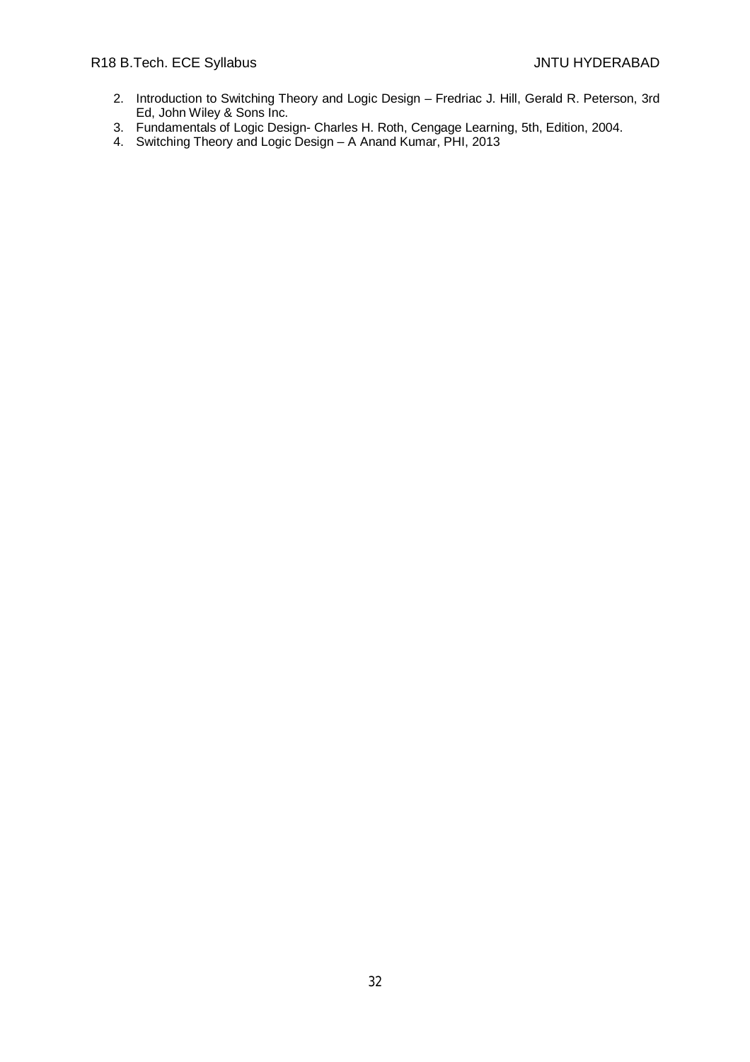2. Introduction to Switching Theory and Logic Design – Fredriac J. Hill, Gerald R. Peterson, 3rd Ed, John Wiley & Sons Inc.
3. Fundamentals of Logic Design- Charles H. Roth, Cengage Learning, 5th, Edition, 2004.
4. Switching Theory and Logic Design – A Anand Kumar, PHI, 2013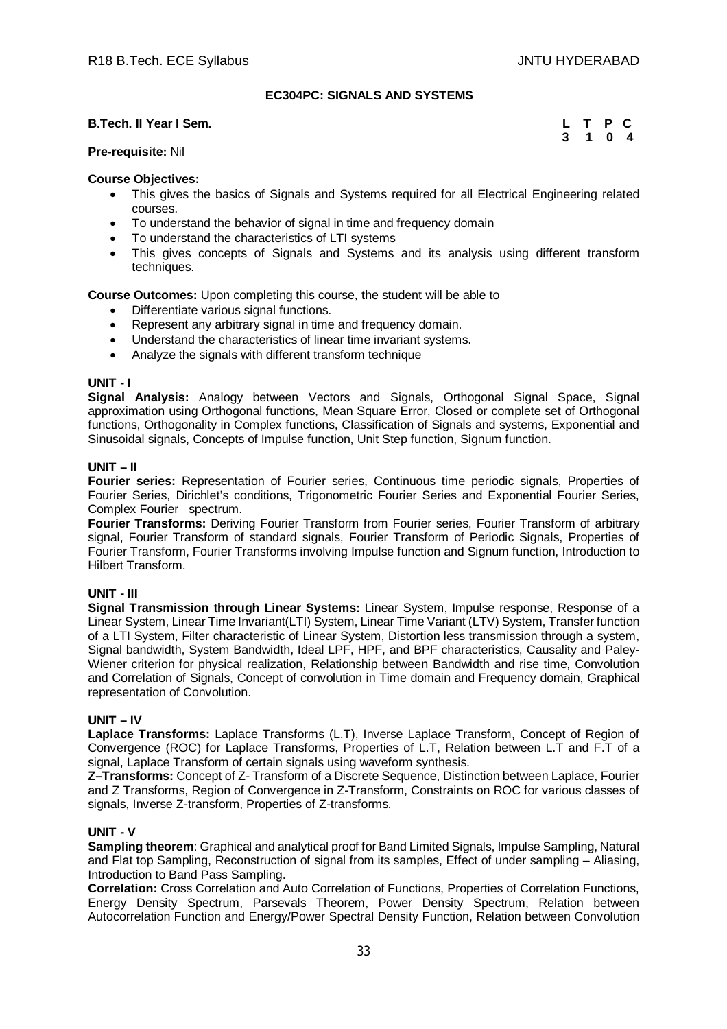## EC304PC: SIGNALS AND SYSTEMS

**B.Tech. II Year I Sem.**

| L | T | P | C |
|---|---|---|---|
| 3 | 1 | 0 | 4 |

**Pre-requisite:** Nil

**Course Objectives:**

- This gives the basics of Signals and Systems required for all Electrical Engineering related courses.
- To understand the behavior of signal in time and frequency domain
- To understand the characteristics of LTI systems
- This gives concepts of Signals and Systems and its analysis using different transform techniques.

**Course Outcomes:** Upon completing this course, the student will be able to

- Differentiate various signal functions.
- Represent any arbitrary signal in time and frequency domain.
- Understand the characteristics of linear time invariant systems.
- Analyze the signals with different transform technique

### UNIT - I

**Signal Analysis:** Analogy between Vectors and Signals, Orthogonal Signal Space, Signal approximation using Orthogonal functions, Mean Square Error, Closed or complete set of Orthogonal functions, Orthogonality in Complex functions, Classification of Signals and systems, Exponential and Sinusoidal signals, Concepts of Impulse function, Unit Step function, Signum function.

### UNIT – II

**Fourier series:** Representation of Fourier series, Continuous time periodic signals, Properties of Fourier Series, Dirichlet's conditions, Trigonometric Fourier Series and Exponential Fourier Series, Complex Fourier spectrum.

**Fourier Transforms:** Deriving Fourier Transform from Fourier series, Fourier Transform of arbitrary signal, Fourier Transform of standard signals, Fourier Transform of Periodic Signals, Properties of Fourier Transform, Fourier Transforms involving Impulse function and Signum function, Introduction to Hilbert Transform.

### UNIT - III

**Signal Transmission through Linear Systems:** Linear System, Impulse response, Response of a Linear System, Linear Time Invariant(LTI) System, Linear Time Variant (LTV) System, Transfer function of a LTI System, Filter characteristic of Linear System, Distortion less transmission through a system, Signal bandwidth, System Bandwidth, Ideal LPF, HPF, and BPF characteristics, Causality and Paley-Wiener criterion for physical realization, Relationship between Bandwidth and rise time, Convolution and Correlation of Signals, Concept of convolution in Time domain and Frequency domain, Graphical representation of Convolution.

### UNIT – IV

**Laplace Transforms:** Laplace Transforms (L.T), Inverse Laplace Transform, Concept of Region of Convergence (ROC) for Laplace Transforms, Properties of L.T, Relation between L.T and F.T of a signal, Laplace Transform of certain signals using waveform synthesis.

**Z–Transforms:** Concept of Z- Transform of a Discrete Sequence, Distinction between Laplace, Fourier and Z Transforms, Region of Convergence in Z-Transform, Constraints on ROC for various classes of signals, Inverse Z-transform, Properties of Z-transforms.

### UNIT - V

**Sampling theorem**: Graphical and analytical proof for Band Limited Signals, Impulse Sampling, Natural and Flat top Sampling, Reconstruction of signal from its samples, Effect of under sampling – Aliasing, Introduction to Band Pass Sampling.

**Correlation:** Cross Correlation and Auto Correlation of Functions, Properties of Correlation Functions, Energy Density Spectrum, Parsevals Theorem, Power Density Spectrum, Relation between Autocorrelation Function and Energy/Power Spectral Density Function, Relation between Convolution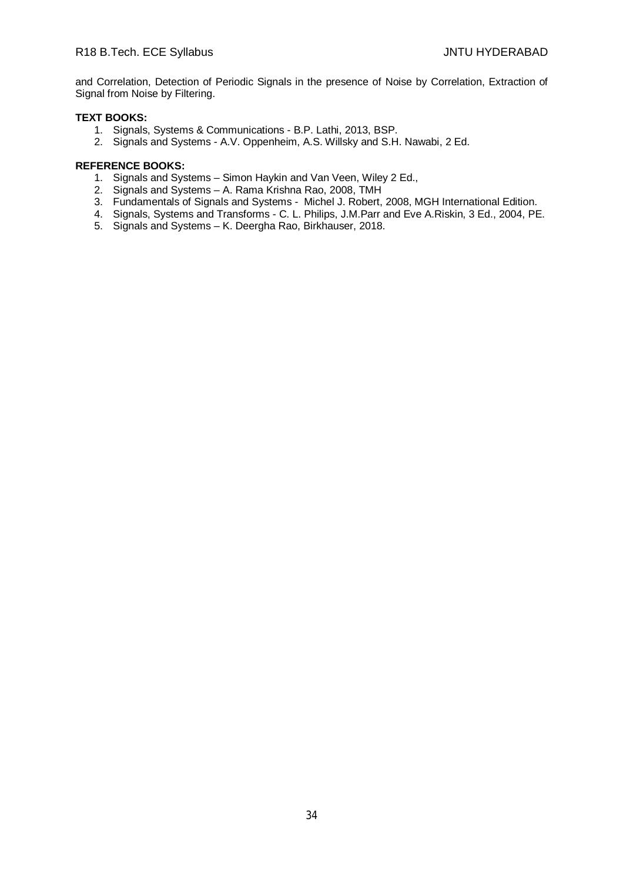and Correlation, Detection of Periodic Signals in the presence of Noise by Correlation, Extraction of Signal from Noise by Filtering.

**TEXT BOOKS:**

1. Signals, Systems & Communications - B.P. Lathi, 2013, BSP.
2. Signals and Systems - A.V. Oppenheim, A.S. Willsky and S.H. Nawabi, 2 Ed.

**REFERENCE BOOKS:**

1. Signals and Systems – Simon Haykin and Van Veen, Wiley 2 Ed.,
2. Signals and Systems – A. Rama Krishna Rao, 2008, TMH
3. Fundamentals of Signals and Systems - Michel J. Robert, 2008, MGH International Edition.
4. Signals, Systems and Transforms - C. L. Philips, J.M.Parr and Eve A.Riskin, 3 Ed., 2004, PE.
5. Signals and Systems – K. Deergha Rao, Birkhauser, 2018.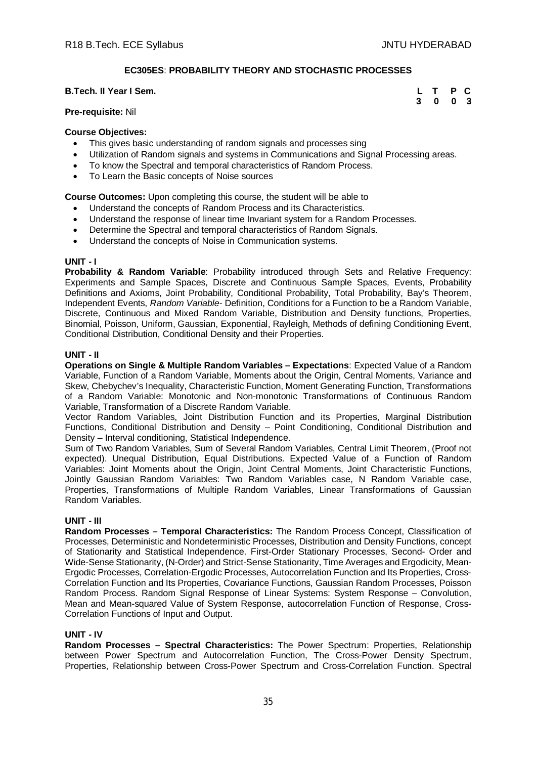## EC305ES: PROBABILITY THEORY AND STOCHASTIC PROCESSES

**B.Tech. II Year I Sem.**

| L | T | P | C |
|---|---|---|---|
| 3 | 0 | 0 | 3 |

**Pre-requisite:** Nil

**Course Objectives:**

- This gives basic understanding of random signals and processes sing
- Utilization of Random signals and systems in Communications and Signal Processing areas.
- To know the Spectral and temporal characteristics of Random Process.
- To Learn the Basic concepts of Noise sources

**Course Outcomes:** Upon completing this course, the student will be able to

- Understand the concepts of Random Process and its Characteristics.
- Understand the response of linear time Invariant system for a Random Processes.
- Determine the Spectral and temporal characteristics of Random Signals.
- Understand the concepts of Noise in Communication systems.

### UNIT - I

**Probability & Random Variable**: Probability introduced through Sets and Relative Frequency: Experiments and Sample Spaces, Discrete and Continuous Sample Spaces, Events, Probability Definitions and Axioms, Joint Probability, Conditional Probability, Total Probability, Bay's Theorem, Independent Events, *Random Variable*- Definition, Conditions for a Function to be a Random Variable, Discrete, Continuous and Mixed Random Variable, Distribution and Density functions, Properties, Binomial, Poisson, Uniform, Gaussian, Exponential, Rayleigh, Methods of defining Conditioning Event, Conditional Distribution, Conditional Density and their Properties.

### UNIT - II

**Operations on Single & Multiple Random Variables – Expectations**: Expected Value of a Random Variable, Function of a Random Variable, Moments about the Origin, Central Moments, Variance and Skew, Chebychev's Inequality, Characteristic Function, Moment Generating Function, Transformations of a Random Variable: Monotonic and Non-monotonic Transformations of Continuous Random Variable, Transformation of a Discrete Random Variable.

Vector Random Variables, Joint Distribution Function and its Properties, Marginal Distribution Functions, Conditional Distribution and Density – Point Conditioning, Conditional Distribution and Density – Interval conditioning, Statistical Independence.

Sum of Two Random Variables, Sum of Several Random Variables, Central Limit Theorem, (Proof not expected). Unequal Distribution, Equal Distributions. Expected Value of a Function of Random Variables: Joint Moments about the Origin, Joint Central Moments, Joint Characteristic Functions, Jointly Gaussian Random Variables: Two Random Variables case, N Random Variable case, Properties, Transformations of Multiple Random Variables, Linear Transformations of Gaussian Random Variables.

### UNIT - III

**Random Processes – Temporal Characteristics:** The Random Process Concept, Classification of Processes, Deterministic and Nondeterministic Processes, Distribution and Density Functions, concept of Stationarity and Statistical Independence. First-Order Stationary Processes, Second- Order and Wide-Sense Stationarity, (N-Order) and Strict-Sense Stationarity, Time Averages and Ergodicity, Mean-Ergodic Processes, Correlation-Ergodic Processes, Autocorrelation Function and Its Properties, Cross-Correlation Function and Its Properties, Covariance Functions, Gaussian Random Processes, Poisson Random Process. Random Signal Response of Linear Systems: System Response – Convolution, Mean and Mean-squared Value of System Response, autocorrelation Function of Response, Cross-Correlation Functions of Input and Output.

### UNIT - IV

**Random Processes – Spectral Characteristics:** The Power Spectrum: Properties, Relationship between Power Spectrum and Autocorrelation Function, The Cross-Power Density Spectrum, Properties, Relationship between Cross-Power Spectrum and Cross-Correlation Function. Spectral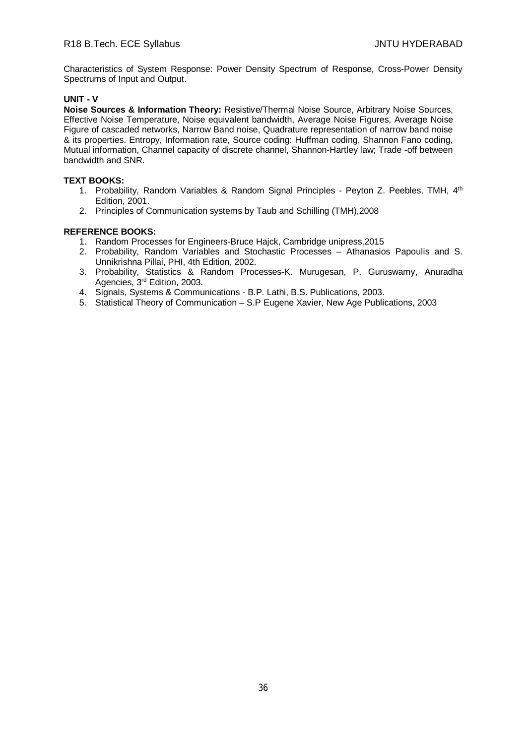Characteristics of System Response: Power Density Spectrum of Response, Cross-Power Density Spectrums of Input and Output.

**UNIT - V**

**Noise Sources & Information Theory:** Resistive/Thermal Noise Source, Arbitrary Noise Sources, Effective Noise Temperature, Noise equivalent bandwidth, Average Noise Figures, Average Noise Figure of cascaded networks, Narrow Band noise, Quadrature representation of narrow band noise & its properties. Entropy, Information rate, Source coding: Huffman coding, Shannon Fano coding, Mutual information, Channel capacity of discrete channel, Shannon-Hartley law; Trade -off between bandwidth and SNR.

**TEXT BOOKS:**

1. Probability, Random Variables & Random Signal Principles - Peyton Z. Peebles, TMH, 4th Edition, 2001.
2. Principles of Communication systems by Taub and Schilling (TMH),2008

**REFERENCE BOOKS:**

1. Random Processes for Engineers-Bruce Hajck, Cambridge unipress,2015
2. Probability, Random Variables and Stochastic Processes – Athanasios Papoulis and S. Unnikrishna Pillai, PHI, 4th Edition, 2002.
3. Probability, Statistics & Random Processes-K. Murugesan, P. Guruswamy, Anuradha Agencies, 3rd Edition, 2003.
4. Signals, Systems & Communications - B.P. Lathi, B.S. Publications, 2003.
5. Statistical Theory of Communication – S.P Eugene Xavier, New Age Publications, 2003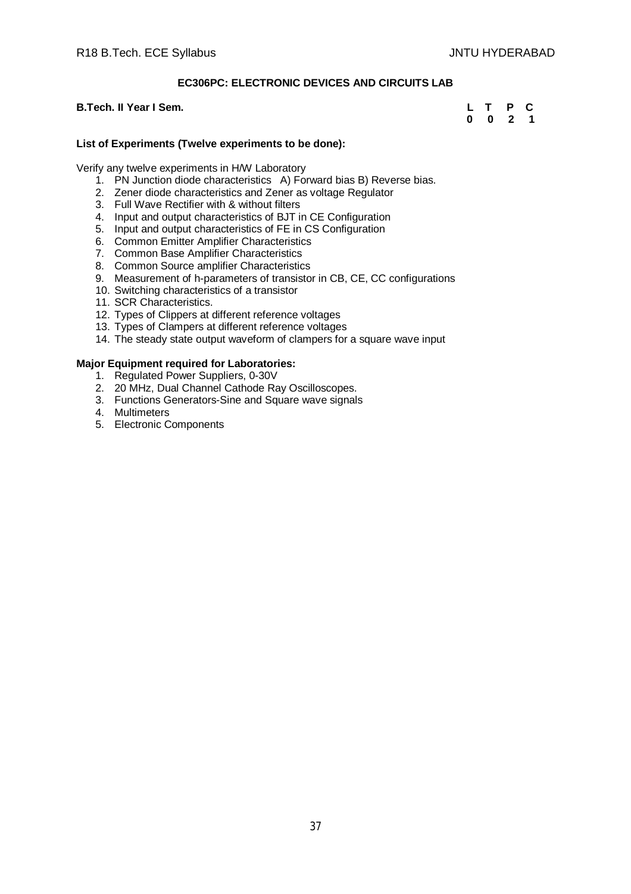## EC306PC: ELECTRONIC DEVICES AND CIRCUITS LAB

**B.Tech. II Year I Sem.**

| L | T | P | C |
|---|---|---|---|
| 0 | 0 | 2 | 1 |

**List of Experiments (Twelve experiments to be done):**

Verify any twelve experiments in H/W Laboratory

1. PN Junction diode characteristics A) Forward bias B) Reverse bias.
2. Zener diode characteristics and Zener as voltage Regulator
3. Full Wave Rectifier with & without filters
4. Input and output characteristics of BJT in CE Configuration
5. Input and output characteristics of FE in CS Configuration
6. Common Emitter Amplifier Characteristics
7. Common Base Amplifier Characteristics
8. Common Source amplifier Characteristics
9. Measurement of h-parameters of transistor in CB, CE, CC configurations
10. Switching characteristics of a transistor
11. SCR Characteristics.
12. Types of Clippers at different reference voltages
13. Types of Clampers at different reference voltages
14. The steady state output waveform of clampers for a square wave input

**Major Equipment required for Laboratories:**

1. Regulated Power Suppliers, 0-30V
2. 20 MHz, Dual Channel Cathode Ray Oscilloscopes.
3. Functions Generators-Sine and Square wave signals
4. Multimeters
5. Electronic Components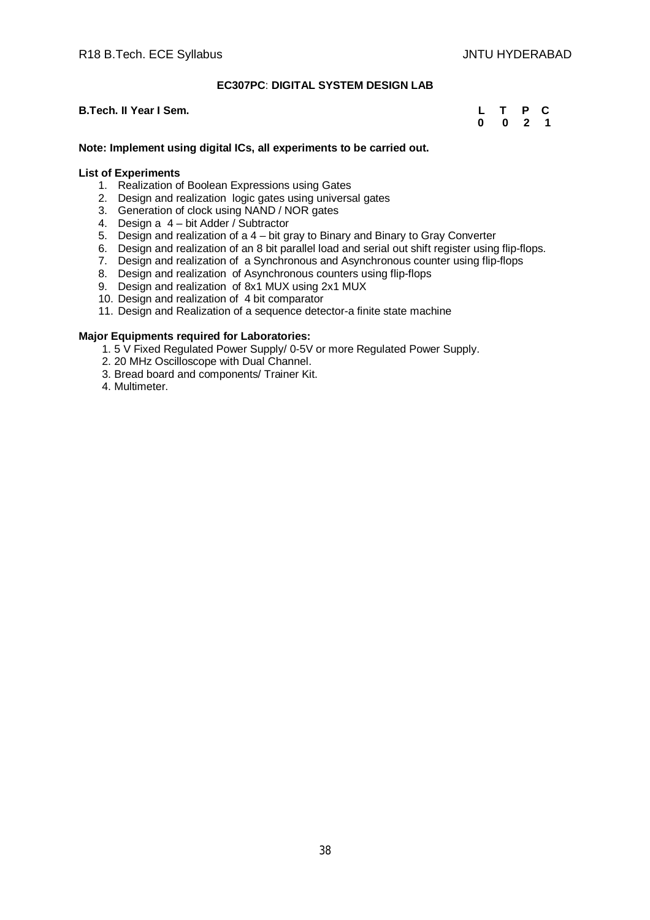## EC307PC: DIGITAL SYSTEM DESIGN LAB

**B.Tech. II Year I Sem.**

| L | T | P | C |
|---|---|---|---|
| 0 | 0 | 2 | 1 |

**Note: Implement using digital ICs, all experiments to be carried out.**

**List of Experiments**

1. Realization of Boolean Expressions using Gates
2. Design and realization logic gates using universal gates
3. Generation of clock using NAND / NOR gates
4. Design a 4 – bit Adder / Subtractor
5. Design and realization of a 4 – bit gray to Binary and Binary to Gray Converter
6. Design and realization of an 8 bit parallel load and serial out shift register using flip-flops.
7. Design and realization of a Synchronous and Asynchronous counter using flip-flops
8. Design and realization of Asynchronous counters using flip-flops
9. Design and realization of 8x1 MUX using 2x1 MUX
10. Design and realization of 4 bit comparator
11. Design and Realization of a sequence detector-a finite state machine

**Major Equipments required for Laboratories:**

1. 5 V Fixed Regulated Power Supply/ 0-5V or more Regulated Power Supply.
2. 20 MHz Oscilloscope with Dual Channel.
3. Bread board and components/ Trainer Kit.
4. Multimeter.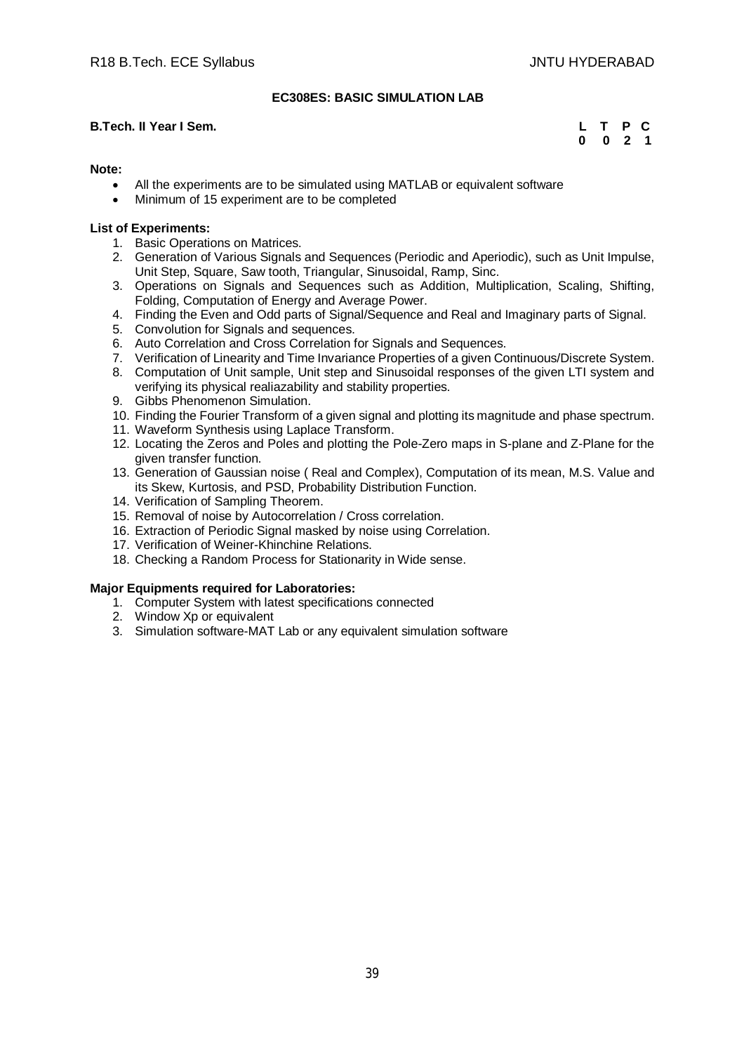## EC308ES: BASIC SIMULATION LAB

**B.Tech. II Year I Sem.**

| L | T | P | C |
|---|---|---|---|
| 0 | 0 | 2 | 1 |

**Note:**

- All the experiments are to be simulated using MATLAB or equivalent software
- Minimum of 15 experiment are to be completed

**List of Experiments:**

1. Basic Operations on Matrices.
2. Generation of Various Signals and Sequences (Periodic and Aperiodic), such as Unit Impulse, Unit Step, Square, Saw tooth, Triangular, Sinusoidal, Ramp, Sinc.
3. Operations on Signals and Sequences such as Addition, Multiplication, Scaling, Shifting, Folding, Computation of Energy and Average Power.
4. Finding the Even and Odd parts of Signal/Sequence and Real and Imaginary parts of Signal.
5. Convolution for Signals and sequences.
6. Auto Correlation and Cross Correlation for Signals and Sequences.
7. Verification of Linearity and Time Invariance Properties of a given Continuous/Discrete System.
8. Computation of Unit sample, Unit step and Sinusoidal responses of the given LTI system and verifying its physical realiazability and stability properties.
9. Gibbs Phenomenon Simulation.
10. Finding the Fourier Transform of a given signal and plotting its magnitude and phase spectrum.
11. Waveform Synthesis using Laplace Transform.
12. Locating the Zeros and Poles and plotting the Pole-Zero maps in S-plane and Z-Plane for the given transfer function.
13. Generation of Gaussian noise ( Real and Complex), Computation of its mean, M.S. Value and its Skew, Kurtosis, and PSD, Probability Distribution Function.
14. Verification of Sampling Theorem.
15. Removal of noise by Autocorrelation / Cross correlation.
16. Extraction of Periodic Signal masked by noise using Correlation.
17. Verification of Weiner-Khinchine Relations.
18. Checking a Random Process for Stationarity in Wide sense.

**Major Equipments required for Laboratories:**

1. Computer System with latest specifications connected
2. Window Xp or equivalent
3. Simulation software-MAT Lab or any equivalent simulation software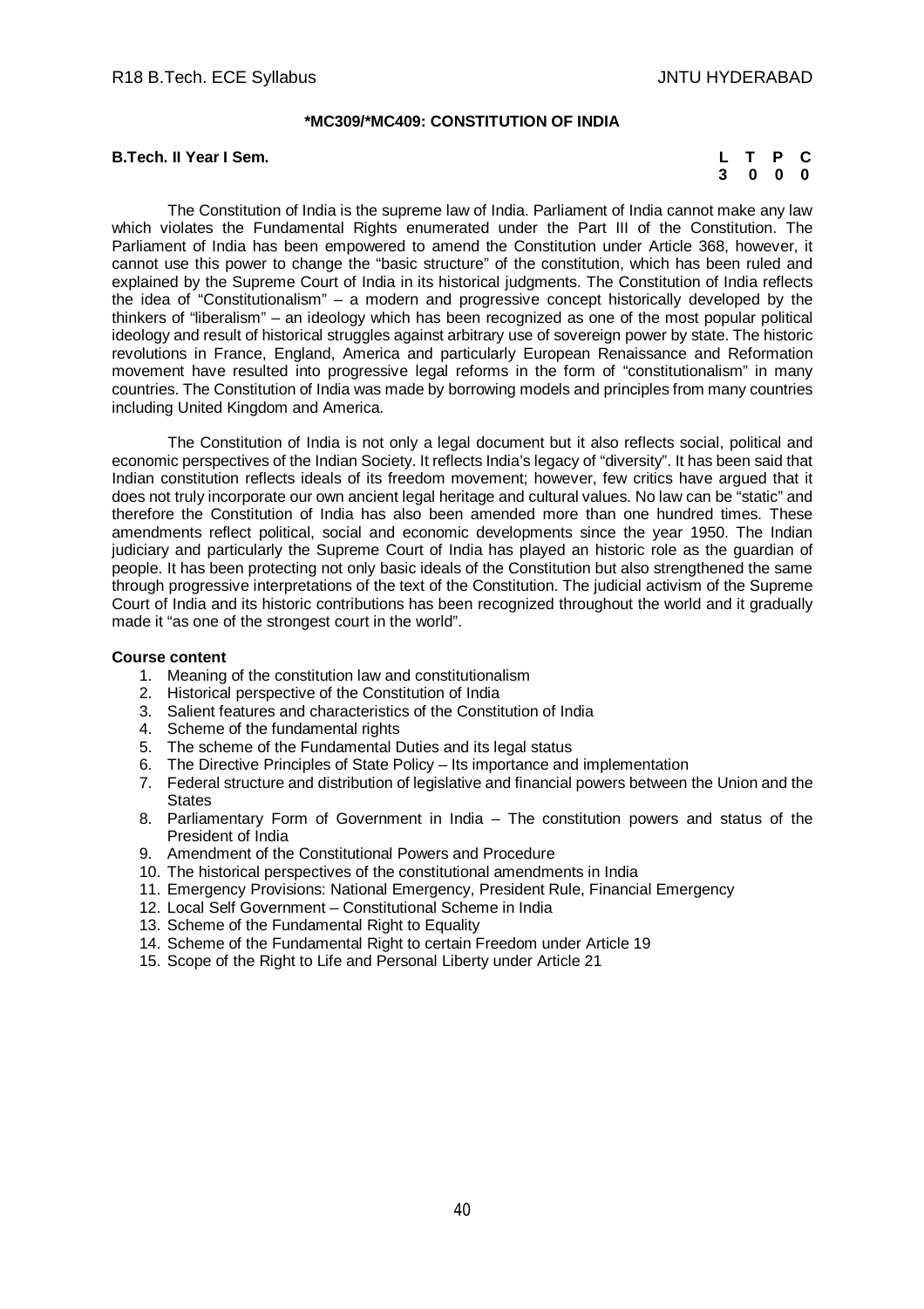## *MC309/*MC409: CONSTITUTION OF INDIA

**B.Tech. II Year I Sem.**

| L | T | P | C |
|---|---|---|---|
| 3 | 0 | 0 | 0 |

The Constitution of India is the supreme law of India. Parliament of India cannot make any law which violates the Fundamental Rights enumerated under the Part III of the Constitution. The Parliament of India has been empowered to amend the Constitution under Article 368, however, it cannot use this power to change the "basic structure" of the constitution, which has been ruled and explained by the Supreme Court of India in its historical judgments. The Constitution of India reflects the idea of "Constitutionalism" – a modern and progressive concept historically developed by the thinkers of "liberalism" – an ideology which has been recognized as one of the most popular political ideology and result of historical struggles against arbitrary use of sovereign power by state. The historic revolutions in France, England, America and particularly European Renaissance and Reformation movement have resulted into progressive legal reforms in the form of "constitutionalism" in many countries. The Constitution of India was made by borrowing models and principles from many countries including United Kingdom and America.

The Constitution of India is not only a legal document but it also reflects social, political and economic perspectives of the Indian Society. It reflects India's legacy of "diversity". It has been said that Indian constitution reflects ideals of its freedom movement; however, few critics have argued that it does not truly incorporate our own ancient legal heritage and cultural values. No law can be "static" and therefore the Constitution of India has also been amended more than one hundred times. These amendments reflect political, social and economic developments since the year 1950. The Indian judiciary and particularly the Supreme Court of India has played an historic role as the guardian of people. It has been protecting not only basic ideals of the Constitution but also strengthened the same through progressive interpretations of the text of the Constitution. The judicial activism of the Supreme Court of India and its historic contributions has been recognized throughout the world and it gradually made it "as one of the strongest court in the world".

**Course content**

1. Meaning of the constitution law and constitutionalism
2. Historical perspective of the Constitution of India
3. Salient features and characteristics of the Constitution of India
4. Scheme of the fundamental rights
5. The scheme of the Fundamental Duties and its legal status
6. The Directive Principles of State Policy – Its importance and implementation
7. Federal structure and distribution of legislative and financial powers between the Union and the States
8. Parliamentary Form of Government in India – The constitution powers and status of the President of India
9. Amendment of the Constitutional Powers and Procedure
10. The historical perspectives of the constitutional amendments in India
11. Emergency Provisions: National Emergency, President Rule, Financial Emergency
12. Local Self Government – Constitutional Scheme in India
13. Scheme of the Fundamental Right to Equality
14. Scheme of the Fundamental Right to certain Freedom under Article 19
15. Scope of the Right to Life and Personal Liberty under Article 21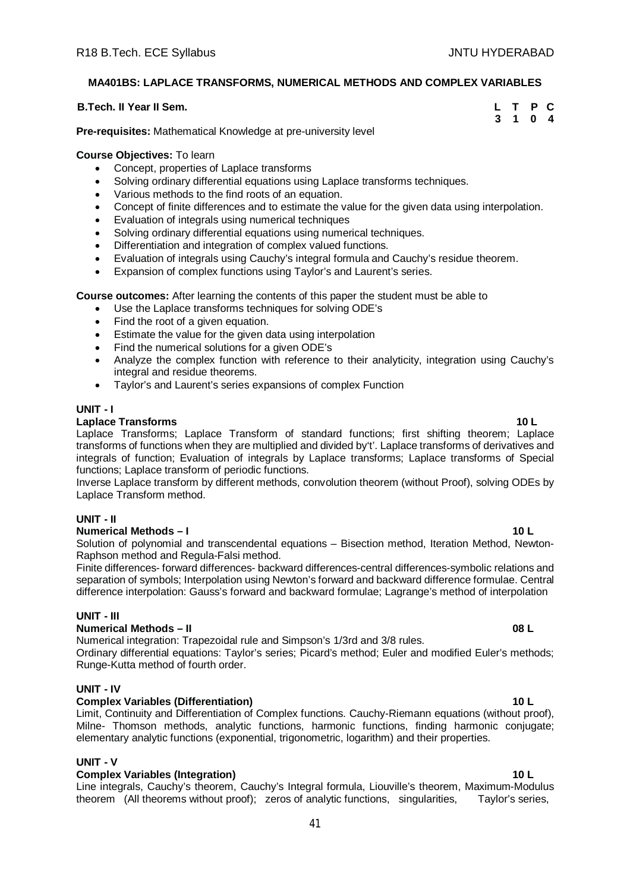## MA401BS: LAPLACE TRANSFORMS, NUMERICAL METHODS AND COMPLEX VARIABLES

**B.Tech. II Year II Sem.**

| L | T | P | C |
|---|---|---|---|
| 3 | 1 | 0 | 4 |

**Pre-requisites:** Mathematical Knowledge at pre-university level

**Course Objectives:** To learn

- Concept, properties of Laplace transforms
- Solving ordinary differential equations using Laplace transforms techniques.
- Various methods to the find roots of an equation.
- Concept of finite differences and to estimate the value for the given data using interpolation.
- Evaluation of integrals using numerical techniques
- Solving ordinary differential equations using numerical techniques.
- Differentiation and integration of complex valued functions.
- Evaluation of integrals using Cauchy's integral formula and Cauchy's residue theorem.
- Expansion of complex functions using Taylor's and Laurent's series.

**Course outcomes:** After learning the contents of this paper the student must be able to

- Use the Laplace transforms techniques for solving ODE's
- Find the root of a given equation.
- Estimate the value for the given data using interpolation
- Find the numerical solutions for a given ODE's
- Analyze the complex function with reference to their analyticity, integration using Cauchy's integral and residue theorems.
- Taylor's and Laurent's series expansions of complex Function

### UNIT - I

**Laplace Transforms** **10 L**

Laplace Transforms; Laplace Transform of standard functions; first shifting theorem; Laplace transforms of functions when they are multiplied and divided by't'. Laplace transforms of derivatives and integrals of function; Evaluation of integrals by Laplace transforms; Laplace transforms of Special functions; Laplace transform of periodic functions.

Inverse Laplace transform by different methods, convolution theorem (without Proof), solving ODEs by Laplace Transform method.

### UNIT - II

**Numerical Methods – I** **10 L**

Solution of polynomial and transcendental equations – Bisection method, Iteration Method, Newton-Raphson method and Regula-Falsi method.

Finite differences- forward differences- backward differences-central differences-symbolic relations and separation of symbols; Interpolation using Newton's forward and backward difference formulae. Central difference interpolation: Gauss's forward and backward formulae; Lagrange's method of interpolation

### UNIT - III

**Numerical Methods – II** **08 L**

Numerical integration: Trapezoidal rule and Simpson's 1/3rd and 3/8 rules.

Ordinary differential equations: Taylor's series; Picard's method; Euler and modified Euler's methods; Runge-Kutta method of fourth order.

### UNIT - IV

**Complex Variables (Differentiation)** **10 L**

Limit, Continuity and Differentiation of Complex functions. Cauchy-Riemann equations (without proof), Milne- Thomson methods, analytic functions, harmonic functions, finding harmonic conjugate; elementary analytic functions (exponential, trigonometric, logarithm) and their properties.

### UNIT - V

**Complex Variables (Integration)** **10 L**

Line integrals, Cauchy's theorem, Cauchy's Integral formula, Liouville's theorem, Maximum-Modulus theorem (All theorems without proof); zeros of analytic functions, singularities, Taylor's series,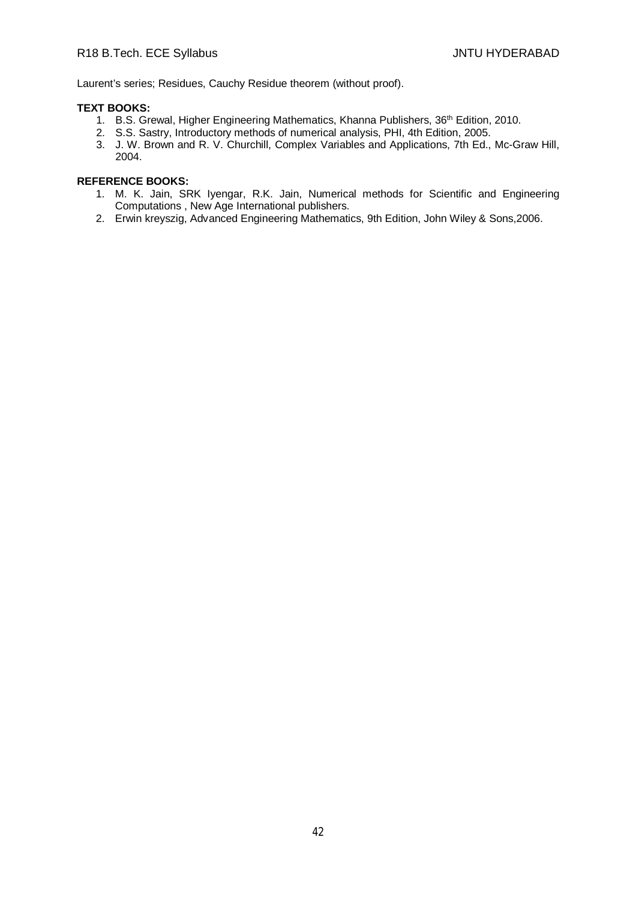Laurent's series; Residues, Cauchy Residue theorem (without proof).

**TEXT BOOKS:**

1. B.S. Grewal, Higher Engineering Mathematics, Khanna Publishers, 36th Edition, 2010.
2. S.S. Sastry, Introductory methods of numerical analysis, PHI, 4th Edition, 2005.
3. J. W. Brown and R. V. Churchill, Complex Variables and Applications, 7th Ed., Mc-Graw Hill, 2004.

**REFERENCE BOOKS:**

1. M. K. Jain, SRK Iyengar, R.K. Jain, Numerical methods for Scientific and Engineering Computations , New Age International publishers.
2. Erwin kreyszig, Advanced Engineering Mathematics, 9th Edition, John Wiley & Sons,2006.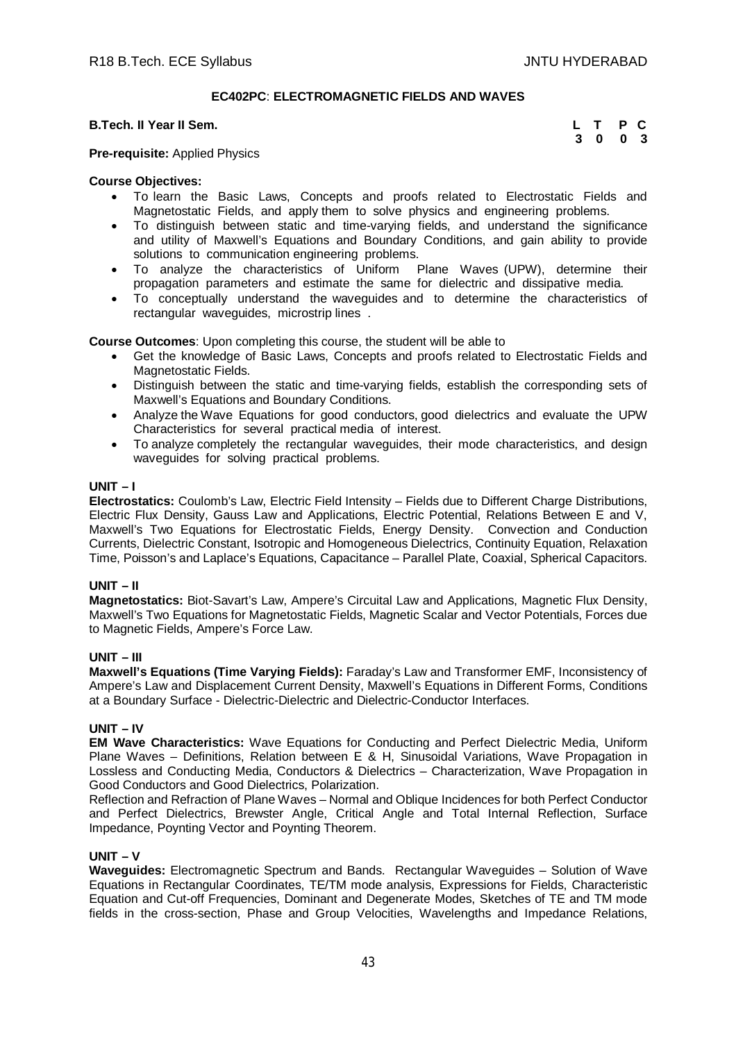**EC402PC**: **ELECTROMAGNETIC FIELDS AND WAVES**

**B.Tech. II Year II Sem.**

| L | T | P | C |
|---|---|---|---|
| 3 | 0 | 0 | 3 |

**Pre-requisite:** Applied Physics

**Course Objectives:**

- To learn the Basic Laws, Concepts and proofs related to Electrostatic Fields and Magnetostatic Fields, and apply them to solve physics and engineering problems.
- To distinguish between static and time-varying fields, and understand the significance and utility of Maxwell's Equations and Boundary Conditions, and gain ability to provide solutions to communication engineering problems.
- To analyze the characteristics of Uniform Plane Waves (UPW), determine their propagation parameters and estimate the same for dielectric and dissipative media.
- To conceptually understand the waveguides and to determine the characteristics of rectangular waveguides, microstrip lines .

**Course Outcomes**: Upon completing this course, the student will be able to

- Get the knowledge of Basic Laws, Concepts and proofs related to Electrostatic Fields and Magnetostatic Fields.
- Distinguish between the static and time-varying fields, establish the corresponding sets of Maxwell's Equations and Boundary Conditions.
- Analyze the Wave Equations for good conductors, good dielectrics and evaluate the UPW Characteristics for several practical media of interest.
- To analyze completely the rectangular waveguides, their mode characteristics, and design waveguides for solving practical problems.

**UNIT – I**

**Electrostatics:** Coulomb's Law, Electric Field Intensity – Fields due to Different Charge Distributions, Electric Flux Density, Gauss Law and Applications, Electric Potential, Relations Between E and V, Maxwell's Two Equations for Electrostatic Fields, Energy Density. Convection and Conduction Currents, Dielectric Constant, Isotropic and Homogeneous Dielectrics, Continuity Equation, Relaxation Time, Poisson's and Laplace's Equations, Capacitance – Parallel Plate, Coaxial, Spherical Capacitors.

**UNIT – II**

**Magnetostatics:** Biot-Savart's Law, Ampere's Circuital Law and Applications, Magnetic Flux Density, Maxwell's Two Equations for Magnetostatic Fields, Magnetic Scalar and Vector Potentials, Forces due to Magnetic Fields, Ampere's Force Law.

**UNIT – III**

**Maxwell's Equations (Time Varying Fields):** Faraday's Law and Transformer EMF, Inconsistency of Ampere's Law and Displacement Current Density, Maxwell's Equations in Different Forms, Conditions at a Boundary Surface - Dielectric-Dielectric and Dielectric-Conductor Interfaces.

**UNIT – IV**

**EM Wave Characteristics:** Wave Equations for Conducting and Perfect Dielectric Media, Uniform Plane Waves – Definitions, Relation between E & H, Sinusoidal Variations, Wave Propagation in Lossless and Conducting Media, Conductors & Dielectrics – Characterization, Wave Propagation in Good Conductors and Good Dielectrics, Polarization.

Reflection and Refraction of Plane Waves – Normal and Oblique Incidences for both Perfect Conductor and Perfect Dielectrics, Brewster Angle, Critical Angle and Total Internal Reflection, Surface Impedance, Poynting Vector and Poynting Theorem.

**UNIT – V**

**Waveguides:** Electromagnetic Spectrum and Bands. Rectangular Waveguides – Solution of Wave Equations in Rectangular Coordinates, TE/TM mode analysis, Expressions for Fields, Characteristic Equation and Cut-off Frequencies, Dominant and Degenerate Modes, Sketches of TE and TM mode fields in the cross-section, Phase and Group Velocities, Wavelengths and Impedance Relations,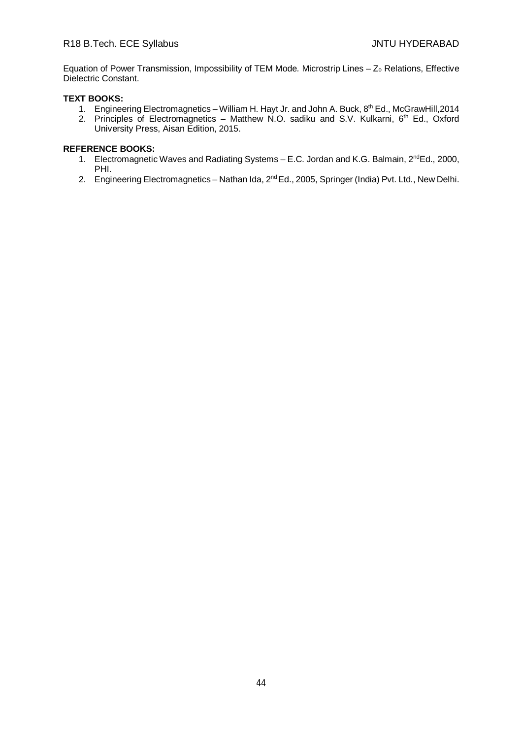Equation of Power Transmission, Impossibility of TEM Mode. Microstrip Lines – $Z_o$ Relations, Effective Dielectric Constant.

**TEXT BOOKS:**

1. Engineering Electromagnetics – William H. Hayt Jr. and John A. Buck, 8th Ed., McGrawHill,2014
2. Principles of Electromagnetics – Matthew N.O. sadiku and S.V. Kulkarni, 6th Ed., Oxford University Press, Aisan Edition, 2015.

**REFERENCE BOOKS:**

1. Electromagnetic Waves and Radiating Systems – E.C. Jordan and K.G. Balmain, 2ndEd., 2000, PHI.
2. Engineering Electromagnetics – Nathan Ida, 2nd Ed., 2005, Springer (India) Pvt. Ltd., New Delhi.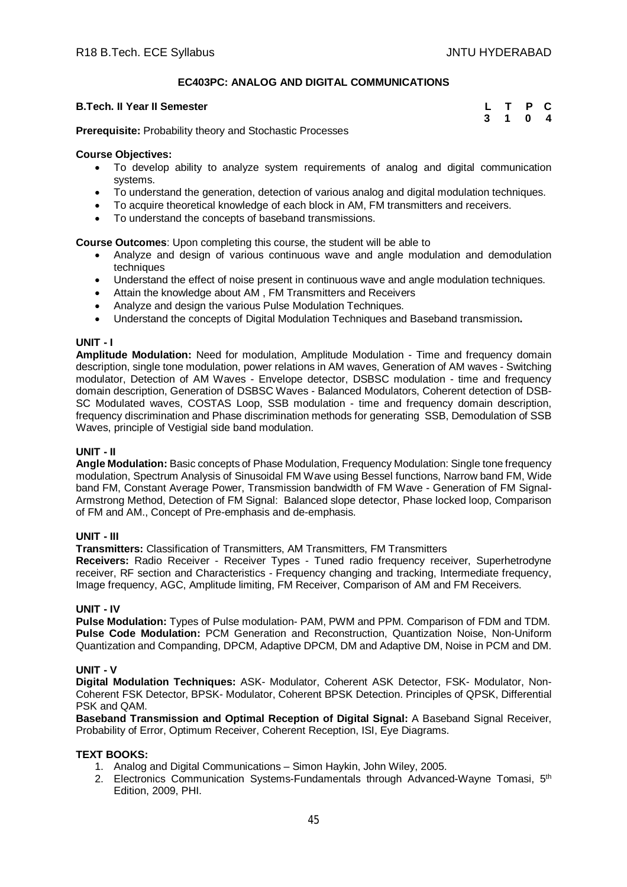## EC403PC: ANALOG AND DIGITAL COMMUNICATIONS

**B.Tech. II Year II Semester**

| L | T | P | C |
|---|---|---|---|
| 3 | 1 | 0 | 4 |

**Prerequisite:** Probability theory and Stochastic Processes

**Course Objectives:**

- To develop ability to analyze system requirements of analog and digital communication systems.
- To understand the generation, detection of various analog and digital modulation techniques.
- To acquire theoretical knowledge of each block in AM, FM transmitters and receivers.
- To understand the concepts of baseband transmissions.

**Course Outcomes**: Upon completing this course, the student will be able to

- Analyze and design of various continuous wave and angle modulation and demodulation techniques
- Understand the effect of noise present in continuous wave and angle modulation techniques.
- Attain the knowledge about AM , FM Transmitters and Receivers
- Analyze and design the various Pulse Modulation Techniques.
- Understand the concepts of Digital Modulation Techniques and Baseband transmission**.**

### UNIT - I

**Amplitude Modulation:** Need for modulation, Amplitude Modulation - Time and frequency domain description, single tone modulation, power relations in AM waves, Generation of AM waves - Switching modulator, Detection of AM Waves - Envelope detector, DSBSC modulation - time and frequency domain description, Generation of DSBSC Waves - Balanced Modulators, Coherent detection of DSB-SC Modulated waves, COSTAS Loop, SSB modulation - time and frequency domain description, frequency discrimination and Phase discrimination methods for generating SSB, Demodulation of SSB Waves, principle of Vestigial side band modulation.

### UNIT - II

**Angle Modulation:** Basic concepts of Phase Modulation, Frequency Modulation: Single tone frequency modulation, Spectrum Analysis of Sinusoidal FM Wave using Bessel functions, Narrow band FM, Wide band FM, Constant Average Power, Transmission bandwidth of FM Wave - Generation of FM Signal- Armstrong Method, Detection of FM Signal: Balanced slope detector, Phase locked loop, Comparison of FM and AM., Concept of Pre-emphasis and de-emphasis.

### UNIT - III

**Transmitters:** Classification of Transmitters, AM Transmitters, FM Transmitters

**Receivers:** Radio Receiver - Receiver Types - Tuned radio frequency receiver, Superhetrodyne receiver, RF section and Characteristics - Frequency changing and tracking, Intermediate frequency, Image frequency, AGC, Amplitude limiting, FM Receiver, Comparison of AM and FM Receivers.

### UNIT - IV

**Pulse Modulation:** Types of Pulse modulation- PAM, PWM and PPM. Comparison of FDM and TDM.
**Pulse Code Modulation:** PCM Generation and Reconstruction, Quantization Noise, Non-Uniform Quantization and Companding, DPCM, Adaptive DPCM, DM and Adaptive DM, Noise in PCM and DM.

### UNIT - V

**Digital Modulation Techniques:** ASK- Modulator, Coherent ASK Detector, FSK- Modulator, Non-Coherent FSK Detector, BPSK- Modulator, Coherent BPSK Detection. Principles of QPSK, Differential PSK and QAM.

**Baseband Transmission and Optimal Reception of Digital Signal:** A Baseband Signal Receiver, Probability of Error, Optimum Receiver, Coherent Reception, ISI, Eye Diagrams.

### TEXT BOOKS:

1. Analog and Digital Communications – Simon Haykin, John Wiley, 2005.
2. Electronics Communication Systems-Fundamentals through Advanced-Wayne Tomasi, 5th Edition, 2009, PHI.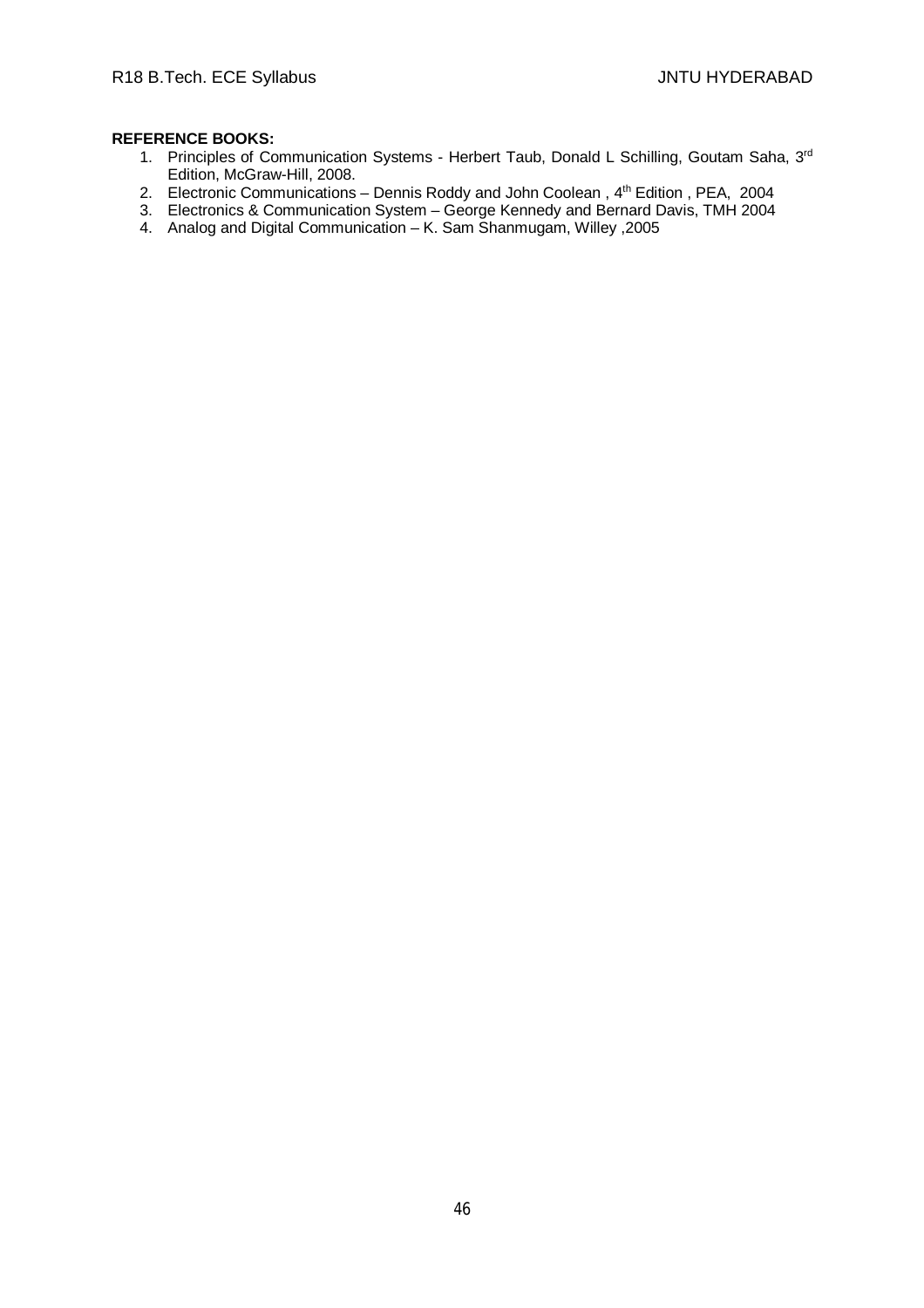**REFERENCE BOOKS:**

1. Principles of Communication Systems - Herbert Taub, Donald L Schilling, Goutam Saha, 3rd Edition, McGraw-Hill, 2008.
2. Electronic Communications – Dennis Roddy and John Coolean , 4th Edition , PEA, 2004
3. Electronics & Communication System – George Kennedy and Bernard Davis, TMH 2004
4. Analog and Digital Communication – K. Sam Shanmugam, Willey ,2005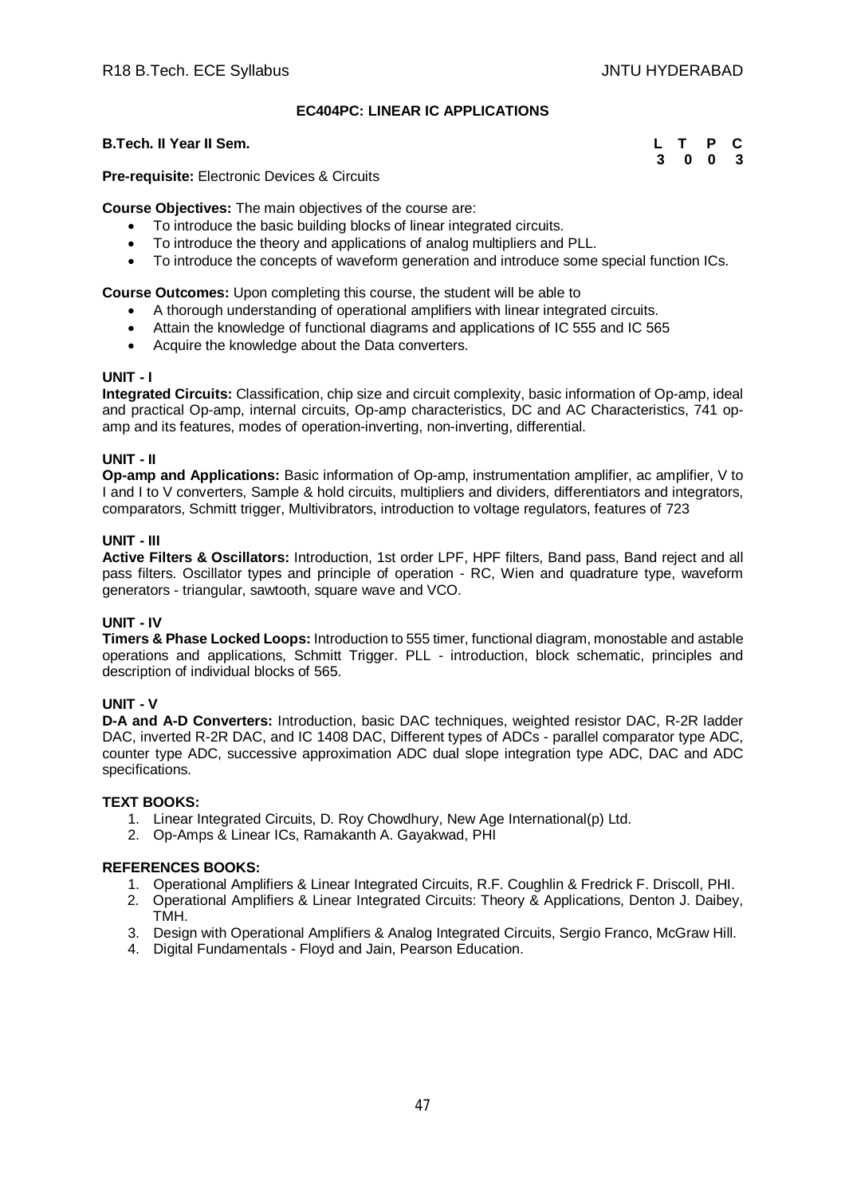## EC404PC: LINEAR IC APPLICATIONS

**B.Tech. II Year II Sem.**

| L | T | P | C |
|---|---|---|---|
| 3 | 0 | 0 | 3 |

**Pre-requisite:** Electronic Devices & Circuits

**Course Objectives:** The main objectives of the course are:

- To introduce the basic building blocks of linear integrated circuits.
- To introduce the theory and applications of analog multipliers and PLL.
- To introduce the concepts of waveform generation and introduce some special function ICs.

**Course Outcomes:** Upon completing this course, the student will be able to

- A thorough understanding of operational amplifiers with linear integrated circuits.
- Attain the knowledge of functional diagrams and applications of IC 555 and IC 565
- Acquire the knowledge about the Data converters.

### UNIT - I

**Integrated Circuits:** Classification, chip size and circuit complexity, basic information of Op-amp, ideal and practical Op-amp, internal circuits, Op-amp characteristics, DC and AC Characteristics, 741 op-amp and its features, modes of operation-inverting, non-inverting, differential.

### UNIT - II

**Op-amp and Applications:** Basic information of Op-amp, instrumentation amplifier, ac amplifier, V to I and I to V converters, Sample & hold circuits, multipliers and dividers, differentiators and integrators, comparators, Schmitt trigger, Multivibrators, introduction to voltage regulators, features of 723

### UNIT - III

**Active Filters & Oscillators:** Introduction, 1st order LPF, HPF filters, Band pass, Band reject and all pass filters. Oscillator types and principle of operation - RC, Wien and quadrature type, waveform generators - triangular, sawtooth, square wave and VCO.

### UNIT - IV

**Timers & Phase Locked Loops:** Introduction to 555 timer, functional diagram, monostable and astable operations and applications, Schmitt Trigger. PLL - introduction, block schematic, principles and description of individual blocks of 565.

### UNIT - V

**D-A and A-D Converters:** Introduction, basic DAC techniques, weighted resistor DAC, R-2R ladder DAC, inverted R-2R DAC, and IC 1408 DAC, Different types of ADCs - parallel comparator type ADC, counter type ADC, successive approximation ADC dual slope integration type ADC, DAC and ADC specifications.

### TEXT BOOKS:

1. Linear Integrated Circuits, D. Roy Chowdhury, New Age International(p) Ltd.
2. Op-Amps & Linear ICs, Ramakanth A. Gayakwad, PHI

### REFERENCES BOOKS:

1. Operational Amplifiers & Linear Integrated Circuits, R.F. Coughlin & Fredrick F. Driscoll, PHI.
2. Operational Amplifiers & Linear Integrated Circuits: Theory & Applications, Denton J. Daibey, TMH.
3. Design with Operational Amplifiers & Analog Integrated Circuits, Sergio Franco, McGraw Hill.
4. Digital Fundamentals - Floyd and Jain, Pearson Education.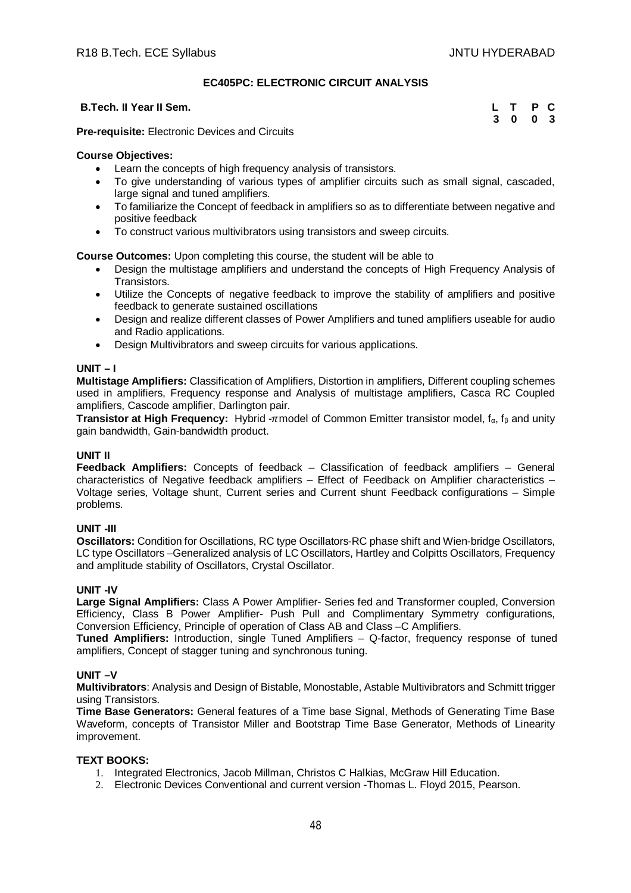## EC405PC: ELECTRONIC CIRCUIT ANALYSIS

**B.Tech. II Year II Sem.**

| L | T | P | C |
|---|---|---|---|
| 3 | 0 | 0 | 3 |

**Pre-requisite:** Electronic Devices and Circuits

**Course Objectives:**

- Learn the concepts of high frequency analysis of transistors.
- To give understanding of various types of amplifier circuits such as small signal, cascaded, large signal and tuned amplifiers.
- To familiarize the Concept of feedback in amplifiers so as to differentiate between negative and positive feedback
- To construct various multivibrators using transistors and sweep circuits.

**Course Outcomes:** Upon completing this course, the student will be able to

- Design the multistage amplifiers and understand the concepts of High Frequency Analysis of Transistors.
- Utilize the Concepts of negative feedback to improve the stability of amplifiers and positive feedback to generate sustained oscillations
- Design and realize different classes of Power Amplifiers and tuned amplifiers useable for audio and Radio applications.
- Design Multivibrators and sweep circuits for various applications.

### UNIT – I

**Multistage Amplifiers:** Classification of Amplifiers, Distortion in amplifiers, Different coupling schemes used in amplifiers, Frequency response and Analysis of multistage amplifiers, Casca RC Coupled amplifiers, Cascode amplifier, Darlington pair.

**Transistor at High Frequency:** Hybrid -$\pi$ model of Common Emitter transistor model, $f_\alpha$, $f_\beta$ and unity gain bandwidth, Gain-bandwidth product.

### UNIT II

**Feedback Amplifiers:** Concepts of feedback – Classification of feedback amplifiers – General characteristics of Negative feedback amplifiers – Effect of Feedback on Amplifier characteristics – Voltage series, Voltage shunt, Current series and Current shunt Feedback configurations – Simple problems.

### UNIT -III

**Oscillators:** Condition for Oscillations, RC type Oscillators-RC phase shift and Wien-bridge Oscillators, LC type Oscillators –Generalized analysis of LC Oscillators, Hartley and Colpitts Oscillators, Frequency and amplitude stability of Oscillators, Crystal Oscillator.

### UNIT -IV

**Large Signal Amplifiers:** Class A Power Amplifier- Series fed and Transformer coupled, Conversion Efficiency, Class B Power Amplifier- Push Pull and Complimentary Symmetry configurations, Conversion Efficiency, Principle of operation of Class AB and Class –C Amplifiers.

**Tuned Amplifiers:** Introduction, single Tuned Amplifiers – Q-factor, frequency response of tuned amplifiers, Concept of stagger tuning and synchronous tuning.

### UNIT –V

**Multivibrators**: Analysis and Design of Bistable, Monostable, Astable Multivibrators and Schmitt trigger using Transistors.

**Time Base Generators:** General features of a Time base Signal, Methods of Generating Time Base Waveform, concepts of Transistor Miller and Bootstrap Time Base Generator, Methods of Linearity improvement.

### TEXT BOOKS:

1. Integrated Electronics, Jacob Millman, Christos C Halkias, McGraw Hill Education.
2. Electronic Devices Conventional and current version -Thomas L. Floyd 2015, Pearson.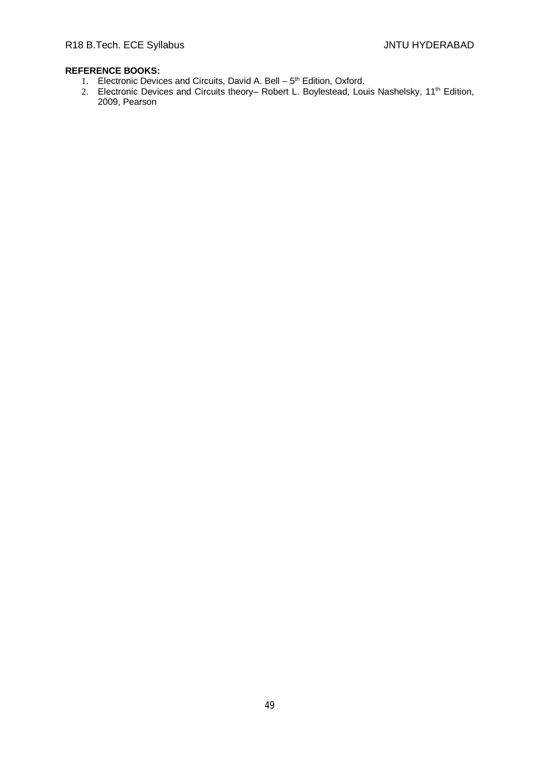**REFERENCE BOOKS:**

1. Electronic Devices and Circuits, David A. Bell – 5th Edition, Oxford.
2. Electronic Devices and Circuits theory– Robert L. Boylestead, Louis Nashelsky, 11th Edition, 2009, Pearson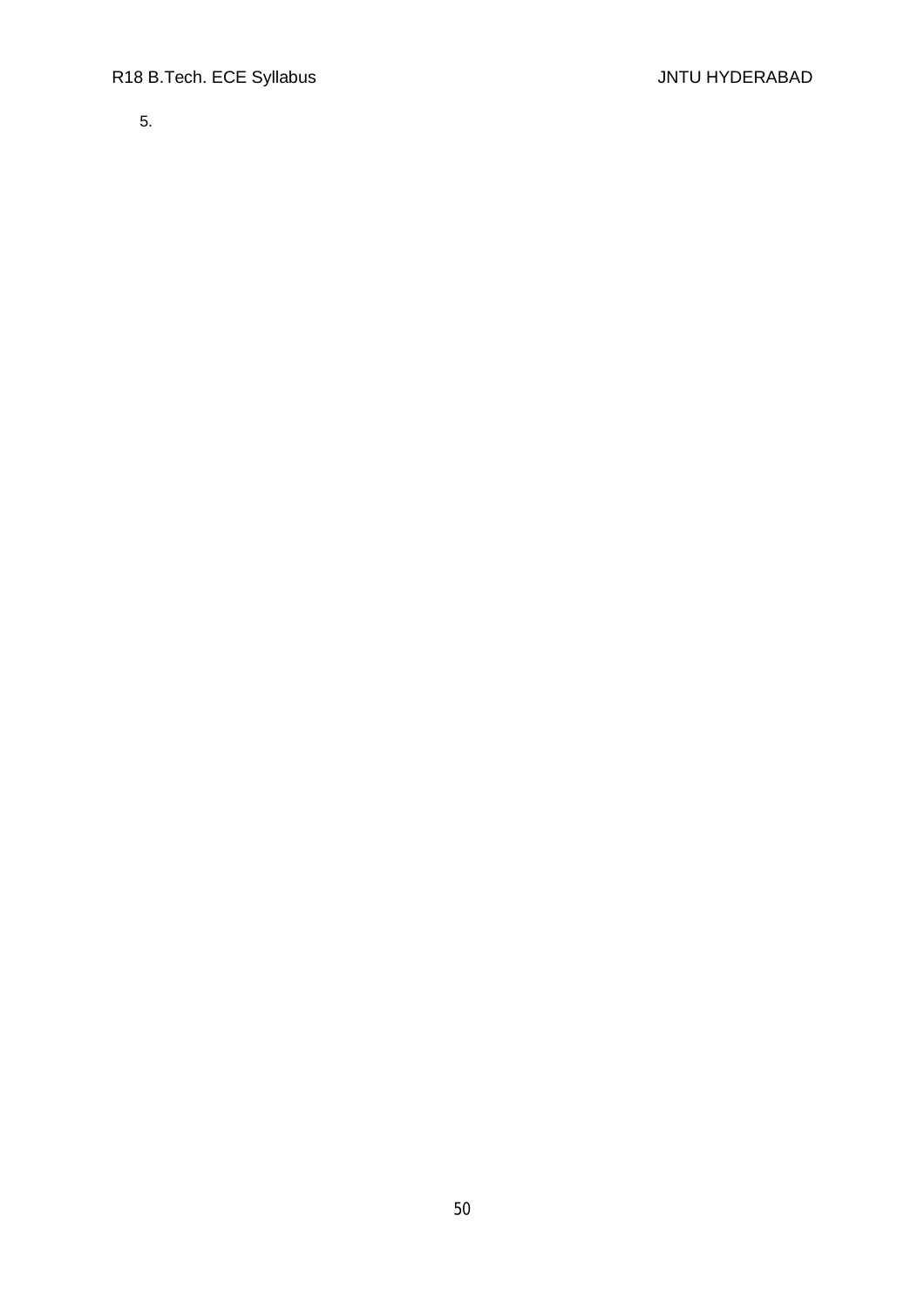5.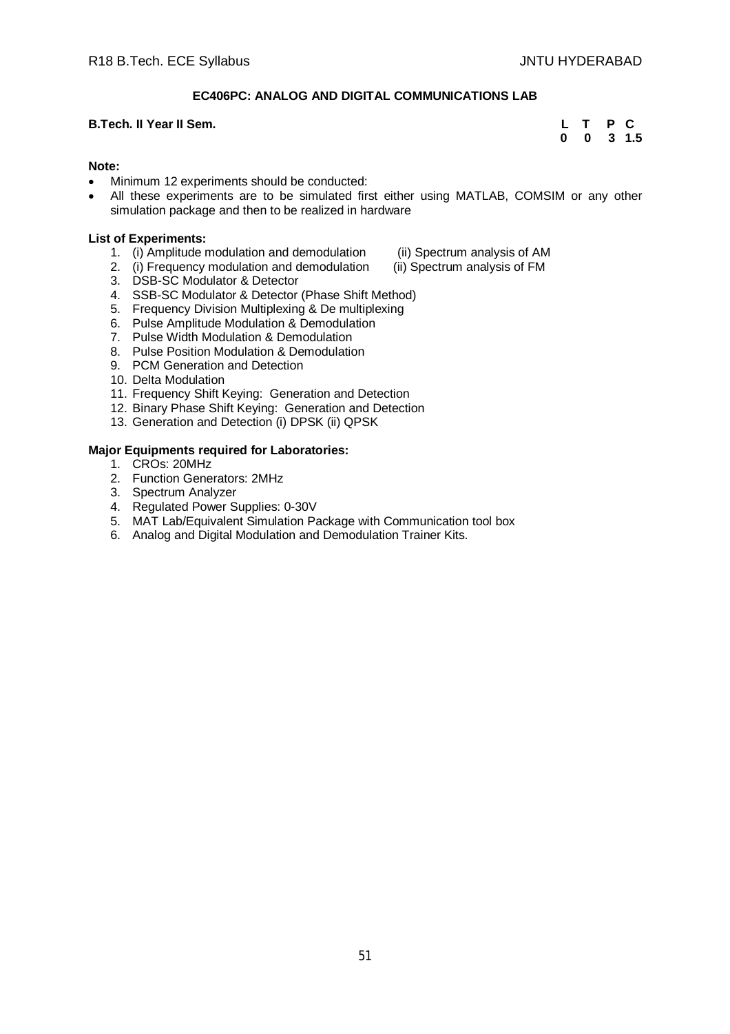## EC406PC: ANALOG AND DIGITAL COMMUNICATIONS LAB

**B.Tech. II Year II Sem.**

| L | T | P | C |
|---|---|---|---|
| 0 | 0 | 3 | 1.5 |

**Note:**

- Minimum 12 experiments should be conducted:
- All these experiments are to be simulated first either using MATLAB, COMSIM or any other simulation package and then to be realized in hardware

**List of Experiments:**

1. (i) Amplitude modulation and demodulation (ii) Spectrum analysis of AM
2. (i) Frequency modulation and demodulation (ii) Spectrum analysis of FM
3. DSB-SC Modulator & Detector
4. SSB-SC Modulator & Detector (Phase Shift Method)
5. Frequency Division Multiplexing & De multiplexing
6. Pulse Amplitude Modulation & Demodulation
7. Pulse Width Modulation & Demodulation
8. Pulse Position Modulation & Demodulation
9. PCM Generation and Detection
10. Delta Modulation
11. Frequency Shift Keying: Generation and Detection
12. Binary Phase Shift Keying: Generation and Detection
13. Generation and Detection (i) DPSK (ii) QPSK

**Major Equipments required for Laboratories:**

1. CROs: 20MHz
2. Function Generators: 2MHz
3. Spectrum Analyzer
4. Regulated Power Supplies: 0-30V
5. MAT Lab/Equivalent Simulation Package with Communication tool box
6. Analog and Digital Modulation and Demodulation Trainer Kits.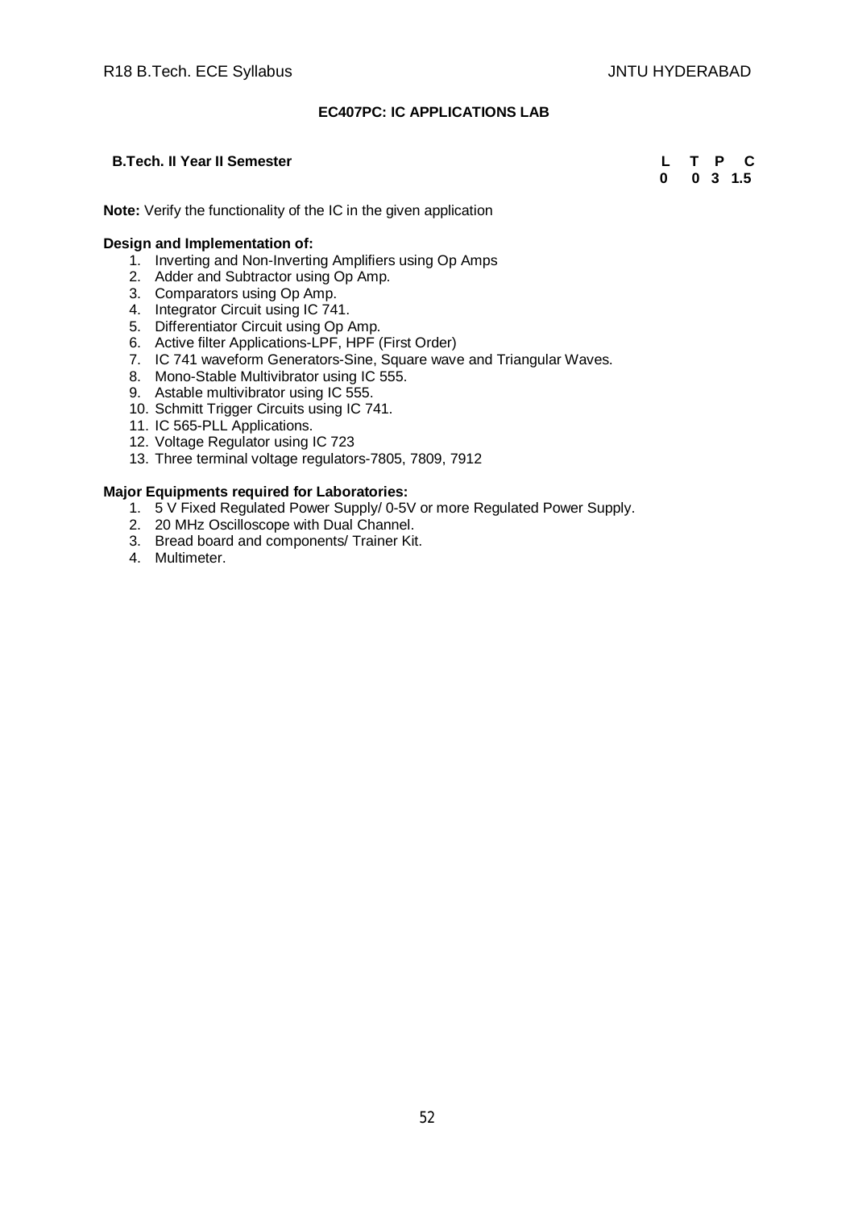## EC407PC: IC APPLICATIONS LAB

**B.Tech. II Year II Semester**

| L | T | P | C |
|---|---|---|---|
| 0 | 0 | 3 | 1.5 |

**Note:** Verify the functionality of the IC in the given application

**Design and Implementation of:**

1. Inverting and Non-Inverting Amplifiers using Op Amps
2. Adder and Subtractor using Op Amp.
3. Comparators using Op Amp.
4. Integrator Circuit using IC 741.
5. Differentiator Circuit using Op Amp.
6. Active filter Applications-LPF, HPF (First Order)
7. IC 741 waveform Generators-Sine, Square wave and Triangular Waves.
8. Mono-Stable Multivibrator using IC 555.
9. Astable multivibrator using IC 555.
10. Schmitt Trigger Circuits using IC 741.
11. IC 565-PLL Applications.
12. Voltage Regulator using IC 723
13. Three terminal voltage regulators-7805, 7809, 7912

**Major Equipments required for Laboratories:**

1. 5 V Fixed Regulated Power Supply/ 0-5V or more Regulated Power Supply.
2. 20 MHz Oscilloscope with Dual Channel.
3. Bread board and components/ Trainer Kit.
4. Multimeter.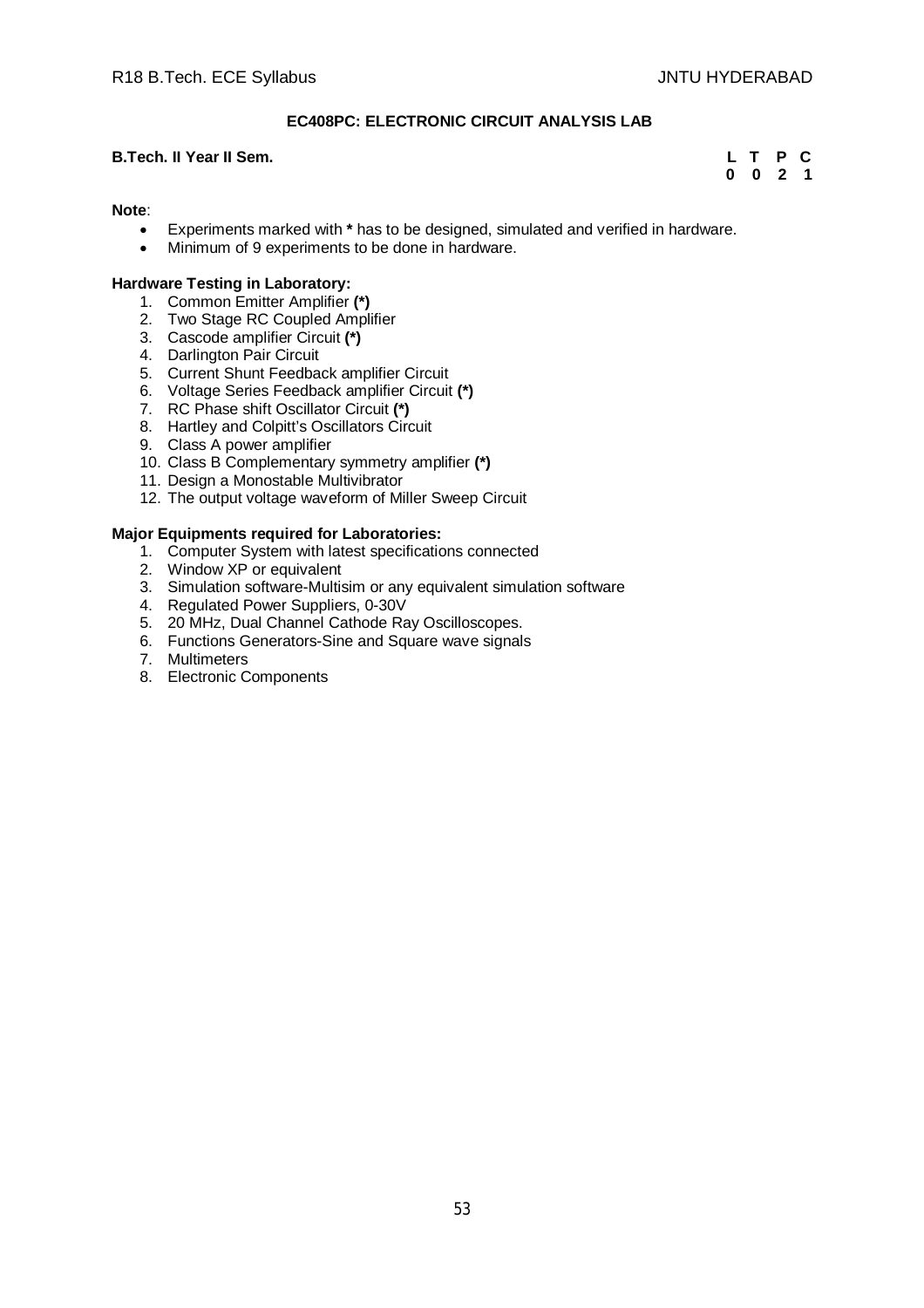## EC408PC: ELECTRONIC CIRCUIT ANALYSIS LAB

**B.Tech. II Year II Sem.**

| L | T | P | C |
|---|---|---|---|
| 0 | 0 | 2 | 1 |

**Note**:

- Experiments marked with * has to be designed, simulated and verified in hardware.
- Minimum of 9 experiments to be done in hardware.

**Hardware Testing in Laboratory:**

1. Common Emitter Amplifier **(*)**
2. Two Stage RC Coupled Amplifier
3. Cascode amplifier Circuit **(*)**
4. Darlington Pair Circuit
5. Current Shunt Feedback amplifier Circuit
6. Voltage Series Feedback amplifier Circuit **(*)**
7. RC Phase shift Oscillator Circuit **(*)**
8. Hartley and Colpitt's Oscillators Circuit
9. Class A power amplifier
10. Class B Complementary symmetry amplifier **(*)**
11. Design a Monostable Multivibrator
12. The output voltage waveform of Miller Sweep Circuit

**Major Equipments required for Laboratories:**

1. Computer System with latest specifications connected
2. Window XP or equivalent
3. Simulation software-Multisim or any equivalent simulation software
4. Regulated Power Suppliers, 0-30V
5. 20 MHz, Dual Channel Cathode Ray Oscilloscopes.
6. Functions Generators-Sine and Square wave signals
7. Multimeters
8. Electronic Components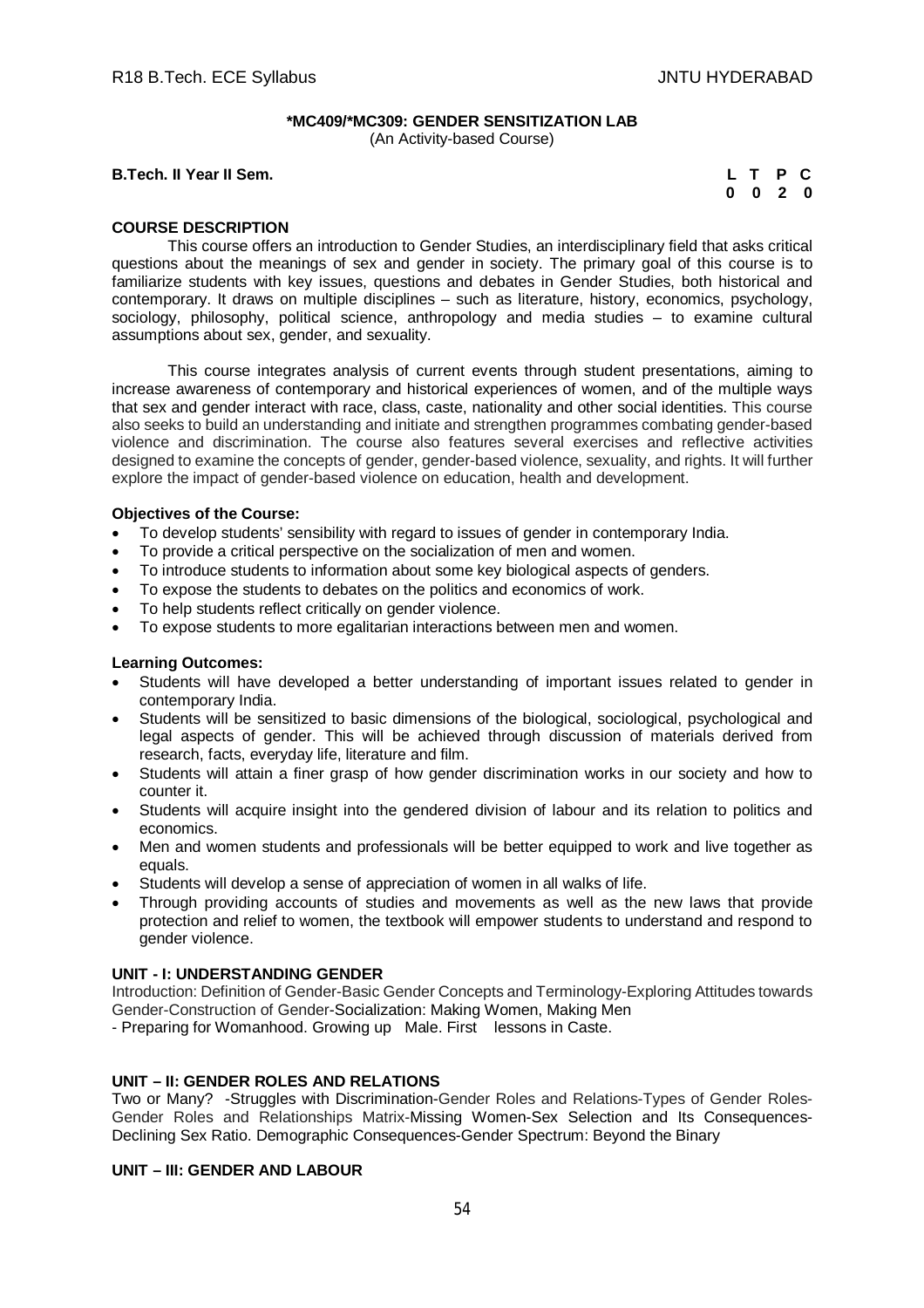## *MC409/*MC309: GENDER SENSITIZATION LAB

(An Activity-based Course)

**B.Tech. II Year II Sem.**

| L | T | P | C |
|---|---|---|---|
| 0 | 0 | 2 | 0 |

### COURSE DESCRIPTION

This course offers an introduction to Gender Studies, an interdisciplinary field that asks critical questions about the meanings of sex and gender in society. The primary goal of this course is to familiarize students with key issues, questions and debates in Gender Studies, both historical and contemporary. It draws on multiple disciplines – such as literature, history, economics, psychology, sociology, philosophy, political science, anthropology and media studies – to examine cultural assumptions about sex, gender, and sexuality.

This course integrates analysis of current events through student presentations, aiming to increase awareness of contemporary and historical experiences of women, and of the multiple ways that sex and gender interact with race, class, caste, nationality and other social identities. This course also seeks to build an understanding and initiate and strengthen programmes combating gender-based violence and discrimination. The course also features several exercises and reflective activities designed to examine the concepts of gender, gender-based violence, sexuality, and rights. It will further explore the impact of gender-based violence on education, health and development.

### Objectives of the Course:

- To develop students' sensibility with regard to issues of gender in contemporary India.
- To provide a critical perspective on the socialization of men and women.
- To introduce students to information about some key biological aspects of genders.
- To expose the students to debates on the politics and economics of work.
- To help students reflect critically on gender violence.
- To expose students to more egalitarian interactions between men and women.

### Learning Outcomes:

- Students will have developed a better understanding of important issues related to gender in contemporary India.
- Students will be sensitized to basic dimensions of the biological, sociological, psychological and legal aspects of gender. This will be achieved through discussion of materials derived from research, facts, everyday life, literature and film.
- Students will attain a finer grasp of how gender discrimination works in our society and how to counter it.
- Students will acquire insight into the gendered division of labour and its relation to politics and economics.
- Men and women students and professionals will be better equipped to work and live together as equals.
- Students will develop a sense of appreciation of women in all walks of life.
- Through providing accounts of studies and movements as well as the new laws that provide protection and relief to women, the textbook will empower students to understand and respond to gender violence.

### UNIT - I: UNDERSTANDING GENDER

Introduction: Definition of Gender-Basic Gender Concepts and Terminology-Exploring Attitudes towards Gender-Construction of Gender-Socialization: Making Women, Making Men
- Preparing for Womanhood. Growing up Male. First lessons in Caste.

### UNIT – II: GENDER ROLES AND RELATIONS

Two or Many? -Struggles with Discrimination-Gender Roles and Relations-Types of Gender Roles-Gender Roles and Relationships Matrix-Missing Women-Sex Selection and Its Consequences-Declining Sex Ratio. Demographic Consequences-Gender Spectrum: Beyond the Binary

### UNIT – III: GENDER AND LABOUR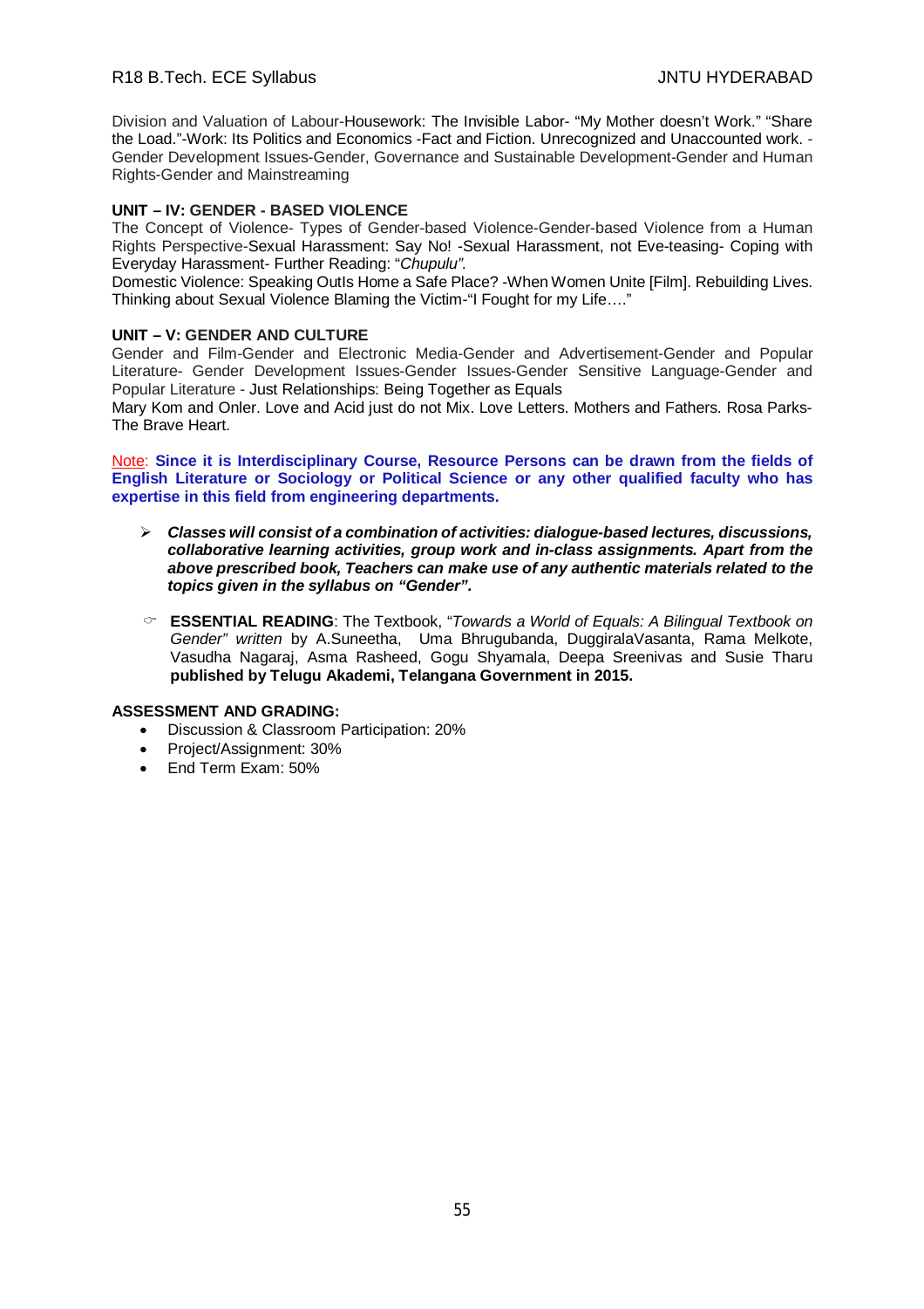Division and Valuation of Labour-Housework: The Invisible Labor- "My Mother doesn't Work." "Share the Load."-Work: Its Politics and Economics -Fact and Fiction. Unrecognized and Unaccounted work. -Gender Development Issues-Gender, Governance and Sustainable Development-Gender and Human Rights-Gender and Mainstreaming

**UNIT – IV: GENDER - BASED VIOLENCE**

The Concept of Violence- Types of Gender-based Violence-Gender-based Violence from a Human Rights Perspective-Sexual Harassment: Say No! -Sexual Harassment, not Eve-teasing- Coping with Everyday Harassment- Further Reading: "*Chupulu".*

Domestic Violence: Speaking OutIs Home a Safe Place? -When Women Unite [Film]. Rebuilding Lives. Thinking about Sexual Violence Blaming the Victim-"I Fought for my Life…."

**UNIT – V: GENDER AND CULTURE**

Gender and Film-Gender and Electronic Media-Gender and Advertisement-Gender and Popular Literature- Gender Development Issues-Gender Issues-Gender Sensitive Language-Gender and Popular Literature - Just Relationships: Being Together as Equals

Mary Kom and Onler. Love and Acid just do not Mix. Love Letters. Mothers and Fathers. Rosa Parks-The Brave Heart.

Note: **Since it is Interdisciplinary Course, Resource Persons can be drawn from the fields of English Literature or Sociology or Political Science or any other qualified faculty who has expertise in this field from engineering departments.**

- ***Classes will consist of a combination of activities: dialogue-based lectures, discussions, collaborative learning activities, group work and in-class assignments. Apart from the above prescribed book, Teachers can make use of any authentic materials related to the topics given in the syllabus on "Gender".***

- **ESSENTIAL READING**: The Textbook, "*Towards a World of Equals: A Bilingual Textbook on Gender" written* by A.Suneetha, Uma Bhrugubanda, DuggiralaVasanta, Rama Melkote, Vasudha Nagaraj, Asma Rasheed, Gogu Shyamala, Deepa Sreenivas and Susie Tharu **published by Telugu Akademi, Telangana Government in 2015.**

**ASSESSMENT AND GRADING:**

- Discussion & Classroom Participation: 20%
- Project/Assignment: 30%
- End Term Exam: 50%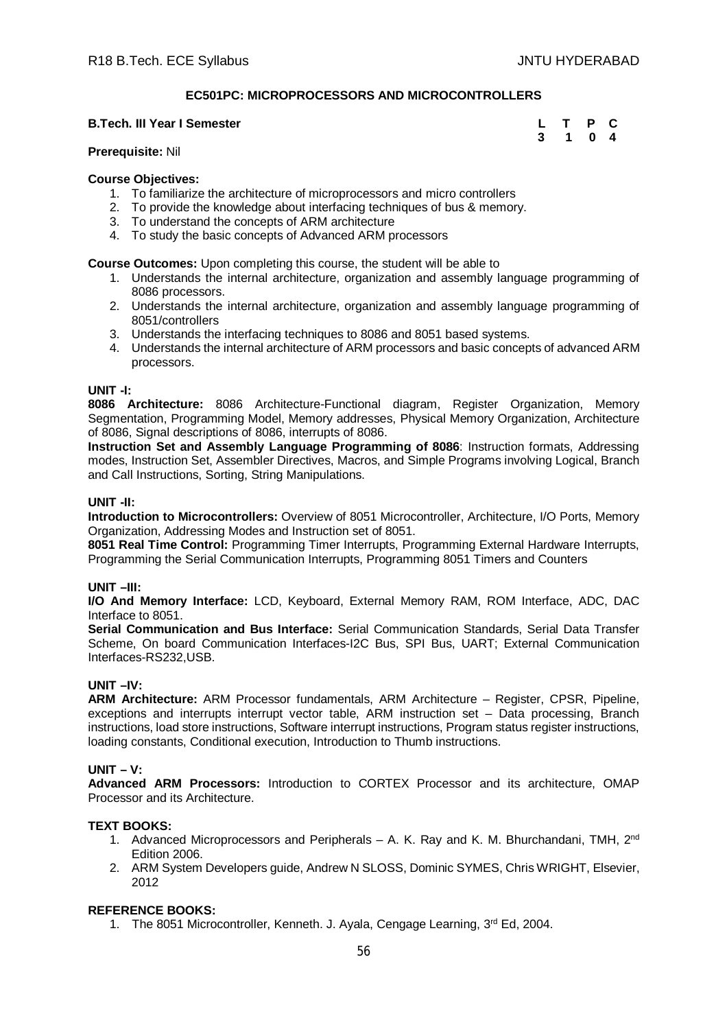## EC501PC: MICROPROCESSORS AND MICROCONTROLLERS

**B.Tech. III Year I Semester**

| L | T | P | C |
|---|---|---|---|
| 3 | 1 | 0 | 4 |

**Prerequisite:** Nil

**Course Objectives:**

1. To familiarize the architecture of microprocessors and micro controllers
2. To provide the knowledge about interfacing techniques of bus & memory.
3. To understand the concepts of ARM architecture
4. To study the basic concepts of Advanced ARM processors

**Course Outcomes:** Upon completing this course, the student will be able to

1. Understands the internal architecture, organization and assembly language programming of 8086 processors.
2. Understands the internal architecture, organization and assembly language programming of 8051/controllers
3. Understands the interfacing techniques to 8086 and 8051 based systems.
4. Understands the internal architecture of ARM processors and basic concepts of advanced ARM processors.

### UNIT -I:

**8086 Architecture:** 8086 Architecture-Functional diagram, Register Organization, Memory Segmentation, Programming Model, Memory addresses, Physical Memory Organization, Architecture of 8086, Signal descriptions of 8086, interrupts of 8086.

**Instruction Set and Assembly Language Programming of 8086**: Instruction formats, Addressing modes, Instruction Set, Assembler Directives, Macros, and Simple Programs involving Logical, Branch and Call Instructions, Sorting, String Manipulations.

### UNIT -II:

**Introduction to Microcontrollers:** Overview of 8051 Microcontroller, Architecture, I/O Ports, Memory Organization, Addressing Modes and Instruction set of 8051.

**8051 Real Time Control:** Programming Timer Interrupts, Programming External Hardware Interrupts, Programming the Serial Communication Interrupts, Programming 8051 Timers and Counters

### UNIT –III:

**I/O And Memory Interface:** LCD, Keyboard, External Memory RAM, ROM Interface, ADC, DAC Interface to 8051.

**Serial Communication and Bus Interface:** Serial Communication Standards, Serial Data Transfer Scheme, On board Communication Interfaces-I2C Bus, SPI Bus, UART; External Communication Interfaces-RS232,USB.

### UNIT –IV:

**ARM Architecture:** ARM Processor fundamentals, ARM Architecture – Register, CPSR, Pipeline, exceptions and interrupts interrupt vector table, ARM instruction set – Data processing, Branch instructions, load store instructions, Software interrupt instructions, Program status register instructions, loading constants, Conditional execution, Introduction to Thumb instructions.

### UNIT – V:

**Advanced ARM Processors:** Introduction to CORTEX Processor and its architecture, OMAP Processor and its Architecture.

**TEXT BOOKS:**

1. Advanced Microprocessors and Peripherals – A. K. Ray and K. M. Bhurchandani, TMH, 2nd Edition 2006.
2. ARM System Developers guide, Andrew N SLOSS, Dominic SYMES, Chris WRIGHT, Elsevier, 2012

**REFERENCE BOOKS:**

1. The 8051 Microcontroller, Kenneth. J. Ayala, Cengage Learning, 3rd Ed, 2004.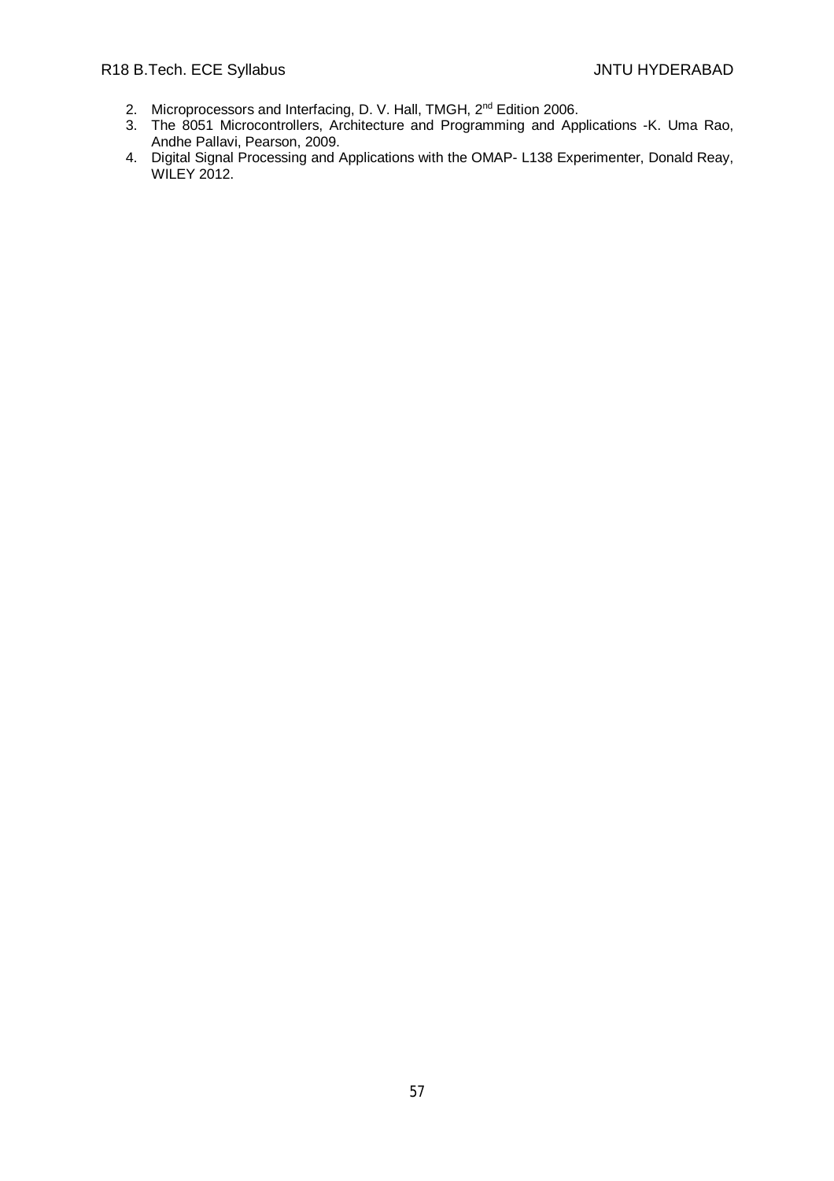2. Microprocessors and Interfacing, D. V. Hall, TMGH, 2nd Edition 2006.
3. The 8051 Microcontrollers, Architecture and Programming and Applications -K. Uma Rao, Andhe Pallavi, Pearson, 2009.
4. Digital Signal Processing and Applications with the OMAP- L138 Experimenter, Donald Reay, WILEY 2012.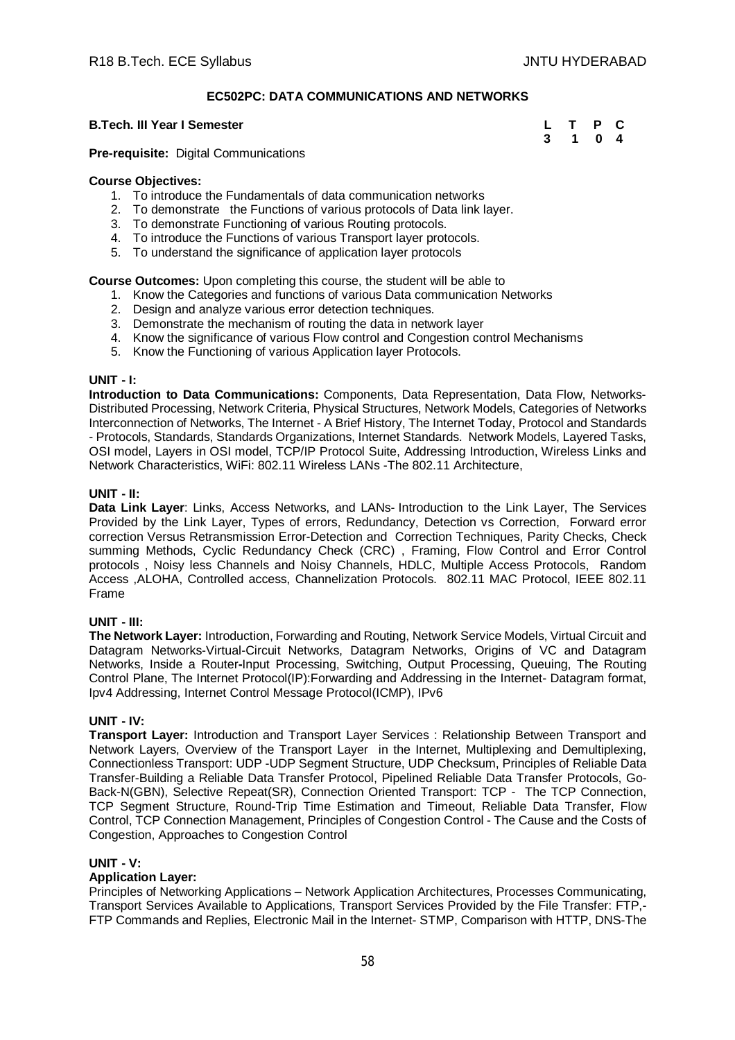## EC502PC: DATA COMMUNICATIONS AND NETWORKS

**B.Tech. III Year I Semester**

| L | T | P | C |
|---|---|---|---|
| 3 | 1 | 0 | 4 |

**Pre-requisite:** Digital Communications

**Course Objectives:**

1. To introduce the Fundamentals of data communication networks
2. To demonstrate the Functions of various protocols of Data link layer.
3. To demonstrate Functioning of various Routing protocols.
4. To introduce the Functions of various Transport layer protocols.
5. To understand the significance of application layer protocols

**Course Outcomes:** Upon completing this course, the student will be able to

1. Know the Categories and functions of various Data communication Networks
2. Design and analyze various error detection techniques.
3. Demonstrate the mechanism of routing the data in network layer
4. Know the significance of various Flow control and Congestion control Mechanisms
5. Know the Functioning of various Application layer Protocols.

**UNIT - I:**

**Introduction to Data Communications:** Components, Data Representation, Data Flow, Networks-Distributed Processing, Network Criteria, Physical Structures, Network Models, Categories of Networks Interconnection of Networks, The Internet - A Brief History, The Internet Today, Protocol and Standards - Protocols, Standards, Standards Organizations, Internet Standards. Network Models, Layered Tasks, OSI model, Layers in OSI model, TCP/IP Protocol Suite, Addressing Introduction, Wireless Links and Network Characteristics, WiFi: 802.11 Wireless LANs -The 802.11 Architecture,

**UNIT - II:**

**Data Link Layer**: Links, Access Networks, and LANs- Introduction to the Link Layer, The Services Provided by the Link Layer, Types of errors, Redundancy, Detection vs Correction, Forward error correction Versus Retransmission Error-Detection and Correction Techniques, Parity Checks, Check summing Methods, Cyclic Redundancy Check (CRC) , Framing, Flow Control and Error Control protocols , Noisy less Channels and Noisy Channels, HDLC, Multiple Access Protocols, Random Access ,ALOHA, Controlled access, Channelization Protocols. 802.11 MAC Protocol, IEEE 802.11 Frame

**UNIT - III:**

**The Network Layer:** Introduction, Forwarding and Routing, Network Service Models, Virtual Circuit and Datagram Networks-Virtual-Circuit Networks, Datagram Networks, Origins of VC and Datagram Networks, Inside a Router-Input Processing, Switching, Output Processing, Queuing, The Routing Control Plane, The Internet Protocol(IP):Forwarding and Addressing in the Internet- Datagram format, Ipv4 Addressing, Internet Control Message Protocol(ICMP), IPv6

**UNIT - IV:**

**Transport Layer:** Introduction and Transport Layer Services : Relationship Between Transport and Network Layers, Overview of the Transport Layer in the Internet, Multiplexing and Demultiplexing, Connectionless Transport: UDP -UDP Segment Structure, UDP Checksum, Principles of Reliable Data Transfer-Building a Reliable Data Transfer Protocol, Pipelined Reliable Data Transfer Protocols, Go-Back-N(GBN), Selective Repeat(SR), Connection Oriented Transport: TCP - The TCP Connection, TCP Segment Structure, Round-Trip Time Estimation and Timeout, Reliable Data Transfer, Flow Control, TCP Connection Management, Principles of Congestion Control - The Cause and the Costs of Congestion, Approaches to Congestion Control

**UNIT - V:**

**Application Layer:**

Principles of Networking Applications – Network Application Architectures, Processes Communicating, Transport Services Available to Applications, Transport Services Provided by the File Transfer: FTP,- FTP Commands and Replies, Electronic Mail in the Internet- STMP, Comparison with HTTP, DNS-The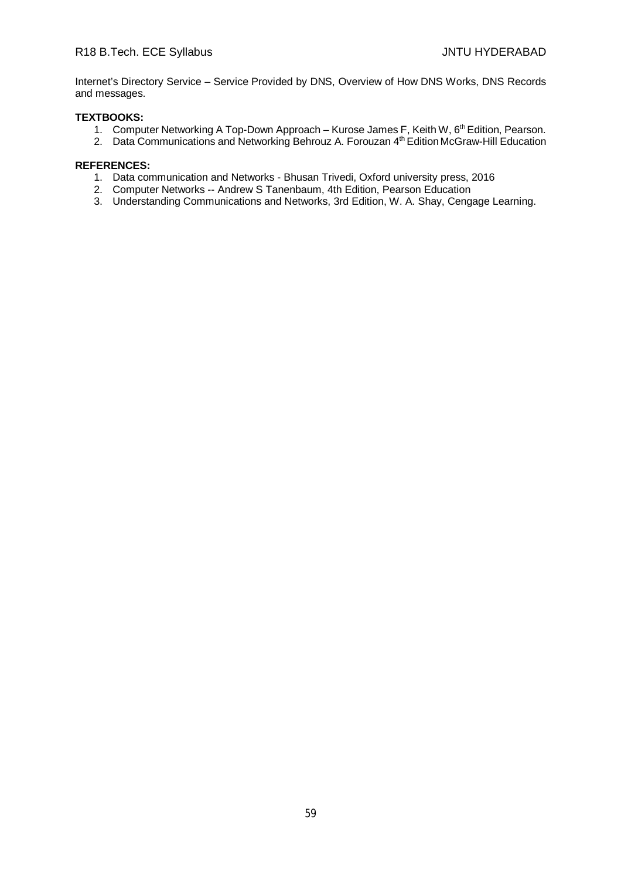Internet's Directory Service – Service Provided by DNS, Overview of How DNS Works, DNS Records and messages.

**TEXTBOOKS:**

1. Computer Networking A Top-Down Approach – Kurose James F, Keith W, 6th Edition, Pearson.
2. Data Communications and Networking Behrouz A. Forouzan 4th Edition McGraw-Hill Education

**REFERENCES:**

1. Data communication and Networks - Bhusan Trivedi, Oxford university press, 2016
2. Computer Networks -- Andrew S Tanenbaum, 4th Edition, Pearson Education
3. Understanding Communications and Networks, 3rd Edition, W. A. Shay, Cengage Learning.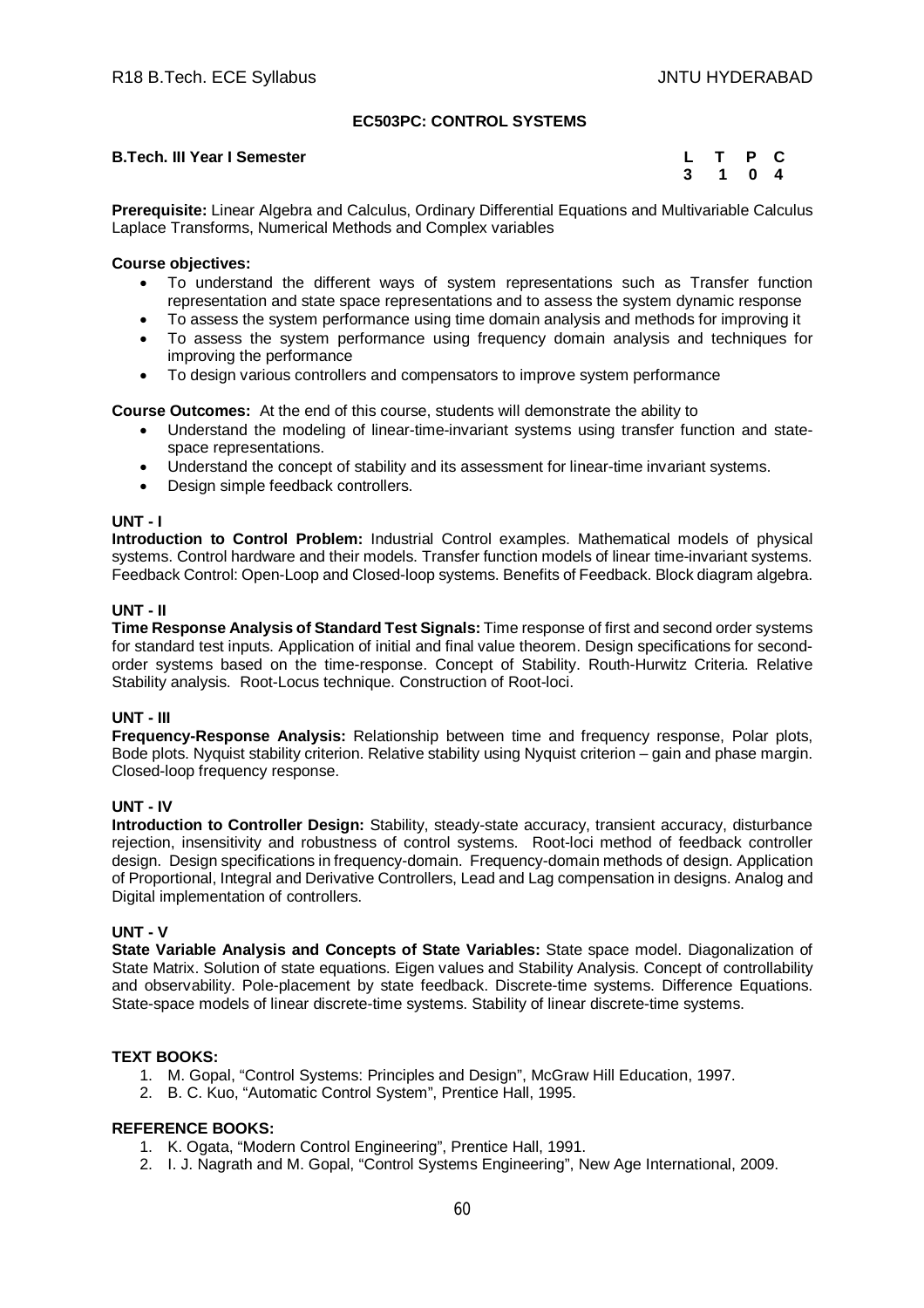# EC503PC: CONTROL SYSTEMS

**B.Tech. III Year I Semester**

| L | T | P | C |
|---|---|---|---|
| 3 | 1 | 0 | 4 |

**Prerequisite:** Linear Algebra and Calculus, Ordinary Differential Equations and Multivariable Calculus Laplace Transforms, Numerical Methods and Complex variables

**Course objectives:**

- To understand the different ways of system representations such as Transfer function representation and state space representations and to assess the system dynamic response
- To assess the system performance using time domain analysis and methods for improving it
- To assess the system performance using frequency domain analysis and techniques for improving the performance
- To design various controllers and compensators to improve system performance

**Course Outcomes:** At the end of this course, students will demonstrate the ability to

- Understand the modeling of linear-time-invariant systems using transfer function and state-space representations.
- Understand the concept of stability and its assessment for linear-time invariant systems.
- Design simple feedback controllers.

**UNT - I**

**Introduction to Control Problem:** Industrial Control examples. Mathematical models of physical systems. Control hardware and their models. Transfer function models of linear time-invariant systems. Feedback Control: Open-Loop and Closed-loop systems. Benefits of Feedback. Block diagram algebra.

**UNT - II**

**Time Response Analysis of Standard Test Signals:** Time response of first and second order systems for standard test inputs. Application of initial and final value theorem. Design specifications for second-order systems based on the time-response. Concept of Stability. Routh-Hurwitz Criteria. Relative Stability analysis. Root-Locus technique. Construction of Root-loci.

**UNT - III**

**Frequency-Response Analysis:** Relationship between time and frequency response, Polar plots, Bode plots. Nyquist stability criterion. Relative stability using Nyquist criterion – gain and phase margin. Closed-loop frequency response.

**UNT - IV**

**Introduction to Controller Design:** Stability, steady-state accuracy, transient accuracy, disturbance rejection, insensitivity and robustness of control systems. Root-loci method of feedback controller design. Design specifications in frequency-domain. Frequency-domain methods of design. Application of Proportional, Integral and Derivative Controllers, Lead and Lag compensation in designs. Analog and Digital implementation of controllers.

**UNT - V**

**State Variable Analysis and Concepts of State Variables:** State space model. Diagonalization of State Matrix. Solution of state equations. Eigen values and Stability Analysis. Concept of controllability and observability. Pole-placement by state feedback. Discrete-time systems. Difference Equations. State-space models of linear discrete-time systems. Stability of linear discrete-time systems.

**TEXT BOOKS:**

1. M. Gopal, "Control Systems: Principles and Design", McGraw Hill Education, 1997.
2. B. C. Kuo, "Automatic Control System", Prentice Hall, 1995.

**REFERENCE BOOKS:**

1. K. Ogata, "Modern Control Engineering", Prentice Hall, 1991.
2. I. J. Nagrath and M. Gopal, "Control Systems Engineering", New Age International, 2009.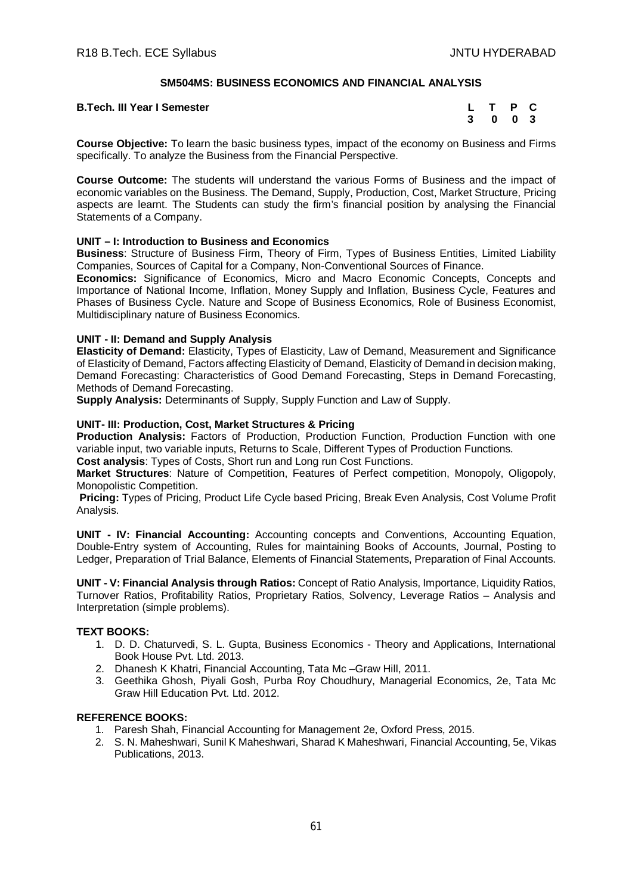## SM504MS: BUSINESS ECONOMICS AND FINANCIAL ANALYSIS

**B.Tech. III Year I Semester**

| L | T | P | C |
|---|---|---|---|
| 3 | 0 | 0 | 3 |

**Course Objective:** To learn the basic business types, impact of the economy on Business and Firms specifically. To analyze the Business from the Financial Perspective.

**Course Outcome:** The students will understand the various Forms of Business and the impact of economic variables on the Business. The Demand, Supply, Production, Cost, Market Structure, Pricing aspects are learnt. The Students can study the firm's financial position by analysing the Financial Statements of a Company.

### UNIT – I: Introduction to Business and Economics

**Business**: Structure of Business Firm, Theory of Firm, Types of Business Entities, Limited Liability Companies, Sources of Capital for a Company, Non-Conventional Sources of Finance.

**Economics:** Significance of Economics, Micro and Macro Economic Concepts, Concepts and Importance of National Income, Inflation, Money Supply and Inflation, Business Cycle, Features and Phases of Business Cycle. Nature and Scope of Business Economics, Role of Business Economist, Multidisciplinary nature of Business Economics.

### UNIT - II: Demand and Supply Analysis

**Elasticity of Demand:** Elasticity, Types of Elasticity, Law of Demand, Measurement and Significance of Elasticity of Demand, Factors affecting Elasticity of Demand, Elasticity of Demand in decision making, Demand Forecasting: Characteristics of Good Demand Forecasting, Steps in Demand Forecasting, Methods of Demand Forecasting.

**Supply Analysis:** Determinants of Supply, Supply Function and Law of Supply.

### UNIT- III: Production, Cost, Market Structures & Pricing

**Production Analysis:** Factors of Production, Production Function, Production Function with one variable input, two variable inputs, Returns to Scale, Different Types of Production Functions.

**Cost analysis**: Types of Costs, Short run and Long run Cost Functions.

**Market Structures**: Nature of Competition, Features of Perfect competition, Monopoly, Oligopoly, Monopolistic Competition.

**Pricing:** Types of Pricing, Product Life Cycle based Pricing, Break Even Analysis, Cost Volume Profit Analysis.

**UNIT - IV: Financial Accounting:** Accounting concepts and Conventions, Accounting Equation, Double-Entry system of Accounting, Rules for maintaining Books of Accounts, Journal, Posting to Ledger, Preparation of Trial Balance, Elements of Financial Statements, Preparation of Final Accounts.

**UNIT - V: Financial Analysis through Ratios:** Concept of Ratio Analysis, Importance, Liquidity Ratios, Turnover Ratios, Profitability Ratios, Proprietary Ratios, Solvency, Leverage Ratios – Analysis and Interpretation (simple problems).

### TEXT BOOKS:

1. D. D. Chaturvedi, S. L. Gupta, Business Economics - Theory and Applications, International Book House Pvt. Ltd. 2013.
2. Dhanesh K Khatri, Financial Accounting, Tata Mc –Graw Hill, 2011.
3. Geethika Ghosh, Piyali Gosh, Purba Roy Choudhury, Managerial Economics, 2e, Tata Mc Graw Hill Education Pvt. Ltd. 2012.

### REFERENCE BOOKS:

1. Paresh Shah, Financial Accounting for Management 2e, Oxford Press, 2015.
2. S. N. Maheshwari, Sunil K Maheshwari, Sharad K Maheshwari, Financial Accounting, 5e, Vikas Publications, 2013.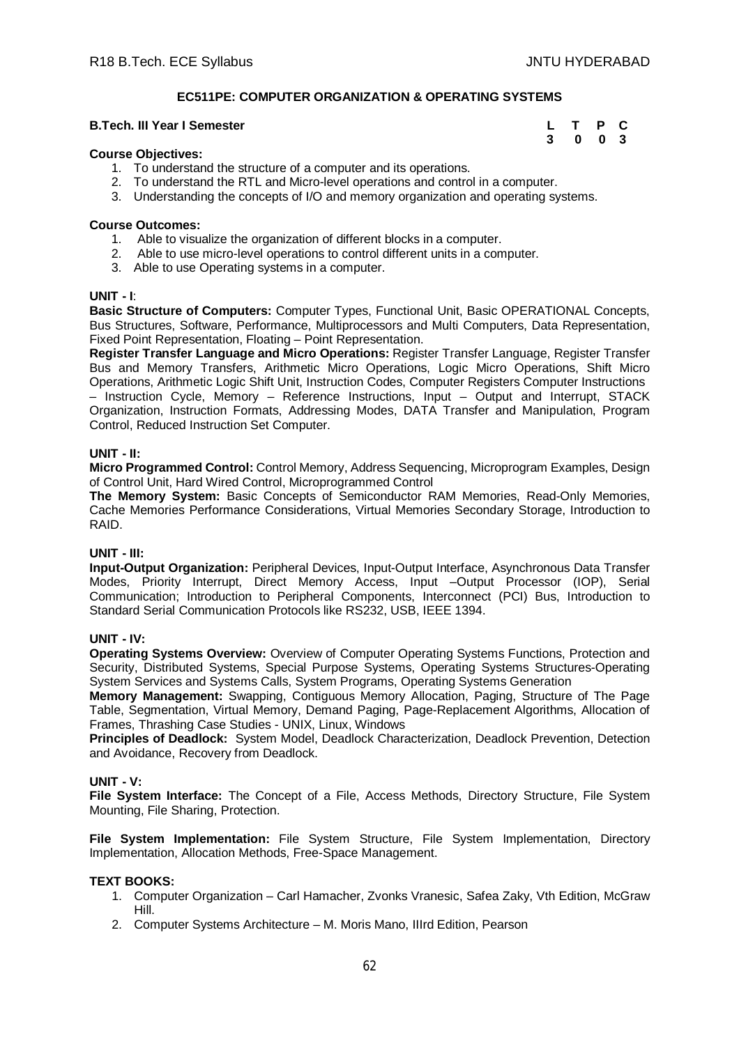## EC511PE: COMPUTER ORGANIZATION & OPERATING SYSTEMS

**B.Tech. III Year I Semester**

| L | T | P | C |
|---|---|---|---|
| 3 | 0 | 0 | 3 |

**Course Objectives:**

1. To understand the structure of a computer and its operations.
2. To understand the RTL and Micro-level operations and control in a computer.
3. Understanding the concepts of I/O and memory organization and operating systems.

**Course Outcomes:**

1. Able to visualize the organization of different blocks in a computer.
2. Able to use micro-level operations to control different units in a computer.
3. Able to use Operating systems in a computer.

**UNIT - I**:

**Basic Structure of Computers:** Computer Types, Functional Unit, Basic OPERATIONAL Concepts, Bus Structures, Software, Performance, Multiprocessors and Multi Computers, Data Representation, Fixed Point Representation, Floating – Point Representation.

**Register Transfer Language and Micro Operations:** Register Transfer Language, Register Transfer Bus and Memory Transfers, Arithmetic Micro Operations, Logic Micro Operations, Shift Micro Operations, Arithmetic Logic Shift Unit, Instruction Codes, Computer Registers Computer Instructions – Instruction Cycle, Memory – Reference Instructions, Input – Output and Interrupt, STACK Organization, Instruction Formats, Addressing Modes, DATA Transfer and Manipulation, Program Control, Reduced Instruction Set Computer.

**UNIT - II:**

**Micro Programmed Control:** Control Memory, Address Sequencing, Microprogram Examples, Design of Control Unit, Hard Wired Control, Microprogrammed Control

**The Memory System:** Basic Concepts of Semiconductor RAM Memories, Read-Only Memories, Cache Memories Performance Considerations, Virtual Memories Secondary Storage, Introduction to RAID.

**UNIT - III:**

**Input-Output Organization:** Peripheral Devices, Input-Output Interface, Asynchronous Data Transfer Modes, Priority Interrupt, Direct Memory Access, Input –Output Processor (IOP), Serial Communication; Introduction to Peripheral Components, Interconnect (PCI) Bus, Introduction to Standard Serial Communication Protocols like RS232, USB, IEEE 1394.

**UNIT - IV:**

**Operating Systems Overview:** Overview of Computer Operating Systems Functions, Protection and Security, Distributed Systems, Special Purpose Systems, Operating Systems Structures-Operating System Services and Systems Calls, System Programs, Operating Systems Generation

**Memory Management:** Swapping, Contiguous Memory Allocation, Paging, Structure of The Page Table, Segmentation, Virtual Memory, Demand Paging, Page-Replacement Algorithms, Allocation of Frames, Thrashing Case Studies - UNIX, Linux, Windows

**Principles of Deadlock:** System Model, Deadlock Characterization, Deadlock Prevention, Detection and Avoidance, Recovery from Deadlock.

**UNIT - V:**

**File System Interface:** The Concept of a File, Access Methods, Directory Structure, File System Mounting, File Sharing, Protection.

**File System Implementation:** File System Structure, File System Implementation, Directory Implementation, Allocation Methods, Free-Space Management.

**TEXT BOOKS:**

1. Computer Organization – Carl Hamacher, Zvonks Vranesic, Safea Zaky, Vth Edition, McGraw Hill.
2. Computer Systems Architecture – M. Moris Mano, IIIrd Edition, Pearson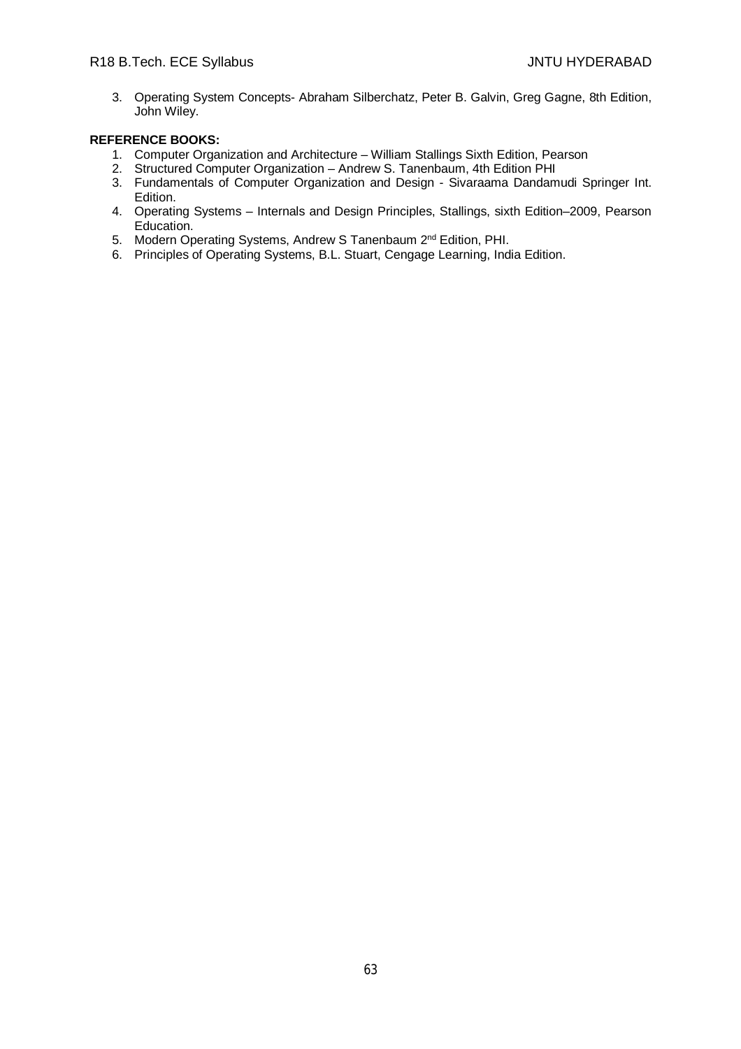3. Operating System Concepts- Abraham Silberchatz, Peter B. Galvin, Greg Gagne, 8th Edition, John Wiley.

**REFERENCE BOOKS:**

1. Computer Organization and Architecture – William Stallings Sixth Edition, Pearson
2. Structured Computer Organization – Andrew S. Tanenbaum, 4th Edition PHI
3. Fundamentals of Computer Organization and Design - Sivaraama Dandamudi Springer Int. Edition.
4. Operating Systems – Internals and Design Principles, Stallings, sixth Edition–2009, Pearson Education.
5. Modern Operating Systems, Andrew S Tanenbaum 2nd Edition, PHI.
6. Principles of Operating Systems, B.L. Stuart, Cengage Learning, India Edition.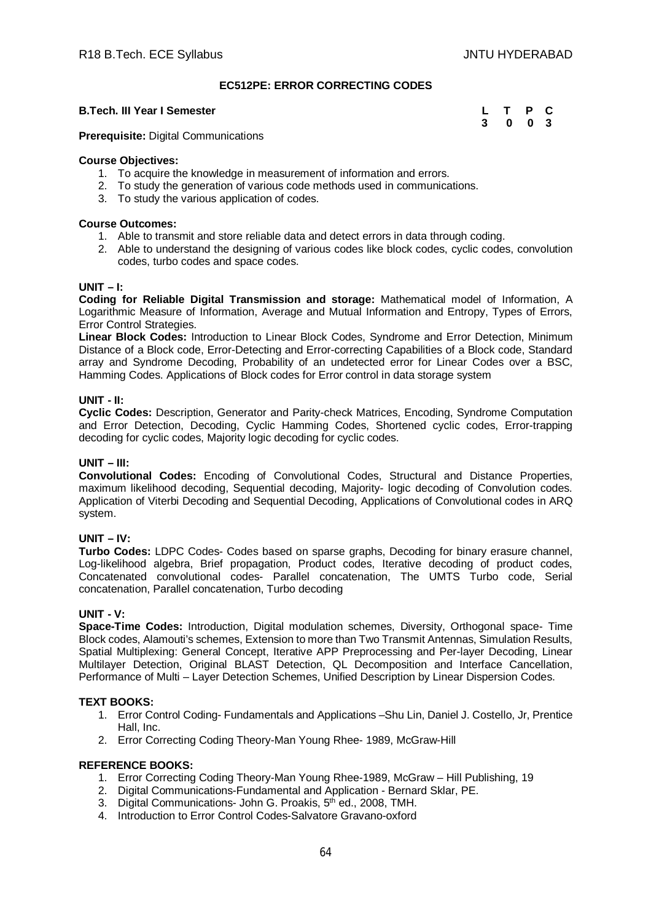# EC512PE: ERROR CORRECTING CODES

**B.Tech. III Year I Semester**

| L | T | P | C |
|---|---|---|---|
| 3 | 0 | 0 | 3 |

**Prerequisite:** Digital Communications

**Course Objectives:**

1. To acquire the knowledge in measurement of information and errors.
2. To study the generation of various code methods used in communications.
3. To study the various application of codes.

**Course Outcomes:**

1. Able to transmit and store reliable data and detect errors in data through coding.
2. Able to understand the designing of various codes like block codes, cyclic codes, convolution codes, turbo codes and space codes.

**UNIT – I:**

**Coding for Reliable Digital Transmission and storage:** Mathematical model of Information, A Logarithmic Measure of Information, Average and Mutual Information and Entropy, Types of Errors, Error Control Strategies.

**Linear Block Codes:** Introduction to Linear Block Codes, Syndrome and Error Detection, Minimum Distance of a Block code, Error-Detecting and Error-correcting Capabilities of a Block code, Standard array and Syndrome Decoding, Probability of an undetected error for Linear Codes over a BSC, Hamming Codes. Applications of Block codes for Error control in data storage system

**UNIT - II:**

**Cyclic Codes:** Description, Generator and Parity-check Matrices, Encoding, Syndrome Computation and Error Detection, Decoding, Cyclic Hamming Codes, Shortened cyclic codes, Error-trapping decoding for cyclic codes, Majority logic decoding for cyclic codes.

**UNIT – III:**

**Convolutional Codes:** Encoding of Convolutional Codes, Structural and Distance Properties, maximum likelihood decoding, Sequential decoding, Majority- logic decoding of Convolution codes. Application of Viterbi Decoding and Sequential Decoding, Applications of Convolutional codes in ARQ system.

**UNIT – IV:**

**Turbo Codes:** LDPC Codes- Codes based on sparse graphs, Decoding for binary erasure channel, Log-likelihood algebra, Brief propagation, Product codes, Iterative decoding of product codes, Concatenated convolutional codes- Parallel concatenation, The UMTS Turbo code, Serial concatenation, Parallel concatenation, Turbo decoding

**UNIT - V:**

**Space-Time Codes:** Introduction, Digital modulation schemes, Diversity, Orthogonal space- Time Block codes, Alamouti's schemes, Extension to more than Two Transmit Antennas, Simulation Results, Spatial Multiplexing: General Concept, Iterative APP Preprocessing and Per-layer Decoding, Linear Multilayer Detection, Original BLAST Detection, QL Decomposition and Interface Cancellation, Performance of Multi – Layer Detection Schemes, Unified Description by Linear Dispersion Codes.

**TEXT BOOKS:**

1. Error Control Coding- Fundamentals and Applications –Shu Lin, Daniel J. Costello, Jr, Prentice Hall, Inc.
2. Error Correcting Coding Theory-Man Young Rhee- 1989, McGraw-Hill

**REFERENCE BOOKS:**

1. Error Correcting Coding Theory-Man Young Rhee-1989, McGraw – Hill Publishing, 19
2. Digital Communications-Fundamental and Application - Bernard Sklar, PE.
3. Digital Communications- John G. Proakis, 5th ed., 2008, TMH.
4. Introduction to Error Control Codes-Salvatore Gravano-oxford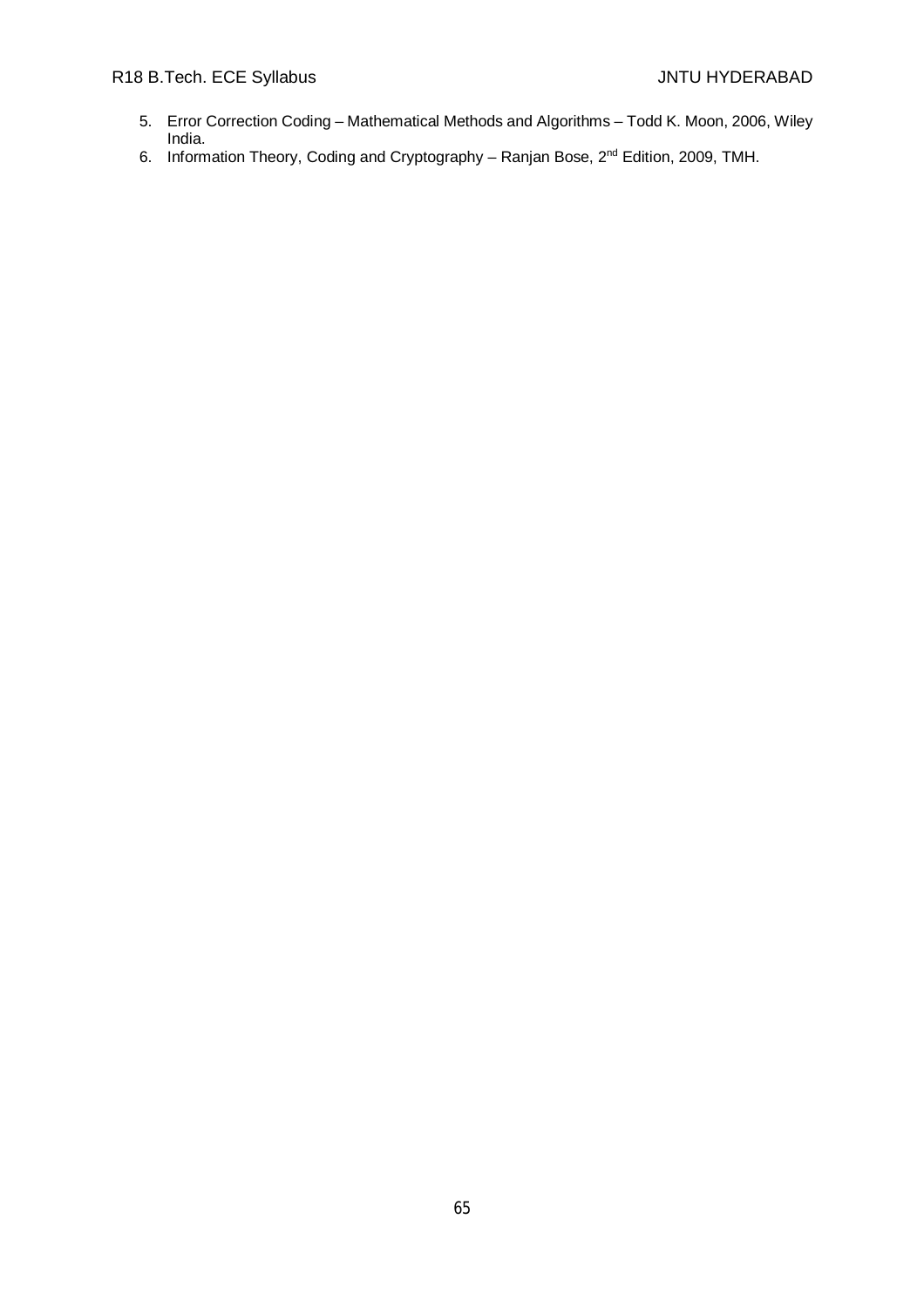5. Error Correction Coding – Mathematical Methods and Algorithms – Todd K. Moon, 2006, Wiley India.
6. Information Theory, Coding and Cryptography – Ranjan Bose, 2nd Edition, 2009, TMH.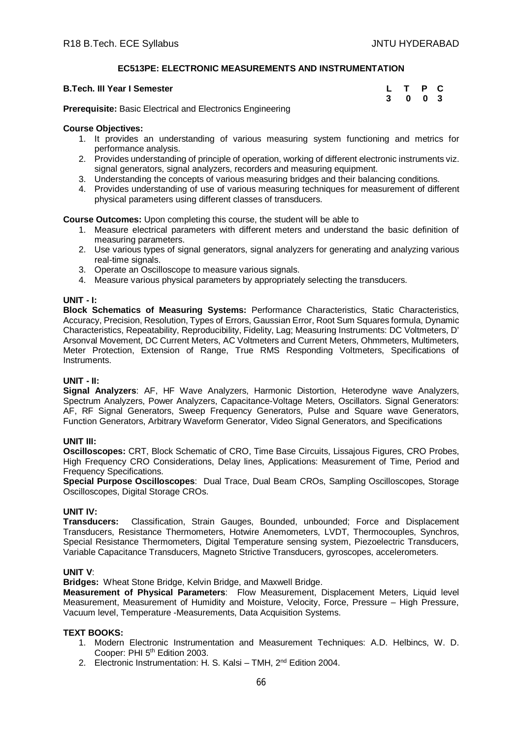## EC513PE: ELECTRONIC MEASUREMENTS AND INSTRUMENTATION

**B.Tech. III Year I Semester**

| L | T | P | C |
|---|---|---|---|
| 3 | 0 | 0 | 3 |

**Prerequisite:** Basic Electrical and Electronics Engineering

**Course Objectives:**

1. It provides an understanding of various measuring system functioning and metrics for performance analysis.
2. Provides understanding of principle of operation, working of different electronic instruments viz. signal generators, signal analyzers, recorders and measuring equipment.
3. Understanding the concepts of various measuring bridges and their balancing conditions.
4. Provides understanding of use of various measuring techniques for measurement of different physical parameters using different classes of transducers.

**Course Outcomes:** Upon completing this course, the student will be able to

1. Measure electrical parameters with different meters and understand the basic definition of measuring parameters.
2. Use various types of signal generators, signal analyzers for generating and analyzing various real-time signals.
3. Operate an Oscilloscope to measure various signals.
4. Measure various physical parameters by appropriately selecting the transducers.

**UNIT - I:**

**Block Schematics of Measuring Systems:** Performance Characteristics, Static Characteristics, Accuracy, Precision, Resolution, Types of Errors, Gaussian Error, Root Sum Squares formula, Dynamic Characteristics, Repeatability, Reproducibility, Fidelity, Lag; Measuring Instruments: DC Voltmeters, D' Arsonval Movement, DC Current Meters, AC Voltmeters and Current Meters, Ohmmeters, Multimeters, Meter Protection, Extension of Range, True RMS Responding Voltmeters, Specifications of Instruments.

**UNIT - II:**

**Signal Analyzers**: AF, HF Wave Analyzers, Harmonic Distortion, Heterodyne wave Analyzers, Spectrum Analyzers, Power Analyzers, Capacitance-Voltage Meters, Oscillators. Signal Generators: AF, RF Signal Generators, Sweep Frequency Generators, Pulse and Square wave Generators, Function Generators, Arbitrary Waveform Generator, Video Signal Generators, and Specifications

**UNIT III:**

**Oscilloscopes:** CRT, Block Schematic of CRO, Time Base Circuits, Lissajous Figures, CRO Probes, High Frequency CRO Considerations, Delay lines, Applications: Measurement of Time, Period and Frequency Specifications.

**Special Purpose Oscilloscopes**: Dual Trace, Dual Beam CROs, Sampling Oscilloscopes, Storage Oscilloscopes, Digital Storage CROs.

**UNIT IV:**

**Transducers:** Classification, Strain Gauges, Bounded, unbounded; Force and Displacement Transducers, Resistance Thermometers, Hotwire Anemometers, LVDT, Thermocouples, Synchros, Special Resistance Thermometers, Digital Temperature sensing system, Piezoelectric Transducers, Variable Capacitance Transducers, Magneto Strictive Transducers, gyroscopes, accelerometers.

**UNIT V**:

**Bridges:** Wheat Stone Bridge, Kelvin Bridge, and Maxwell Bridge.

**Measurement of Physical Parameters**: Flow Measurement, Displacement Meters, Liquid level Measurement, Measurement of Humidity and Moisture, Velocity, Force, Pressure – High Pressure, Vacuum level, Temperature -Measurements, Data Acquisition Systems.

**TEXT BOOKS:**

1. Modern Electronic Instrumentation and Measurement Techniques: A.D. Helbincs, W. D. Cooper: PHI 5th Edition 2003.
2. Electronic Instrumentation: H. S. Kalsi – TMH, 2nd Edition 2004.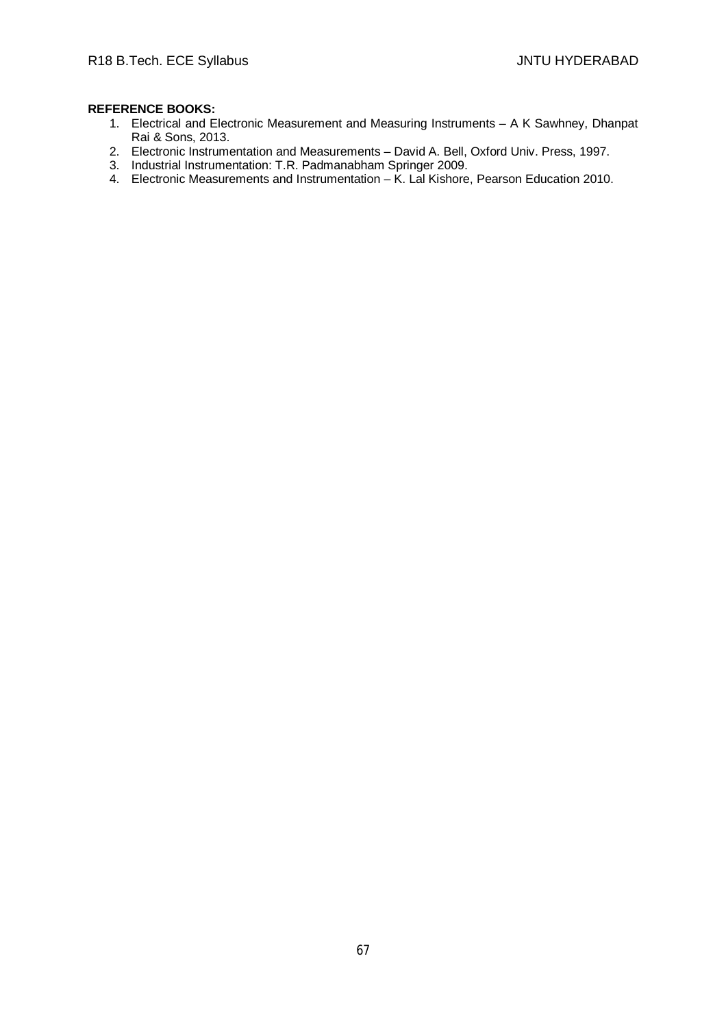**REFERENCE BOOKS:**

1. Electrical and Electronic Measurement and Measuring Instruments – A K Sawhney, Dhanpat Rai & Sons, 2013.
2. Electronic Instrumentation and Measurements – David A. Bell, Oxford Univ. Press, 1997.
3. Industrial Instrumentation: T.R. Padmanabham Springer 2009.
4. Electronic Measurements and Instrumentation – K. Lal Kishore, Pearson Education 2010.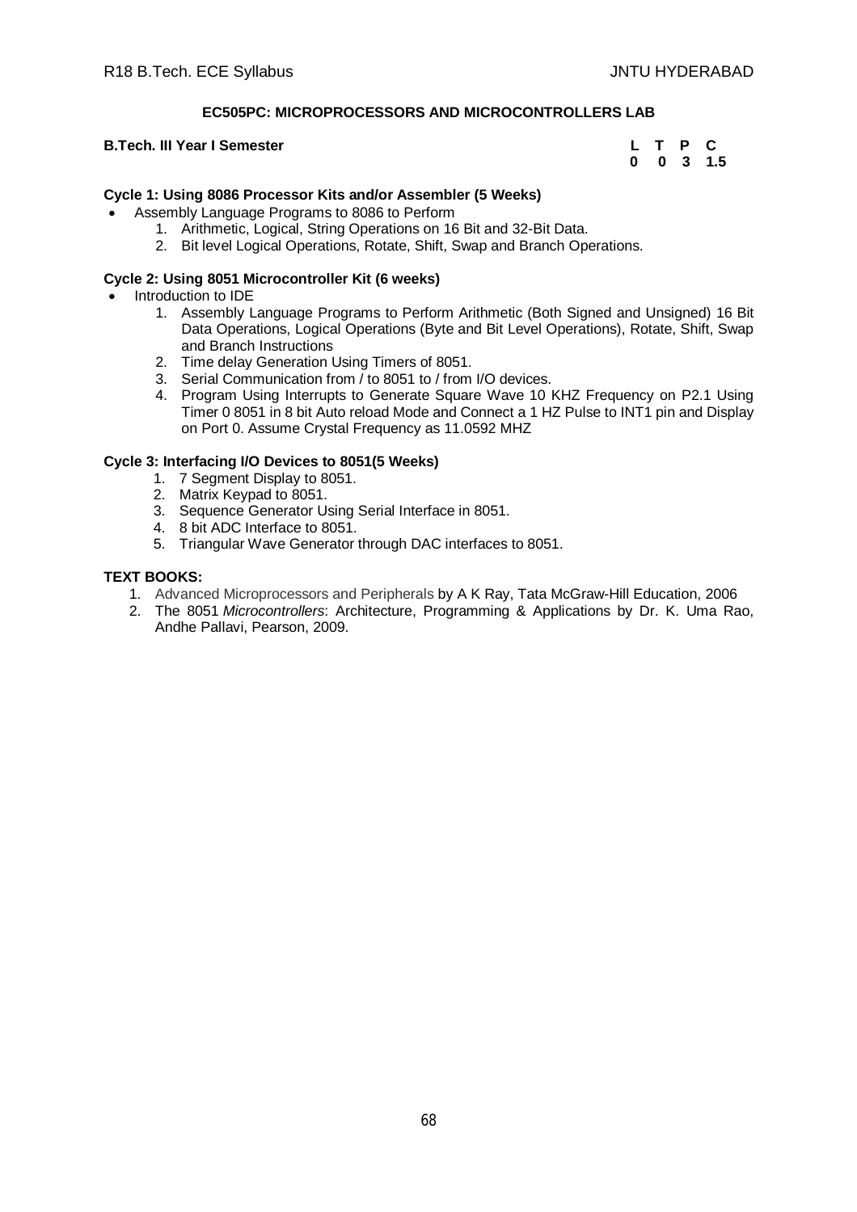## EC505PC: MICROPROCESSORS AND MICROCONTROLLERS LAB

**B.Tech. III Year I Semester**

| L | T | P | C |
|---|---|---|---|
| 0 | 0 | 3 | 1.5 |

**Cycle 1: Using 8086 Processor Kits and/or Assembler (5 Weeks)**

- Assembly Language Programs to 8086 to Perform
  1. Arithmetic, Logical, String Operations on 16 Bit and 32-Bit Data.
  2. Bit level Logical Operations, Rotate, Shift, Swap and Branch Operations.

**Cycle 2: Using 8051 Microcontroller Kit (6 weeks)**

- Introduction to IDE
  1. Assembly Language Programs to Perform Arithmetic (Both Signed and Unsigned) 16 Bit Data Operations, Logical Operations (Byte and Bit Level Operations), Rotate, Shift, Swap and Branch Instructions
  2. Time delay Generation Using Timers of 8051.
  3. Serial Communication from / to 8051 to / from I/O devices.
  4. Program Using Interrupts to Generate Square Wave 10 KHZ Frequency on P2.1 Using Timer 0 8051 in 8 bit Auto reload Mode and Connect a 1 HZ Pulse to INT1 pin and Display on Port 0. Assume Crystal Frequency as 11.0592 MHZ

**Cycle 3: Interfacing I/O Devices to 8051(5 Weeks)**

1. 7 Segment Display to 8051.
2. Matrix Keypad to 8051.
3. Sequence Generator Using Serial Interface in 8051.
4. 8 bit ADC Interface to 8051.
5. Triangular Wave Generator through DAC interfaces to 8051.

**TEXT BOOKS:**

1. Advanced Microprocessors and Peripherals by A K Ray, Tata McGraw-Hill Education, 2006
2. The 8051 *Microcontrollers*: Architecture, Programming & Applications by Dr. K. Uma Rao, Andhe Pallavi, Pearson, 2009.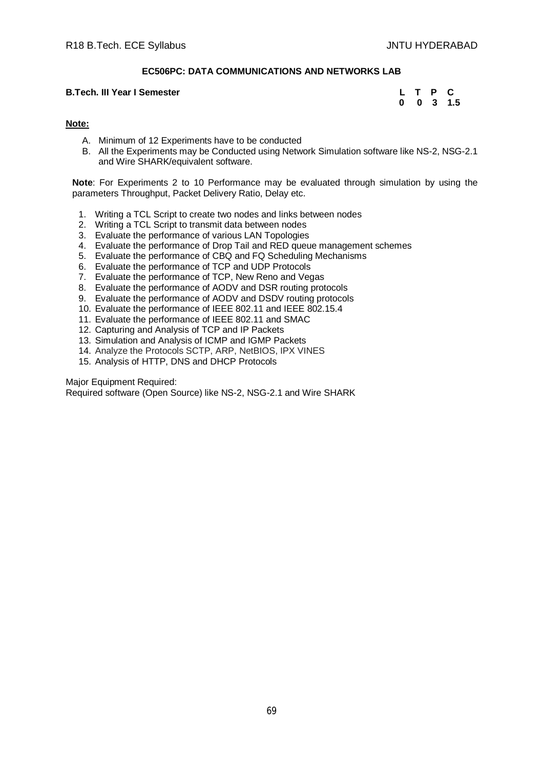## EC506PC: DATA COMMUNICATIONS AND NETWORKS LAB

**B.Tech. III Year I Semester**

| L | T | P | C |
|---|---|---|---|
| 0 | 0 | 3 | 1.5 |

**Note:**

A. Minimum of 12 Experiments have to be conducted
B. All the Experiments may be Conducted using Network Simulation software like NS-2, NSG-2.1 and Wire SHARK/equivalent software.

**Note**: For Experiments 2 to 10 Performance may be evaluated through simulation by using the parameters Throughput, Packet Delivery Ratio, Delay etc.

1. Writing a TCL Script to create two nodes and links between nodes
2. Writing a TCL Script to transmit data between nodes
3. Evaluate the performance of various LAN Topologies
4. Evaluate the performance of Drop Tail and RED queue management schemes
5. Evaluate the performance of CBQ and FQ Scheduling Mechanisms
6. Evaluate the performance of TCP and UDP Protocols
7. Evaluate the performance of TCP, New Reno and Vegas
8. Evaluate the performance of AODV and DSR routing protocols
9. Evaluate the performance of AODV and DSDV routing protocols
10. Evaluate the performance of IEEE 802.11 and IEEE 802.15.4
11. Evaluate the performance of IEEE 802.11 and SMAC
12. Capturing and Analysis of TCP and IP Packets
13. Simulation and Analysis of ICMP and IGMP Packets
14. Analyze the Protocols SCTP, ARP, NetBIOS, IPX VINES
15. Analysis of HTTP, DNS and DHCP Protocols

Major Equipment Required:
Required software (Open Source) like NS-2, NSG-2.1 and Wire SHARK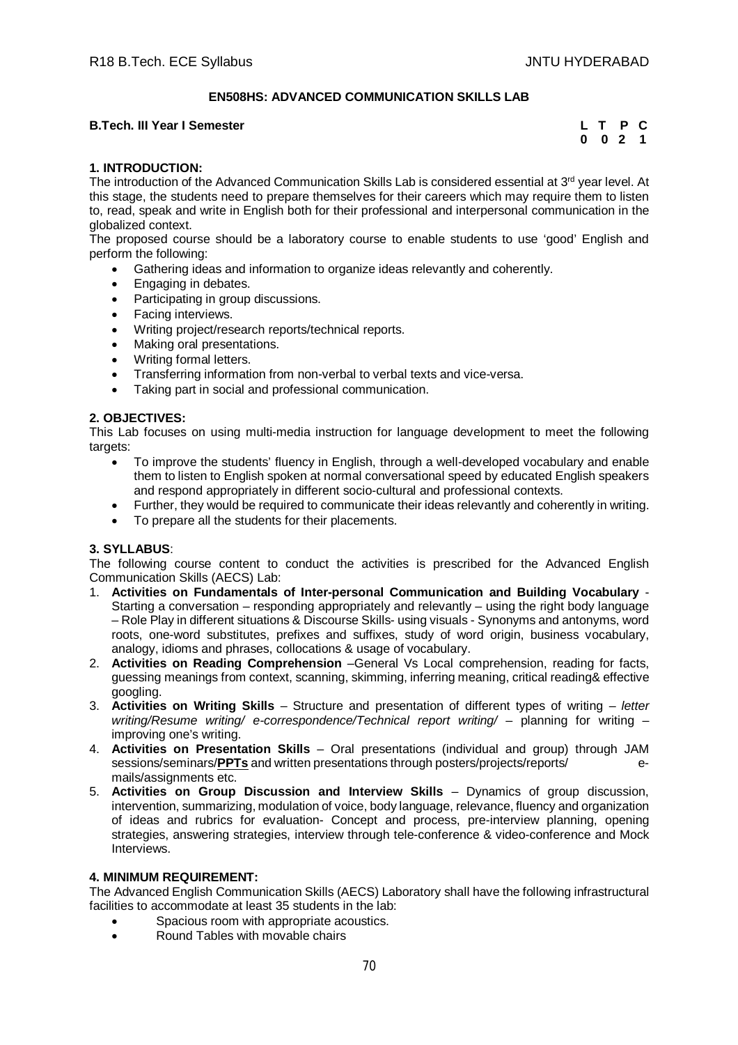## EN508HS: ADVANCED COMMUNICATION SKILLS LAB

**B.Tech. III Year I Semester**

| L | T | P | C |
|---|---|---|---|
| 0 | 0 | 2 | 1 |

### 1. INTRODUCTION:

The introduction of the Advanced Communication Skills Lab is considered essential at 3rd year level. At this stage, the students need to prepare themselves for their careers which may require them to listen to, read, speak and write in English both for their professional and interpersonal communication in the globalized context.

The proposed course should be a laboratory course to enable students to use 'good' English and perform the following:

- Gathering ideas and information to organize ideas relevantly and coherently.
- Engaging in debates.
- Participating in group discussions.
- Facing interviews.
- Writing project/research reports/technical reports.
- Making oral presentations.
- Writing formal letters.
- Transferring information from non-verbal to verbal texts and vice-versa.
- Taking part in social and professional communication.

### 2. OBJECTIVES:

This Lab focuses on using multi-media instruction for language development to meet the following targets:

- To improve the students' fluency in English, through a well-developed vocabulary and enable them to listen to English spoken at normal conversational speed by educated English speakers and respond appropriately in different socio-cultural and professional contexts.
- Further, they would be required to communicate their ideas relevantly and coherently in writing.
- To prepare all the students for their placements.

### 3. SYLLABUS:

The following course content to conduct the activities is prescribed for the Advanced English Communication Skills (AECS) Lab:

1. **Activities on Fundamentals of Inter-personal Communication and Building Vocabulary** - Starting a conversation – responding appropriately and relevantly – using the right body language – Role Play in different situations & Discourse Skills- using visuals - Synonyms and antonyms, word roots, one-word substitutes, prefixes and suffixes, study of word origin, business vocabulary, analogy, idioms and phrases, collocations & usage of vocabulary.
2. **Activities on Reading Comprehension** –General Vs Local comprehension, reading for facts, guessing meanings from context, scanning, skimming, inferring meaning, critical reading& effective googling.
3. **Activities on Writing Skills** – Structure and presentation of different types of writing – *letter writing/Resume writing/ e-correspondence/Technical report writing/* – planning for writing – improving one's writing.
4. **Activities on Presentation Skills** – Oral presentations (individual and group) through JAM sessions/seminars/**PPTs** and written presentations through posters/projects/reports/ e-mails/assignments etc.
5. **Activities on Group Discussion and Interview Skills** – Dynamics of group discussion, intervention, summarizing, modulation of voice, body language, relevance, fluency and organization of ideas and rubrics for evaluation- Concept and process, pre-interview planning, opening strategies, answering strategies, interview through tele-conference & video-conference and Mock Interviews.

### 4. MINIMUM REQUIREMENT:

The Advanced English Communication Skills (AECS) Laboratory shall have the following infrastructural facilities to accommodate at least 35 students in the lab:

- Spacious room with appropriate acoustics.
- Round Tables with movable chairs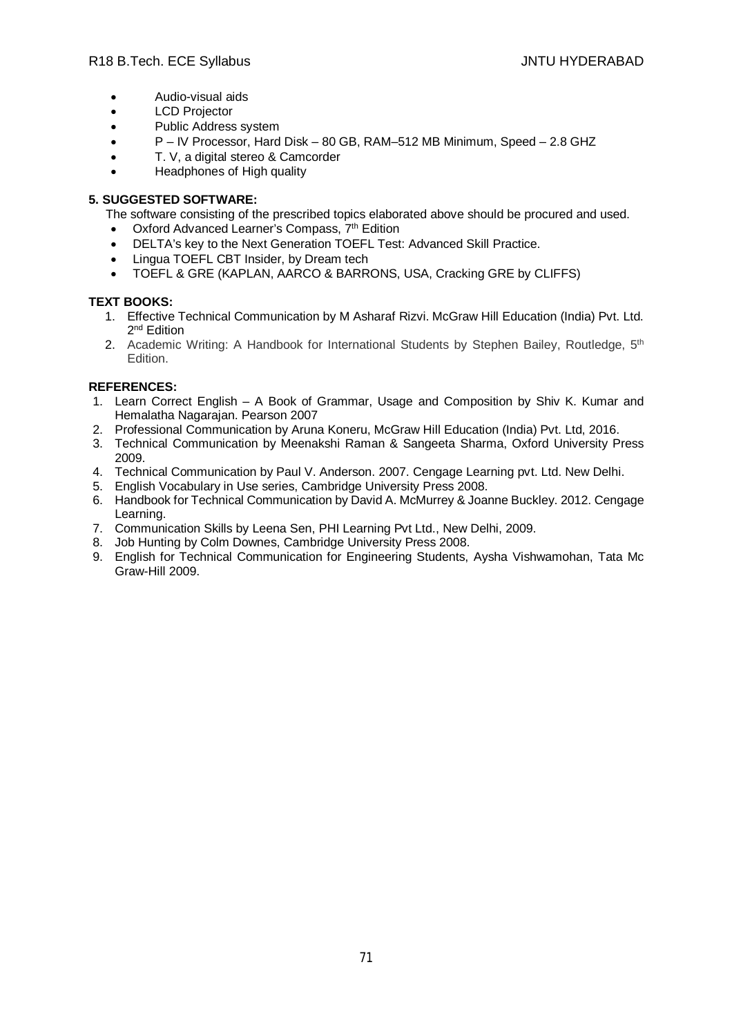- Audio-visual aids
- LCD Projector
- Public Address system
- P – IV Processor, Hard Disk – 80 GB, RAM–512 MB Minimum, Speed – 2.8 GHZ
- T. V, a digital stereo & Camcorder
- Headphones of High quality

**5. SUGGESTED SOFTWARE:**

The software consisting of the prescribed topics elaborated above should be procured and used.

- Oxford Advanced Learner's Compass, 7th Edition
- DELTA's key to the Next Generation TOEFL Test: Advanced Skill Practice.
- Lingua TOEFL CBT Insider, by Dream tech
- TOEFL & GRE (KAPLAN, AARCO & BARRONS, USA, Cracking GRE by CLIFFS)

**TEXT BOOKS:**

1. Effective Technical Communication by M Asharaf Rizvi. McGraw Hill Education (India) Pvt. Ltd. 2nd Edition
2. Academic Writing: A Handbook for International Students by Stephen Bailey, Routledge, 5th Edition.

**REFERENCES:**

1. Learn Correct English – A Book of Grammar, Usage and Composition by Shiv K. Kumar and Hemalatha Nagarajan. Pearson 2007
2. Professional Communication by Aruna Koneru, McGraw Hill Education (India) Pvt. Ltd, 2016.
3. Technical Communication by Meenakshi Raman & Sangeeta Sharma, Oxford University Press 2009.
4. Technical Communication by Paul V. Anderson. 2007. Cengage Learning pvt. Ltd. New Delhi.
5. English Vocabulary in Use series, Cambridge University Press 2008.
6. Handbook for Technical Communication by David A. McMurrey & Joanne Buckley. 2012. Cengage Learning.
7. Communication Skills by Leena Sen, PHI Learning Pvt Ltd., New Delhi, 2009.
8. Job Hunting by Colm Downes, Cambridge University Press 2008.
9. English for Technical Communication for Engineering Students, Aysha Vishwamohan, Tata Mc Graw-Hill 2009.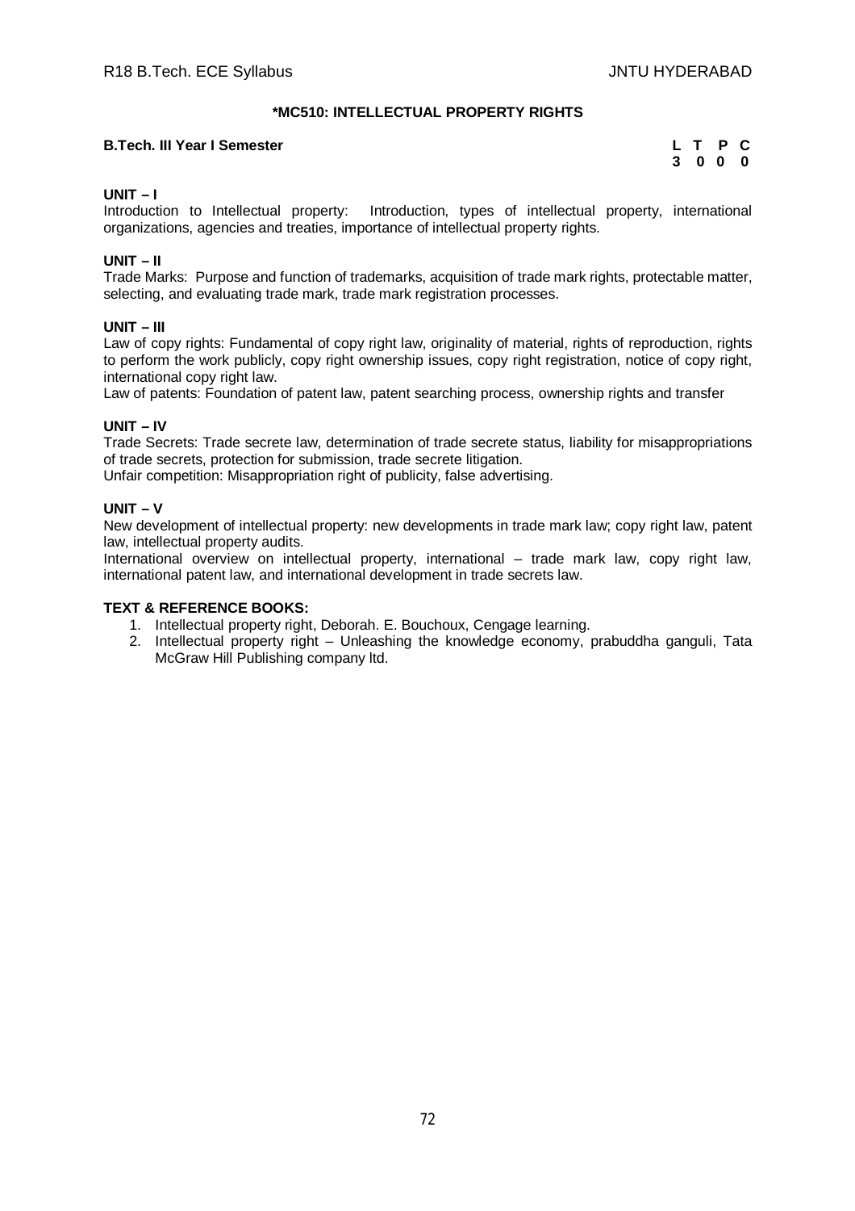# *MC510: INTELLECTUAL PROPERTY RIGHTS

**B.Tech. III Year I Semester**

| L | T | P | C |
|---|---|---|---|
| 3 | 0 | 0 | 0 |

**UNIT – I**

Introduction to Intellectual property: Introduction, types of intellectual property, international organizations, agencies and treaties, importance of intellectual property rights.

**UNIT – II**

Trade Marks: Purpose and function of trademarks, acquisition of trade mark rights, protectable matter, selecting, and evaluating trade mark, trade mark registration processes.

**UNIT – III**

Law of copy rights: Fundamental of copy right law, originality of material, rights of reproduction, rights to perform the work publicly, copy right ownership issues, copy right registration, notice of copy right, international copy right law.

Law of patents: Foundation of patent law, patent searching process, ownership rights and transfer

**UNIT – IV**

Trade Secrets: Trade secrete law, determination of trade secrete status, liability for misappropriations of trade secrets, protection for submission, trade secrete litigation.

Unfair competition: Misappropriation right of publicity, false advertising.

**UNIT – V**

New development of intellectual property: new developments in trade mark law; copy right law, patent law, intellectual property audits.

International overview on intellectual property, international – trade mark law, copy right law, international patent law, and international development in trade secrets law.

**TEXT & REFERENCE BOOKS:**

1. Intellectual property right, Deborah. E. Bouchoux, Cengage learning.
2. Intellectual property right – Unleashing the knowledge economy, prabuddha ganguli, Tata McGraw Hill Publishing company ltd.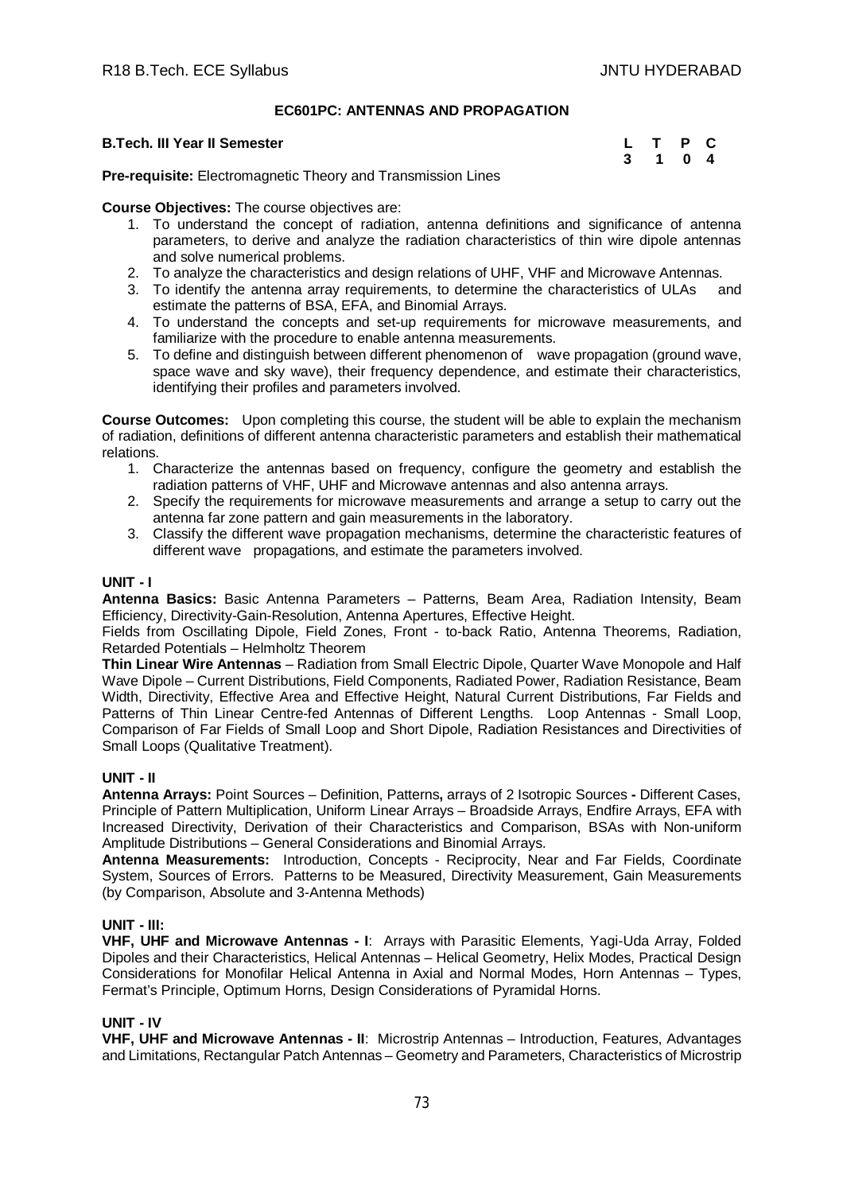# EC601PC: ANTENNAS AND PROPAGATION

**B.Tech. III Year II Semester**

| L | T | P | C |
|---|---|---|---|
| 3 | 1 | 0 | 4 |

**Pre-requisite:** Electromagnetic Theory and Transmission Lines

**Course Objectives:** The course objectives are:

1. To understand the concept of radiation, antenna definitions and significance of antenna parameters, to derive and analyze the radiation characteristics of thin wire dipole antennas and solve numerical problems.
2. To analyze the characteristics and design relations of UHF, VHF and Microwave Antennas.
3. To identify the antenna array requirements, to determine the characteristics of ULAs and estimate the patterns of BSA, EFA, and Binomial Arrays.
4. To understand the concepts and set-up requirements for microwave measurements, and familiarize with the procedure to enable antenna measurements.
5. To define and distinguish between different phenomenon of wave propagation (ground wave, space wave and sky wave), their frequency dependence, and estimate their characteristics, identifying their profiles and parameters involved.

**Course Outcomes:** Upon completing this course, the student will be able to explain the mechanism of radiation, definitions of different antenna characteristic parameters and establish their mathematical relations.

1. Characterize the antennas based on frequency, configure the geometry and establish the radiation patterns of VHF, UHF and Microwave antennas and also antenna arrays.
2. Specify the requirements for microwave measurements and arrange a setup to carry out the antenna far zone pattern and gain measurements in the laboratory.
3. Classify the different wave propagation mechanisms, determine the characteristic features of different wave propagations, and estimate the parameters involved.

## UNIT - I

**Antenna Basics:** Basic Antenna Parameters – Patterns, Beam Area, Radiation Intensity, Beam Efficiency, Directivity-Gain-Resolution, Antenna Apertures, Effective Height.

Fields from Oscillating Dipole, Field Zones, Front - to-back Ratio, Antenna Theorems, Radiation, Retarded Potentials – Helmholtz Theorem

**Thin Linear Wire Antennas** – Radiation from Small Electric Dipole, Quarter Wave Monopole and Half Wave Dipole – Current Distributions, Field Components, Radiated Power, Radiation Resistance, Beam Width, Directivity, Effective Area and Effective Height, Natural Current Distributions, Far Fields and Patterns of Thin Linear Centre-fed Antennas of Different Lengths. Loop Antennas - Small Loop, Comparison of Far Fields of Small Loop and Short Dipole, Radiation Resistances and Directivities of Small Loops (Qualitative Treatment).

## UNIT - II

**Antenna Arrays:** Point Sources – Definition, Patterns**,** arrays of 2 Isotropic Sources **-** Different Cases, Principle of Pattern Multiplication, Uniform Linear Arrays – Broadside Arrays, Endfire Arrays, EFA with Increased Directivity, Derivation of their Characteristics and Comparison, BSAs with Non-uniform Amplitude Distributions – General Considerations and Binomial Arrays.

**Antenna Measurements:** Introduction, Concepts - Reciprocity, Near and Far Fields, Coordinate System, Sources of Errors. Patterns to be Measured, Directivity Measurement, Gain Measurements (by Comparison, Absolute and 3-Antenna Methods)

## UNIT - III:

**VHF, UHF and Microwave Antennas - I**: Arrays with Parasitic Elements, Yagi-Uda Array, Folded Dipoles and their Characteristics, Helical Antennas – Helical Geometry, Helix Modes, Practical Design Considerations for Monofilar Helical Antenna in Axial and Normal Modes, Horn Antennas – Types, Fermat's Principle, Optimum Horns, Design Considerations of Pyramidal Horns.

## UNIT - IV

**VHF, UHF and Microwave Antennas - II**: Microstrip Antennas – Introduction, Features, Advantages and Limitations, Rectangular Patch Antennas – Geometry and Parameters, Characteristics of Microstrip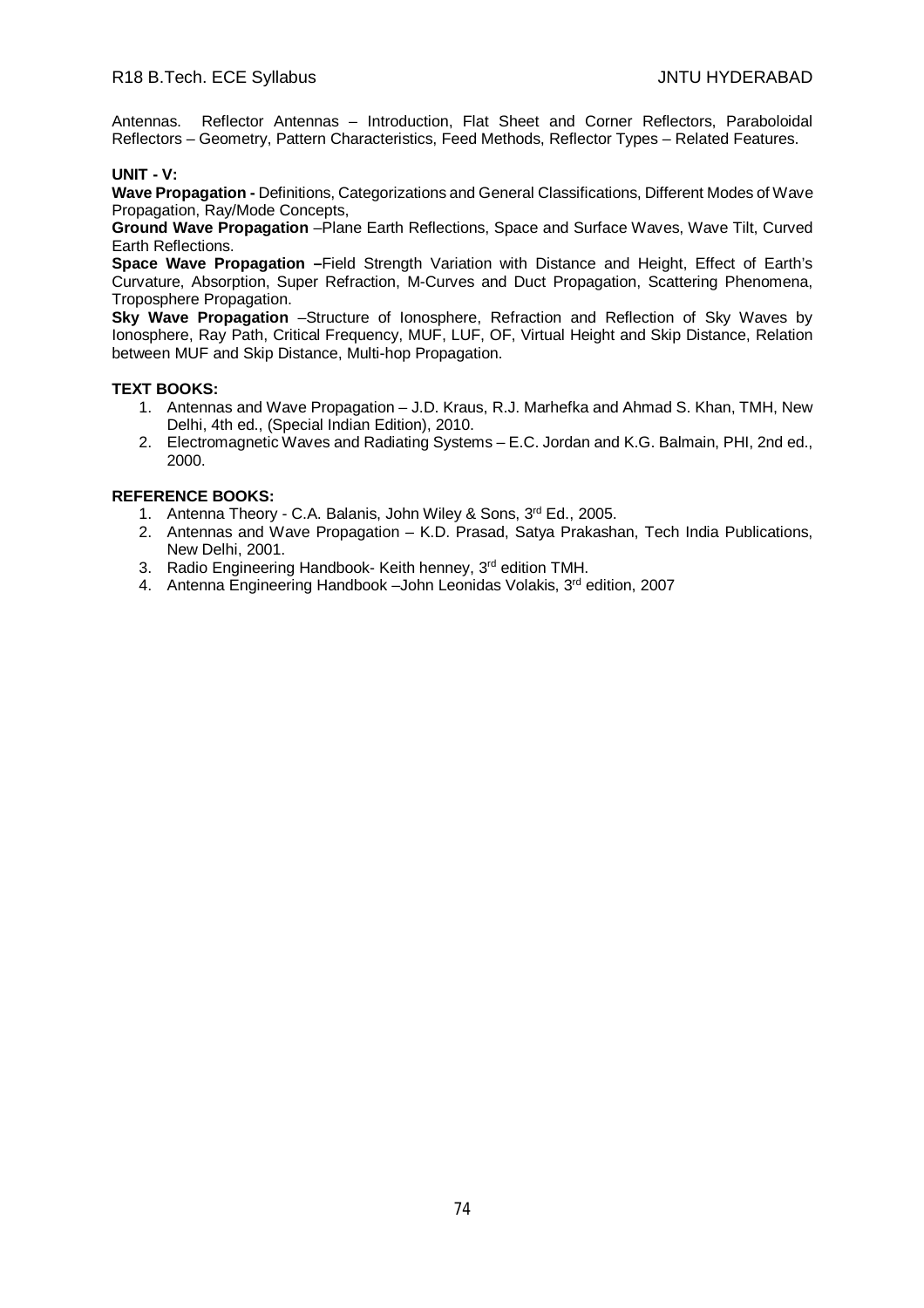Antennas. Reflector Antennas – Introduction, Flat Sheet and Corner Reflectors, Paraboloidal Reflectors – Geometry, Pattern Characteristics, Feed Methods, Reflector Types – Related Features.

**UNIT - V:**

**Wave Propagation -** Definitions, Categorizations and General Classifications, Different Modes of Wave Propagation, Ray/Mode Concepts,

**Ground Wave Propagation** –Plane Earth Reflections, Space and Surface Waves, Wave Tilt, Curved Earth Reflections.

**Space Wave Propagation –**Field Strength Variation with Distance and Height, Effect of Earth's Curvature, Absorption, Super Refraction, M-Curves and Duct Propagation, Scattering Phenomena, Troposphere Propagation.

**Sky Wave Propagation** –Structure of Ionosphere, Refraction and Reflection of Sky Waves by Ionosphere, Ray Path, Critical Frequency, MUF, LUF, OF, Virtual Height and Skip Distance, Relation between MUF and Skip Distance, Multi-hop Propagation.

**TEXT BOOKS:**

1. Antennas and Wave Propagation – J.D. Kraus, R.J. Marhefka and Ahmad S. Khan, TMH, New Delhi, 4th ed., (Special Indian Edition), 2010.
2. Electromagnetic Waves and Radiating Systems – E.C. Jordan and K.G. Balmain, PHI, 2nd ed., 2000.

**REFERENCE BOOKS:**

1. Antenna Theory - C.A. Balanis, John Wiley & Sons, 3rd Ed., 2005.
2. Antennas and Wave Propagation – K.D. Prasad, Satya Prakashan, Tech India Publications, New Delhi, 2001.
3. Radio Engineering Handbook- Keith henney, 3rd edition TMH.
4. Antenna Engineering Handbook –John Leonidas Volakis, 3rd edition, 2007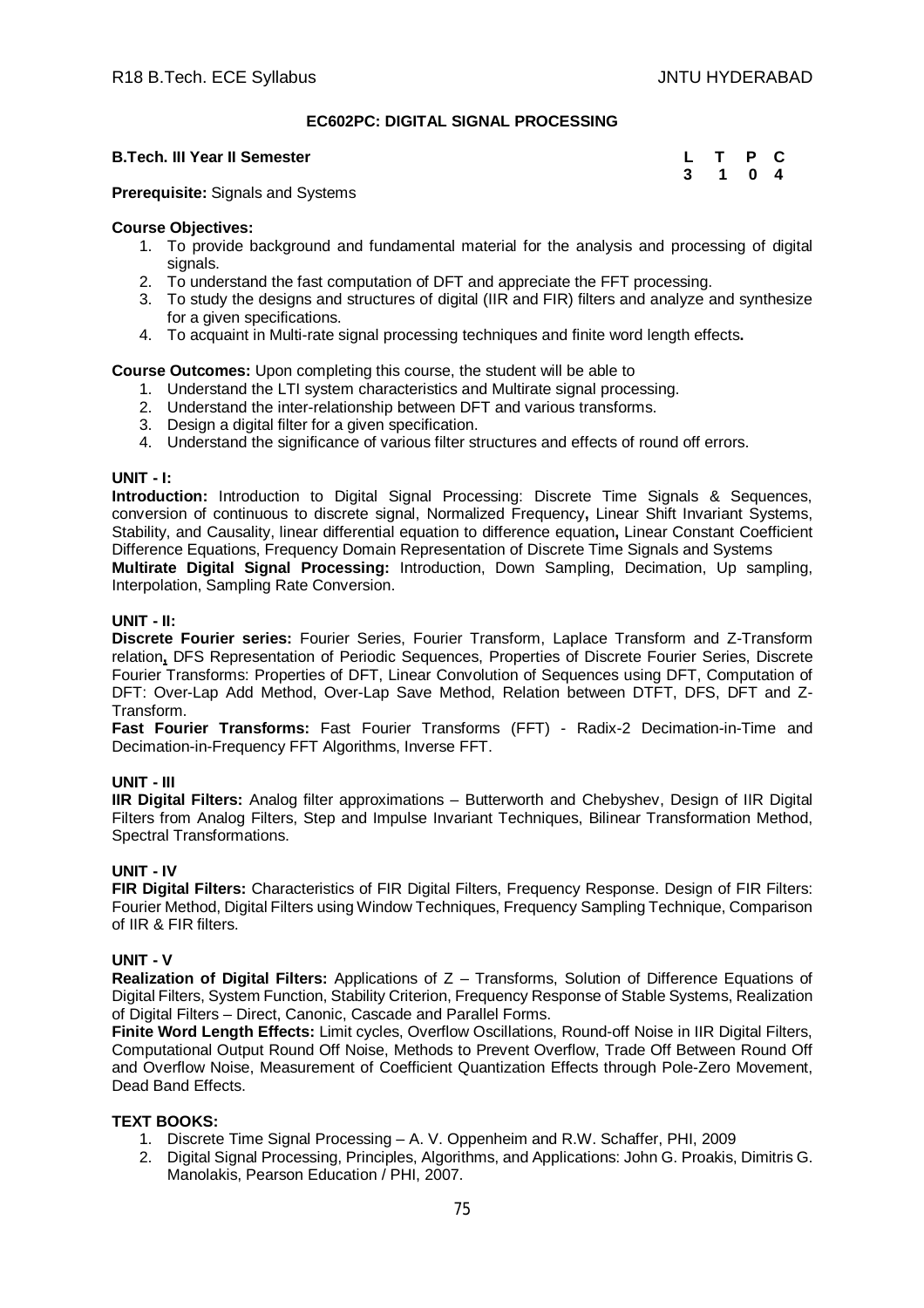**EC602PC: DIGITAL SIGNAL PROCESSING**

**B.Tech. III Year II Semester**

| L | T | P | C |
|---|---|---|---|
| 3 | 1 | 0 | 4 |

**Prerequisite:** Signals and Systems

**Course Objectives:**

1. To provide background and fundamental material for the analysis and processing of digital signals.
2. To understand the fast computation of DFT and appreciate the FFT processing.
3. To study the designs and structures of digital (IIR and FIR) filters and analyze and synthesize for a given specifications.
4. To acquaint in Multi-rate signal processing techniques and finite word length effects**.**

**Course Outcomes:** Upon completing this course, the student will be able to

1. Understand the LTI system characteristics and Multirate signal processing.
2. Understand the inter-relationship between DFT and various transforms.
3. Design a digital filter for a given specification.
4. Understand the significance of various filter structures and effects of round off errors.

**UNIT - I:**

**Introduction:** Introduction to Digital Signal Processing: Discrete Time Signals & Sequences, conversion of continuous to discrete signal, Normalized Frequency**,** Linear Shift Invariant Systems, Stability, and Causality, linear differential equation to difference equation**,** Linear Constant Coefficient Difference Equations, Frequency Domain Representation of Discrete Time Signals and Systems

**Multirate Digital Signal Processing:** Introduction, Down Sampling, Decimation, Up sampling, Interpolation, Sampling Rate Conversion.

**UNIT - II:**

**Discrete Fourier series:** Fourier Series, Fourier Transform, Laplace Transform and Z-Transform relation**,** DFS Representation of Periodic Sequences, Properties of Discrete Fourier Series, Discrete Fourier Transforms: Properties of DFT, Linear Convolution of Sequences using DFT, Computation of DFT: Over-Lap Add Method, Over-Lap Save Method, Relation between DTFT, DFS, DFT and Z-Transform.

**Fast Fourier Transforms:** Fast Fourier Transforms (FFT) - Radix-2 Decimation-in-Time and Decimation-in-Frequency FFT Algorithms, Inverse FFT.

**UNIT - III**

**IIR Digital Filters:** Analog filter approximations – Butterworth and Chebyshev, Design of IIR Digital Filters from Analog Filters, Step and Impulse Invariant Techniques, Bilinear Transformation Method, Spectral Transformations.

**UNIT - IV**

**FIR Digital Filters:** Characteristics of FIR Digital Filters, Frequency Response. Design of FIR Filters: Fourier Method, Digital Filters using Window Techniques, Frequency Sampling Technique, Comparison of IIR & FIR filters.

**UNIT - V**

**Realization of Digital Filters:** Applications of Z – Transforms, Solution of Difference Equations of Digital Filters, System Function, Stability Criterion, Frequency Response of Stable Systems, Realization of Digital Filters – Direct, Canonic, Cascade and Parallel Forms.

**Finite Word Length Effects:** Limit cycles, Overflow Oscillations, Round-off Noise in IIR Digital Filters, Computational Output Round Off Noise, Methods to Prevent Overflow, Trade Off Between Round Off and Overflow Noise, Measurement of Coefficient Quantization Effects through Pole-Zero Movement, Dead Band Effects.

**TEXT BOOKS:**

1. Discrete Time Signal Processing – A. V. Oppenheim and R.W. Schaffer, PHI, 2009
2. Digital Signal Processing, Principles, Algorithms, and Applications: John G. Proakis, Dimitris G. Manolakis, Pearson Education / PHI, 2007.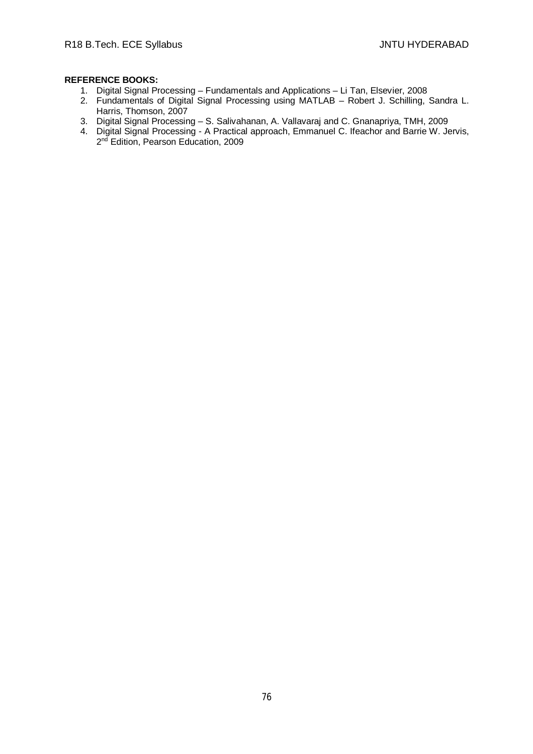**REFERENCE BOOKS:**

1. Digital Signal Processing – Fundamentals and Applications – Li Tan, Elsevier, 2008
2. Fundamentals of Digital Signal Processing using MATLAB – Robert J. Schilling, Sandra L. Harris, Thomson, 2007
3. Digital Signal Processing – S. Salivahanan, A. Vallavaraj and C. Gnanapriya, TMH, 2009
4. Digital Signal Processing - A Practical approach, Emmanuel C. Ifeachor and Barrie W. Jervis, 2nd Edition, Pearson Education, 2009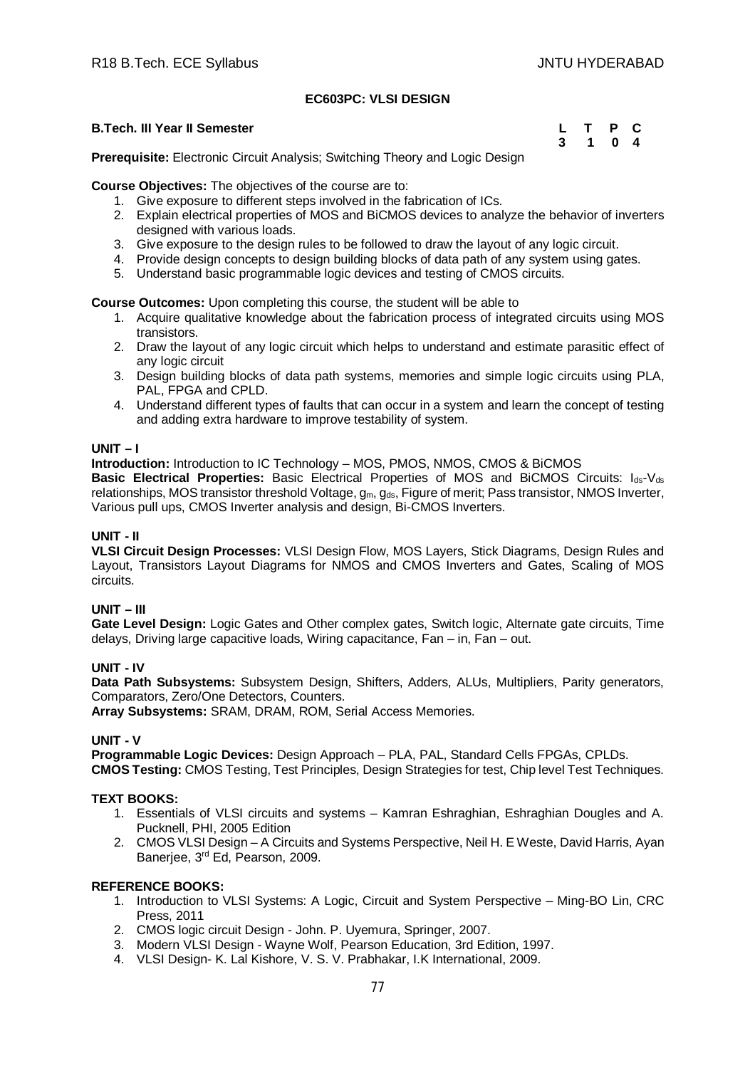## EC603PC: VLSI DESIGN

**B.Tech. III Year II Semester**

| L | T | P | C |
|---|---|---|---|
| 3 | 1 | 0 | 4 |

**Prerequisite:** Electronic Circuit Analysis; Switching Theory and Logic Design

**Course Objectives:** The objectives of the course are to:

1. Give exposure to different steps involved in the fabrication of ICs.
2. Explain electrical properties of MOS and BiCMOS devices to analyze the behavior of inverters designed with various loads.
3. Give exposure to the design rules to be followed to draw the layout of any logic circuit.
4. Provide design concepts to design building blocks of data path of any system using gates.
5. Understand basic programmable logic devices and testing of CMOS circuits.

**Course Outcomes:** Upon completing this course, the student will be able to

1. Acquire qualitative knowledge about the fabrication process of integrated circuits using MOS transistors.
2. Draw the layout of any logic circuit which helps to understand and estimate parasitic effect of any logic circuit
3. Design building blocks of data path systems, memories and simple logic circuits using PLA, PAL, FPGA and CPLD.
4. Understand different types of faults that can occur in a system and learn the concept of testing and adding extra hardware to improve testability of system.

### UNIT – I

**Introduction:** Introduction to IC Technology – MOS, PMOS, NMOS, CMOS & BiCMOS

**Basic Electrical Properties:** Basic Electrical Properties of MOS and BiCMOS Circuits: $I_{ds}$-$V_{ds}$ relationships, MOS transistor threshold Voltage, $g_m$, $g_{ds}$, Figure of merit; Pass transistor, NMOS Inverter, Various pull ups, CMOS Inverter analysis and design, Bi-CMOS Inverters.

### UNIT - II

**VLSI Circuit Design Processes:** VLSI Design Flow, MOS Layers, Stick Diagrams, Design Rules and Layout, Transistors Layout Diagrams for NMOS and CMOS Inverters and Gates, Scaling of MOS circuits.

### UNIT – III

**Gate Level Design:** Logic Gates and Other complex gates, Switch logic, Alternate gate circuits, Time delays, Driving large capacitive loads, Wiring capacitance, Fan – in, Fan – out.

### UNIT - IV

**Data Path Subsystems:** Subsystem Design, Shifters, Adders, ALUs, Multipliers, Parity generators, Comparators, Zero/One Detectors, Counters.

**Array Subsystems:** SRAM, DRAM, ROM, Serial Access Memories.

### UNIT - V

**Programmable Logic Devices:** Design Approach – PLA, PAL, Standard Cells FPGAs, CPLDs.

**CMOS Testing:** CMOS Testing, Test Principles, Design Strategies for test, Chip level Test Techniques.

### TEXT BOOKS:

1. Essentials of VLSI circuits and systems – Kamran Eshraghian, Eshraghian Dougles and A. Pucknell, PHI, 2005 Edition
2. CMOS VLSI Design – A Circuits and Systems Perspective, Neil H. E Weste, David Harris, Ayan Banerjee, 3rd Ed, Pearson, 2009.

### REFERENCE BOOKS:

1. Introduction to VLSI Systems: A Logic, Circuit and System Perspective – Ming-BO Lin, CRC Press, 2011
2. CMOS logic circuit Design - John. P. Uyemura, Springer, 2007.
3. Modern VLSI Design - Wayne Wolf, Pearson Education, 3rd Edition, 1997.
4. VLSI Design- K. Lal Kishore, V. S. V. Prabhakar, I.K International, 2009.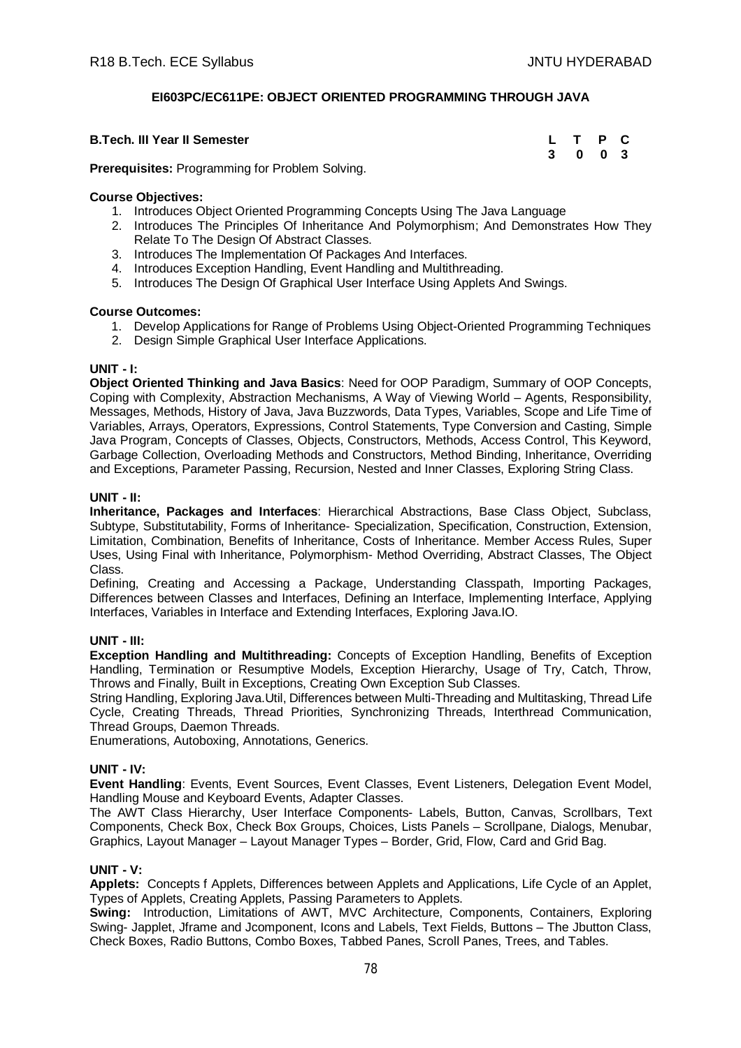## EI603PC/EC611PE: OBJECT ORIENTED PROGRAMMING THROUGH JAVA

**B.Tech. III Year II Semester**

| L | T | P | C |
|---|---|---|---|
| 3 | 0 | 0 | 3 |

**Prerequisites:** Programming for Problem Solving.

**Course Objectives:**

1. Introduces Object Oriented Programming Concepts Using The Java Language
2. Introduces The Principles Of Inheritance And Polymorphism; And Demonstrates How They Relate To The Design Of Abstract Classes.
3. Introduces The Implementation Of Packages And Interfaces.
4. Introduces Exception Handling, Event Handling and Multithreading.
5. Introduces The Design Of Graphical User Interface Using Applets And Swings.

**Course Outcomes:**

1. Develop Applications for Range of Problems Using Object-Oriented Programming Techniques
2. Design Simple Graphical User Interface Applications.

**UNIT - I:**

**Object Oriented Thinking and Java Basics**: Need for OOP Paradigm, Summary of OOP Concepts, Coping with Complexity, Abstraction Mechanisms, A Way of Viewing World – Agents, Responsibility, Messages, Methods, History of Java, Java Buzzwords, Data Types, Variables, Scope and Life Time of Variables, Arrays, Operators, Expressions, Control Statements, Type Conversion and Casting, Simple Java Program, Concepts of Classes, Objects, Constructors, Methods, Access Control, This Keyword, Garbage Collection, Overloading Methods and Constructors, Method Binding, Inheritance, Overriding and Exceptions, Parameter Passing, Recursion, Nested and Inner Classes, Exploring String Class.

**UNIT - II:**

**Inheritance, Packages and Interfaces**: Hierarchical Abstractions, Base Class Object, Subclass, Subtype, Substitutability, Forms of Inheritance- Specialization, Specification, Construction, Extension, Limitation, Combination, Benefits of Inheritance, Costs of Inheritance. Member Access Rules, Super Uses, Using Final with Inheritance, Polymorphism- Method Overriding, Abstract Classes, The Object Class.

Defining, Creating and Accessing a Package, Understanding Classpath, Importing Packages, Differences between Classes and Interfaces, Defining an Interface, Implementing Interface, Applying Interfaces, Variables in Interface and Extending Interfaces, Exploring Java.IO.

**UNIT - III:**

**Exception Handling and Multithreading:** Concepts of Exception Handling, Benefits of Exception Handling, Termination or Resumptive Models, Exception Hierarchy, Usage of Try, Catch, Throw, Throws and Finally, Built in Exceptions, Creating Own Exception Sub Classes.

String Handling, Exploring Java.Util, Differences between Multi-Threading and Multitasking, Thread Life Cycle, Creating Threads, Thread Priorities, Synchronizing Threads, Interthread Communication, Thread Groups, Daemon Threads.

Enumerations, Autoboxing, Annotations, Generics.

**UNIT - IV:**

**Event Handling**: Events, Event Sources, Event Classes, Event Listeners, Delegation Event Model, Handling Mouse and Keyboard Events, Adapter Classes.

The AWT Class Hierarchy, User Interface Components- Labels, Button, Canvas, Scrollbars, Text Components, Check Box, Check Box Groups, Choices, Lists Panels – Scrollpane, Dialogs, Menubar, Graphics, Layout Manager – Layout Manager Types – Border, Grid, Flow, Card and Grid Bag.

**UNIT - V:**

**Applets:** Concepts f Applets, Differences between Applets and Applications, Life Cycle of an Applet, Types of Applets, Creating Applets, Passing Parameters to Applets.

**Swing:** Introduction, Limitations of AWT, MVC Architecture, Components, Containers, Exploring Swing- Japplet, Jframe and Jcomponent, Icons and Labels, Text Fields, Buttons – The Jbutton Class, Check Boxes, Radio Buttons, Combo Boxes, Tabbed Panes, Scroll Panes, Trees, and Tables.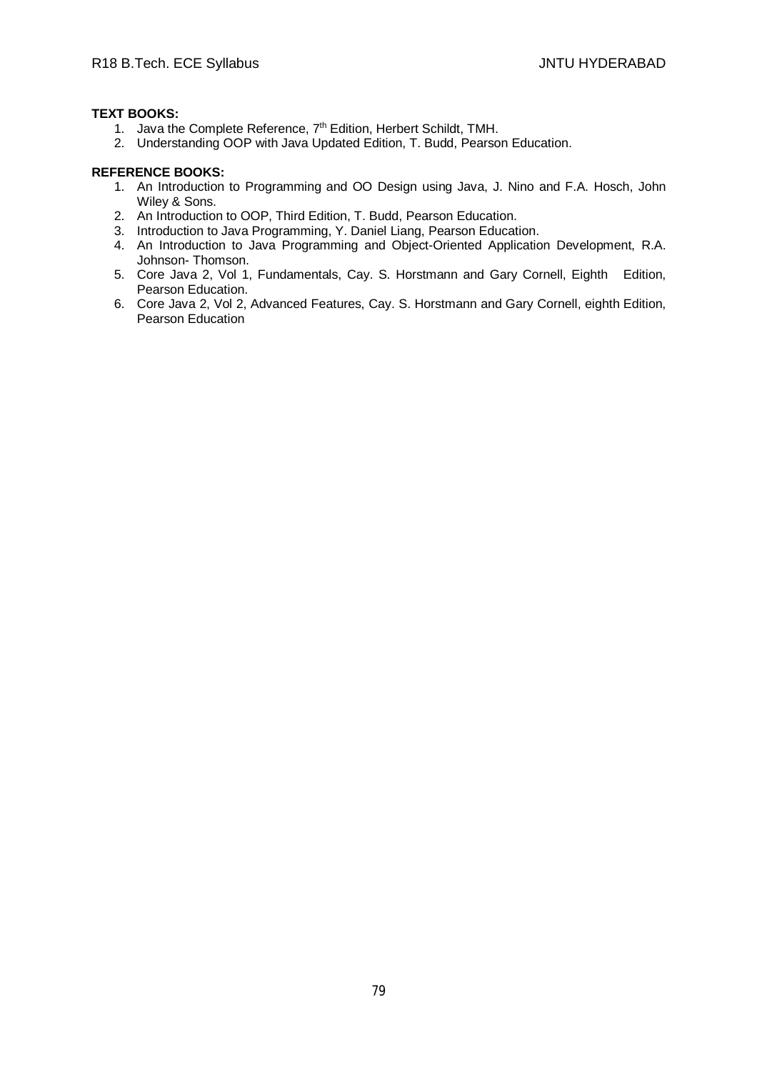**TEXT BOOKS:**

1. Java the Complete Reference, 7th Edition, Herbert Schildt, TMH.
2. Understanding OOP with Java Updated Edition, T. Budd, Pearson Education.

**REFERENCE BOOKS:**

1. An Introduction to Programming and OO Design using Java, J. Nino and F.A. Hosch, John Wiley & Sons.
2. An Introduction to OOP, Third Edition, T. Budd, Pearson Education.
3. Introduction to Java Programming, Y. Daniel Liang, Pearson Education.
4. An Introduction to Java Programming and Object-Oriented Application Development, R.A. Johnson- Thomson.
5. Core Java 2, Vol 1, Fundamentals, Cay. S. Horstmann and Gary Cornell, Eighth Edition, Pearson Education.
6. Core Java 2, Vol 2, Advanced Features, Cay. S. Horstmann and Gary Cornell, eighth Edition, Pearson Education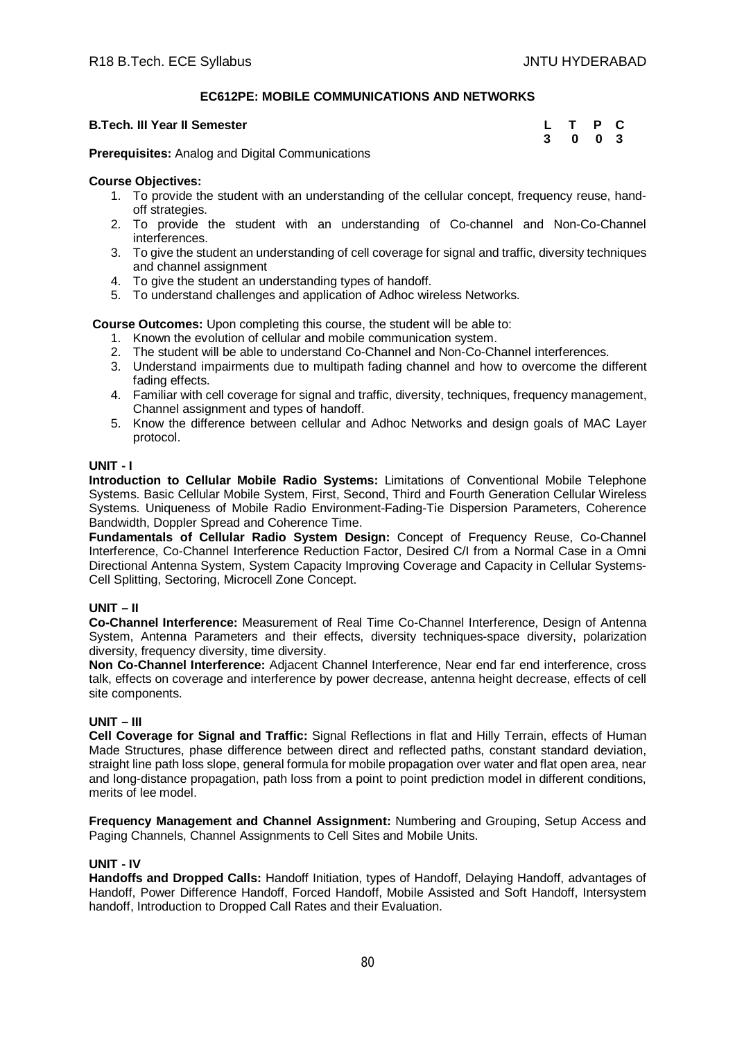## EC612PE: MOBILE COMMUNICATIONS AND NETWORKS

**B.Tech. III Year II Semester**

| L | T | P | C |
|---|---|---|---|
| 3 | 0 | 0 | 3 |

**Prerequisites:** Analog and Digital Communications

**Course Objectives:**

1. To provide the student with an understanding of the cellular concept, frequency reuse, hand-off strategies.
2. To provide the student with an understanding of Co-channel and Non-Co-Channel interferences.
3. To give the student an understanding of cell coverage for signal and traffic, diversity techniques and channel assignment
4. To give the student an understanding types of handoff.
5. To understand challenges and application of Adhoc wireless Networks.

**Course Outcomes:** Upon completing this course, the student will be able to:

1. Known the evolution of cellular and mobile communication system.
2. The student will be able to understand Co-Channel and Non-Co-Channel interferences.
3. Understand impairments due to multipath fading channel and how to overcome the different fading effects.
4. Familiar with cell coverage for signal and traffic, diversity, techniques, frequency management, Channel assignment and types of handoff.
5. Know the difference between cellular and Adhoc Networks and design goals of MAC Layer protocol.

### UNIT - I

**Introduction to Cellular Mobile Radio Systems:** Limitations of Conventional Mobile Telephone Systems. Basic Cellular Mobile System, First, Second, Third and Fourth Generation Cellular Wireless Systems. Uniqueness of Mobile Radio Environment-Fading-Tie Dispersion Parameters, Coherence Bandwidth, Doppler Spread and Coherence Time.

**Fundamentals of Cellular Radio System Design:** Concept of Frequency Reuse, Co-Channel Interference, Co-Channel Interference Reduction Factor, Desired C/I from a Normal Case in a Omni Directional Antenna System, System Capacity Improving Coverage and Capacity in Cellular Systems-Cell Splitting, Sectoring, Microcell Zone Concept.

### UNIT – II

**Co-Channel Interference:** Measurement of Real Time Co-Channel Interference, Design of Antenna System, Antenna Parameters and their effects, diversity techniques-space diversity, polarization diversity, frequency diversity, time diversity.

**Non Co-Channel Interference:** Adjacent Channel Interference, Near end far end interference, cross talk, effects on coverage and interference by power decrease, antenna height decrease, effects of cell site components.

### UNIT – III

**Cell Coverage for Signal and Traffic:** Signal Reflections in flat and Hilly Terrain, effects of Human Made Structures, phase difference between direct and reflected paths, constant standard deviation, straight line path loss slope, general formula for mobile propagation over water and flat open area, near and long-distance propagation, path loss from a point to point prediction model in different conditions, merits of lee model.

**Frequency Management and Channel Assignment:** Numbering and Grouping, Setup Access and Paging Channels, Channel Assignments to Cell Sites and Mobile Units.

### UNIT - IV

**Handoffs and Dropped Calls:** Handoff Initiation, types of Handoff, Delaying Handoff, advantages of Handoff, Power Difference Handoff, Forced Handoff, Mobile Assisted and Soft Handoff, Intersystem handoff, Introduction to Dropped Call Rates and their Evaluation.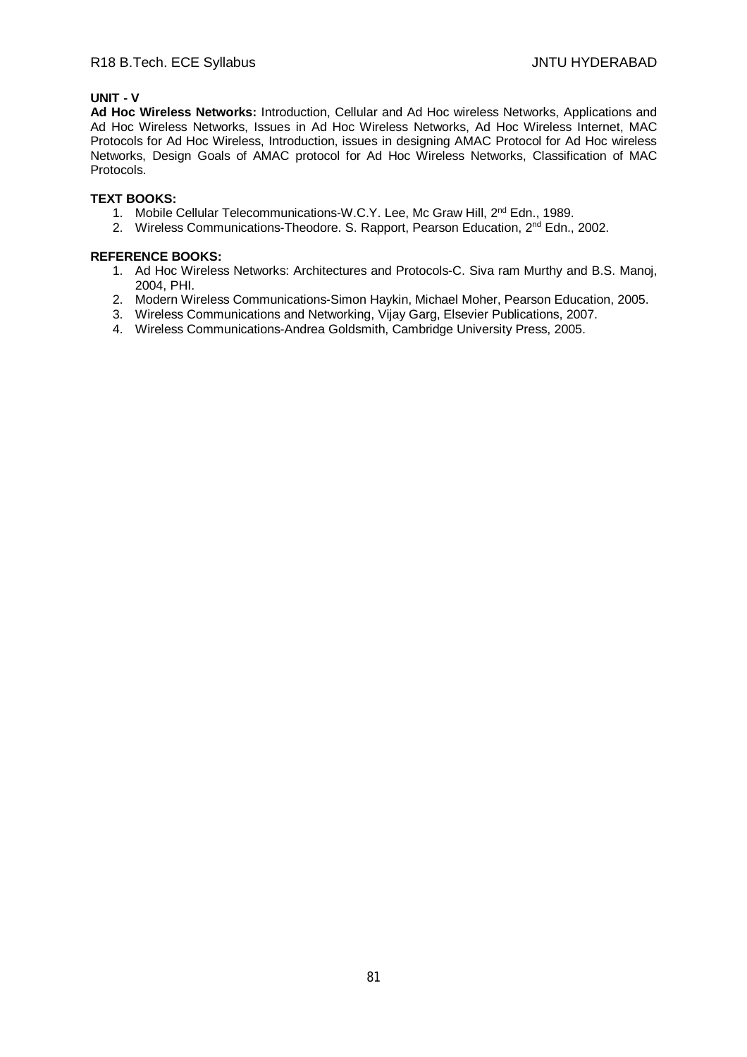**UNIT - V**

**Ad Hoc Wireless Networks:** Introduction, Cellular and Ad Hoc wireless Networks, Applications and Ad Hoc Wireless Networks, Issues in Ad Hoc Wireless Networks, Ad Hoc Wireless Internet, MAC Protocols for Ad Hoc Wireless, Introduction, issues in designing AMAC Protocol for Ad Hoc wireless Networks, Design Goals of AMAC protocol for Ad Hoc Wireless Networks, Classification of MAC Protocols.

**TEXT BOOKS:**

1. Mobile Cellular Telecommunications-W.C.Y. Lee, Mc Graw Hill, 2nd Edn., 1989.
2. Wireless Communications-Theodore. S. Rapport, Pearson Education, 2nd Edn., 2002.

**REFERENCE BOOKS:**

1. Ad Hoc Wireless Networks: Architectures and Protocols-C. Siva ram Murthy and B.S. Manoj, 2004, PHI.
2. Modern Wireless Communications-Simon Haykin, Michael Moher, Pearson Education, 2005.
3. Wireless Communications and Networking, Vijay Garg, Elsevier Publications, 2007.
4. Wireless Communications-Andrea Goldsmith, Cambridge University Press, 2005.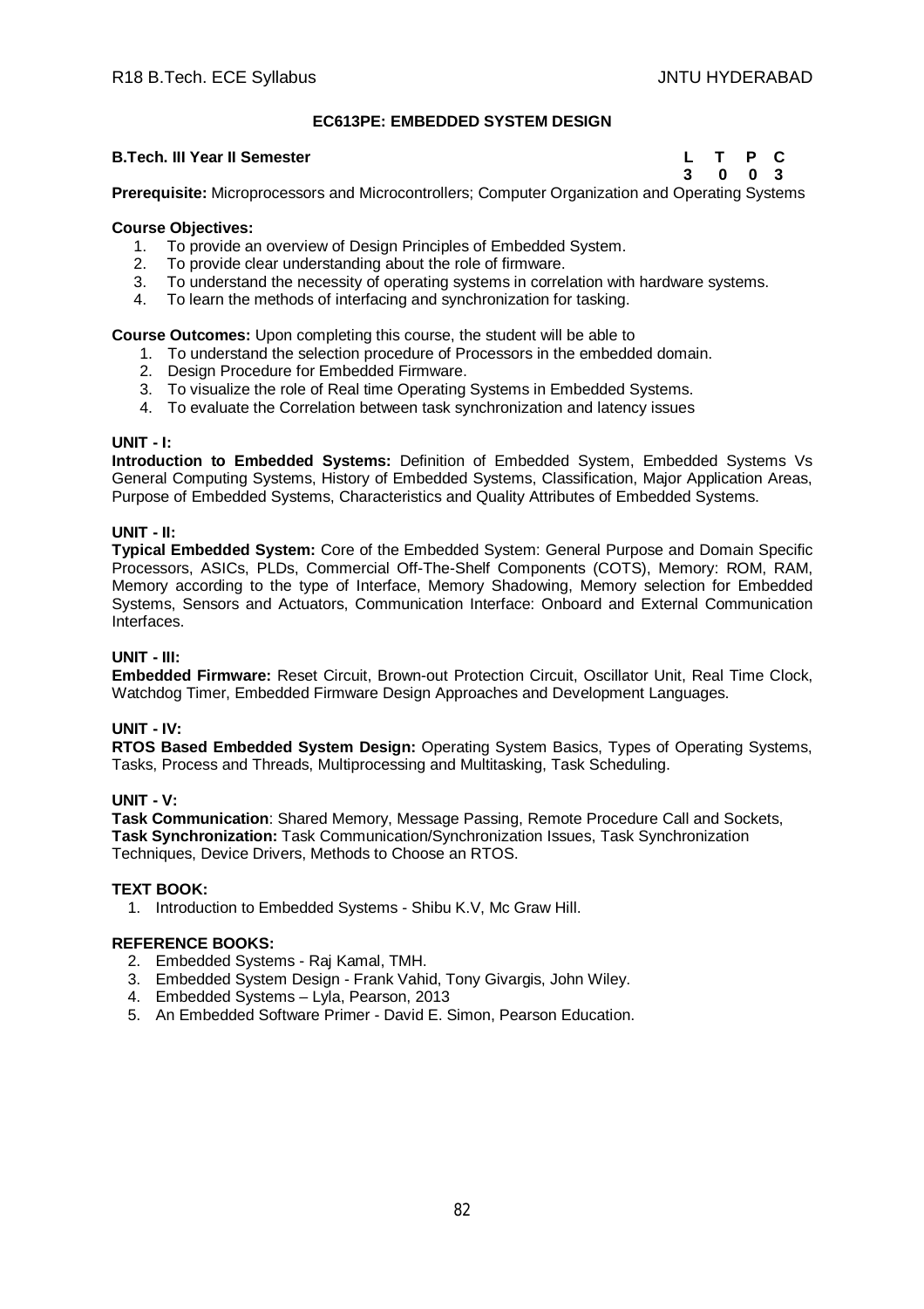## EC613PE: EMBEDDED SYSTEM DESIGN

**B.Tech. III Year II Semester**

| L | T | P | C |
|---|---|---|---|
| 3 | 0 | 0 | 3 |

**Prerequisite:** Microprocessors and Microcontrollers; Computer Organization and Operating Systems

**Course Objectives:**

1. To provide an overview of Design Principles of Embedded System.
2. To provide clear understanding about the role of firmware.
3. To understand the necessity of operating systems in correlation with hardware systems.
4. To learn the methods of interfacing and synchronization for tasking.

**Course Outcomes:** Upon completing this course, the student will be able to

1. To understand the selection procedure of Processors in the embedded domain.
2. Design Procedure for Embedded Firmware.
3. To visualize the role of Real time Operating Systems in Embedded Systems.
4. To evaluate the Correlation between task synchronization and latency issues

**UNIT - I:**

**Introduction to Embedded Systems:** Definition of Embedded System, Embedded Systems Vs General Computing Systems, History of Embedded Systems, Classification, Major Application Areas, Purpose of Embedded Systems, Characteristics and Quality Attributes of Embedded Systems.

**UNIT - II:**

**Typical Embedded System:** Core of the Embedded System: General Purpose and Domain Specific Processors, ASICs, PLDs, Commercial Off-The-Shelf Components (COTS), Memory: ROM, RAM, Memory according to the type of Interface, Memory Shadowing, Memory selection for Embedded Systems, Sensors and Actuators, Communication Interface: Onboard and External Communication Interfaces.

**UNIT - III:**

**Embedded Firmware:** Reset Circuit, Brown-out Protection Circuit, Oscillator Unit, Real Time Clock, Watchdog Timer, Embedded Firmware Design Approaches and Development Languages.

**UNIT - IV:**

**RTOS Based Embedded System Design:** Operating System Basics, Types of Operating Systems, Tasks, Process and Threads, Multiprocessing and Multitasking, Task Scheduling.

**UNIT - V:**

**Task Communication**: Shared Memory, Message Passing, Remote Procedure Call and Sockets, **Task Synchronization:** Task Communication/Synchronization Issues, Task Synchronization Techniques, Device Drivers, Methods to Choose an RTOS.

**TEXT BOOK:**

1. Introduction to Embedded Systems - Shibu K.V, Mc Graw Hill.

**REFERENCE BOOKS:**

2. Embedded Systems - Raj Kamal, TMH.
3. Embedded System Design - Frank Vahid, Tony Givargis, John Wiley.
4. Embedded Systems – Lyla, Pearson, 2013
5. An Embedded Software Primer - David E. Simon, Pearson Education.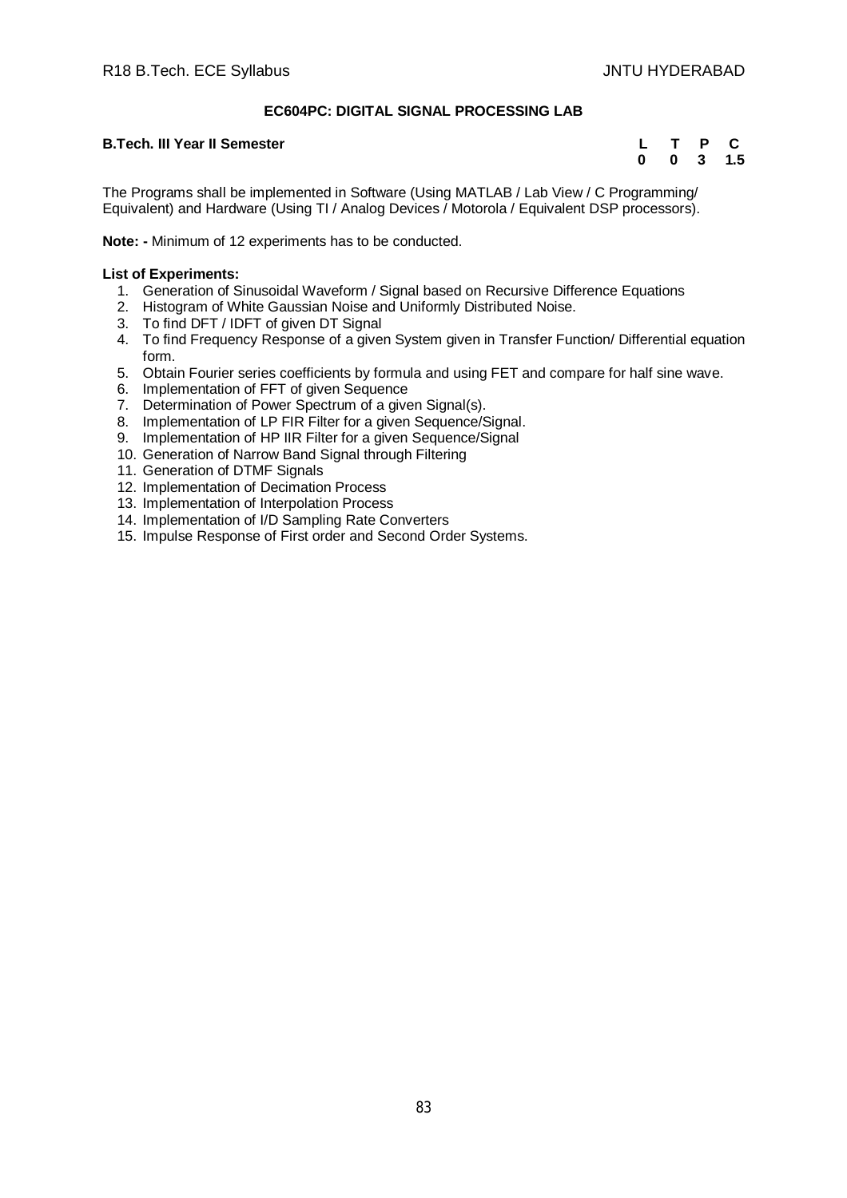## EC604PC: DIGITAL SIGNAL PROCESSING LAB

**B.Tech. III Year II Semester**

| L | T | P | C |
|---|---|---|---|
| 0 | 0 | 3 | 1.5 |

The Programs shall be implemented in Software (Using MATLAB / Lab View / C Programming/ Equivalent) and Hardware (Using TI / Analog Devices / Motorola / Equivalent DSP processors).

**Note: -** Minimum of 12 experiments has to be conducted.

**List of Experiments:**

1. Generation of Sinusoidal Waveform / Signal based on Recursive Difference Equations
2. Histogram of White Gaussian Noise and Uniformly Distributed Noise.
3. To find DFT / IDFT of given DT Signal
4. To find Frequency Response of a given System given in Transfer Function/ Differential equation form.
5. Obtain Fourier series coefficients by formula and using FET and compare for half sine wave.
6. Implementation of FFT of given Sequence
7. Determination of Power Spectrum of a given Signal(s).
8. Implementation of LP FIR Filter for a given Sequence/Signal.
9. Implementation of HP IIR Filter for a given Sequence/Signal
10. Generation of Narrow Band Signal through Filtering
11. Generation of DTMF Signals
12. Implementation of Decimation Process
13. Implementation of Interpolation Process
14. Implementation of I/D Sampling Rate Converters
15. Impulse Response of First order and Second Order Systems.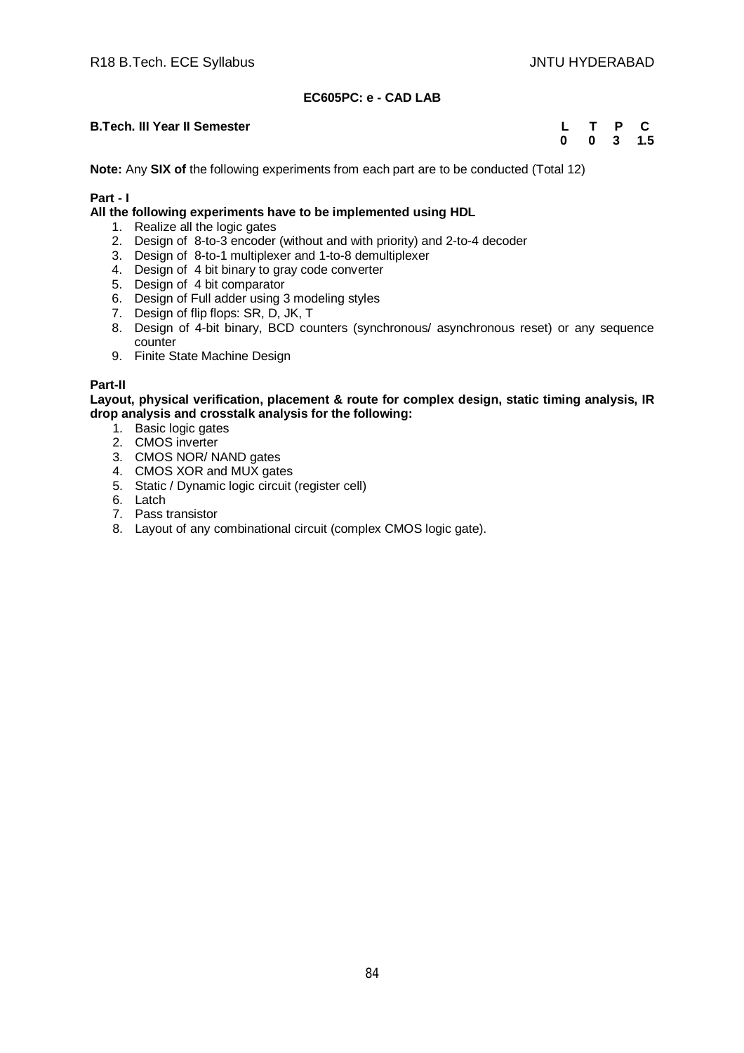# EC605PC: e - CAD LAB

**B.Tech. III Year II Semester**

| L | T | P | C |
|---|---|---|---|
| 0 | 0 | 3 | 1.5 |

**Note:** Any **SIX of** the following experiments from each part are to be conducted (Total 12)

**Part - I**

**All the following experiments have to be implemented using HDL**

1. Realize all the logic gates
2. Design of 8-to-3 encoder (without and with priority) and 2-to-4 decoder
3. Design of 8-to-1 multiplexer and 1-to-8 demultiplexer
4. Design of 4 bit binary to gray code converter
5. Design of 4 bit comparator
6. Design of Full adder using 3 modeling styles
7. Design of flip flops: SR, D, JK, T
8. Design of 4-bit binary, BCD counters (synchronous/ asynchronous reset) or any sequence counter
9. Finite State Machine Design

**Part-II**

**Layout, physical verification, placement & route for complex design, static timing analysis, IR drop analysis and crosstalk analysis for the following:**

1. Basic logic gates
2. CMOS inverter
3. CMOS NOR/ NAND gates
4. CMOS XOR and MUX gates
5. Static / Dynamic logic circuit (register cell)
6. Latch
7. Pass transistor
8. Layout of any combinational circuit (complex CMOS logic gate).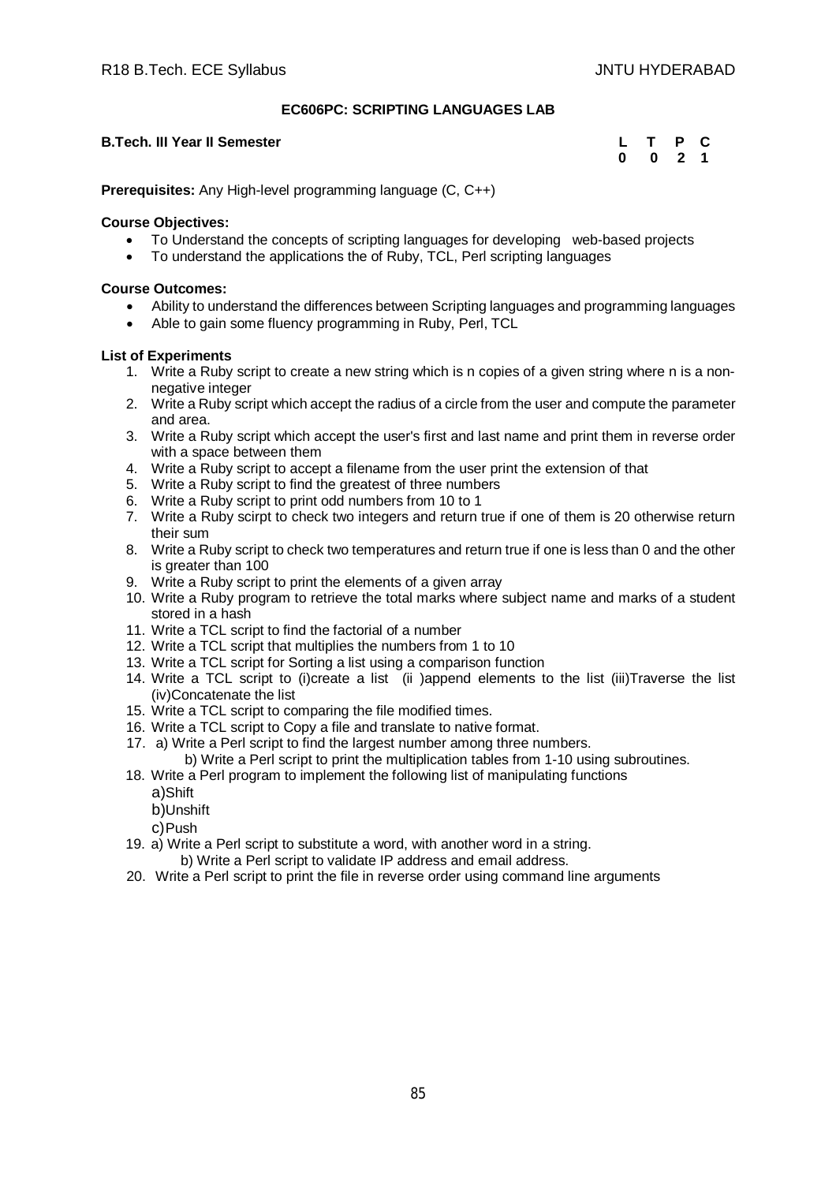**EC606PC: SCRIPTING LANGUAGES LAB**

**B.Tech. III Year II Semester**

| L | T | P | C |
|---|---|---|---|
| 0 | 0 | 2 | 1 |

**Prerequisites:** Any High-level programming language (C, C++)

**Course Objectives:**

- To Understand the concepts of scripting languages for developing web-based projects
- To understand the applications the of Ruby, TCL, Perl scripting languages

**Course Outcomes:**

- Ability to understand the differences between Scripting languages and programming languages
- Able to gain some fluency programming in Ruby, Perl, TCL

**List of Experiments**

1. Write a Ruby script to create a new string which is n copies of a given string where n is a non-negative integer
2. Write a Ruby script which accept the radius of a circle from the user and compute the parameter and area.
3. Write a Ruby script which accept the user's first and last name and print them in reverse order with a space between them
4. Write a Ruby script to accept a filename from the user print the extension of that
5. Write a Ruby script to find the greatest of three numbers
6. Write a Ruby script to print odd numbers from 10 to 1
7. Write a Ruby scirpt to check two integers and return true if one of them is 20 otherwise return their sum
8. Write a Ruby script to check two temperatures and return true if one is less than 0 and the other is greater than 100
9. Write a Ruby script to print the elements of a given array
10. Write a Ruby program to retrieve the total marks where subject name and marks of a student stored in a hash
11. Write a TCL script to find the factorial of a number
12. Write a TCL script that multiplies the numbers from 1 to 10
13. Write a TCL script for Sorting a list using a comparison function
14. Write a TCL script to (i)create a list (ii )append elements to the list (iii)Traverse the list (iv)Concatenate the list
15. Write a TCL script to comparing the file modified times.
16. Write a TCL script to Copy a file and translate to native format.
17. a) Write a Perl script to find the largest number among three numbers.
    b) Write a Perl script to print the multiplication tables from 1-10 using subroutines.
18. Write a Perl program to implement the following list of manipulating functions
    a)Shift
    b)Unshift
    c)Push
19. a) Write a Perl script to substitute a word, with another word in a string.
    b) Write a Perl script to validate IP address and email address.
20. Write a Perl script to print the file in reverse order using command line arguments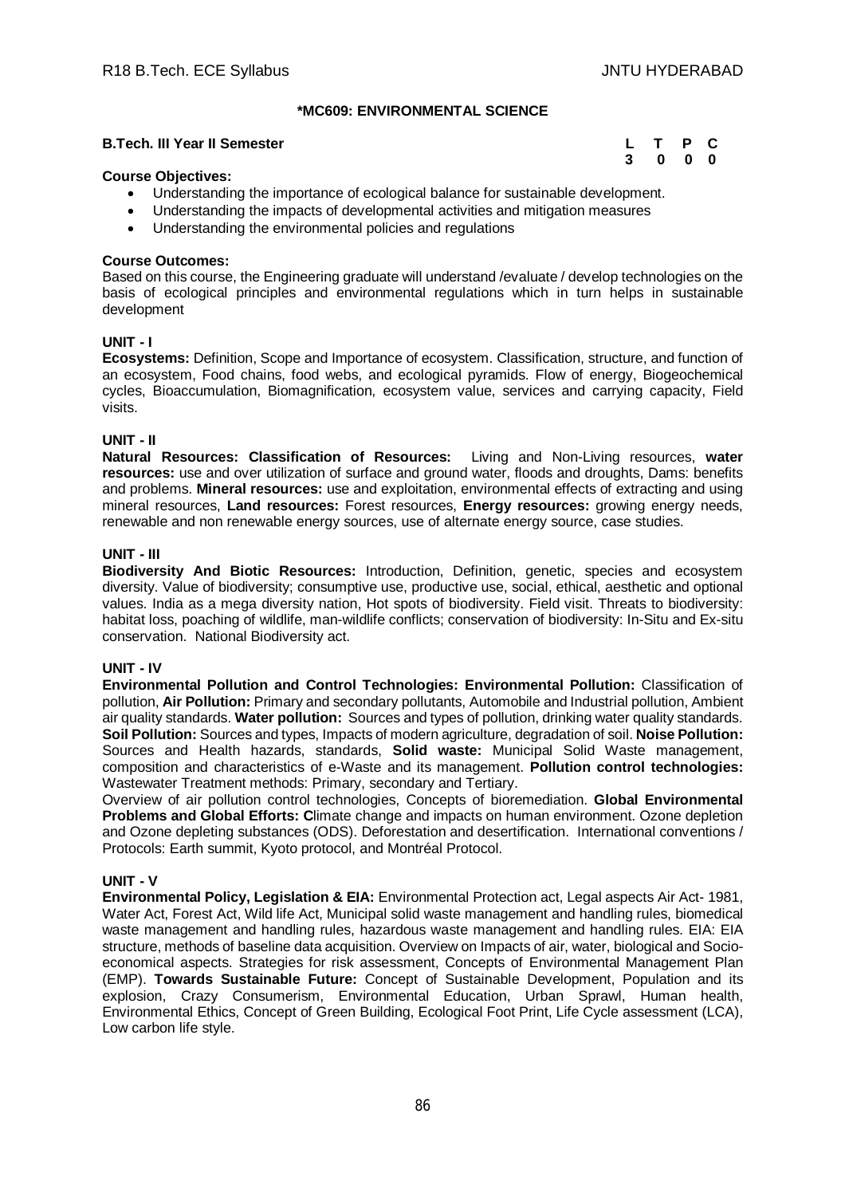## *MC609: ENVIRONMENTAL SCIENCE

**B.Tech. III Year II Semester**

| L | T | P | C |
|---|---|---|---|
| 3 | 0 | 0 | 0 |

**Course Objectives:**

- Understanding the importance of ecological balance for sustainable development.
- Understanding the impacts of developmental activities and mitigation measures
- Understanding the environmental policies and regulations

**Course Outcomes:**

Based on this course, the Engineering graduate will understand /evaluate / develop technologies on the basis of ecological principles and environmental regulations which in turn helps in sustainable development

### UNIT - I

**Ecosystems:** Definition, Scope and Importance of ecosystem. Classification, structure, and function of an ecosystem, Food chains, food webs, and ecological pyramids. Flow of energy, Biogeochemical cycles, Bioaccumulation, Biomagnification, ecosystem value, services and carrying capacity, Field visits.

### UNIT - II

**Natural Resources: Classification of Resources:** Living and Non-Living resources, **water resources:** use and over utilization of surface and ground water, floods and droughts, Dams: benefits and problems. **Mineral resources:** use and exploitation, environmental effects of extracting and using mineral resources, **Land resources:** Forest resources, **Energy resources:** growing energy needs, renewable and non renewable energy sources, use of alternate energy source, case studies.

### UNIT - III

**Biodiversity And Biotic Resources:** Introduction, Definition, genetic, species and ecosystem diversity. Value of biodiversity; consumptive use, productive use, social, ethical, aesthetic and optional values. India as a mega diversity nation, Hot spots of biodiversity. Field visit. Threats to biodiversity: habitat loss, poaching of wildlife, man-wildlife conflicts; conservation of biodiversity: In-Situ and Ex-situ conservation. National Biodiversity act.

### UNIT - IV

**Environmental Pollution and Control Technologies: Environmental Pollution:** Classification of pollution, **Air Pollution:** Primary and secondary pollutants, Automobile and Industrial pollution, Ambient air quality standards. **Water pollution:** Sources and types of pollution, drinking water quality standards. **Soil Pollution:** Sources and types, Impacts of modern agriculture, degradation of soil. **Noise Pollution:** Sources and Health hazards, standards, **Solid waste:** Municipal Solid Waste management, composition and characteristics of e-Waste and its management. **Pollution control technologies:** Wastewater Treatment methods: Primary, secondary and Tertiary.

Overview of air pollution control technologies, Concepts of bioremediation. **Global Environmental Problems and Global Efforts: C**limate change and impacts on human environment. Ozone depletion and Ozone depleting substances (ODS). Deforestation and desertification. International conventions / Protocols: Earth summit, Kyoto protocol, and Montréal Protocol.

### UNIT - V

**Environmental Policy, Legislation & EIA:** Environmental Protection act, Legal aspects Air Act- 1981, Water Act, Forest Act, Wild life Act, Municipal solid waste management and handling rules, biomedical waste management and handling rules, hazardous waste management and handling rules. EIA: EIA structure, methods of baseline data acquisition. Overview on Impacts of air, water, biological and Socio-economical aspects. Strategies for risk assessment, Concepts of Environmental Management Plan (EMP). **Towards Sustainable Future:** Concept of Sustainable Development, Population and its explosion, Crazy Consumerism, Environmental Education, Urban Sprawl, Human health, Environmental Ethics, Concept of Green Building, Ecological Foot Print, Life Cycle assessment (LCA), Low carbon life style.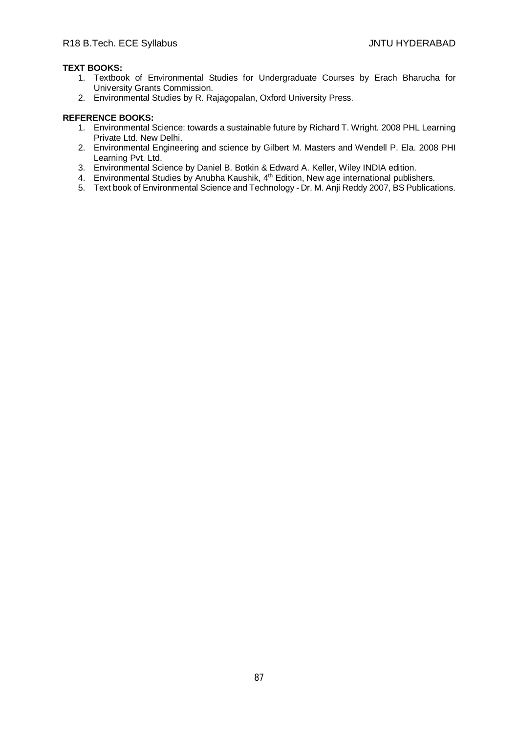**TEXT BOOKS:**

1. Textbook of Environmental Studies for Undergraduate Courses by Erach Bharucha for University Grants Commission.
2. Environmental Studies by R. Rajagopalan, Oxford University Press.

**REFERENCE BOOKS:**

1. Environmental Science: towards a sustainable future by Richard T. Wright. 2008 PHL Learning Private Ltd. New Delhi.
2. Environmental Engineering and science by Gilbert M. Masters and Wendell P. Ela. 2008 PHI Learning Pvt. Ltd.
3. Environmental Science by Daniel B. Botkin & Edward A. Keller, Wiley INDIA edition.
4. Environmental Studies by Anubha Kaushik, 4th Edition, New age international publishers.
5. Text book of Environmental Science and Technology - Dr. M. Anji Reddy 2007, BS Publications.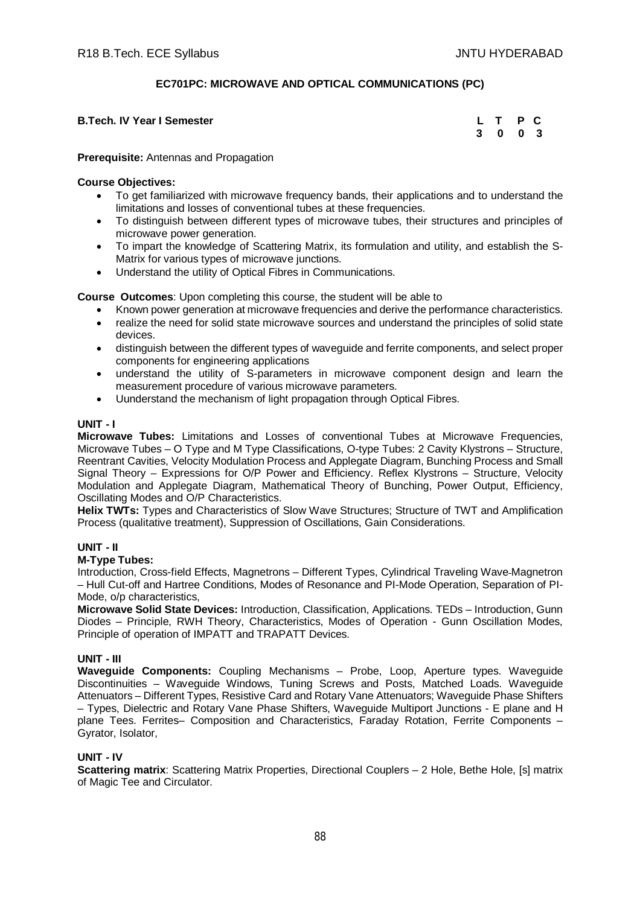## EC701PC: MICROWAVE AND OPTICAL COMMUNICATIONS (PC)

**B.Tech. IV Year I Semester**

| L | T | P | C |
|---|---|---|---|
| 3 | 0 | 0 | 3 |

**Prerequisite:** Antennas and Propagation

**Course Objectives:**

- To get familiarized with microwave frequency bands, their applications and to understand the limitations and losses of conventional tubes at these frequencies.
- To distinguish between different types of microwave tubes, their structures and principles of microwave power generation.
- To impart the knowledge of Scattering Matrix, its formulation and utility, and establish the S-Matrix for various types of microwave junctions.
- Understand the utility of Optical Fibres in Communications.

**Course Outcomes**: Upon completing this course, the student will be able to

- Known power generation at microwave frequencies and derive the performance characteristics.
- realize the need for solid state microwave sources and understand the principles of solid state devices.
- distinguish between the different types of waveguide and ferrite components, and select proper components for engineering applications
- understand the utility of S-parameters in microwave component design and learn the measurement procedure of various microwave parameters.
- Uunderstand the mechanism of light propagation through Optical Fibres.

### UNIT - I

**Microwave Tubes:** Limitations and Losses of conventional Tubes at Microwave Frequencies, Microwave Tubes – O Type and M Type Classifications, O-type Tubes: 2 Cavity Klystrons – Structure, Reentrant Cavities, Velocity Modulation Process and Applegate Diagram, Bunching Process and Small Signal Theory – Expressions for O/P Power and Efficiency. Reflex Klystrons – Structure, Velocity Modulation and Applegate Diagram, Mathematical Theory of Bunching, Power Output, Efficiency, Oscillating Modes and O/P Characteristics.

**Helix TWTs:** Types and Characteristics of Slow Wave Structures; Structure of TWT and Amplification Process (qualitative treatment), Suppression of Oscillations, Gain Considerations.

### UNIT - II

**M-Type Tubes:**

Introduction, Cross-field Effects, Magnetrons – Different Types, Cylindrical Traveling Wave-Magnetron – Hull Cut-off and Hartree Conditions, Modes of Resonance and PI-Mode Operation, Separation of PI-Mode, o/p characteristics,

**Microwave Solid State Devices:** Introduction, Classification, Applications. TEDs – Introduction, Gunn Diodes – Principle, RWH Theory, Characteristics, Modes of Operation - Gunn Oscillation Modes, Principle of operation of IMPATT and TRAPATT Devices.

### UNIT - III

**Waveguide Components:** Coupling Mechanisms – Probe, Loop, Aperture types. Waveguide Discontinuities – Waveguide Windows, Tuning Screws and Posts, Matched Loads. Waveguide Attenuators – Different Types, Resistive Card and Rotary Vane Attenuators; Waveguide Phase Shifters – Types, Dielectric and Rotary Vane Phase Shifters, Waveguide Multiport Junctions - E plane and H plane Tees. Ferrites– Composition and Characteristics, Faraday Rotation, Ferrite Components – Gyrator, Isolator,

### UNIT - IV

**Scattering matrix**: Scattering Matrix Properties, Directional Couplers – 2 Hole, Bethe Hole, [s] matrix of Magic Tee and Circulator.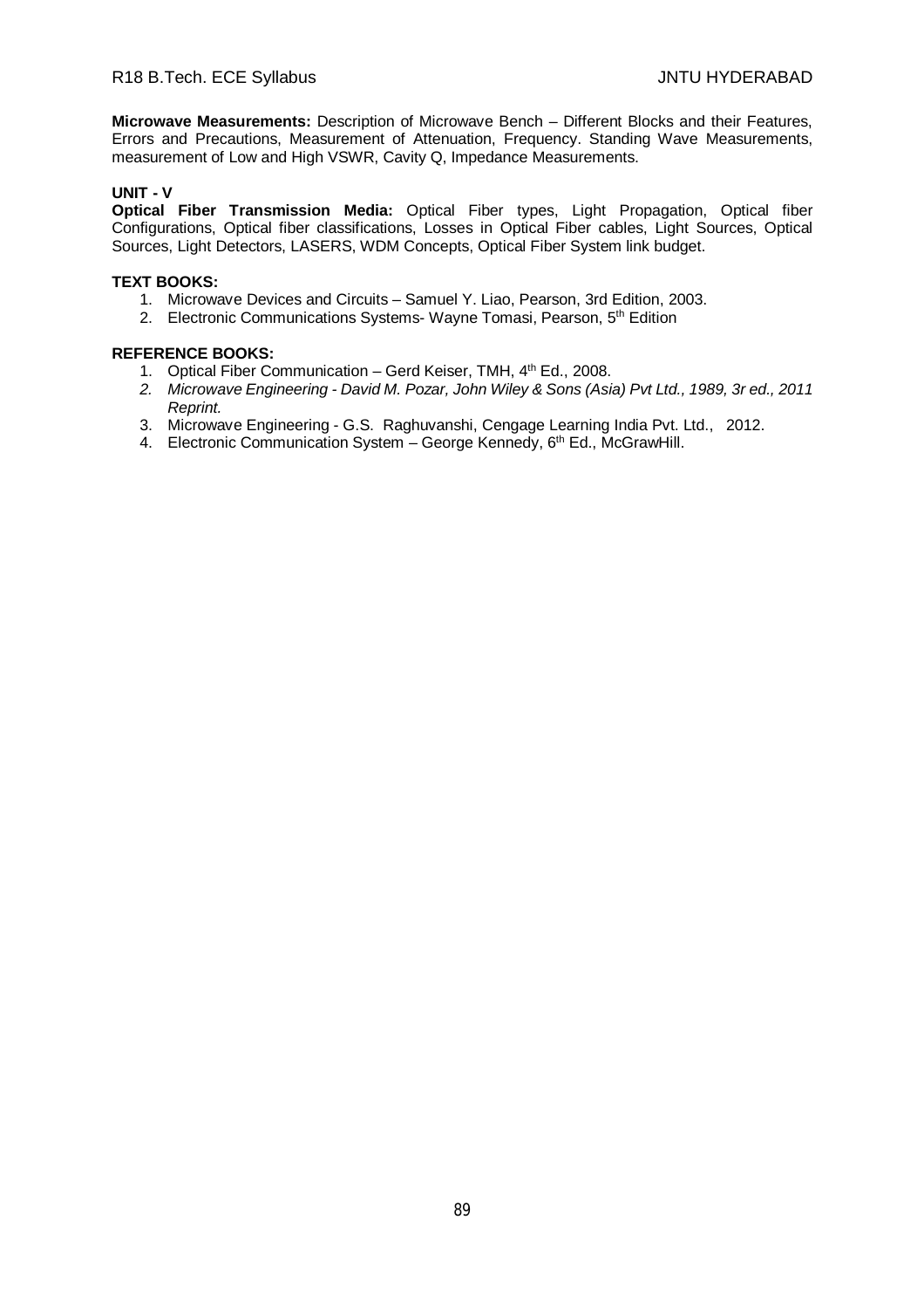**Microwave Measurements:** Description of Microwave Bench – Different Blocks and their Features, Errors and Precautions, Measurement of Attenuation, Frequency. Standing Wave Measurements, measurement of Low and High VSWR, Cavity Q, Impedance Measurements.

**UNIT - V**

**Optical Fiber Transmission Media:** Optical Fiber types, Light Propagation, Optical fiber Configurations, Optical fiber classifications, Losses in Optical Fiber cables, Light Sources, Optical Sources, Light Detectors, LASERS, WDM Concepts, Optical Fiber System link budget.

**TEXT BOOKS:**

1. Microwave Devices and Circuits – Samuel Y. Liao, Pearson, 3rd Edition, 2003.
2. Electronic Communications Systems- Wayne Tomasi, Pearson, 5th Edition

**REFERENCE BOOKS:**

1. Optical Fiber Communication – Gerd Keiser, TMH, 4th Ed., 2008.
2. *Microwave Engineering - David M. Pozar, John Wiley & Sons (Asia) Pvt Ltd., 1989, 3r ed., 2011 Reprint.*
3. Microwave Engineering - G.S. Raghuvanshi, Cengage Learning India Pvt. Ltd., 2012.
4. Electronic Communication System – George Kennedy, 6th Ed., McGrawHill.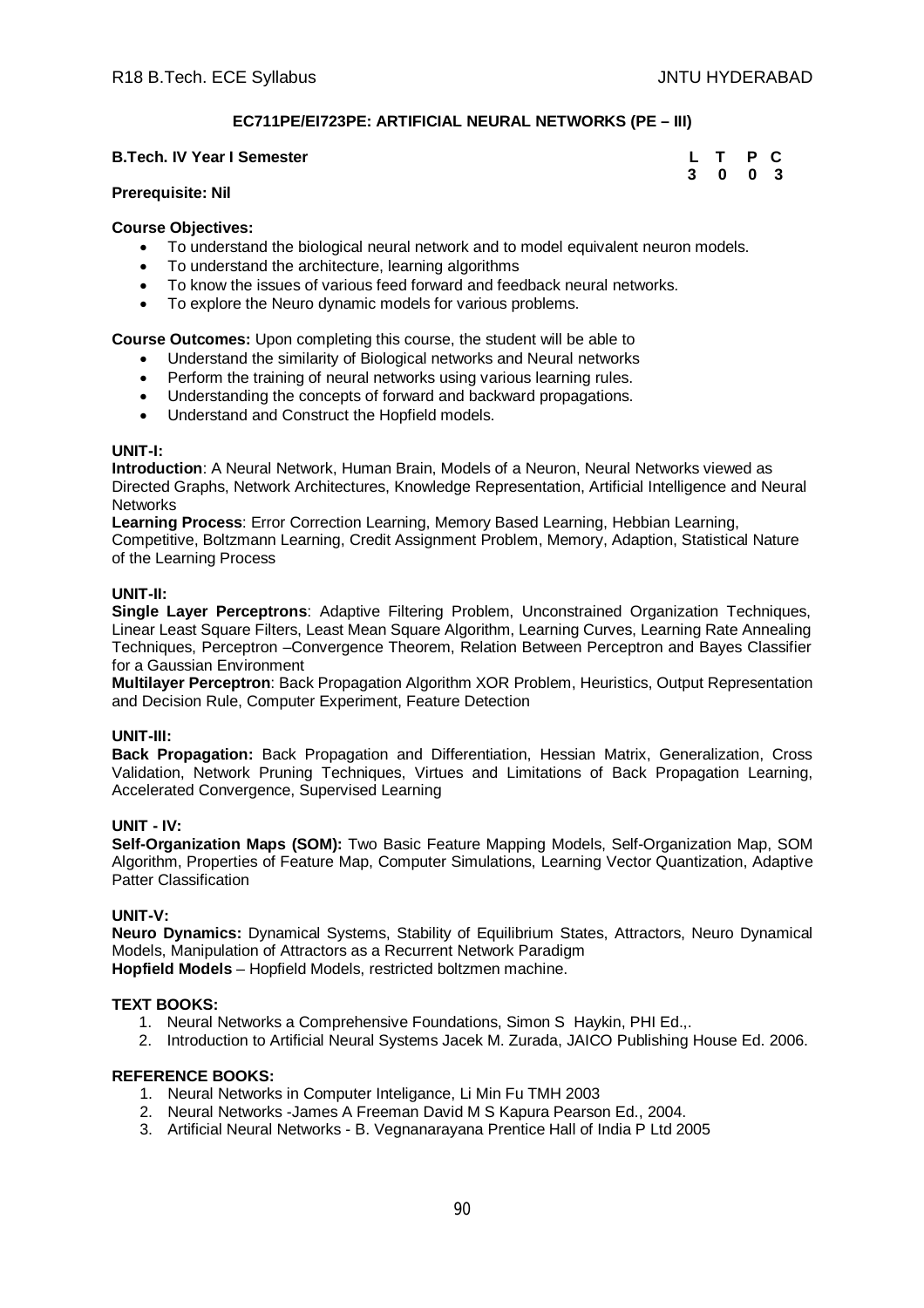### EC711PE/EI723PE: ARTIFICIAL NEURAL NETWORKS (PE – III)

**B.Tech. IV Year I Semester**

| L | T | P | C |
|---|---|---|---|
| 3 | 0 | 0 | 3 |

**Prerequisite: Nil**

**Course Objectives:**

- To understand the biological neural network and to model equivalent neuron models.
- To understand the architecture, learning algorithms
- To know the issues of various feed forward and feedback neural networks.
- To explore the Neuro dynamic models for various problems.

**Course Outcomes:** Upon completing this course, the student will be able to

- Understand the similarity of Biological networks and Neural networks
- Perform the training of neural networks using various learning rules.
- Understanding the concepts of forward and backward propagations.
- Understand and Construct the Hopfield models.

**UNIT-I:**

**Introduction**: A Neural Network, Human Brain, Models of a Neuron, Neural Networks viewed as Directed Graphs, Network Architectures, Knowledge Representation, Artificial Intelligence and Neural Networks

**Learning Process**: Error Correction Learning, Memory Based Learning, Hebbian Learning, Competitive, Boltzmann Learning, Credit Assignment Problem, Memory, Adaption, Statistical Nature of the Learning Process

**UNIT-II:**

**Single Layer Perceptrons**: Adaptive Filtering Problem, Unconstrained Organization Techniques, Linear Least Square Filters, Least Mean Square Algorithm, Learning Curves, Learning Rate Annealing Techniques, Perceptron –Convergence Theorem, Relation Between Perceptron and Bayes Classifier for a Gaussian Environment

**Multilayer Perceptron**: Back Propagation Algorithm XOR Problem, Heuristics, Output Representation and Decision Rule, Computer Experiment, Feature Detection

**UNIT-III:**

**Back Propagation:** Back Propagation and Differentiation, Hessian Matrix, Generalization, Cross Validation, Network Pruning Techniques, Virtues and Limitations of Back Propagation Learning, Accelerated Convergence, Supervised Learning

**UNIT - IV:**

**Self-Organization Maps (SOM):** Two Basic Feature Mapping Models, Self-Organization Map, SOM Algorithm, Properties of Feature Map, Computer Simulations, Learning Vector Quantization, Adaptive Patter Classification

**UNIT-V:**

**Neuro Dynamics:** Dynamical Systems, Stability of Equilibrium States, Attractors, Neuro Dynamical Models, Manipulation of Attractors as a Recurrent Network Paradigm

**Hopfield Models** – Hopfield Models, restricted boltzmen machine.

**TEXT BOOKS:**

1. Neural Networks a Comprehensive Foundations, Simon S Haykin, PHI Ed.,.
2. Introduction to Artificial Neural Systems Jacek M. Zurada, JAICO Publishing House Ed. 2006.

**REFERENCE BOOKS:**

1. Neural Networks in Computer Inteligance, Li Min Fu TMH 2003
2. Neural Networks -James A Freeman David M S Kapura Pearson Ed., 2004.
3. Artificial Neural Networks - B. Vegnanarayana Prentice Hall of India P Ltd 2005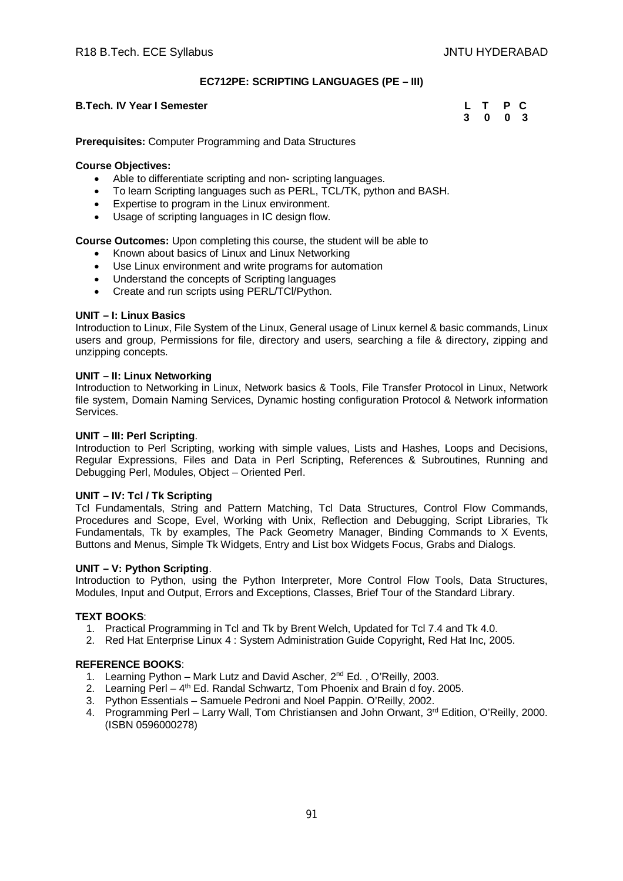## EC712PE: SCRIPTING LANGUAGES (PE – III)

**B.Tech. IV Year I Semester**

| L | T | P | C |
|---|---|---|---|
| 3 | 0 | 0 | 3 |

**Prerequisites:** Computer Programming and Data Structures

**Course Objectives:**

- Able to differentiate scripting and non- scripting languages.
- To learn Scripting languages such as PERL, TCL/TK, python and BASH.
- Expertise to program in the Linux environment.
- Usage of scripting languages in IC design flow.

**Course Outcomes:** Upon completing this course, the student will be able to

- Known about basics of Linux and Linux Networking
- Use Linux environment and write programs for automation
- Understand the concepts of Scripting languages
- Create and run scripts using PERL/TCl/Python.

**UNIT – I: Linux Basics**

Introduction to Linux, File System of the Linux, General usage of Linux kernel & basic commands, Linux users and group, Permissions for file, directory and users, searching a file & directory, zipping and unzipping concepts.

**UNIT – II: Linux Networking**

Introduction to Networking in Linux, Network basics & Tools, File Transfer Protocol in Linux, Network file system, Domain Naming Services, Dynamic hosting configuration Protocol & Network information Services.

**UNIT – III: Perl Scripting**.

Introduction to Perl Scripting, working with simple values, Lists and Hashes, Loops and Decisions, Regular Expressions, Files and Data in Perl Scripting, References & Subroutines, Running and Debugging Perl, Modules, Object – Oriented Perl.

**UNIT – IV: Tcl / Tk Scripting**

Tcl Fundamentals, String and Pattern Matching, Tcl Data Structures, Control Flow Commands, Procedures and Scope, Evel, Working with Unix, Reflection and Debugging, Script Libraries, Tk Fundamentals, Tk by examples, The Pack Geometry Manager, Binding Commands to X Events, Buttons and Menus, Simple Tk Widgets, Entry and List box Widgets Focus, Grabs and Dialogs.

**UNIT – V: Python Scripting**.

Introduction to Python, using the Python Interpreter, More Control Flow Tools, Data Structures, Modules, Input and Output, Errors and Exceptions, Classes, Brief Tour of the Standard Library.

**TEXT BOOKS**:

1. Practical Programming in Tcl and Tk by Brent Welch, Updated for Tcl 7.4 and Tk 4.0.
2. Red Hat Enterprise Linux 4 : System Administration Guide Copyright, Red Hat Inc, 2005.

**REFERENCE BOOKS**:

1. Learning Python – Mark Lutz and David Ascher, 2nd Ed. , O'Reilly, 2003.
2. Learning Perl – 4th Ed. Randal Schwartz, Tom Phoenix and Brain d foy. 2005.
3. Python Essentials – Samuele Pedroni and Noel Pappin. O'Reilly, 2002.
4. Programming Perl – Larry Wall, Tom Christiansen and John Orwant, 3rd Edition, O'Reilly, 2000. (ISBN 0596000278)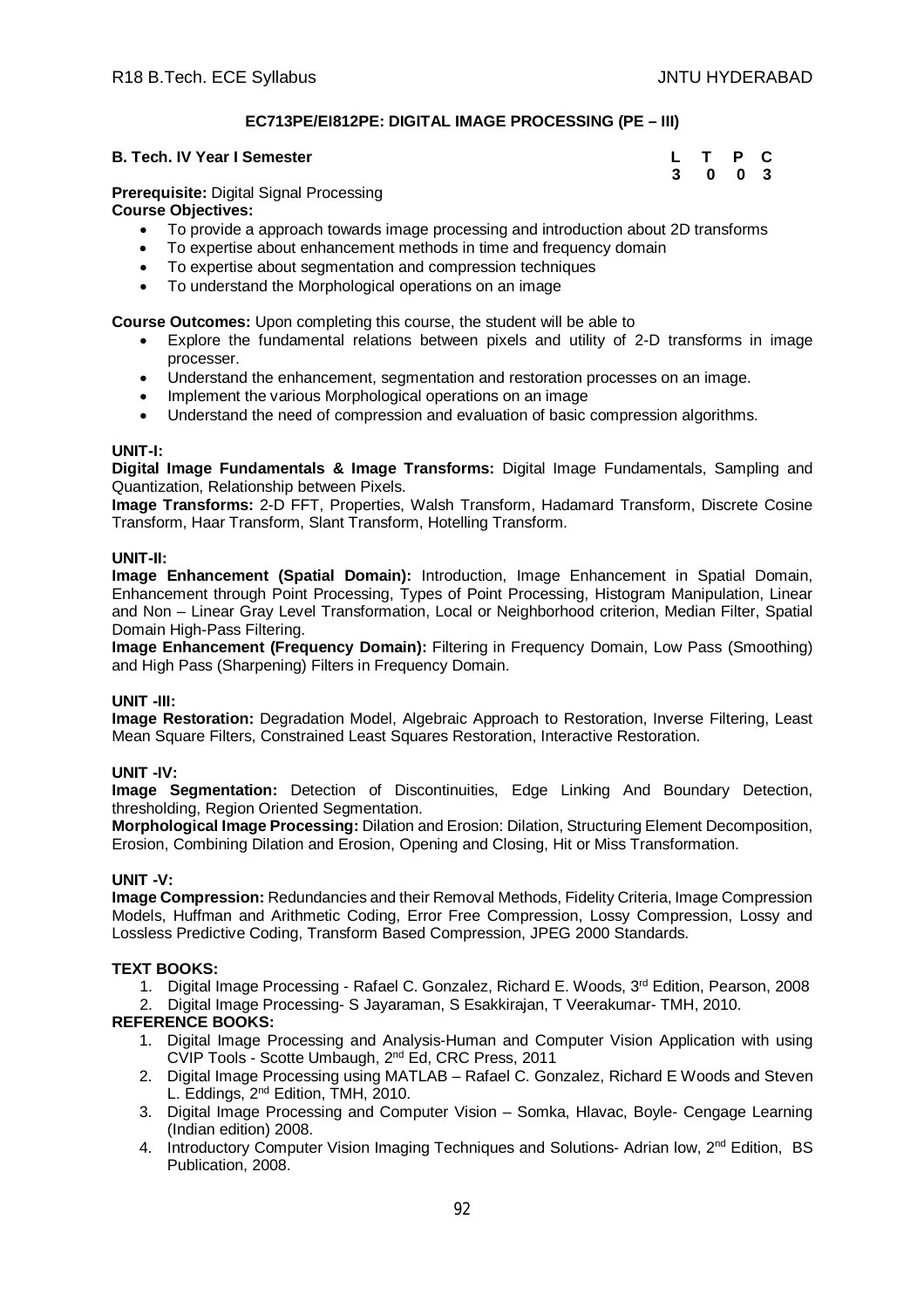## EC713PE/EI812PE: DIGITAL IMAGE PROCESSING (PE – III)

**B. Tech. IV Year I Semester**

| L | T | P | C |
|---|---|---|---|
| 3 | 0 | 0 | 3 |

**Prerequisite:** Digital Signal Processing

**Course Objectives:**

- To provide a approach towards image processing and introduction about 2D transforms
- To expertise about enhancement methods in time and frequency domain
- To expertise about segmentation and compression techniques
- To understand the Morphological operations on an image

**Course Outcomes:** Upon completing this course, the student will be able to

- Explore the fundamental relations between pixels and utility of 2-D transforms in image processer.
- Understand the enhancement, segmentation and restoration processes on an image.
- Implement the various Morphological operations on an image
- Understand the need of compression and evaluation of basic compression algorithms.

**UNIT-I:**

**Digital Image Fundamentals & Image Transforms:** Digital Image Fundamentals, Sampling and Quantization, Relationship between Pixels.

**Image Transforms:** 2-D FFT, Properties, Walsh Transform, Hadamard Transform, Discrete Cosine Transform, Haar Transform, Slant Transform, Hotelling Transform.

**UNIT-II:**

**Image Enhancement (Spatial Domain):** Introduction, Image Enhancement in Spatial Domain, Enhancement through Point Processing, Types of Point Processing, Histogram Manipulation, Linear and Non – Linear Gray Level Transformation, Local or Neighborhood criterion, Median Filter, Spatial Domain High-Pass Filtering.

**Image Enhancement (Frequency Domain):** Filtering in Frequency Domain, Low Pass (Smoothing) and High Pass (Sharpening) Filters in Frequency Domain.

**UNIT -III:**

**Image Restoration:** Degradation Model, Algebraic Approach to Restoration, Inverse Filtering, Least Mean Square Filters, Constrained Least Squares Restoration, Interactive Restoration.

**UNIT -IV:**

**Image Segmentation:** Detection of Discontinuities, Edge Linking And Boundary Detection, thresholding, Region Oriented Segmentation.

**Morphological Image Processing:** Dilation and Erosion: Dilation, Structuring Element Decomposition, Erosion, Combining Dilation and Erosion, Opening and Closing, Hit or Miss Transformation.

**UNIT -V:**

**Image Compression:** Redundancies and their Removal Methods, Fidelity Criteria, Image Compression Models, Huffman and Arithmetic Coding, Error Free Compression, Lossy Compression, Lossy and Lossless Predictive Coding, Transform Based Compression, JPEG 2000 Standards.

**TEXT BOOKS:**

1. Digital Image Processing - Rafael C. Gonzalez, Richard E. Woods, 3rd Edition, Pearson, 2008
2. Digital Image Processing- S Jayaraman, S Esakkirajan, T Veerakumar- TMH, 2010.

**REFERENCE BOOKS:**

1. Digital Image Processing and Analysis-Human and Computer Vision Application with using CVIP Tools - Scotte Umbaugh, 2nd Ed, CRC Press, 2011
2. Digital Image Processing using MATLAB – Rafael C. Gonzalez, Richard E Woods and Steven L. Eddings, 2nd Edition, TMH, 2010.
3. Digital Image Processing and Computer Vision – Somka, Hlavac, Boyle- Cengage Learning (Indian edition) 2008.
4. Introductory Computer Vision Imaging Techniques and Solutions- Adrian low, 2nd Edition, BS Publication, 2008.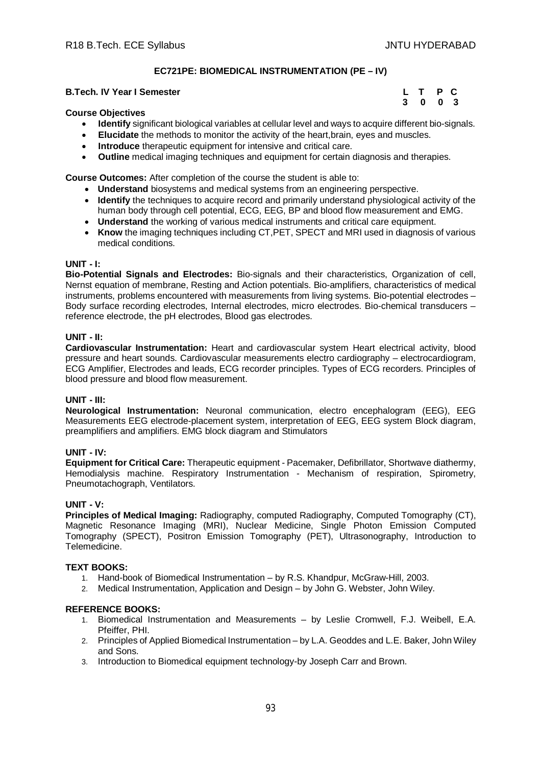## EC721PE: BIOMEDICAL INSTRUMENTATION (PE – IV)

**B.Tech. IV Year I Semester**

| L | T | P | C |
|---|---|---|---|
| 3 | 0 | 0 | 3 |

**Course Objectives**

- **Identify** significant biological variables at cellular level and ways to acquire different bio-signals.
- **Elucidate** the methods to monitor the activity of the heart,brain, eyes and muscles.
- **Introduce** therapeutic equipment for intensive and critical care.
- **Outline** medical imaging techniques and equipment for certain diagnosis and therapies.

**Course Outcomes:** After completion of the course the student is able to:

- **Understand** biosystems and medical systems from an engineering perspective.
- **Identify** the techniques to acquire record and primarily understand physiological activity of the human body through cell potential, ECG, EEG, BP and blood flow measurement and EMG.
- **Understand** the working of various medical instruments and critical care equipment.
- **Know** the imaging techniques including CT,PET, SPECT and MRI used in diagnosis of various medical conditions.

**UNIT - I:**

**Bio-Potential Signals and Electrodes:** Bio-signals and their characteristics, Organization of cell, Nernst equation of membrane, Resting and Action potentials. Bio-amplifiers, characteristics of medical instruments, problems encountered with measurements from living systems. Bio-potential electrodes – Body surface recording electrodes, Internal electrodes, micro electrodes. Bio-chemical transducers – reference electrode, the pH electrodes, Blood gas electrodes.

**UNIT - II:**

**Cardiovascular Instrumentation:** Heart and cardiovascular system Heart electrical activity, blood pressure and heart sounds. Cardiovascular measurements electro cardiography – electrocardiogram, ECG Amplifier, Electrodes and leads, ECG recorder principles. Types of ECG recorders. Principles of blood pressure and blood flow measurement.

**UNIT - III:**

**Neurological Instrumentation:** Neuronal communication, electro encephalogram (EEG), EEG Measurements EEG electrode-placement system, interpretation of EEG, EEG system Block diagram, preamplifiers and amplifiers. EMG block diagram and Stimulators

**UNIT - IV:**

**Equipment for Critical Care:** Therapeutic equipment - Pacemaker, Defibrillator, Shortwave diathermy, Hemodialysis machine. Respiratory Instrumentation - Mechanism of respiration, Spirometry, Pneumotachograph, Ventilators.

**UNIT - V:**

**Principles of Medical Imaging:** Radiography, computed Radiography, Computed Tomography (CT), Magnetic Resonance Imaging (MRI), Nuclear Medicine, Single Photon Emission Computed Tomography (SPECT), Positron Emission Tomography (PET), Ultrasonography, Introduction to Telemedicine.

**TEXT BOOKS:**

1. Hand-book of Biomedical Instrumentation – by R.S. Khandpur, McGraw-Hill, 2003.
2. Medical Instrumentation, Application and Design – by John G. Webster, John Wiley.

**REFERENCE BOOKS:**

1. Biomedical Instrumentation and Measurements – by Leslie Cromwell, F.J. Weibell, E.A. Pfeiffer, PHI.
2. Principles of Applied Biomedical Instrumentation – by L.A. Geoddes and L.E. Baker, John Wiley and Sons.
3. Introduction to Biomedical equipment technology-by Joseph Carr and Brown.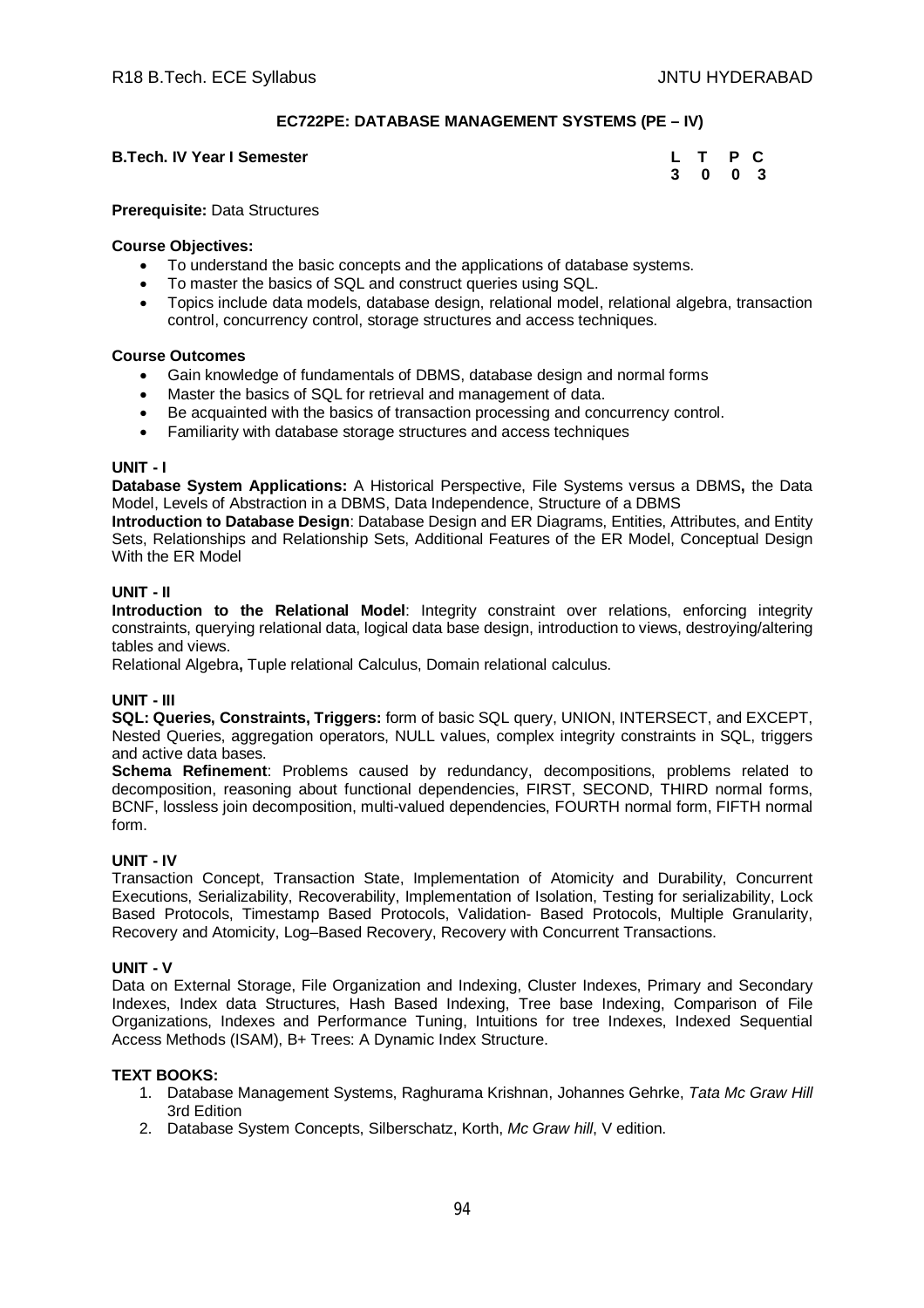## EC722PE: DATABASE MANAGEMENT SYSTEMS (PE – IV)

**B.Tech. IV Year I Semester**

| L | T | P | C |
|---|---|---|---|
| 3 | 0 | 0 | 3 |

**Prerequisite:** Data Structures

**Course Objectives:**

- To understand the basic concepts and the applications of database systems.
- To master the basics of SQL and construct queries using SQL.
- Topics include data models, database design, relational model, relational algebra, transaction control, concurrency control, storage structures and access techniques.

**Course Outcomes**

- Gain knowledge of fundamentals of DBMS, database design and normal forms
- Master the basics of SQL for retrieval and management of data.
- Be acquainted with the basics of transaction processing and concurrency control.
- Familiarity with database storage structures and access techniques

**UNIT - I**

**Database System Applications:** A Historical Perspective, File Systems versus a DBMS**,** the Data Model, Levels of Abstraction in a DBMS, Data Independence, Structure of a DBMS

**Introduction to Database Design**: Database Design and ER Diagrams, Entities, Attributes, and Entity Sets, Relationships and Relationship Sets, Additional Features of the ER Model, Conceptual Design With the ER Model

**UNIT - II**

**Introduction to the Relational Model**: Integrity constraint over relations, enforcing integrity constraints, querying relational data, logical data base design, introduction to views, destroying/altering tables and views.

Relational Algebra**,** Tuple relational Calculus, Domain relational calculus.

**UNIT - III**

**SQL: Queries, Constraints, Triggers:** form of basic SQL query, UNION, INTERSECT, and EXCEPT, Nested Queries, aggregation operators, NULL values, complex integrity constraints in SQL, triggers and active data bases.

**Schema Refinement**: Problems caused by redundancy, decompositions, problems related to decomposition, reasoning about functional dependencies, FIRST, SECOND, THIRD normal forms, BCNF, lossless join decomposition, multi-valued dependencies, FOURTH normal form, FIFTH normal form.

**UNIT - IV**

Transaction Concept, Transaction State, Implementation of Atomicity and Durability, Concurrent Executions, Serializability, Recoverability, Implementation of Isolation, Testing for serializability, Lock Based Protocols, Timestamp Based Protocols, Validation- Based Protocols, Multiple Granularity, Recovery and Atomicity, Log–Based Recovery, Recovery with Concurrent Transactions.

**UNIT - V**

Data on External Storage, File Organization and Indexing, Cluster Indexes, Primary and Secondary Indexes, Index data Structures, Hash Based Indexing, Tree base Indexing, Comparison of File Organizations, Indexes and Performance Tuning, Intuitions for tree Indexes, Indexed Sequential Access Methods (ISAM), B+ Trees: A Dynamic Index Structure.

**TEXT BOOKS:**

1. Database Management Systems, Raghurama Krishnan, Johannes Gehrke, *Tata Mc Graw Hill* 3rd Edition
2. Database System Concepts, Silberschatz, Korth, *Mc Graw hill*, V edition.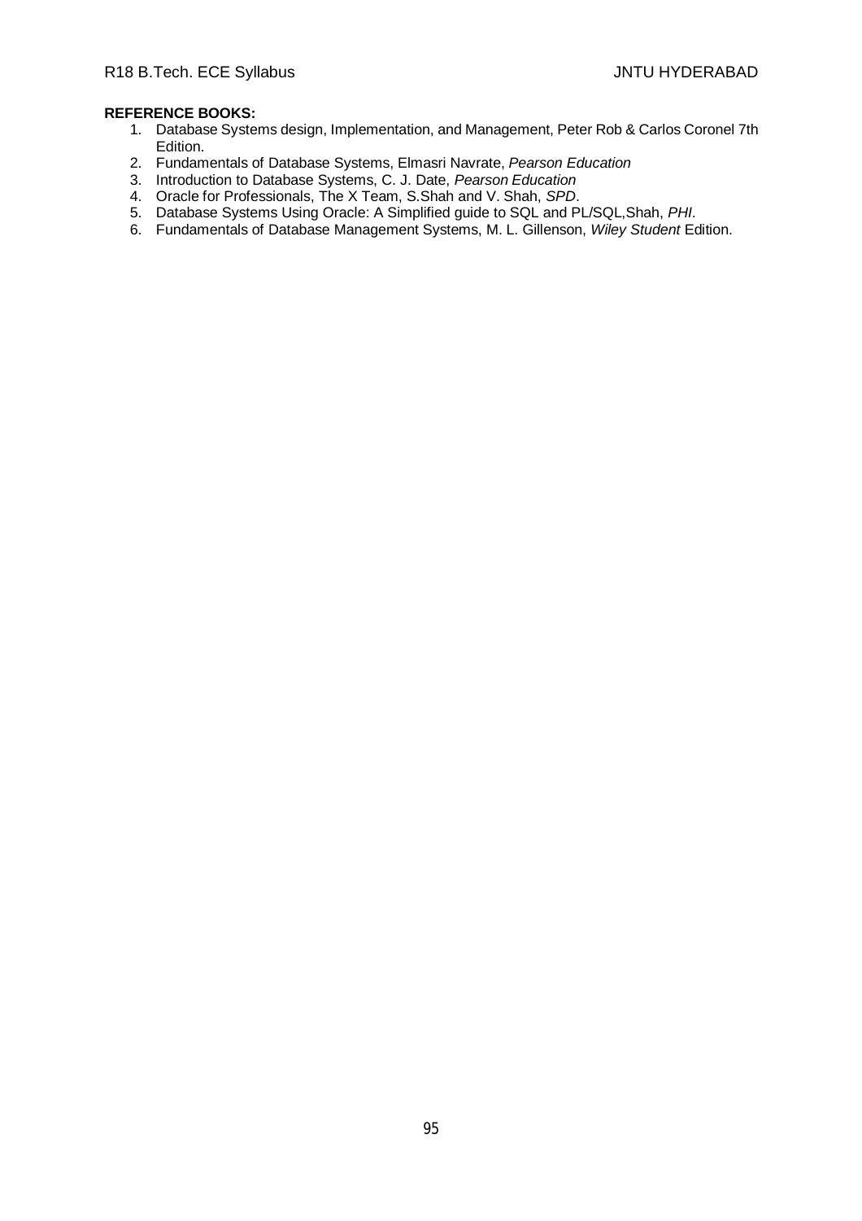**REFERENCE BOOKS:**

1. Database Systems design, Implementation, and Management, Peter Rob & Carlos Coronel 7th Edition.
2. Fundamentals of Database Systems, Elmasri Navrate, *Pearson Education*
3. Introduction to Database Systems, C. J. Date, *Pearson Education*
4. Oracle for Professionals, The X Team, S.Shah and V. Shah, *SPD*.
5. Database Systems Using Oracle: A Simplified guide to SQL and PL/SQL,Shah, *PHI*.
6. Fundamentals of Database Management Systems, M. L. Gillenson, *Wiley Student* Edition.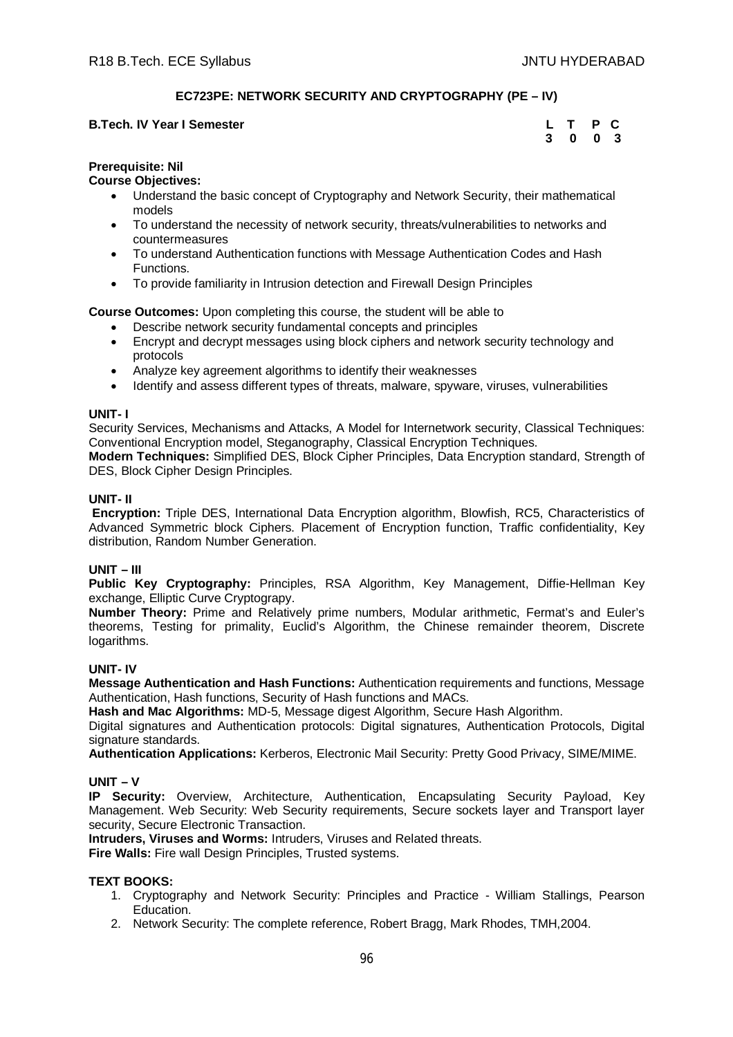## EC723PE: NETWORK SECURITY AND CRYPTOGRAPHY (PE – IV)

**B.Tech. IV Year I Semester**

| L | T | P | C |
|---|---|---|---|
| 3 | 0 | 0 | 3 |

**Prerequisite: Nil**

**Course Objectives:**

- Understand the basic concept of Cryptography and Network Security, their mathematical models
- To understand the necessity of network security, threats/vulnerabilities to networks and countermeasures
- To understand Authentication functions with Message Authentication Codes and Hash Functions.
- To provide familiarity in Intrusion detection and Firewall Design Principles

**Course Outcomes:** Upon completing this course, the student will be able to

- Describe network security fundamental concepts and principles
- Encrypt and decrypt messages using block ciphers and network security technology and protocols
- Analyze key agreement algorithms to identify their weaknesses
- Identify and assess different types of threats, malware, spyware, viruses, vulnerabilities

### UNIT- I

Security Services, Mechanisms and Attacks, A Model for Internetwork security, Classical Techniques: Conventional Encryption model, Steganography, Classical Encryption Techniques.

**Modern Techniques:** Simplified DES, Block Cipher Principles, Data Encryption standard, Strength of DES, Block Cipher Design Principles.

### UNIT- II

**Encryption:** Triple DES, International Data Encryption algorithm, Blowfish, RC5, Characteristics of Advanced Symmetric block Ciphers. Placement of Encryption function, Traffic confidentiality, Key distribution, Random Number Generation.

### UNIT – III

**Public Key Cryptography:** Principles, RSA Algorithm, Key Management, Diffie-Hellman Key exchange, Elliptic Curve Cryptograpy.

**Number Theory:** Prime and Relatively prime numbers, Modular arithmetic, Fermat's and Euler's theorems, Testing for primality, Euclid's Algorithm, the Chinese remainder theorem, Discrete logarithms.

### UNIT- IV

**Message Authentication and Hash Functions:** Authentication requirements and functions, Message Authentication, Hash functions, Security of Hash functions and MACs.

**Hash and Mac Algorithms:** MD-5, Message digest Algorithm, Secure Hash Algorithm.

Digital signatures and Authentication protocols: Digital signatures, Authentication Protocols, Digital signature standards.

**Authentication Applications:** Kerberos, Electronic Mail Security: Pretty Good Privacy, SIME/MIME.

### UNIT – V

**IP Security:** Overview, Architecture, Authentication, Encapsulating Security Payload, Key Management. Web Security: Web Security requirements, Secure sockets layer and Transport layer security, Secure Electronic Transaction.

**Intruders, Viruses and Worms:** Intruders, Viruses and Related threats.

**Fire Walls:** Fire wall Design Principles, Trusted systems.

### TEXT BOOKS:

1. Cryptography and Network Security: Principles and Practice - William Stallings, Pearson Education.
2. Network Security: The complete reference, Robert Bragg, Mark Rhodes, TMH,2004.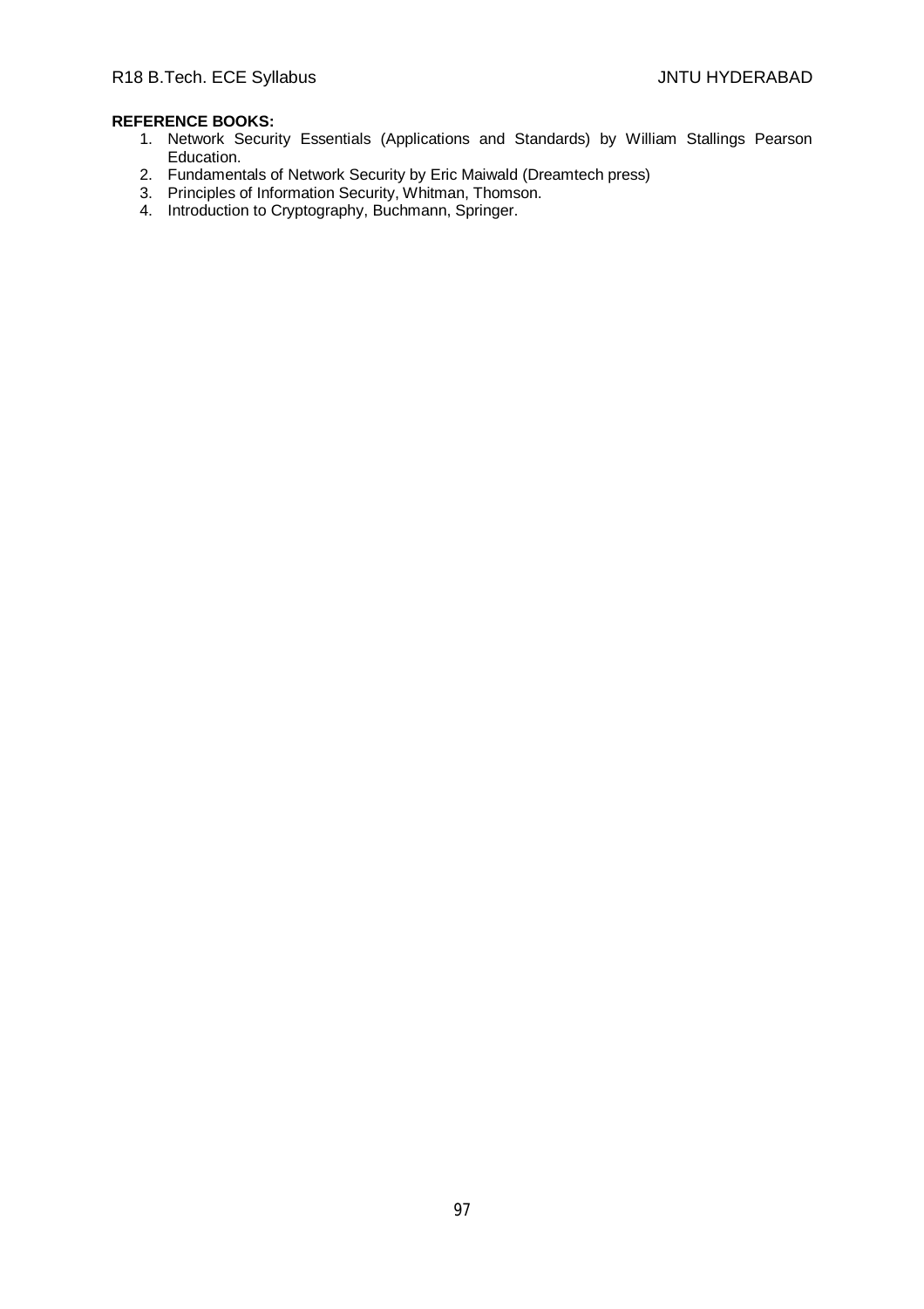**REFERENCE BOOKS:**

1. Network Security Essentials (Applications and Standards) by William Stallings Pearson Education.
2. Fundamentals of Network Security by Eric Maiwald (Dreamtech press)
3. Principles of Information Security, Whitman, Thomson.
4. Introduction to Cryptography, Buchmann, Springer.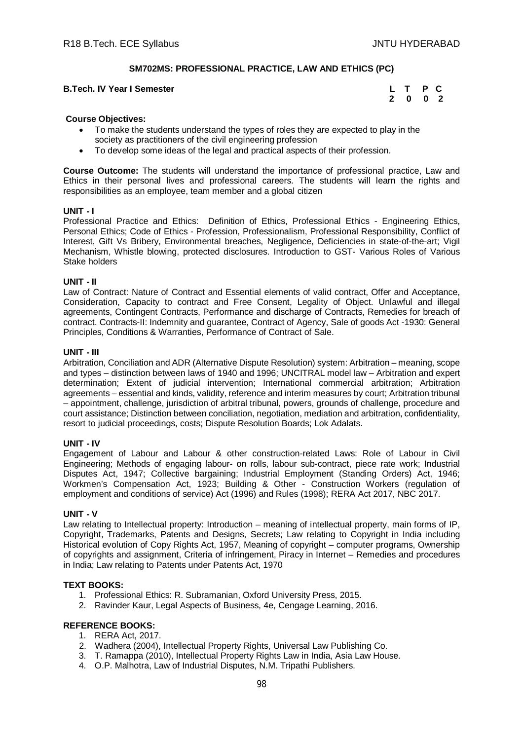## SM702MS: PROFESSIONAL PRACTICE, LAW AND ETHICS (PC)

**B.Tech. IV Year I Semester**

| L | T | P | C |
|---|---|---|---|
| 2 | 0 | 0 | 2 |

**Course Objectives:**

- To make the students understand the types of roles they are expected to play in the society as practitioners of the civil engineering profession
- To develop some ideas of the legal and practical aspects of their profession.

**Course Outcome:** The students will understand the importance of professional practice, Law and Ethics in their personal lives and professional careers. The students will learn the rights and responsibilities as an employee, team member and a global citizen

**UNIT - I**

Professional Practice and Ethics: Definition of Ethics, Professional Ethics - Engineering Ethics, Personal Ethics; Code of Ethics - Profession, Professionalism, Professional Responsibility, Conflict of Interest, Gift Vs Bribery, Environmental breaches, Negligence, Deficiencies in state-of-the-art; Vigil Mechanism, Whistle blowing, protected disclosures. Introduction to GST- Various Roles of Various Stake holders

**UNIT - II**

Law of Contract: Nature of Contract and Essential elements of valid contract, Offer and Acceptance, Consideration, Capacity to contract and Free Consent, Legality of Object. Unlawful and illegal agreements, Contingent Contracts, Performance and discharge of Contracts, Remedies for breach of contract. Contracts-II: Indemnity and guarantee, Contract of Agency, Sale of goods Act -1930: General Principles, Conditions & Warranties, Performance of Contract of Sale.

**UNIT - III**

Arbitration, Conciliation and ADR (Alternative Dispute Resolution) system: Arbitration – meaning, scope and types – distinction between laws of 1940 and 1996; UNCITRAL model law – Arbitration and expert determination; Extent of judicial intervention; International commercial arbitration; Arbitration agreements – essential and kinds, validity, reference and interim measures by court; Arbitration tribunal – appointment, challenge, jurisdiction of arbitral tribunal, powers, grounds of challenge, procedure and court assistance; Distinction between conciliation, negotiation, mediation and arbitration, confidentiality, resort to judicial proceedings, costs; Dispute Resolution Boards; Lok Adalats.

**UNIT - IV**

Engagement of Labour and Labour & other construction-related Laws: Role of Labour in Civil Engineering; Methods of engaging labour- on rolls, labour sub-contract, piece rate work; Industrial Disputes Act, 1947; Collective bargaining; Industrial Employment (Standing Orders) Act, 1946; Workmen's Compensation Act, 1923; Building & Other - Construction Workers (regulation of employment and conditions of service) Act (1996) and Rules (1998); RERA Act 2017, NBC 2017.

**UNIT - V**

Law relating to Intellectual property: Introduction – meaning of intellectual property, main forms of IP, Copyright, Trademarks, Patents and Designs, Secrets; Law relating to Copyright in India including Historical evolution of Copy Rights Act, 1957, Meaning of copyright – computer programs, Ownership of copyrights and assignment, Criteria of infringement, Piracy in Internet – Remedies and procedures in India; Law relating to Patents under Patents Act, 1970

**TEXT BOOKS:**

1. Professional Ethics: R. Subramanian, Oxford University Press, 2015.
2. Ravinder Kaur, Legal Aspects of Business, 4e, Cengage Learning, 2016.

**REFERENCE BOOKS:**

1. RERA Act, 2017.
2. Wadhera (2004), Intellectual Property Rights, Universal Law Publishing Co.
3. T. Ramappa (2010), Intellectual Property Rights Law in India, Asia Law House.
4. O.P. Malhotra, Law of Industrial Disputes, N.M. Tripathi Publishers.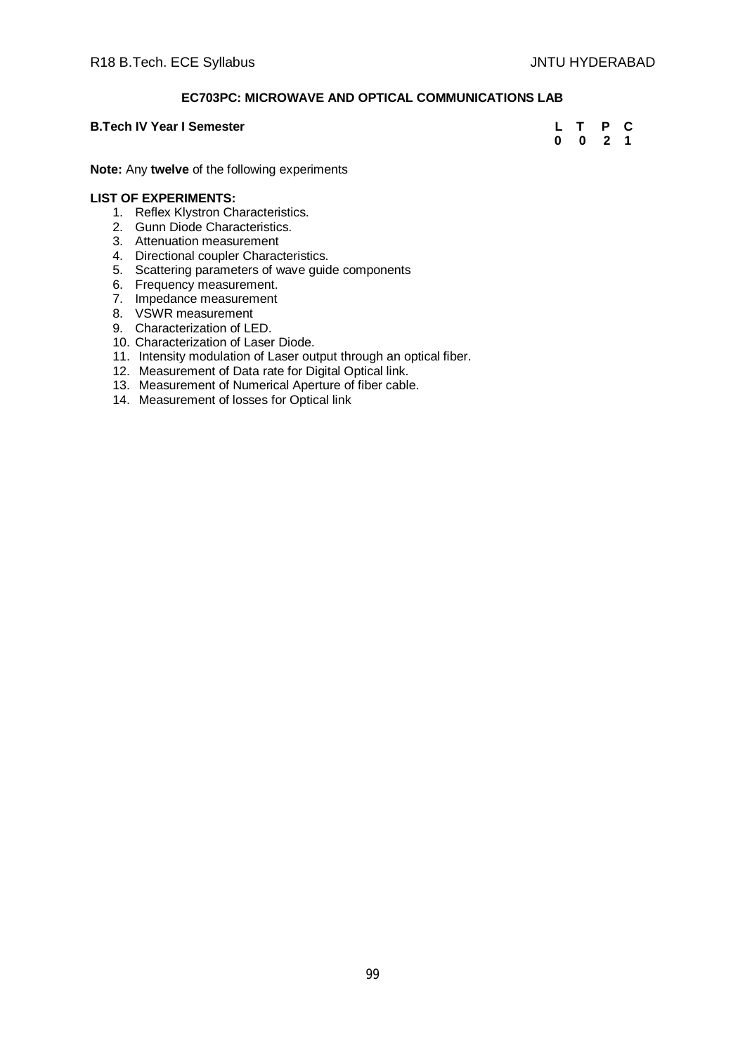## EC703PC: MICROWAVE AND OPTICAL COMMUNICATIONS LAB

**B.Tech IV Year I Semester**

| L | T | P | C |
|---|---|---|---|
| 0 | 0 | 2 | 1 |

**Note:** Any **twelve** of the following experiments

**LIST OF EXPERIMENTS:**

1. Reflex Klystron Characteristics.
2. Gunn Diode Characteristics.
3. Attenuation measurement
4. Directional coupler Characteristics.
5. Scattering parameters of wave guide components
6. Frequency measurement.
7. Impedance measurement
8. VSWR measurement
9. Characterization of LED.
10. Characterization of Laser Diode.
11. Intensity modulation of Laser output through an optical fiber.
12. Measurement of Data rate for Digital Optical link.
13. Measurement of Numerical Aperture of fiber cable.
14. Measurement of losses for Optical link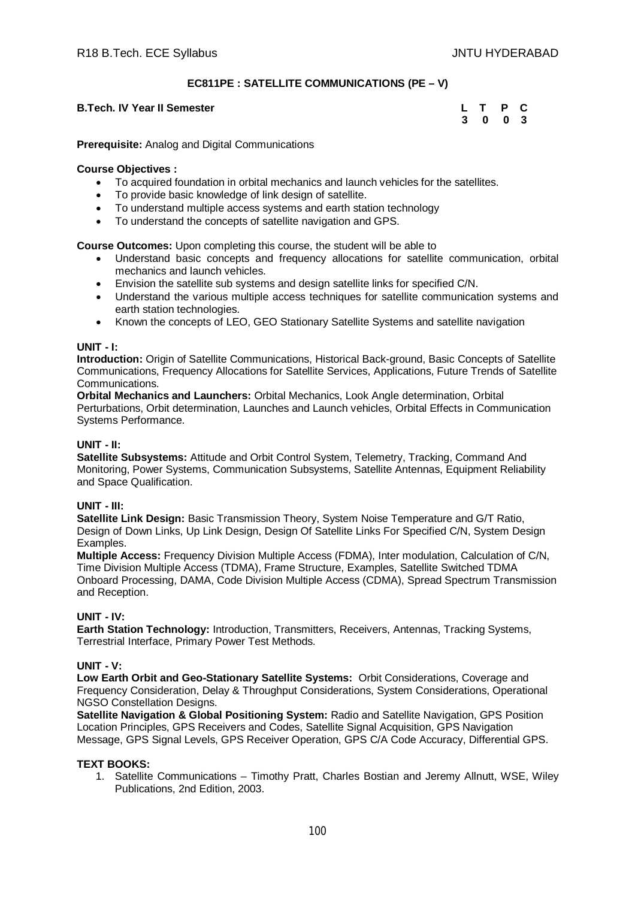## EC811PE : SATELLITE COMMUNICATIONS (PE – V)

**B.Tech. IV Year II Semester**

| L | T | P | C |
|---|---|---|---|
| 3 | 0 | 0 | 3 |

**Prerequisite:** Analog and Digital Communications

**Course Objectives :**

- To acquired foundation in orbital mechanics and launch vehicles for the satellites.
- To provide basic knowledge of link design of satellite.
- To understand multiple access systems and earth station technology
- To understand the concepts of satellite navigation and GPS.

**Course Outcomes:** Upon completing this course, the student will be able to

- Understand basic concepts and frequency allocations for satellite communication, orbital mechanics and launch vehicles.
- Envision the satellite sub systems and design satellite links for specified C/N.
- Understand the various multiple access techniques for satellite communication systems and earth station technologies.
- Known the concepts of LEO, GEO Stationary Satellite Systems and satellite navigation

**UNIT - I:**

**Introduction:** Origin of Satellite Communications, Historical Back-ground, Basic Concepts of Satellite Communications, Frequency Allocations for Satellite Services, Applications, Future Trends of Satellite Communications.

**Orbital Mechanics and Launchers:** Orbital Mechanics, Look Angle determination, Orbital Perturbations, Orbit determination, Launches and Launch vehicles, Orbital Effects in Communication Systems Performance.

**UNIT - II:**

**Satellite Subsystems:** Attitude and Orbit Control System, Telemetry, Tracking, Command And Monitoring, Power Systems, Communication Subsystems, Satellite Antennas, Equipment Reliability and Space Qualification.

**UNIT - III:**

**Satellite Link Design:** Basic Transmission Theory, System Noise Temperature and G/T Ratio, Design of Down Links, Up Link Design, Design Of Satellite Links For Specified C/N, System Design Examples.

**Multiple Access:** Frequency Division Multiple Access (FDMA), Inter modulation, Calculation of C/N, Time Division Multiple Access (TDMA), Frame Structure, Examples, Satellite Switched TDMA Onboard Processing, DAMA, Code Division Multiple Access (CDMA), Spread Spectrum Transmission and Reception.

**UNIT - IV:**

**Earth Station Technology:** Introduction, Transmitters, Receivers, Antennas, Tracking Systems, Terrestrial Interface, Primary Power Test Methods.

**UNIT - V:**

**Low Earth Orbit and Geo-Stationary Satellite Systems:** Orbit Considerations, Coverage and Frequency Consideration, Delay & Throughput Considerations, System Considerations, Operational NGSO Constellation Designs.

**Satellite Navigation & Global Positioning System:** Radio and Satellite Navigation, GPS Position Location Principles, GPS Receivers and Codes, Satellite Signal Acquisition, GPS Navigation Message, GPS Signal Levels, GPS Receiver Operation, GPS C/A Code Accuracy, Differential GPS.

**TEXT BOOKS:**

1. Satellite Communications – Timothy Pratt, Charles Bostian and Jeremy Allnutt, WSE, Wiley Publications, 2nd Edition, 2003.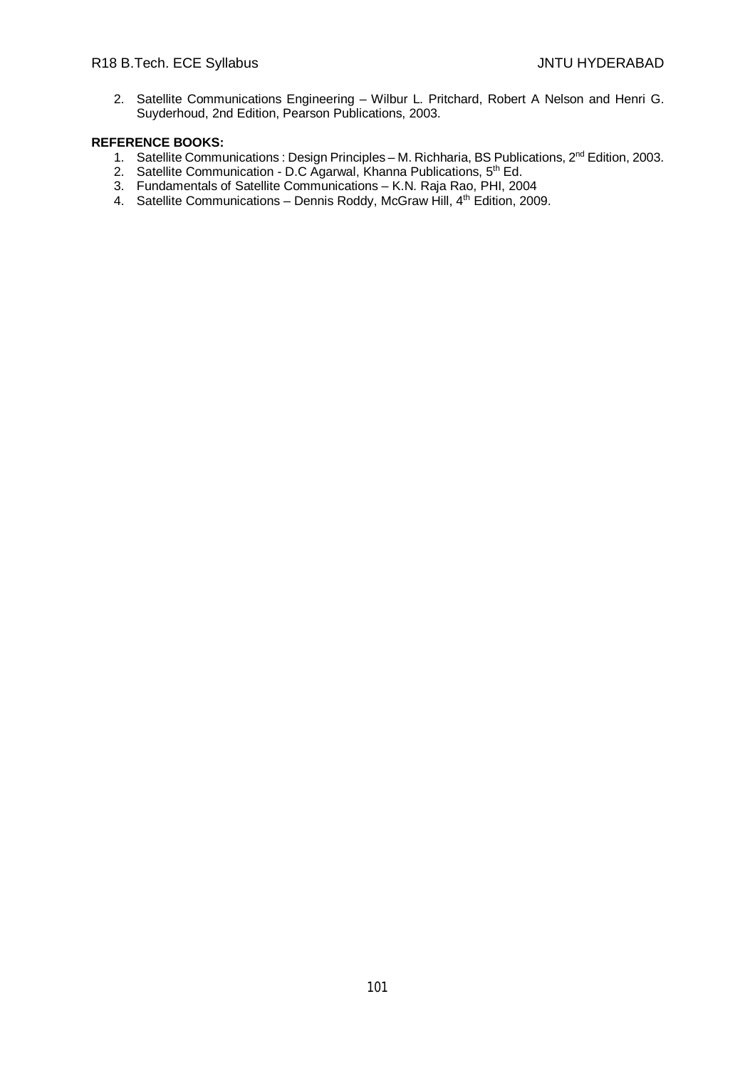2. Satellite Communications Engineering – Wilbur L. Pritchard, Robert A Nelson and Henri G. Suyderhoud, 2nd Edition, Pearson Publications, 2003.

**REFERENCE BOOKS:**

1. Satellite Communications : Design Principles – M. Richharia, BS Publications, 2nd Edition, 2003.
2. Satellite Communication - D.C Agarwal, Khanna Publications, 5th Ed.
3. Fundamentals of Satellite Communications – K.N. Raja Rao, PHI, 2004
4. Satellite Communications – Dennis Roddy, McGraw Hill, 4th Edition, 2009.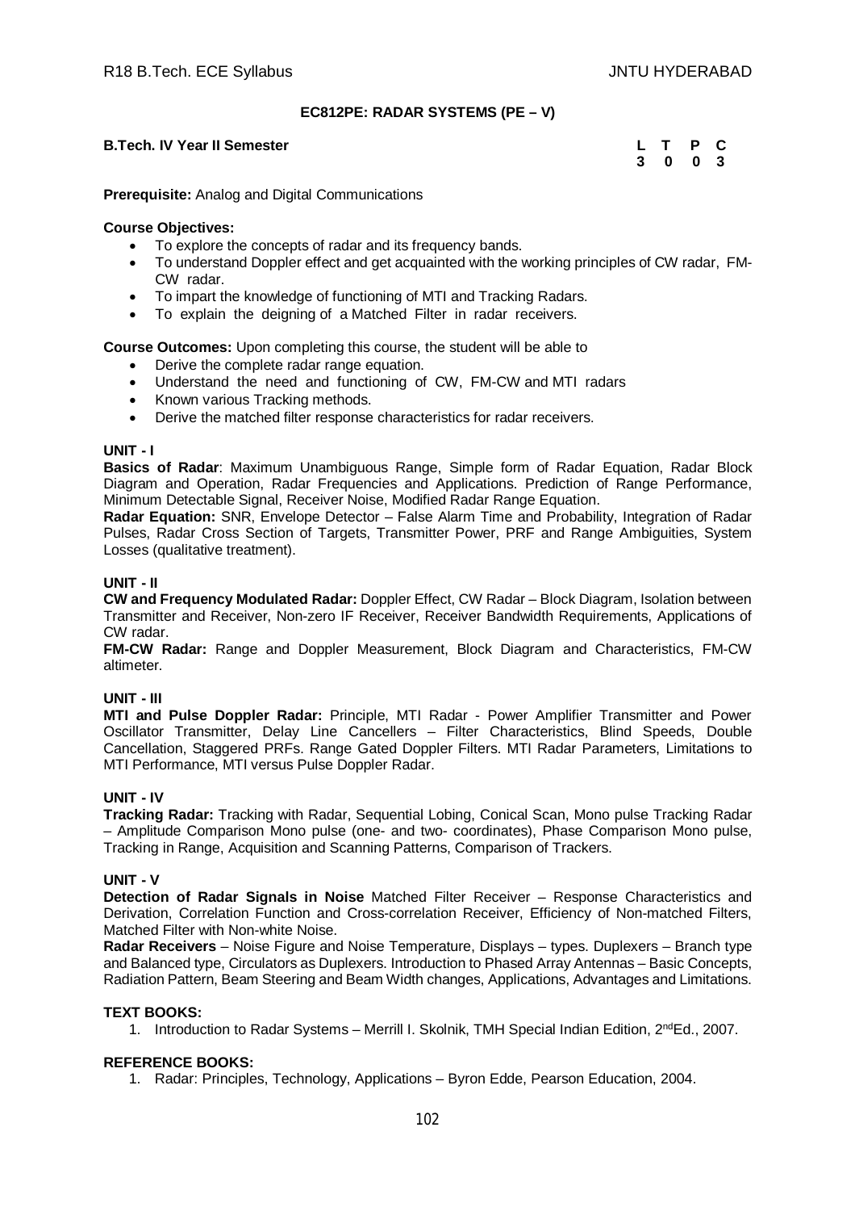# EC812PE: RADAR SYSTEMS (PE – V)

**B.Tech. IV Year II Semester**

| L | T | P | C |
|---|---|---|---|
| 3 | 0 | 0 | 3 |

**Prerequisite:** Analog and Digital Communications

**Course Objectives:**

- To explore the concepts of radar and its frequency bands.
- To understand Doppler effect and get acquainted with the working principles of CW radar, FM-CW radar.
- To impart the knowledge of functioning of MTI and Tracking Radars.
- To explain the deigning of a Matched Filter in radar receivers.

**Course Outcomes:** Upon completing this course, the student will be able to

- Derive the complete radar range equation.
- Understand the need and functioning of CW, FM-CW and MTI radars
- Known various Tracking methods.
- Derive the matched filter response characteristics for radar receivers.

## UNIT - I

**Basics of Radar**: Maximum Unambiguous Range, Simple form of Radar Equation, Radar Block Diagram and Operation, Radar Frequencies and Applications. Prediction of Range Performance, Minimum Detectable Signal, Receiver Noise, Modified Radar Range Equation.

**Radar Equation:** SNR, Envelope Detector – False Alarm Time and Probability, Integration of Radar Pulses, Radar Cross Section of Targets, Transmitter Power, PRF and Range Ambiguities, System Losses (qualitative treatment).

## UNIT - II

**CW and Frequency Modulated Radar:** Doppler Effect, CW Radar – Block Diagram, Isolation between Transmitter and Receiver, Non-zero IF Receiver, Receiver Bandwidth Requirements, Applications of CW radar.

**FM-CW Radar:** Range and Doppler Measurement, Block Diagram and Characteristics, FM-CW altimeter.

## UNIT - III

**MTI and Pulse Doppler Radar:** Principle, MTI Radar - Power Amplifier Transmitter and Power Oscillator Transmitter, Delay Line Cancellers – Filter Characteristics, Blind Speeds, Double Cancellation, Staggered PRFs. Range Gated Doppler Filters. MTI Radar Parameters, Limitations to MTI Performance, MTI versus Pulse Doppler Radar.

## UNIT - IV

**Tracking Radar:** Tracking with Radar, Sequential Lobing, Conical Scan, Mono pulse Tracking Radar – Amplitude Comparison Mono pulse (one- and two- coordinates), Phase Comparison Mono pulse, Tracking in Range, Acquisition and Scanning Patterns, Comparison of Trackers.

## UNIT - V

**Detection of Radar Signals in Noise** Matched Filter Receiver – Response Characteristics and Derivation, Correlation Function and Cross-correlation Receiver, Efficiency of Non-matched Filters, Matched Filter with Non-white Noise.

**Radar Receivers** – Noise Figure and Noise Temperature, Displays – types. Duplexers – Branch type and Balanced type, Circulators as Duplexers. Introduction to Phased Array Antennas – Basic Concepts, Radiation Pattern, Beam Steering and Beam Width changes, Applications, Advantages and Limitations.

## TEXT BOOKS:

1. Introduction to Radar Systems – Merrill I. Skolnik, TMH Special Indian Edition, 2nd Ed., 2007.

## REFERENCE BOOKS:

1. Radar: Principles, Technology, Applications – Byron Edde, Pearson Education, 2004.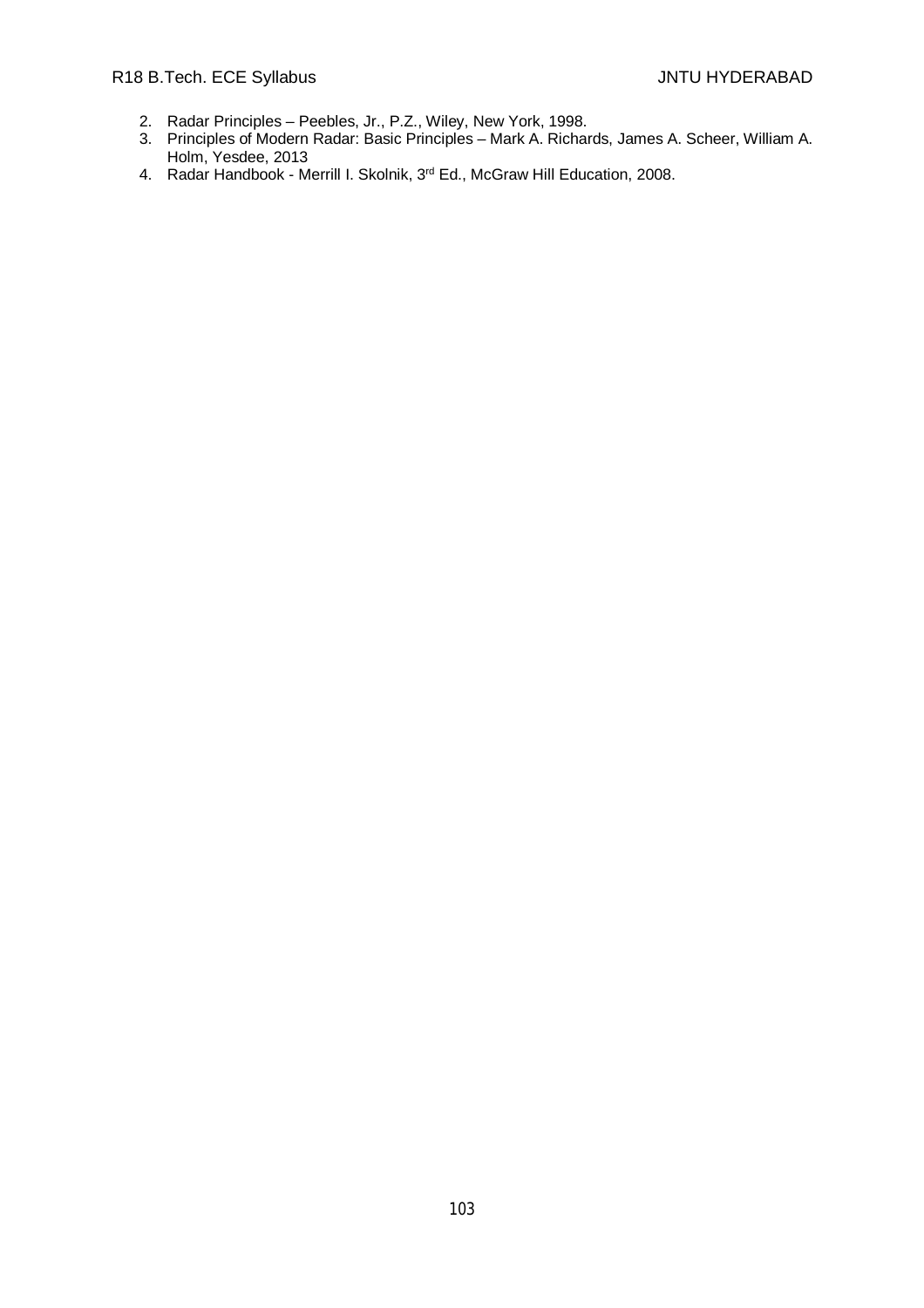2. Radar Principles – Peebles, Jr., P.Z., Wiley, New York, 1998.
3. Principles of Modern Radar: Basic Principles – Mark A. Richards, James A. Scheer, William A. Holm, Yesdee, 2013
4. Radar Handbook - Merrill I. Skolnik, 3rd Ed., McGraw Hill Education, 2008.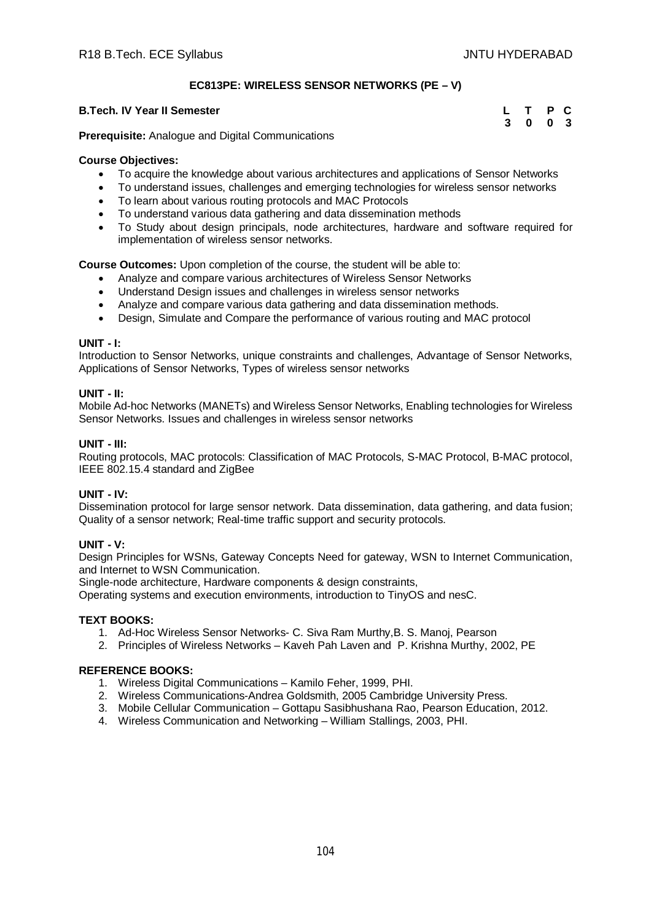## EC813PE: WIRELESS SENSOR NETWORKS (PE – V)

**B.Tech. IV Year II Semester**

| L | T | P | C |
|---|---|---|---|
| 3 | 0 | 0 | 3 |

**Prerequisite:** Analogue and Digital Communications

**Course Objectives:**

- To acquire the knowledge about various architectures and applications of Sensor Networks
- To understand issues, challenges and emerging technologies for wireless sensor networks
- To learn about various routing protocols and MAC Protocols
- To understand various data gathering and data dissemination methods
- To Study about design principals, node architectures, hardware and software required for implementation of wireless sensor networks.

**Course Outcomes:** Upon completion of the course, the student will be able to:

- Analyze and compare various architectures of Wireless Sensor Networks
- Understand Design issues and challenges in wireless sensor networks
- Analyze and compare various data gathering and data dissemination methods.
- Design, Simulate and Compare the performance of various routing and MAC protocol

**UNIT - I:**
Introduction to Sensor Networks, unique constraints and challenges, Advantage of Sensor Networks, Applications of Sensor Networks, Types of wireless sensor networks

**UNIT - II:**
Mobile Ad-hoc Networks (MANETs) and Wireless Sensor Networks, Enabling technologies for Wireless Sensor Networks. Issues and challenges in wireless sensor networks

**UNIT - III:**
Routing protocols, MAC protocols: Classification of MAC Protocols, S-MAC Protocol, B-MAC protocol, IEEE 802.15.4 standard and ZigBee

**UNIT - IV:**
Dissemination protocol for large sensor network. Data dissemination, data gathering, and data fusion; Quality of a sensor network; Real-time traffic support and security protocols.

**UNIT - V:**
Design Principles for WSNs, Gateway Concepts Need for gateway, WSN to Internet Communication, and Internet to WSN Communication.
Single-node architecture, Hardware components & design constraints,
Operating systems and execution environments, introduction to TinyOS and nesC.

**TEXT BOOKS:**

1. Ad-Hoc Wireless Sensor Networks- C. Siva Ram Murthy,B. S. Manoj, Pearson
2. Principles of Wireless Networks – Kaveh Pah Laven and P. Krishna Murthy, 2002, PE

**REFERENCE BOOKS:**

1. Wireless Digital Communications – Kamilo Feher, 1999, PHI.
2. Wireless Communications-Andrea Goldsmith, 2005 Cambridge University Press.
3. Mobile Cellular Communication – Gottapu Sasibhushana Rao, Pearson Education, 2012.
4. Wireless Communication and Networking – William Stallings, 2003, PHI.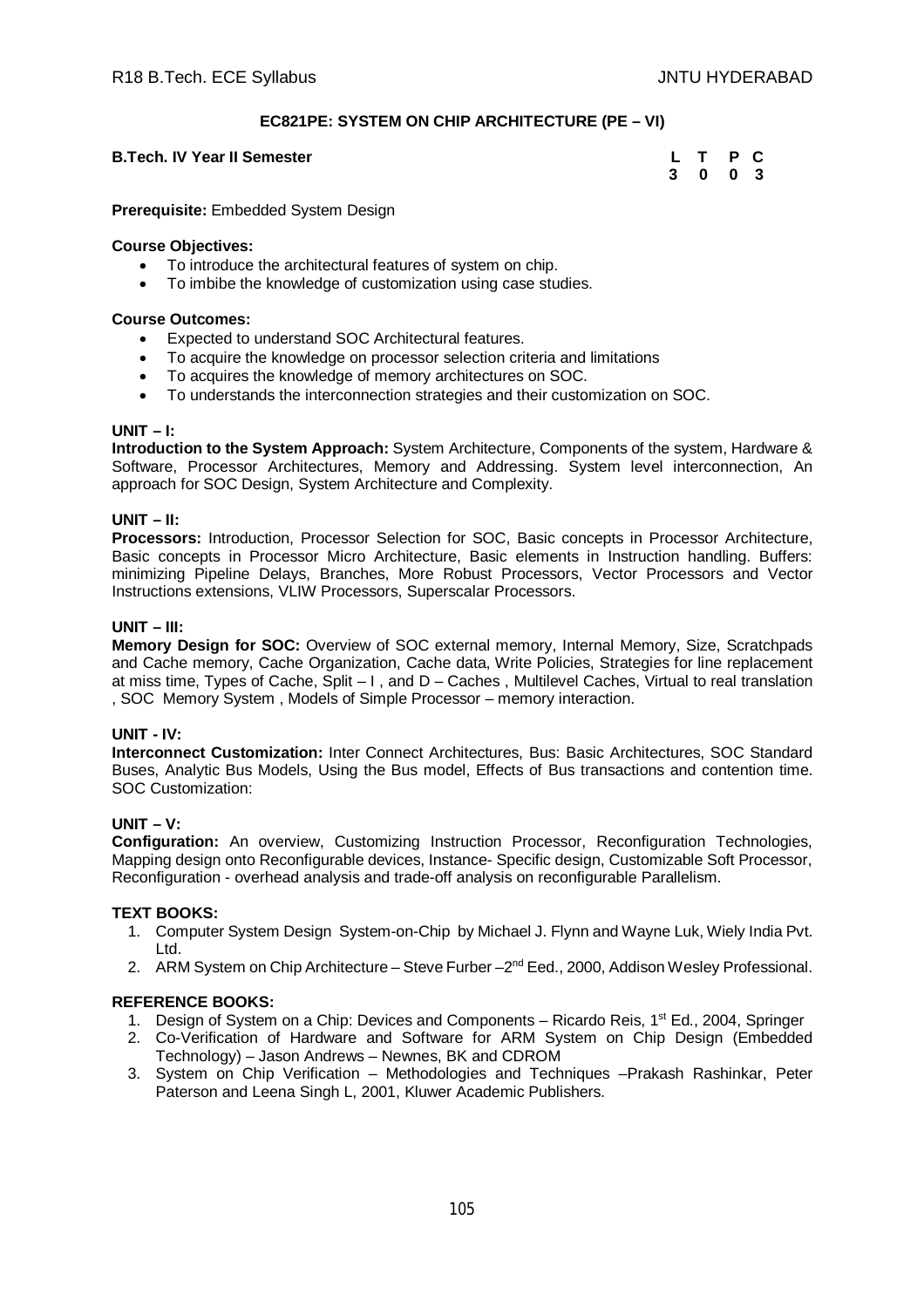## EC821PE: SYSTEM ON CHIP ARCHITECTURE (PE – VI)

**B.Tech. IV Year II Semester**

| L | T | P | C |
|---|---|---|---|
| 3 | 0 | 0 | 3 |

**Prerequisite:** Embedded System Design

**Course Objectives:**

- To introduce the architectural features of system on chip.
- To imbibe the knowledge of customization using case studies.

**Course Outcomes:**

- Expected to understand SOC Architectural features.
- To acquire the knowledge on processor selection criteria and limitations
- To acquires the knowledge of memory architectures on SOC.
- To understands the interconnection strategies and their customization on SOC.

**UNIT – I:**

**Introduction to the System Approach:** System Architecture, Components of the system, Hardware & Software, Processor Architectures, Memory and Addressing. System level interconnection, An approach for SOC Design, System Architecture and Complexity.

**UNIT – II:**

**Processors:** Introduction, Processor Selection for SOC, Basic concepts in Processor Architecture, Basic concepts in Processor Micro Architecture, Basic elements in Instruction handling. Buffers: minimizing Pipeline Delays, Branches, More Robust Processors, Vector Processors and Vector Instructions extensions, VLIW Processors, Superscalar Processors.

**UNIT – III:**

**Memory Design for SOC:** Overview of SOC external memory, Internal Memory, Size, Scratchpads and Cache memory, Cache Organization, Cache data, Write Policies, Strategies for line replacement at miss time, Types of Cache, Split – I , and D – Caches , Multilevel Caches, Virtual to real translation , SOC Memory System , Models of Simple Processor – memory interaction.

**UNIT - IV:**

**Interconnect Customization:** Inter Connect Architectures, Bus: Basic Architectures, SOC Standard Buses, Analytic Bus Models, Using the Bus model, Effects of Bus transactions and contention time. SOC Customization:

**UNIT – V:**

**Configuration:** An overview, Customizing Instruction Processor, Reconfiguration Technologies, Mapping design onto Reconfigurable devices, Instance- Specific design, Customizable Soft Processor, Reconfiguration - overhead analysis and trade-off analysis on reconfigurable Parallelism.

**TEXT BOOKS:**

1. Computer System Design System-on-Chip by Michael J. Flynn and Wayne Luk, Wiely India Pvt. Ltd.
2. ARM System on Chip Architecture – Steve Furber –2nd Eed., 2000, Addison Wesley Professional.

**REFERENCE BOOKS:**

1. Design of System on a Chip: Devices and Components – Ricardo Reis, 1st Ed., 2004, Springer
2. Co-Verification of Hardware and Software for ARM System on Chip Design (Embedded Technology) – Jason Andrews – Newnes, BK and CDROM
3. System on Chip Verification – Methodologies and Techniques –Prakash Rashinkar, Peter Paterson and Leena Singh L, 2001, Kluwer Academic Publishers.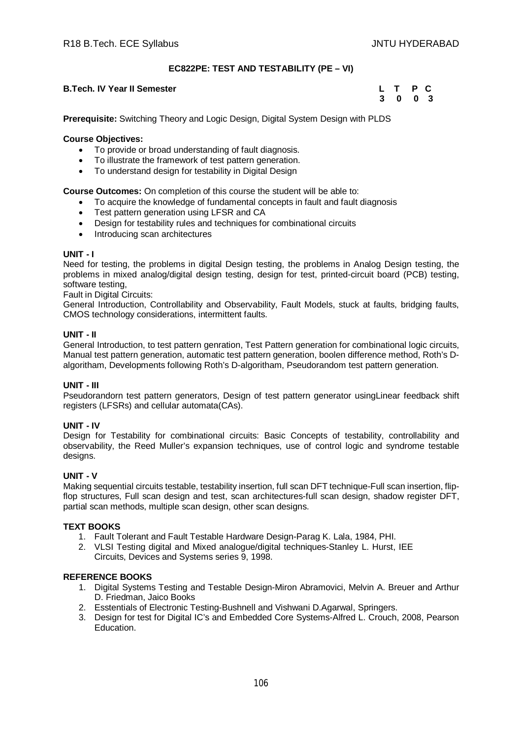# EC822PE: TEST AND TESTABILITY (PE – VI)

**B.Tech. IV Year II Semester**

| L | T | P | C |
|---|---|---|---|
| 3 | 0 | 0 | 3 |

**Prerequisite:** Switching Theory and Logic Design, Digital System Design with PLDS

**Course Objectives:**

- To provide or broad understanding of fault diagnosis.
- To illustrate the framework of test pattern generation.
- To understand design for testability in Digital Design

**Course Outcomes:** On completion of this course the student will be able to:

- To acquire the knowledge of fundamental concepts in fault and fault diagnosis
- Test pattern generation using LFSR and CA
- Design for testability rules and techniques for combinational circuits
- Introducing scan architectures

**UNIT - I**

Need for testing, the problems in digital Design testing, the problems in Analog Design testing, the problems in mixed analog/digital design testing, design for test, printed-circuit board (PCB) testing, software testing,

Fault in Digital Circuits:

General Introduction, Controllability and Observability, Fault Models, stuck at faults, bridging faults, CMOS technology considerations, intermittent faults.

**UNIT - II**

General Introduction, to test pattern genration, Test Pattern generation for combinational logic circuits, Manual test pattern generation, automatic test pattern generation, boolen difference method, Roth's D-algoritham, Developments following Roth's D-algoritham, Pseudorandom test pattern generation.

**UNIT - III**

Pseudorandorn test pattern generators, Design of test pattern generator usingLinear feedback shift registers (LFSRs) and cellular automata(CAs).

**UNIT - IV**

Design for Testability for combinational circuits: Basic Concepts of testability, controllability and observability, the Reed Muller's expansion techniques, use of control logic and syndrome testable designs.

**UNIT - V**

Making sequential circuits testable, testability insertion, full scan DFT technique-Full scan insertion, flip-flop structures, Full scan design and test, scan architectures-full scan design, shadow register DFT, partial scan methods, multiple scan design, other scan designs.

**TEXT BOOKS**

1. Fault Tolerant and Fault Testable Hardware Design-Parag K. Lala, 1984, PHI.
2. VLSI Testing digital and Mixed analogue/digital techniques-Stanley L. Hurst, IEE Circuits, Devices and Systems series 9, 1998.

**REFERENCE BOOKS**

1. Digital Systems Testing and Testable Design-Miron Abramovici, Melvin A. Breuer and Arthur D. Friedman, Jaico Books
2. Esstentials of Electronic Testing-Bushnell and Vishwani D.Agarwal, Springers.
3. Design for test for Digital IC's and Embedded Core Systems-Alfred L. Crouch, 2008, Pearson Education.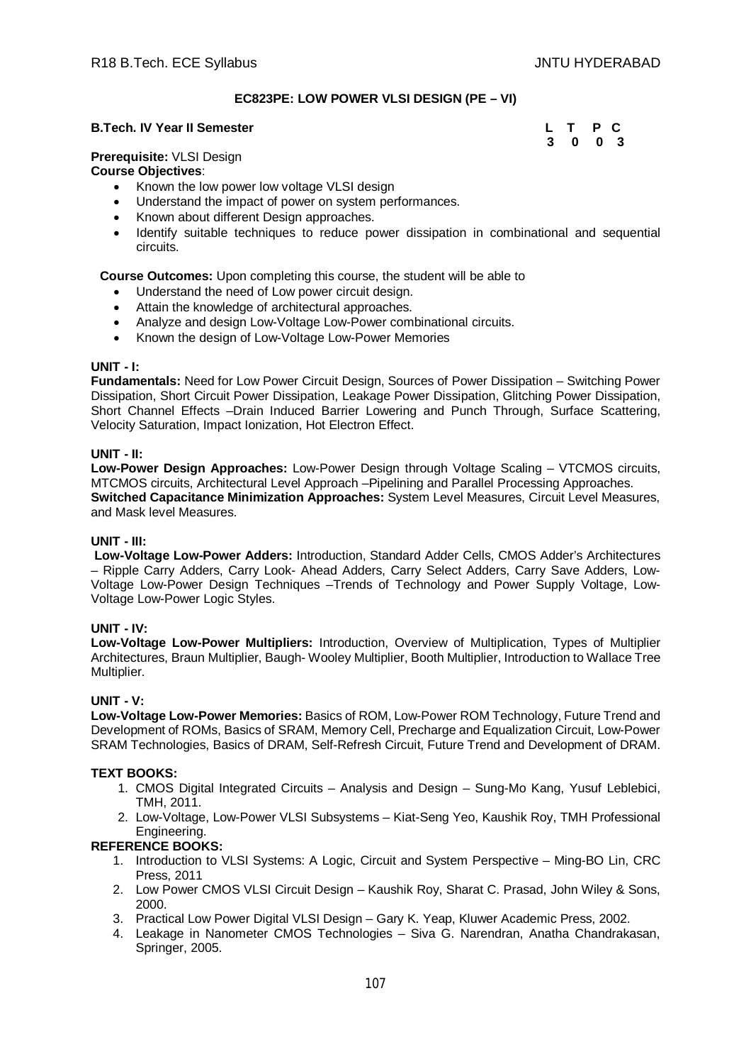## EC823PE: LOW POWER VLSI DESIGN (PE – VI)

**B.Tech. IV Year II Semester**

| L | T | P | C |
|---|---|---|---|
| 3 | 0 | 0 | 3 |

**Prerequisite:** VLSI Design

**Course Objectives**:
- Known the low power low voltage VLSI design
- Understand the impact of power on system performances.
- Known about different Design approaches.
- Identify suitable techniques to reduce power dissipation in combinational and sequential circuits.

**Course Outcomes:** Upon completing this course, the student will be able to
- Understand the need of Low power circuit design.
- Attain the knowledge of architectural approaches.
- Analyze and design Low-Voltage Low-Power combinational circuits.
- Known the design of Low-Voltage Low-Power Memories

### UNIT - I:

**Fundamentals:** Need for Low Power Circuit Design, Sources of Power Dissipation – Switching Power Dissipation, Short Circuit Power Dissipation, Leakage Power Dissipation, Glitching Power Dissipation, Short Channel Effects –Drain Induced Barrier Lowering and Punch Through, Surface Scattering, Velocity Saturation, Impact Ionization, Hot Electron Effect.

### UNIT - II:

**Low-Power Design Approaches:** Low-Power Design through Voltage Scaling – VTCMOS circuits, MTCMOS circuits, Architectural Level Approach –Pipelining and Parallel Processing Approaches.
**Switched Capacitance Minimization Approaches:** System Level Measures, Circuit Level Measures, and Mask level Measures.

### UNIT - III:

**Low-Voltage Low-Power Adders:** Introduction, Standard Adder Cells, CMOS Adder's Architectures – Ripple Carry Adders, Carry Look- Ahead Adders, Carry Select Adders, Carry Save Adders, Low-Voltage Low-Power Design Techniques –Trends of Technology and Power Supply Voltage, Low-Voltage Low-Power Logic Styles.

### UNIT - IV:

**Low-Voltage Low-Power Multipliers:** Introduction, Overview of Multiplication, Types of Multiplier Architectures, Braun Multiplier, Baugh- Wooley Multiplier, Booth Multiplier, Introduction to Wallace Tree Multiplier.

### UNIT - V:

**Low-Voltage Low-Power Memories:** Basics of ROM, Low-Power ROM Technology, Future Trend and Development of ROMs, Basics of SRAM, Memory Cell, Precharge and Equalization Circuit, Low-Power SRAM Technologies, Basics of DRAM, Self-Refresh Circuit, Future Trend and Development of DRAM.

### TEXT BOOKS:

1. CMOS Digital Integrated Circuits – Analysis and Design – Sung-Mo Kang, Yusuf Leblebici, TMH, 2011.
2. Low-Voltage, Low-Power VLSI Subsystems – Kiat-Seng Yeo, Kaushik Roy, TMH Professional Engineering.

### REFERENCE BOOKS:

1. Introduction to VLSI Systems: A Logic, Circuit and System Perspective – Ming-BO Lin, CRC Press, 2011
2. Low Power CMOS VLSI Circuit Design – Kaushik Roy, Sharat C. Prasad, John Wiley & Sons, 2000.
3. Practical Low Power Digital VLSI Design – Gary K. Yeap, Kluwer Academic Press, 2002.
4. Leakage in Nanometer CMOS Technologies – Siva G. Narendran, Anatha Chandrakasan, Springer, 2005.